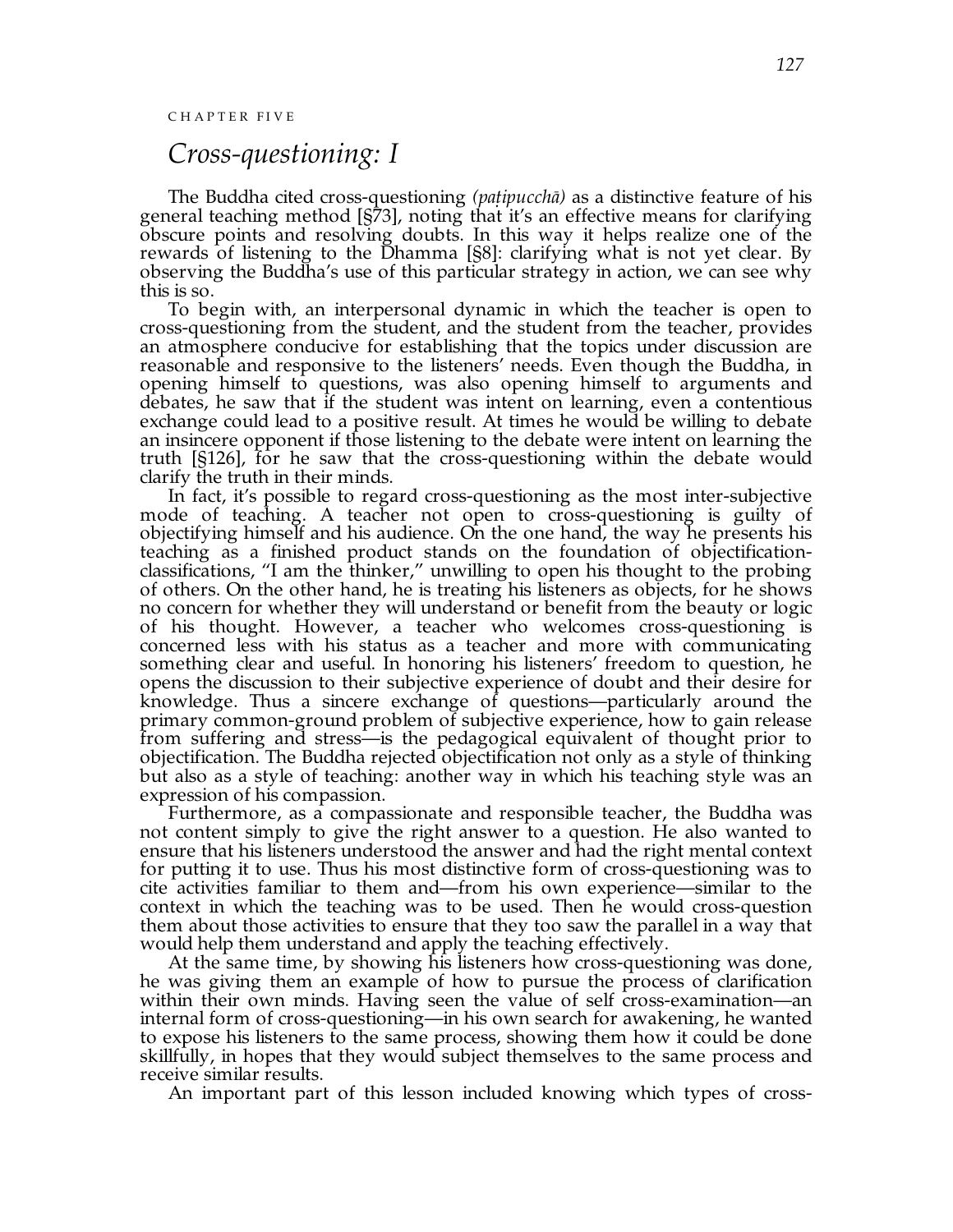CHAPTER FIVE

# *Cross-questioning: I*

The Buddha cited cross-questioning *(paṭipucchā)* as a distinctive feature of his general teaching method [§73], noting that it's an effective means for clarifying obscure points and resolving doubts. In this way it helps realize one of the rewards of listening to the Dhamma [§8]: clarifying what is not yet clear. By observing the Buddha's use of this particular strategy in action, we can see why this is so.

To begin with, an interpersonal dynamic in which the teacher is open to cross-questioning from the student, and the student from the teacher, provides an atmosphere conducive for establishing that the topics under discussion are reasonable and responsive to the listeners' needs. Even though the Buddha, in opening himself to questions, was also opening himself to arguments and debates, he saw that if the student was intent on learning, even a contentious exchange could lead to a positive result. At times he would be willing to debate an insincere opponent if those listening to the debate were intent on learning the truth [§126], for he saw that the cross-questioning within the debate would clarify the truth in their minds.

In fact, it's possible to regard cross-questioning as the most inter-subjective mode of teaching. A teacher not open to cross-questioning is guilty of objectifying himself and his audience. On the one hand, the way he presents his teaching as a finished product stands on the foundation of objectification-classifications, "I am the thinker," unwilling to open his thought to the probing of others. On the other hand, he is treating his listeners as objects, for he shows no concern for whether they will understand or benefit from the beauty or logic of his thought. However, a teacher who welcomes cross-questioning is concerned less with his status as a teacher and more with communicating something clear and useful. In honoring his listeners' freedom to question, he opens the discussion to their subjective experience of doubt and their desire for knowledge. Thus a sincere exchange of questions—particularly around the primary common-ground problem of subjective experience, how to gain release from suffering and stress—is the pedagogical equivalent of thought prior to objectification. The Buddha rejected objectification not only as a style of thinking but also as a style of teaching: another way in which his teaching style was an expression of his compassion.

Furthermore, as a compassionate and responsible teacher, the Buddha was not content simply to give the right answer to a question. He also wanted to ensure that his listeners understood the answer and had the right mental context for putting it to use. Thus his most distinctive form of cross-questioning was to cite activities familiar to them and—from his own experience—similar to the context in which the teaching was to be used. Then he would cross-question them about those activities to ensure that they too saw the parallel in a way that would help them understand and apply the teaching effectively.

At the same time, by showing his listeners how cross-questioning was done, he was giving them an example of how to pursue the process of clarification within their own minds. Having seen the value of self cross-examination—an internal form of cross-questioning—in his own search for awakening, he wanted to expose his listeners to the same process, showing them how it could be done skillfully, in hopes that they would subject themselves to the same process and receive similar results.

An important part of this lesson included knowing which types of cross-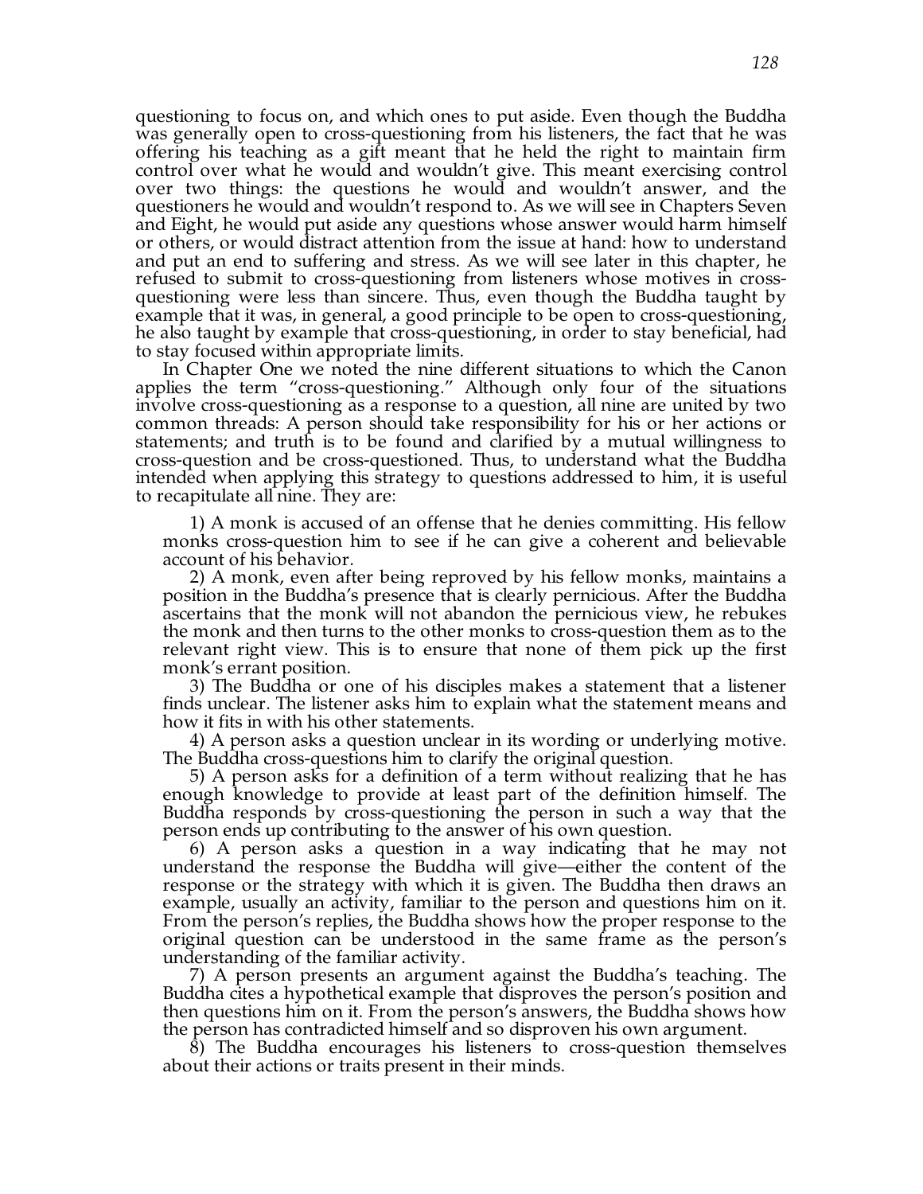questioning to focus on, and which ones to put aside. Even though the Buddha was generally open to cross-questioning from his listeners, the fact that he was offering his teaching as a gift meant that he held the right to maintain firm control over what he would and wouldn't give. This meant exercising control over two things: the questions he would and wouldn't answer, and the questioners he would and wouldn't respond to. As we will see in Chapters Seven and Eight, he would put aside any questions whose answer would harm himself or others, or would distract attention from the issue at hand: how to understand and put an end to suffering and stress. As we will see later in this chapter, he refused to submit to cross-questioning from listeners whose motives in cross-questioning were less than sincere. Thus, even though the Buddha taught by example that it was, in general, a good principle to be open to cross-questioning, he also taught by example that cross-questioning, in order to stay beneficial, had to stay focused within appropriate limits.

In Chapter One we noted the nine different situations to which the Canon applies the term "cross-questioning." Although only four of the situations involve cross-questioning as a response to a question, all nine are united by two common threads: A person should take responsibility for his or her actions or statements; and truth is to be found and clarified by a mutual willingness to cross-question and be cross-questioned. Thus, to understand what the Buddha intended when applying this strategy to questions addressed to him, it is useful to recapitulate all nine. They are:

1) A monk is accused of an offense that he denies committing. His fellow monks cross-question him to see if he can give a coherent and believable account of his behavior.

2) A monk, even after being reproved by his fellow monks, maintains a position in the Buddha's presence that is clearly pernicious. After the Buddha ascertains that the monk will not abandon the pernicious view, he rebukes the monk and then turns to the other monks to cross-question them as to the relevant right view. This is to ensure that none of them pick up the first monk's errant position.

3) The Buddha or one of his disciples makes a statement that a listener finds unclear. The listener asks him to explain what the statement means and how it fits in with his other statements.

4) A person asks a question unclear in its wording or underlying motive. The Buddha cross-questions him to clarify the original question.

5) A person asks for a definition of a term without realizing that he has enough knowledge to provide at least part of the definition himself. The Buddha responds by cross-questioning the person in such a way that the person ends up contributing to the answer of his own question.

6) A person asks a question in a way indicating that he may not understand the response the Buddha will give—either the content of the response or the strategy with which it is given. The Buddha then draws an example, usually an activity, familiar to the person and questions him on it. From the person's replies, the Buddha shows how the proper response to the original question can be understood in the same frame as the person's understanding of the familiar activity.

7) A person presents an argument against the Buddha's teaching. The Buddha cites a hypothetical example that disproves the person's position and then questions him on it. From the person's answers, the Buddha shows how the person has contradicted himself and so disproven his own argument.

8) The Buddha encourages his listeners to cross-question themselves about their actions or traits present in their minds.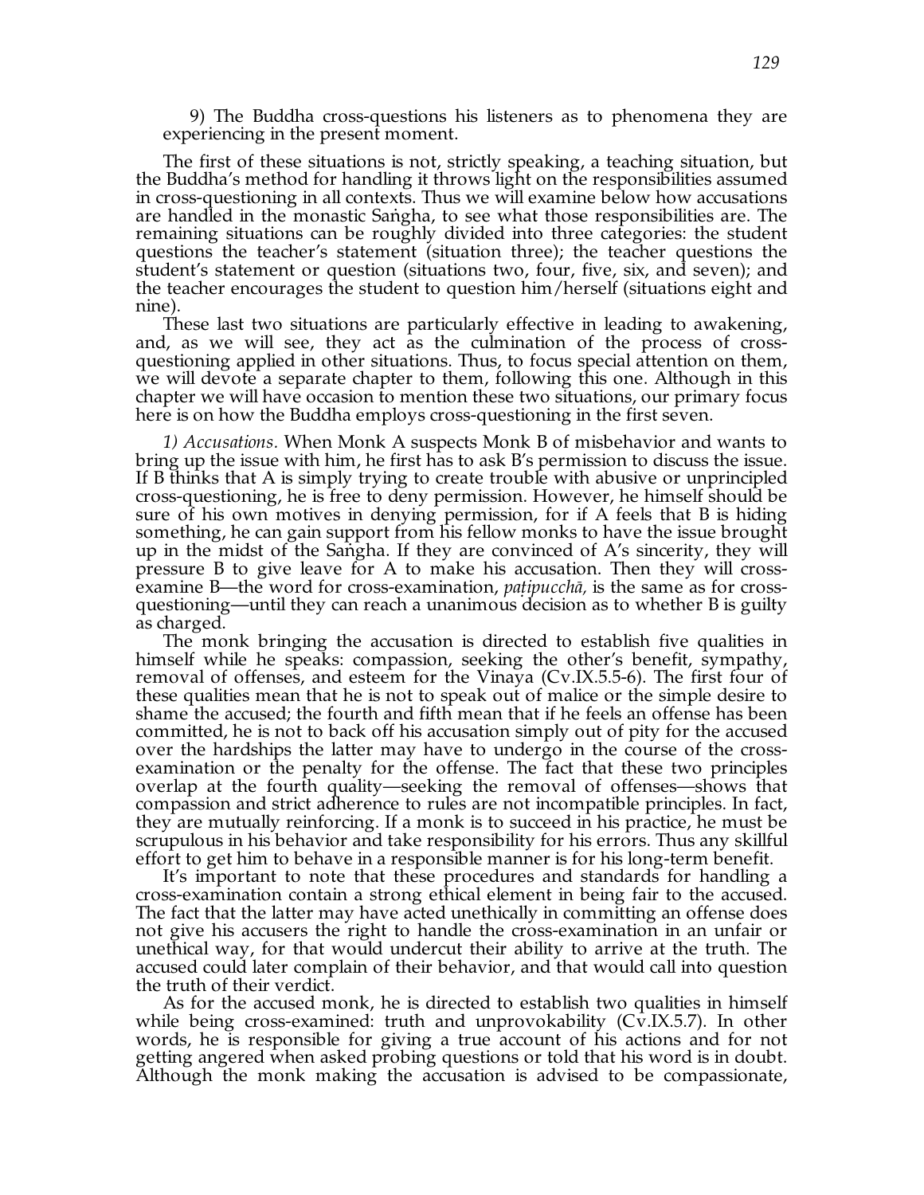9) The Buddha cross-questions his listeners as to phenomena they are experiencing in the present moment.

The first of these situations is not, strictly speaking, a teaching situation, but the Buddha's method for handling it throws light on the responsibilities assumed in cross-questioning in all contexts. Thus we will examine below how accusations are handled in the monastic Saṅgha, to see what those responsibilities are. The remaining situations can be roughly divided into three categories: the student questions the teacher's statement (situation three); the teacher questions the student's statement or question (situations two, four, five, six, and seven); and the teacher encourages the student to question him/herself (situations eight and nine).

These last two situations are particularly effective in leading to awakening, and, as we will see, they act as the culmination of the process of cross-questioning applied in other situations. Thus, to focus special attention on them, we will devote a separate chapter to them, following this one. Although in this chapter we will have occasion to mention these two situations, our primary focus here is on how the Buddha employs cross-questioning in the first seven.

*1) Accusations.* When Monk A suspects Monk B of misbehavior and wants to bring up the issue with him, he first has to ask B's permission to discuss the issue. If B thinks that A is simply trying to create trouble with abusive or unprincipled cross-questioning, he is free to deny permission. However, he himself should be sure of his own motives in denying permission, for if A feels that B is hiding something, he can gain support from his fellow monks to have the issue brought up in the midst of the Saṅgha. If they are convinced of A's sincerity, they will pressure B to give leave for A to make his accusation. Then they will cross-examine B—the word for cross-examination, *paṭipucchā*, is the same as for cross-questioning—until they can reach a unanimous decision as to whether B is guilty as charged.

The monk bringing the accusation is directed to establish five qualities in himself while he speaks: compassion, seeking the other's benefit, sympathy, removal of offenses, and esteem for the Vinaya (Cv.IX.5.5-6). The first four of these qualities mean that he is not to speak out of malice or the simple desire to shame the accused; the fourth and fifth mean that if he feels an offense has been committed, he is not to back off his accusation simply out of pity for the accused over the hardships the latter may have to undergo in the course of the cross-examination or the penalty for the offense. The fact that these two principles overlap at the fourth quality—seeking the removal of offenses—shows that compassion and strict adherence to rules are not incompatible principles. In fact, they are mutually reinforcing. If a monk is to succeed in his practice, he must be scrupulous in his behavior and take responsibility for his errors. Thus any skillful effort to get him to behave in a responsible manner is for his long-term benefit.

It's important to note that these procedures and standards for handling a cross-examination contain a strong ethical element in being fair to the accused. The fact that the latter may have acted unethically in committing an offense does not give his accusers the right to handle the cross-examination in an unfair or unethical way, for that would undercut their ability to arrive at the truth. The accused could later complain of their behavior, and that would call into question the truth of their verdict.

As for the accused monk, he is directed to establish two qualities in himself while being cross-examined: truth and unprovokability (Cv.IX.5.7). In other words, he is responsible for giving a true account of his actions and for not getting angered when asked probing questions or told that his word is in doubt. Although the monk making the accusation is advised to be compassionate,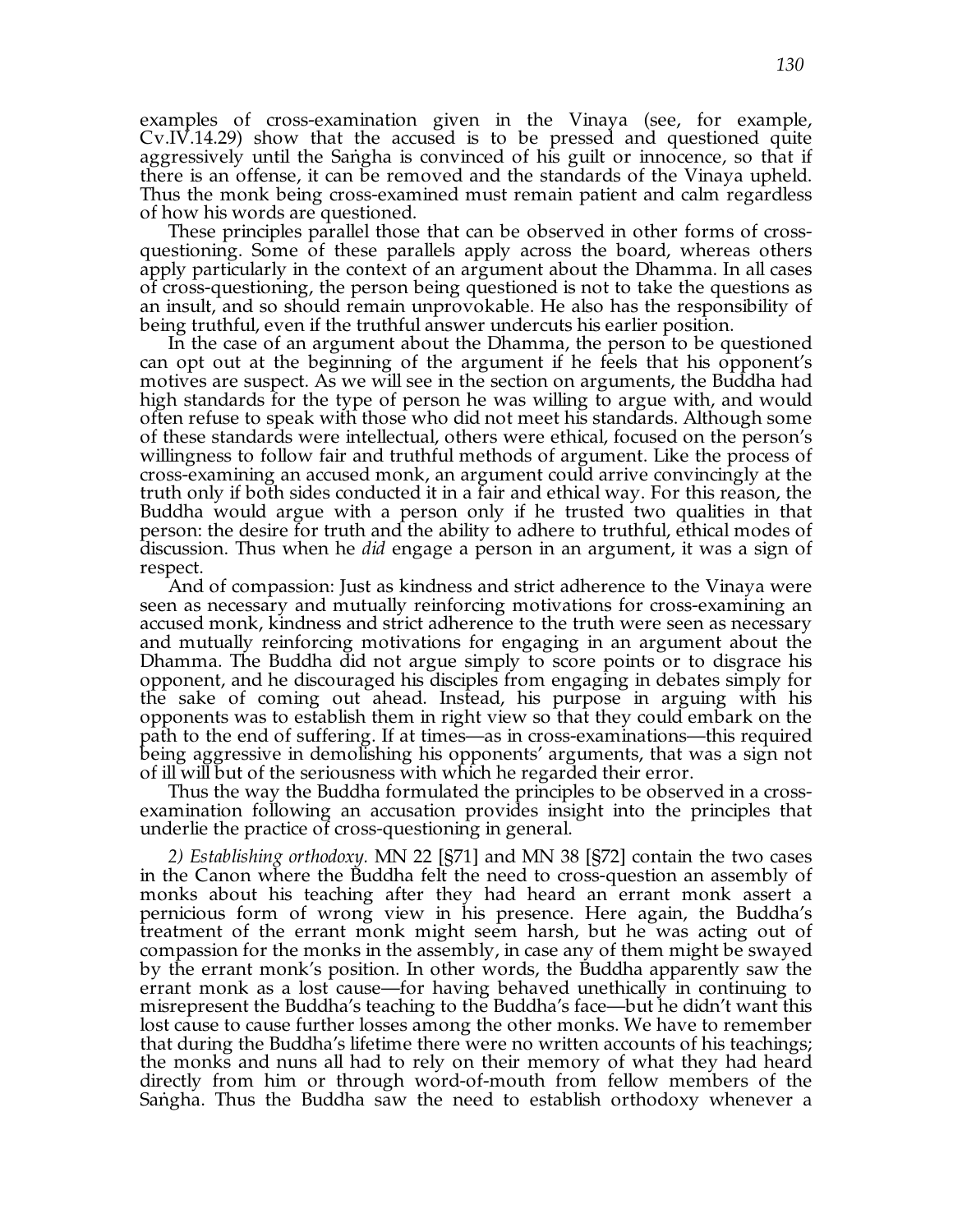examples of cross-examination given in the Vinaya (see, for example, Cv.IV.14.29) show that the accused is to be pressed and questioned quite aggressively until the Saṅgha is convinced of his guilt or innocence, so that if there is an offense, it can be removed and the standards of the Vinaya upheld. Thus the monk being cross-examined must remain patient and calm regardless of how his words are questioned.

These principles parallel those that can be observed in other forms of cross-questioning. Some of these parallels apply across the board, whereas others apply particularly in the context of an argument about the Dhamma. In all cases of cross-questioning, the person being questioned is not to take the questions as an insult, and so should remain unprovokable. He also has the responsibility of being truthful, even if the truthful answer undercuts his earlier position.

In the case of an argument about the Dhamma, the person to be questioned can opt out at the beginning of the argument if he feels that his opponent's motives are suspect. As we will see in the section on arguments, the Buddha had high standards for the type of person he was willing to argue with, and would often refuse to speak with those who did not meet his standards. Although some of these standards were intellectual, others were ethical, focused on the person's willingness to follow fair and truthful methods of argument. Like the process of cross-examining an accused monk, an argument could arrive convincingly at the truth only if both sides conducted it in a fair and ethical way. For this reason, the Buddha would argue with a person only if he trusted two qualities in that person: the desire for truth and the ability to adhere to truthful, ethical modes of discussion. Thus when he *did* engage a person in an argument, it was a sign of respect.

And of compassion: Just as kindness and strict adherence to the Vinaya were seen as necessary and mutually reinforcing motivations for cross-examining an accused monk, kindness and strict adherence to the truth were seen as necessary and mutually reinforcing motivations for engaging in an argument about the Dhamma. The Buddha did not argue simply to score points or to disgrace his opponent, and he discouraged his disciples from engaging in debates simply for the sake of coming out ahead. Instead, his purpose in arguing with his opponents was to establish them in right view so that they could embark on the path to the end of suffering. If at times—as in cross-examinations—this required being aggressive in demolishing his opponents' arguments, that was a sign not of ill will but of the seriousness with which he regarded their error.

Thus the way the Buddha formulated the principles to be observed in a cross-examination following an accusation provides insight into the principles that underlie the practice of cross-questioning in general.

*2) Establishing orthodoxy.* MN 22 [§71] and MN 38 [§72] contain the two cases in the Canon where the Buddha felt the need to cross-question an assembly of monks about his teaching after they had heard an errant monk assert a pernicious form of wrong view in his presence. Here again, the Buddha's treatment of the errant monk might seem harsh, but he was acting out of compassion for the monks in the assembly, in case any of them might be swayed by the errant monk's position. In other words, the Buddha apparently saw the errant monk as a lost cause—for having behaved unethically in continuing to misrepresent the Buddha's teaching to the Buddha's face—but he didn't want this lost cause to cause further losses among the other monks. We have to remember that during the Buddha's lifetime there were no written accounts of his teachings; the monks and nuns all had to rely on their memory of what they had heard directly from him or through word-of-mouth from fellow members of the Saṅgha. Thus the Buddha saw the need to establish orthodoxy whenever a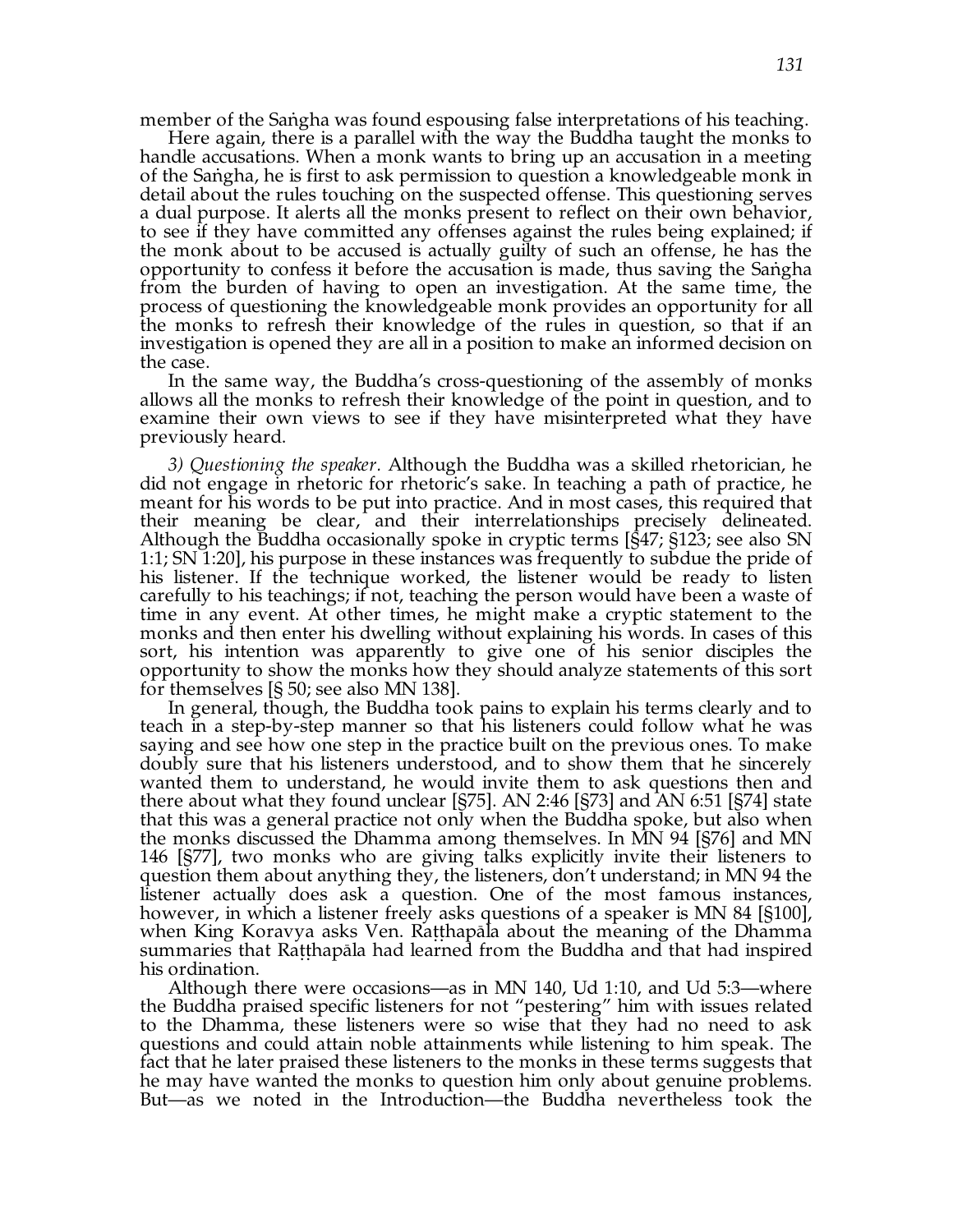member of the Saṅgha was found espousing false interpretations of his teaching.

Here again, there is a parallel with the way the Buddha taught the monks to handle accusations. When a monk wants to bring up an accusation in a meeting of the Saṅgha, he is first to ask permission to question a knowledgeable monk in detail about the rules touching on the suspected offense. This questioning serves a dual purpose. It alerts all the monks present to reflect on their own behavior, to see if they have committed any offenses against the rules being explained; if the monk about to be accused is actually guilty of such an offense, he has the opportunity to confess it before the accusation is made, thus saving the Saṅgha from the burden of having to open an investigation. At the same time, the process of questioning the knowledgeable monk provides an opportunity for all the monks to refresh their knowledge of the rules in question, so that if an investigation is opened they are all in a position to make an informed decision on the case.

In the same way, the Buddha's cross-questioning of the assembly of monks allows all the monks to refresh their knowledge of the point in question, and to examine their own views to see if they have misinterpreted what they have previously heard.

*3) Questioning the speaker.* Although the Buddha was a skilled rhetorician, he did not engage in rhetoric for rhetoric's sake. In teaching a path of practice, he meant for his words to be put into practice. And in most cases, this required that their meaning be clear, and their interrelationships precisely delineated. Although the Buddha occasionally spoke in cryptic terms [§47; §123; see also SN 1:1; SN 1:20], his purpose in these instances was frequently to subdue the pride of his listener. If the technique worked, the listener would be ready to listen carefully to his teachings; if not, teaching the person would have been a waste of time in any event. At other times, he might make a cryptic statement to the monks and then enter his dwelling without explaining his words. In cases of this sort, his intention was apparently to give one of his senior disciples the opportunity to show the monks how they should analyze statements of this sort for themselves [§ 50; see also MN 138].

In general, though, the Buddha took pains to explain his terms clearly and to teach in a step-by-step manner so that his listeners could follow what he was saying and see how one step in the practice built on the previous ones. To make doubly sure that his listeners understood, and to show them that he sincerely wanted them to understand, he would invite them to ask questions then and there about what they found unclear [§75]. AN 2:46 [§73] and AN 6:51 [§74] state that this was a general practice not only when the Buddha spoke, but also when the monks discussed the Dhamma among themselves. In MN 94 [§76] and MN 146 [§77], two monks who are giving talks explicitly invite their listeners to question them about anything they, the listeners, don't understand; in MN 94 the listener actually does ask a question. One of the most famous instances, however, in which a listener freely asks questions of a speaker is MN 84 [§100], when King Koravya asks Ven. Raṭṭhapāla about the meaning of the Dhamma summaries that Raṭṭhapāla had learned from the Buddha and that had inspired his ordination.

Although there were occasions—as in MN 140, Ud 1:10, and Ud 5:3—where the Buddha praised specific listeners for not "pestering" him with issues related to the Dhamma, these listeners were so wise that they had no need to ask questions and could attain noble attainments while listening to him speak. The fact that he later praised these listeners to the monks in these terms suggests that he may have wanted the monks to question him only about genuine problems. But—as we noted in the Introduction—the Buddha nevertheless took the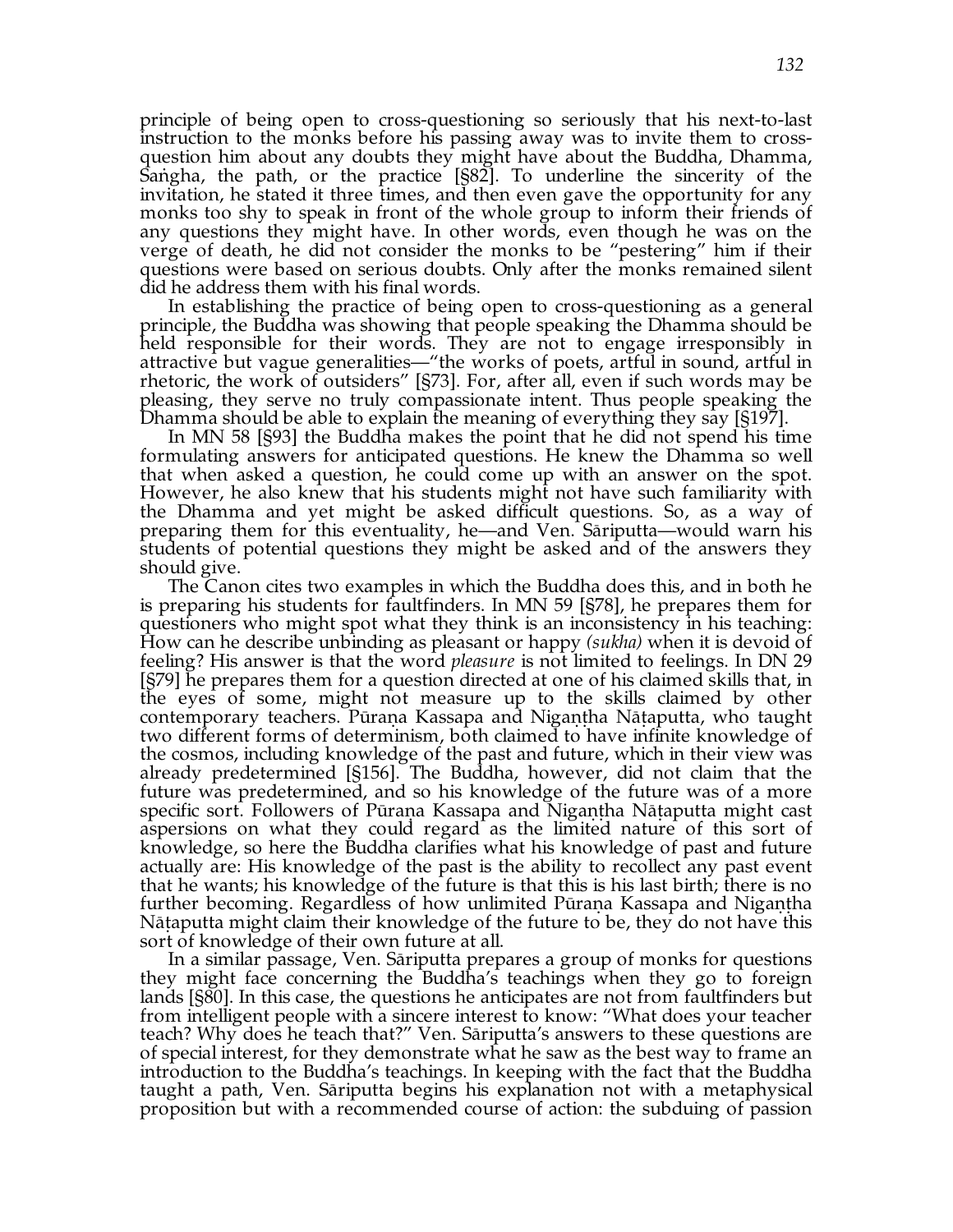principle of being open to cross-questioning so seriously that his next-to-last instruction to the monks before his passing away was to invite them to cross-question him about any doubts they might have about the Buddha, Dhamma, Saṅgha, the path, or the practice [§82]. To underline the sincerity of the invitation, he stated it three times, and then even gave the opportunity for any monks too shy to speak in front of the whole group to inform their friends of any questions they might have. In other words, even though he was on the verge of death, he did not consider the monks to be "pestering" him if their questions were based on serious doubts. Only after the monks remained silent did he address them with his final words.

In establishing the practice of being open to cross-questioning as a general principle, the Buddha was showing that people speaking the Dhamma should be held responsible for their words. They are not to engage irresponsibly in attractive but vague generalities—"the works of poets, artful in sound, artful in rhetoric, the work of outsiders" [§73]. For, after all, even if such words may be pleasing, they serve no truly compassionate intent. Thus people speaking the Dhamma should be able to explain the meaning of everything they say [§197].

In MN 58 [§93] the Buddha makes the point that he did not spend his time formulating answers for anticipated questions. He knew the Dhamma so well that when asked a question, he could come up with an answer on the spot. However, he also knew that his students might not have such familiarity with the Dhamma and yet might be asked difficult questions. So, as a way of preparing them for this eventuality, he—and Ven. Sāriputta—would warn his students of potential questions they might be asked and of the answers they should give.

The Canon cites two examples in which the Buddha does this, and in both he is preparing his students for faultfinders. In MN 59 [§78], he prepares them for questioners who might spot what they think is an inconsistency in his teaching: How can he describe unbinding as pleasant or happy *(sukha)* when it is devoid of feeling? His answer is that the word *pleasure* is not limited to feelings. In DN 29 [§79] he prepares them for a question directed at one of his claimed skills that, in the eyes of some, might not measure up to the skills claimed by other contemporary teachers. Pūraṇa Kassapa and Nigaṇṭha Nāṭaputta, who taught two different forms of determinism, both claimed to have infinite knowledge of the cosmos, including knowledge of the past and future, which in their view was already predetermined [§156]. The Buddha, however, did not claim that the future was predetermined, and so his knowledge of the future was of a more specific sort. Followers of Pūraṇa Kassapa and Nigaṇṭha Nāṭaputta might cast aspersions on what they could regard as the limited nature of this sort of knowledge, so here the Buddha clarifies what his knowledge of past and future actually are: His knowledge of the past is the ability to recollect any past event that he wants; his knowledge of the future is that this is his last birth; there is no further becoming. Regardless of how unlimited Pūraṇa Kassapa and Nigaṇṭha Nāṭaputta might claim their knowledge of the future to be, they do not have this sort of knowledge of their own future at all.

In a similar passage, Ven. Sāriputta prepares a group of monks for questions they might face concerning the Buddha's teachings when they go to foreign lands [§80]. In this case, the questions he anticipates are not from faultfinders but from intelligent people with a sincere interest to know: "What does your teacher teach? Why does he teach that?" Ven. Sāriputta's answers to these questions are of special interest, for they demonstrate what he saw as the best way to frame an introduction to the Buddha's teachings. In keeping with the fact that the Buddha taught a path, Ven. Sāriputta begins his explanation not with a metaphysical proposition but with a recommended course of action: the subduing of passion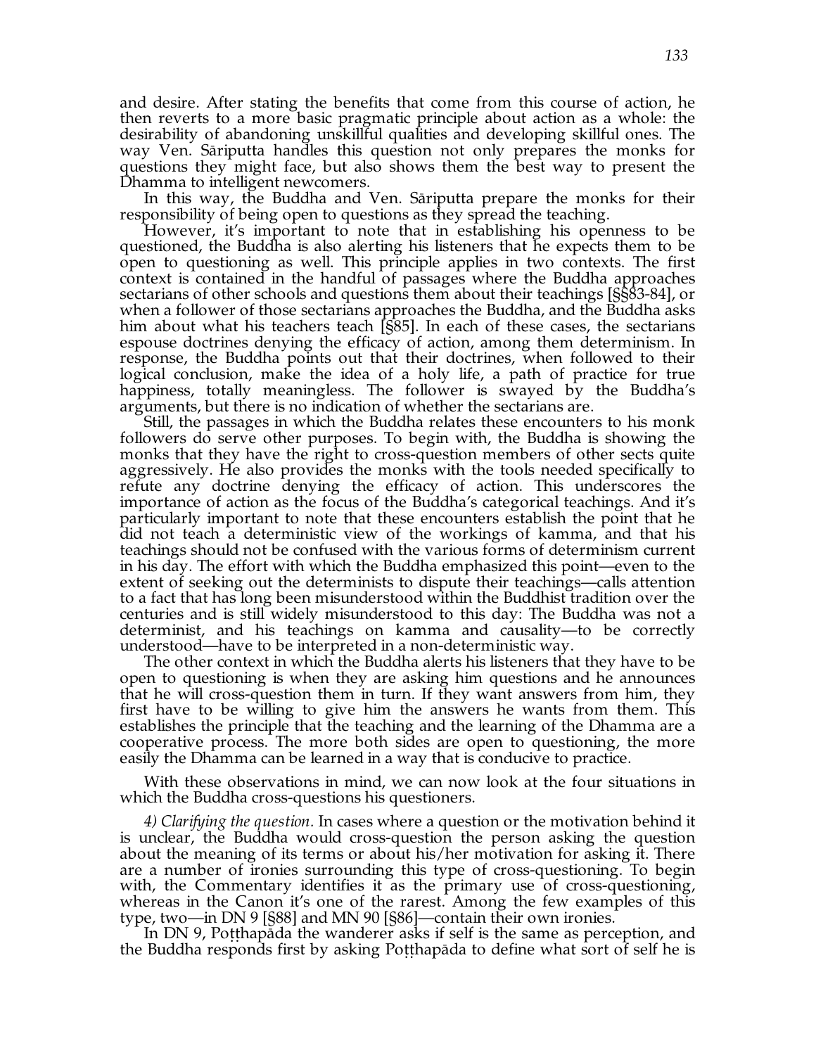and desire. After stating the benefits that come from this course of action, he then reverts to a more basic pragmatic principle about action as a whole: the desirability of abandoning unskillful qualities and developing skillful ones. The way Ven. Sāriputta handles this question not only prepares the monks for questions they might face, but also shows them the best way to present the Dhamma to intelligent newcomers.

In this way, the Buddha and Ven. Sāriputta prepare the monks for their responsibility of being open to questions as they spread the teaching.

However, it's important to note that in establishing his openness to be questioned, the Buddha is also alerting his listeners that he expects them to be open to questioning as well. This principle applies in two contexts. The first context is contained in the handful of passages where the Buddha approaches sectarians of other schools and questions them about their teachings [§§83-84], or when a follower of those sectarians approaches the Buddha, and the Buddha asks him about what his teachers teach [§85]. In each of these cases, the sectarians espouse doctrines denying the efficacy of action, among them determinism. In response, the Buddha points out that their doctrines, when followed to their logical conclusion, make the idea of a holy life, a path of practice for true happiness, totally meaningless. The follower is swayed by the Buddha's arguments, but there is no indication of whether the sectarians are.

Still, the passages in which the Buddha relates these encounters to his monk followers do serve other purposes. To begin with, the Buddha is showing the monks that they have the right to cross-question members of other sects quite aggressively. He also provides the monks with the tools needed specifically to refute any doctrine denying the efficacy of action. This underscores the importance of action as the focus of the Buddha's categorical teachings. And it's particularly important to note that these encounters establish the point that he did not teach a deterministic view of the workings of kamma, and that his teachings should not be confused with the various forms of determinism current in his day. The effort with which the Buddha emphasized this point—even to the extent of seeking out the determinists to dispute their teachings—calls attention to a fact that has long been misunderstood within the Buddhist tradition over the centuries and is still widely misunderstood to this day: The Buddha was not a determinist, and his teachings on kamma and causality—to be correctly understood—have to be interpreted in a non-deterministic way.

The other context in which the Buddha alerts his listeners that they have to be open to questioning is when they are asking him questions and he announces that he will cross-question them in turn. If they want answers from him, they first have to be willing to give him the answers he wants from them. This establishes the principle that the teaching and the learning of the Dhamma are a cooperative process. The more both sides are open to questioning, the more easily the Dhamma can be learned in a way that is conducive to practice.

With these observations in mind, we can now look at the four situations in which the Buddha cross-questions his questioners.

*4) Clarifying the question.* In cases where a question or the motivation behind it is unclear, the Buddha would cross-question the person asking the question about the meaning of its terms or about his/her motivation for asking it. There are a number of ironies surrounding this type of cross-questioning. To begin with, the Commentary identifies it as the primary use of cross-questioning, whereas in the Canon it's one of the rarest. Among the few examples of this type, two—in DN 9 [§88] and MN 90 [§86]—contain their own ironies.

In DN 9, Poṭṭhapāda the wanderer asks if self is the same as perception, and the Buddha responds first by asking Poṭṭhapāda to define what sort of self he is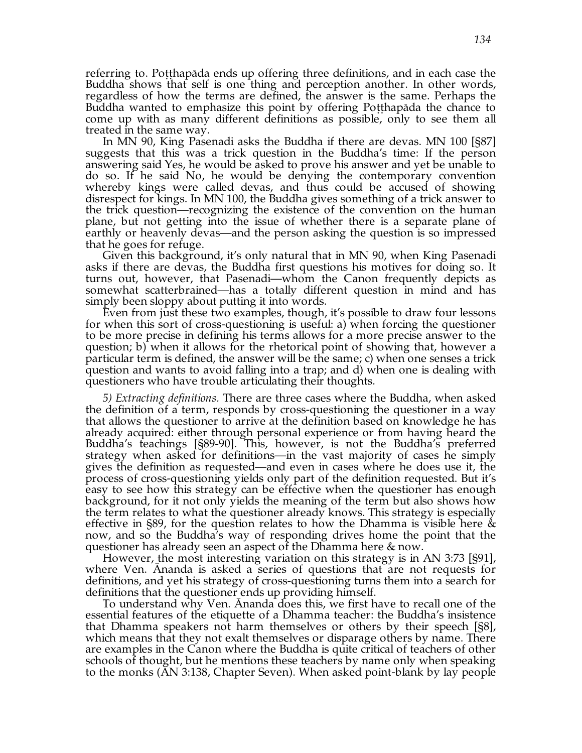referring to. Poṭṭhapāda ends up offering three definitions, and in each case the Buddha shows that self is one thing and perception another. In other words, regardless of how the terms are defined, the answer is the same. Perhaps the Buddha wanted to emphasize this point by offering Poṭṭhapāda the chance to come up with as many different definitions as possible, only to see them all treated in the same way.

In MN 90, King Pasenadi asks the Buddha if there are devas. MN 100 [§87] suggests that this was a trick question in the Buddha's time: If the person answering said Yes, he would be asked to prove his answer and yet be unable to do so. If he said No, he would be denying the contemporary convention whereby kings were called devas, and thus could be accused of showing disrespect for kings. In MN 100, the Buddha gives something of a trick answer to the trick question—recognizing the existence of the convention on the human plane, but not getting into the issue of whether there is a separate plane of earthly or heavenly devas—and the person asking the question is so impressed that he goes for refuge.

Given this background, it's only natural that in MN 90, when King Pasenadi asks if there are devas, the Buddha first questions his motives for doing so. It turns out, however, that Pasenadi—whom the Canon frequently depicts as somewhat scatterbrained—has a totally different question in mind and has simply been sloppy about putting it into words.

Even from just these two examples, though, it's possible to draw four lessons for when this sort of cross-questioning is useful: a) when forcing the questioner to be more precise in defining his terms allows for a more precise answer to the question; b) when it allows for the rhetorical point of showing that, however a particular term is defined, the answer will be the same; c) when one senses a trick question and wants to avoid falling into a trap; and d) when one is dealing with questioners who have trouble articulating their thoughts.

*5) Extracting definitions.* There are three cases where the Buddha, when asked the definition of a term, responds by cross-questioning the questioner in a way that allows the questioner to arrive at the definition based on knowledge he has already acquired: either through personal experience or from having heard the Buddha's teachings [§89-90]. This, however, is not the Buddha's preferred strategy when asked for definitions—in the vast majority of cases he simply gives the definition as requested—and even in cases where he does use it, the process of cross-questioning yields only part of the definition requested. But it's easy to see how this strategy can be effective when the questioner has enough background, for it not only yields the meaning of the term but also shows how the term relates to what the questioner already knows. This strategy is especially effective in §89, for the question relates to how the Dhamma is visible here & now, and so the Buddha's way of responding drives home the point that the questioner has already seen an aspect of the Dhamma here & now.

However, the most interesting variation on this strategy is in AN 3:73 [§91], where Ven. Ānanda is asked a series of questions that are not requests for definitions, and yet his strategy of cross-questioning turns them into a search for definitions that the questioner ends up providing himself.

To understand why Ven. Ānanda does this, we first have to recall one of the essential features of the etiquette of a Dhamma teacher: the Buddha's insistence that Dhamma speakers not harm themselves or others by their speech [§8], which means that they not exalt themselves or disparage others by name. There are examples in the Canon where the Buddha is quite critical of teachers of other schools of thought, but he mentions these teachers by name only when speaking to the monks (AN 3:138, Chapter Seven). When asked point-blank by lay people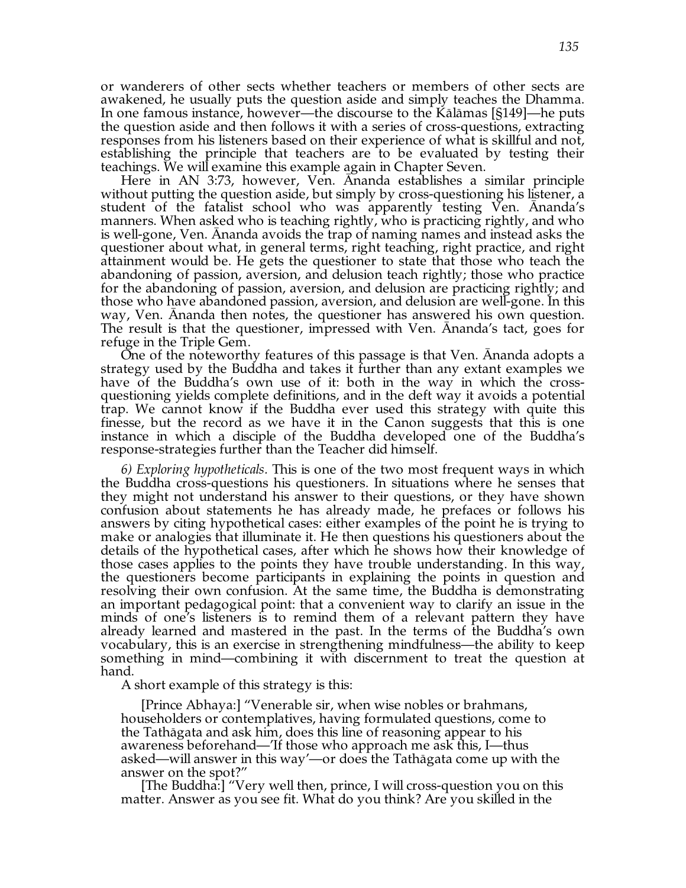or wanderers of other sects whether teachers or members of other sects are awakened, he usually puts the question aside and simply teaches the Dhamma. In one famous instance, however—the discourse to the Kālāmas [§149]—he puts the question aside and then follows it with a series of cross-questions, extracting responses from his listeners based on their experience of what is skillful and not, establishing the principle that teachers are to be evaluated by testing their teachings. We will examine this example again in Chapter Seven.

Here in AN 3:73, however, Ven. Ānanda establishes a similar principle without putting the question aside, but simply by cross-questioning his listener, a student of the fatalist school who was apparently testing Ven. Ānanda's manners. When asked who is teaching rightly, who is practicing rightly, and who is well-gone, Ven. Ānanda avoids the trap of naming names and instead asks the questioner about what, in general terms, right teaching, right practice, and right attainment would be. He gets the questioner to state that those who teach the abandoning of passion, aversion, and delusion teach rightly; those who practice for the abandoning of passion, aversion, and delusion are practicing rightly; and those who have abandoned passion, aversion, and delusion are well-gone. In this way, Ven. Ānanda then notes, the questioner has answered his own question. The result is that the questioner, impressed with Ven. Ānanda's tact, goes for refuge in the Triple Gem.

One of the noteworthy features of this passage is that Ven. Ānanda adopts a strategy used by the Buddha and takes it further than any extant examples we have of the Buddha's own use of it: both in the way in which the cross-questioning yields complete definitions, and in the deft way it avoids a potential trap. We cannot know if the Buddha ever used this strategy with quite this finesse, but the record as we have it in the Canon suggests that this is one instance in which a disciple of the Buddha developed one of the Buddha's response-strategies further than the Teacher did himself.

*6) Exploring hypotheticals.* This is one of the two most frequent ways in which the Buddha cross-questions his questioners. In situations where he senses that they might not understand his answer to their questions, or they have shown confusion about statements he has already made, he prefaces or follows his answers by citing hypothetical cases: either examples of the point he is trying to make or analogies that illuminate it. He then questions his questioners about the details of the hypothetical cases, after which he shows how their knowledge of those cases applies to the points they have trouble understanding. In this way, the questioners become participants in explaining the points in question and resolving their own confusion. At the same time, the Buddha is demonstrating an important pedagogical point: that a convenient way to clarify an issue in the minds of one's listeners is to remind them of a relevant pattern they have already learned and mastered in the past. In the terms of the Buddha's own vocabulary, this is an exercise in strengthening mindfulness—the ability to keep something in mind—combining it with discernment to treat the question at hand.

A short example of this strategy is this:

> [Prince Abhaya:] "Venerable sir, when wise nobles or brahmans, householders or contemplatives, having formulated questions, come to the Tathāgata and ask him, does this line of reasoning appear to his awareness beforehand—'If those who approach me ask this, I—thus asked—will answer in this way'—or does the Tathāgata come up with the answer on the spot?"
>
> [The Buddha:] "Very well then, prince, I will cross-question you on this matter. Answer as you see fit. What do you think? Are you skilled in the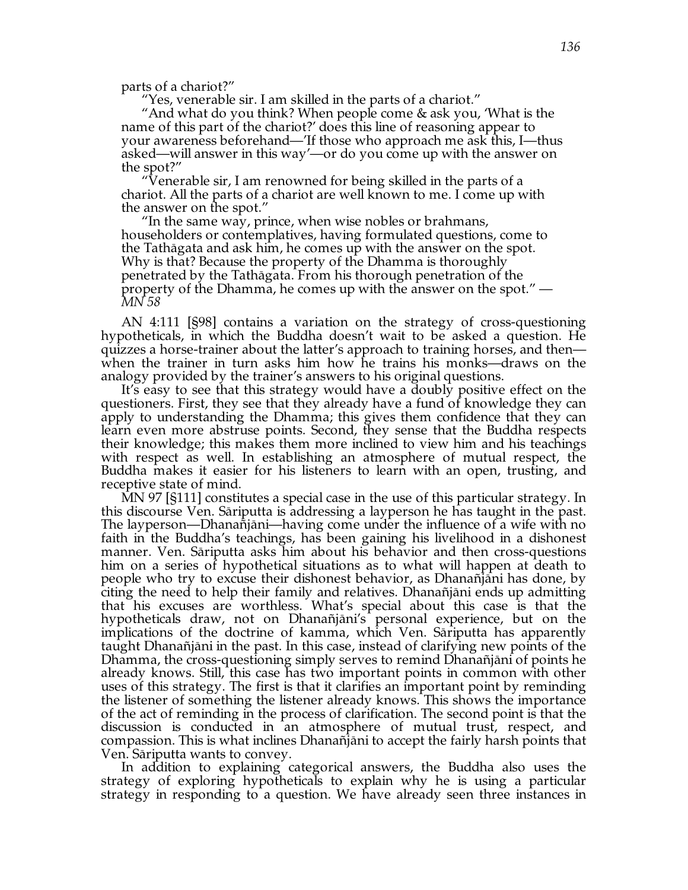parts of a chariot?"

"Yes, venerable sir. I am skilled in the parts of a chariot."

"And what do you think? When people come & ask you, 'What is the name of this part of the chariot?' does this line of reasoning appear to your awareness beforehand—'If those who approach me ask this, I—thus asked—will answer in this way'—or do you come up with the answer on the spot?"

"Venerable sir, I am renowned for being skilled in the parts of a chariot. All the parts of a chariot are well known to me. I come up with the answer on the spot."

"In the same way, prince, when wise nobles or brahmans, householders or contemplatives, having formulated questions, come to the Tathāgata and ask him, he comes up with the answer on the spot. Why is that? Because the property of the Dhamma is thoroughly penetrated by the Tathāgata. From his thorough penetration of the property of the Dhamma, he comes up with the answer on the spot." — *MN 58*

AN 4:111 [§98] contains a variation on the strategy of cross-questioning hypotheticals, in which the Buddha doesn't wait to be asked a question. He quizzes a horse-trainer about the latter's approach to training horses, and then—when the trainer in turn asks him how he trains his monks—draws on the analogy provided by the trainer's answers to his original questions.

It's easy to see that this strategy would have a doubly positive effect on the questioners. First, they see that they already have a fund of knowledge they can apply to understanding the Dhamma; this gives them confidence that they can learn even more abstruse points. Second, they sense that the Buddha respects their knowledge; this makes them more inclined to view him and his teachings with respect as well. In establishing an atmosphere of mutual respect, the Buddha makes it easier for his listeners to learn with an open, trusting, and receptive state of mind.

MN 97 [§111] constitutes a special case in the use of this particular strategy. In this discourse Ven. Sāriputta is addressing a layperson he has taught in the past. The layperson—Dhanañjāni—having come under the influence of a wife with no faith in the Buddha's teachings, has been gaining his livelihood in a dishonest manner. Ven. Sāriputta asks him about his behavior and then cross-questions him on a series of hypothetical situations as to what will happen at death to people who try to excuse their dishonest behavior, as Dhanañjāni has done, by citing the need to help their family and relatives. Dhanañjāni ends up admitting that his excuses are worthless. What's special about this case is that the hypotheticals draw, not on Dhanañjāni's personal experience, but on the implications of the doctrine of kamma, which Ven. Sāriputta has apparently taught Dhanañjāni in the past. In this case, instead of clarifying new points of the Dhamma, the cross-questioning simply serves to remind Dhanañjāni of points he already knows. Still, this case has two important points in common with other uses of this strategy. The first is that it clarifies an important point by reminding the listener of something the listener already knows. This shows the importance of the act of reminding in the process of clarification. The second point is that the discussion is conducted in an atmosphere of mutual trust, respect, and compassion. This is what inclines Dhanañjāni to accept the fairly harsh points that Ven. Sāriputta wants to convey.

In addition to explaining categorical answers, the Buddha also uses the strategy of exploring hypotheticals to explain why he is using a particular strategy in responding to a question. We have already seen three instances in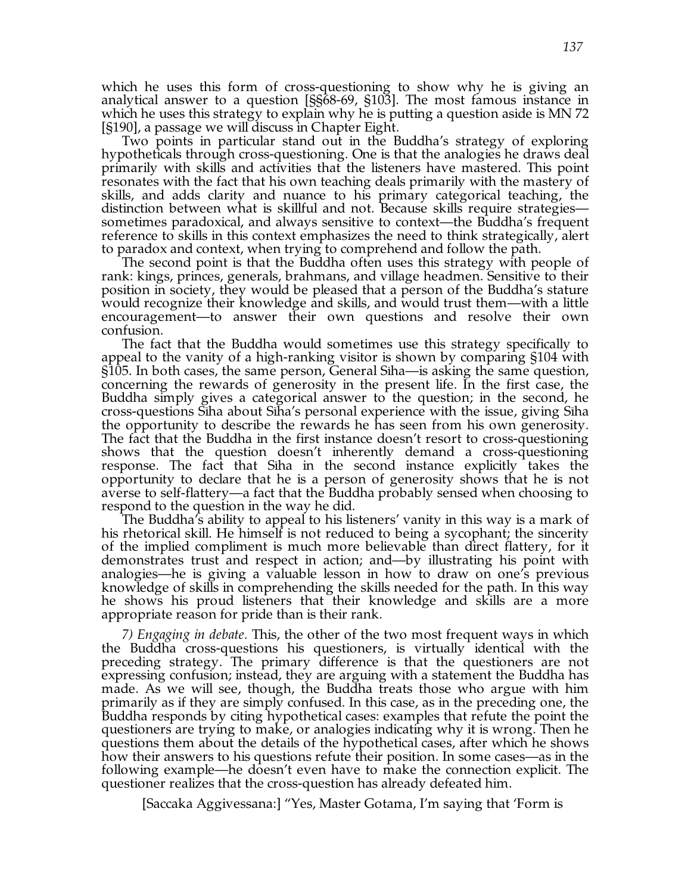which he uses this form of cross-questioning to show why he is giving an analytical answer to a question [§§68-69, §103]. The most famous instance in which he uses this strategy to explain why he is putting a question aside is MN 72 [§190], a passage we will discuss in Chapter Eight.

Two points in particular stand out in the Buddha's strategy of exploring hypotheticals through cross-questioning. One is that the analogies he draws deal primarily with skills and activities that the listeners have mastered. This point resonates with the fact that his own teaching deals primarily with the mastery of skills, and adds clarity and nuance to his primary categorical teaching, the distinction between what is skillful and not. Because skills require strategies—sometimes paradoxical, and always sensitive to context—the Buddha's frequent reference to skills in this context emphasizes the need to think strategically, alert to paradox and context, when trying to comprehend and follow the path.

The second point is that the Buddha often uses this strategy with people of rank: kings, princes, generals, brahmans, and village headmen. Sensitive to their position in society, they would be pleased that a person of the Buddha's stature would recognize their knowledge and skills, and would trust them—with a little encouragement—to answer their own questions and resolve their own confusion.

The fact that the Buddha would sometimes use this strategy specifically to appeal to the vanity of a high-ranking visitor is shown by comparing §104 with §105. In both cases, the same person, General Siha—is asking the same question, concerning the rewards of generosity in the present life. In the first case, the Buddha simply gives a categorical answer to the question; in the second, he cross-questions Siha about Siha's personal experience with the issue, giving Siha the opportunity to describe the rewards he has seen from his own generosity. The fact that the Buddha in the first instance doesn't resort to cross-questioning shows that the question doesn't inherently demand a cross-questioning response. The fact that Siha in the second instance explicitly takes the opportunity to declare that he is a person of generosity shows that he is not averse to self-flattery—a fact that the Buddha probably sensed when choosing to respond to the question in the way he did.

The Buddha's ability to appeal to his listeners' vanity in this way is a mark of his rhetorical skill. He himself is not reduced to being a sycophant; the sincerity of the implied compliment is much more believable than direct flattery, for it demonstrates trust and respect in action; and—by illustrating his point with analogies—he is giving a valuable lesson in how to draw on one's previous knowledge of skills in comprehending the skills needed for the path. In this way he shows his proud listeners that their knowledge and skills are a more appropriate reason for pride than is their rank.

*7) Engaging in debate.* This, the other of the two most frequent ways in which the Buddha cross-questions his questioners, is virtually identical with the preceding strategy. The primary difference is that the questioners are not expressing confusion; instead, they are arguing with a statement the Buddha has made. As we will see, though, the Buddha treats those who argue with him primarily as if they are simply confused. In this case, as in the preceding one, the Buddha responds by citing hypothetical cases: examples that refute the point the questioners are trying to make, or analogies indicating why it is wrong. Then he questions them about the details of the hypothetical cases, after which he shows how their answers to his questions refute their position. In some cases—as in the following example—he doesn't even have to make the connection explicit. The questioner realizes that the cross-question has already defeated him.

[Saccaka Aggivessana:] "Yes, Master Gotama, I'm saying that 'Form is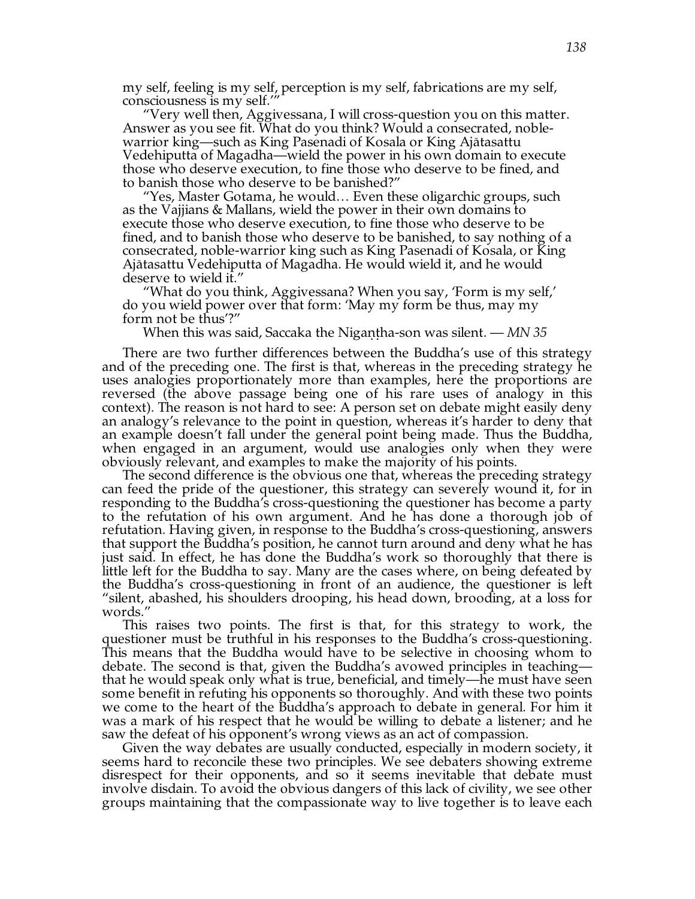my self, feeling is my self, perception is my self, fabrications are my self, consciousness is my self.'"

"Very well then, Aggivessana, I will cross-question you on this matter. Answer as you see fit. What do you think? Would a consecrated, noble-warrior king—such as King Pasenadi of Kosala or King Ajātasattu Vedehiputta of Magadha—wield the power in his own domain to execute those who deserve execution, to fine those who deserve to be fined, and to banish those who deserve to be banished?"

"Yes, Master Gotama, he would… Even these oligarchic groups, such as the Vajjians & Mallans, wield the power in their own domains to execute those who deserve execution, to fine those who deserve to be fined, and to banish those who deserve to be banished, to say nothing of a consecrated, noble-warrior king such as King Pasenadi of Kosala, or King Ajātasattu Vedehiputta of Magadha. He would wield it, and he would deserve to wield it."

"What do you think, Aggivessana? When you say, 'Form is my self,' do you wield power over that form: 'May my form be thus, may my form not be thus'?"

When this was said, Saccaka the Nigaṇṭha-son was silent. — *MN 35*

There are two further differences between the Buddha's use of this strategy and of the preceding one. The first is that, whereas in the preceding strategy he uses analogies proportionately more than examples, here the proportions are reversed (the above passage being one of his rare uses of analogy in this context). The reason is not hard to see: A person set on debate might easily deny an analogy's relevance to the point in question, whereas it's harder to deny that an example doesn't fall under the general point being made. Thus the Buddha, when engaged in an argument, would use analogies only when they were obviously relevant, and examples to make the majority of his points.

The second difference is the obvious one that, whereas the preceding strategy can feed the pride of the questioner, this strategy can severely wound it, for in responding to the Buddha's cross-questioning the questioner has become a party to the refutation of his own argument. And he has done a thorough job of refutation. Having given, in response to the Buddha's cross-questioning, answers that support the Buddha's position, he cannot turn around and deny what he has just said. In effect, he has done the Buddha's work so thoroughly that there is little left for the Buddha to say. Many are the cases where, on being defeated by the Buddha's cross-questioning in front of an audience, the questioner is left "silent, abashed, his shoulders drooping, his head down, brooding, at a loss for words."

This raises two points. The first is that, for this strategy to work, the questioner must be truthful in his responses to the Buddha's cross-questioning. This means that the Buddha would have to be selective in choosing whom to debate. The second is that, given the Buddha's avowed principles in teaching—that he would speak only what is true, beneficial, and timely—he must have seen some benefit in refuting his opponents so thoroughly. And with these two points we come to the heart of the Buddha's approach to debate in general. For him it was a mark of his respect that he would be willing to debate a listener; and he saw the defeat of his opponent's wrong views as an act of compassion.

Given the way debates are usually conducted, especially in modern society, it seems hard to reconcile these two principles. We see debaters showing extreme disrespect for their opponents, and so it seems inevitable that debate must involve disdain. To avoid the obvious dangers of this lack of civility, we see other groups maintaining that the compassionate way to live together is to leave each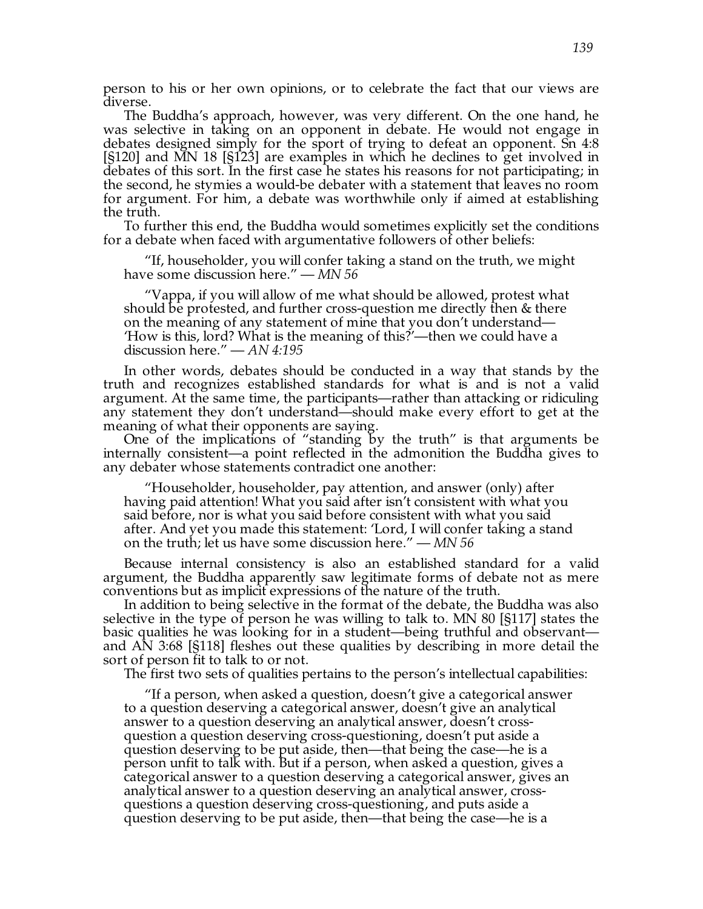person to his or her own opinions, or to celebrate the fact that our views are diverse.

The Buddha's approach, however, was very different. On the one hand, he was selective in taking on an opponent in debate. He would not engage in debates designed simply for the sport of trying to defeat an opponent. Sn 4:8 [§120] and MN 18 [§123] are examples in which he declines to get involved in debates of this sort. In the first case he states his reasons for not participating; in the second, he stymies a would-be debater with a statement that leaves no room for argument. For him, a debate was worthwhile only if aimed at establishing the truth.

To further this end, the Buddha would sometimes explicitly set the conditions for a debate when faced with argumentative followers of other beliefs:

> "If, householder, you will confer taking a stand on the truth, we might have some discussion here." — *MN 56*

> "Vappa, if you will allow of me what should be allowed, protest what should be protested, and further cross-question me directly then & there on the meaning of any statement of mine that you don't understand—'How is this, lord? What is the meaning of this?'—then we could have a discussion here." — *AN 4:195*

In other words, debates should be conducted in a way that stands by the truth and recognizes established standards for what is and is not a valid argument. At the same time, the participants—rather than attacking or ridiculing any statement they don't understand—should make every effort to get at the meaning of what their opponents are saying.

One of the implications of "standing by the truth" is that arguments be internally consistent—a point reflected in the admonition the Buddha gives to any debater whose statements contradict one another:

> "Householder, householder, pay attention, and answer (only) after having paid attention! What you said after isn't consistent with what you said before, nor is what you said before consistent with what you said after. And yet you made this statement: 'Lord, I will confer taking a stand on the truth; let us have some discussion here.'" — *MN 56*

Because internal consistency is also an established standard for a valid argument, the Buddha apparently saw legitimate forms of debate not as mere conventions but as implicit expressions of the nature of the truth.

In addition to being selective in the format of the debate, the Buddha was also selective in the type of person he was willing to talk to. MN 80 [§117] states the basic qualities he was looking for in a student—being truthful and observant—and AN 3:68 [§118] fleshes out these qualities by describing in more detail the sort of person fit to talk to or not.

The first two sets of qualities pertains to the person's intellectual capabilities:

> "If a person, when asked a question, doesn't give a categorical answer to a question deserving a categorical answer, doesn't give an analytical answer to a question deserving an analytical answer, doesn't cross-question a question deserving cross-questioning, doesn't put aside a question deserving to be put aside, then—that being the case—he is a person unfit to talk with. But if a person, when asked a question, gives a categorical answer to a question deserving a categorical answer, gives an analytical answer to a question deserving an analytical answer, cross-questions a question deserving cross-questioning, and puts aside a question deserving to be put aside, then—that being the case—he is a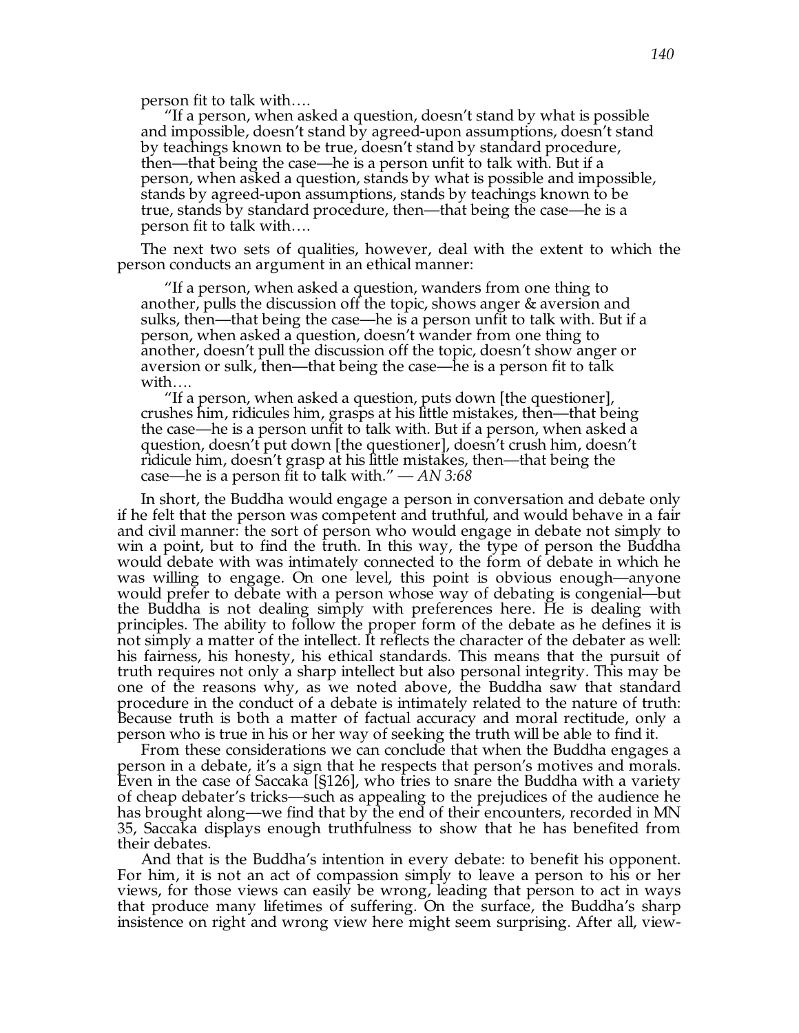person fit to talk with….

"If a person, when asked a question, doesn't stand by what is possible and impossible, doesn't stand by agreed-upon assumptions, doesn't stand by teachings known to be true, doesn't stand by standard procedure, then—that being the case—he is a person unfit to talk with. But if a person, when asked a question, stands by what is possible and impossible, stands by agreed-upon assumptions, stands by teachings known to be true, stands by standard procedure, then—that being the case—he is a person fit to talk with….

The next two sets of qualities, however, deal with the extent to which the person conducts an argument in an ethical manner:

> "If a person, when asked a question, wanders from one thing to another, pulls the discussion off the topic, shows anger & aversion and sulks, then—that being the case—he is a person unfit to talk with. But if a person, when asked a question, doesn't wander from one thing to another, doesn't pull the discussion off the topic, doesn't show anger or aversion or sulk, then—that being the case—he is a person fit to talk with….
>
> "If a person, when asked a question, puts down [the questioner], crushes him, ridicules him, grasps at his little mistakes, then—that being the case—he is a person unfit to talk with. But if a person, when asked a question, doesn't put down [the questioner], doesn't crush him, doesn't ridicule him, doesn't grasp at his little mistakes, then—that being the case—he is a person fit to talk with." — *AN 3:68*

In short, the Buddha would engage a person in conversation and debate only if he felt that the person was competent and truthful, and would behave in a fair and civil manner: the sort of person who would engage in debate not simply to win a point, but to find the truth. In this way, the type of person the Buddha would debate with was intimately connected to the form of debate in which he was willing to engage. On one level, this point is obvious enough—anyone would prefer to debate with a person whose way of debating is congenial—but the Buddha is not dealing simply with preferences here. He is dealing with principles. The ability to follow the proper form of the debate as he defines it is not simply a matter of the intellect. It reflects the character of the debater as well: his fairness, his honesty, his ethical standards. This means that the pursuit of truth requires not only a sharp intellect but also personal integrity. This may be one of the reasons why, as we noted above, the Buddha saw that standard procedure in the conduct of a debate is intimately related to the nature of truth: Because truth is both a matter of factual accuracy and moral rectitude, only a person who is true in his or her way of seeking the truth will be able to find it.

From these considerations we can conclude that when the Buddha engages a person in a debate, it's a sign that he respects that person's motives and morals. Even in the case of Saccaka [§126], who tries to snare the Buddha with a variety of cheap debater's tricks—such as appealing to the prejudices of the audience he has brought along—we find that by the end of their encounters, recorded in MN 35, Saccaka displays enough truthfulness to show that he has benefited from their debates.

And that is the Buddha's intention in every debate: to benefit his opponent. For him, it is not an act of compassion simply to leave a person to his or her views, for those views can easily be wrong, leading that person to act in ways that produce many lifetimes of suffering. On the surface, the Buddha's sharp insistence on right and wrong view here might seem surprising. After all, view-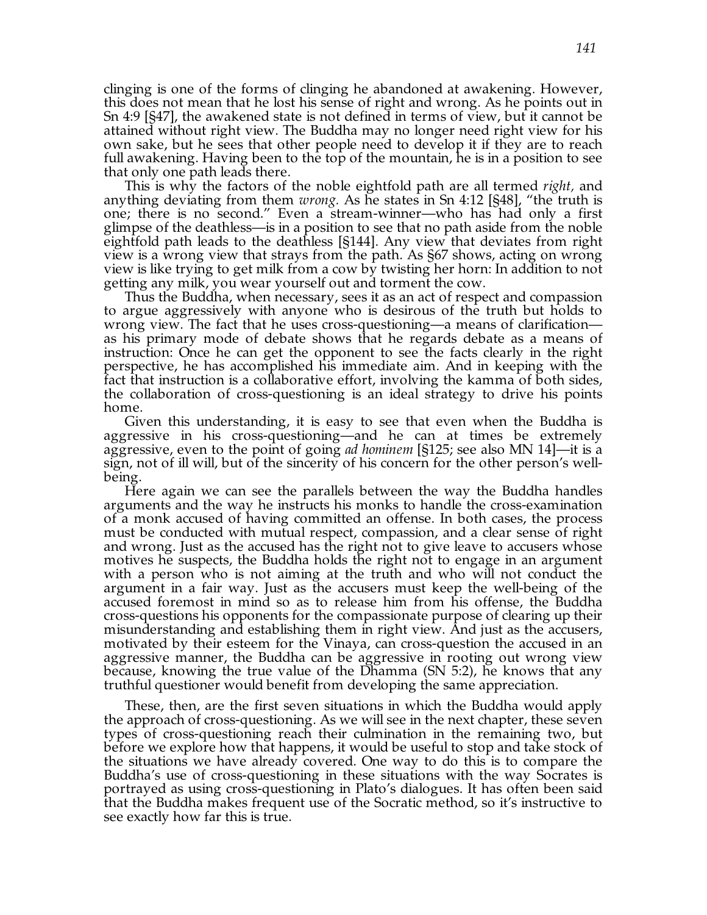clinging is one of the forms of clinging he abandoned at awakening. However, this does not mean that he lost his sense of right and wrong. As he points out in Sn 4:9 [§47], the awakened state is not defined in terms of view, but it cannot be attained without right view. The Buddha may no longer need right view for his own sake, but he sees that other people need to develop it if they are to reach full awakening. Having been to the top of the mountain, he is in a position to see that only one path leads there.

This is why the factors of the noble eightfold path are all termed *right,* and anything deviating from them *wrong.* As he states in Sn 4:12 [§48], "the truth is one; there is no second." Even a stream-winner—who has had only a first glimpse of the deathless—is in a position to see that no path aside from the noble eightfold path leads to the deathless [§144]. Any view that deviates from right view is a wrong view that strays from the path. As §67 shows, acting on wrong view is like trying to get milk from a cow by twisting her horn: In addition to not getting any milk, you wear yourself out and torment the cow.

Thus the Buddha, when necessary, sees it as an act of respect and compassion to argue aggressively with anyone who is desirous of the truth but holds to wrong view. The fact that he uses cross-questioning—a means of clarification—as his primary mode of debate shows that he regards debate as a means of instruction: Once he can get the opponent to see the facts clearly in the right perspective, he has accomplished his immediate aim. And in keeping with the fact that instruction is a collaborative effort, involving the kamma of both sides, the collaboration of cross-questioning is an ideal strategy to drive his points home.

Given this understanding, it is easy to see that even when the Buddha is aggressive in his cross-questioning—and he can at times be extremely aggressive, even to the point of going *ad hominem* [§125; see also MN 14]—it is a sign, not of ill will, but of the sincerity of his concern for the other person's well-being.

Here again we can see the parallels between the way the Buddha handles arguments and the way he instructs his monks to handle the cross-examination of a monk accused of having committed an offense. In both cases, the process must be conducted with mutual respect, compassion, and a clear sense of right and wrong. Just as the accused has the right not to give leave to accusers whose motives he suspects, the Buddha holds the right not to engage in an argument with a person who is not aiming at the truth and who will not conduct the argument in a fair way. Just as the accusers must keep the well-being of the accused foremost in mind so as to release him from his offense, the Buddha cross-questions his opponents for the compassionate purpose of clearing up their misunderstanding and establishing them in right view. And just as the accusers, motivated by their esteem for the Vinaya, can cross-question the accused in an aggressive manner, the Buddha can be aggressive in rooting out wrong view because, knowing the true value of the Dhamma (SN 5:2), he knows that any truthful questioner would benefit from developing the same appreciation.

These, then, are the first seven situations in which the Buddha would apply the approach of cross-questioning. As we will see in the next chapter, these seven types of cross-questioning reach their culmination in the remaining two, but before we explore how that happens, it would be useful to stop and take stock of the situations we have already covered. One way to do this is to compare the Buddha's use of cross-questioning in these situations with the way Socrates is portrayed as using cross-questioning in Plato's dialogues. It has often been said that the Buddha makes frequent use of the Socratic method, so it's instructive to see exactly how far this is true.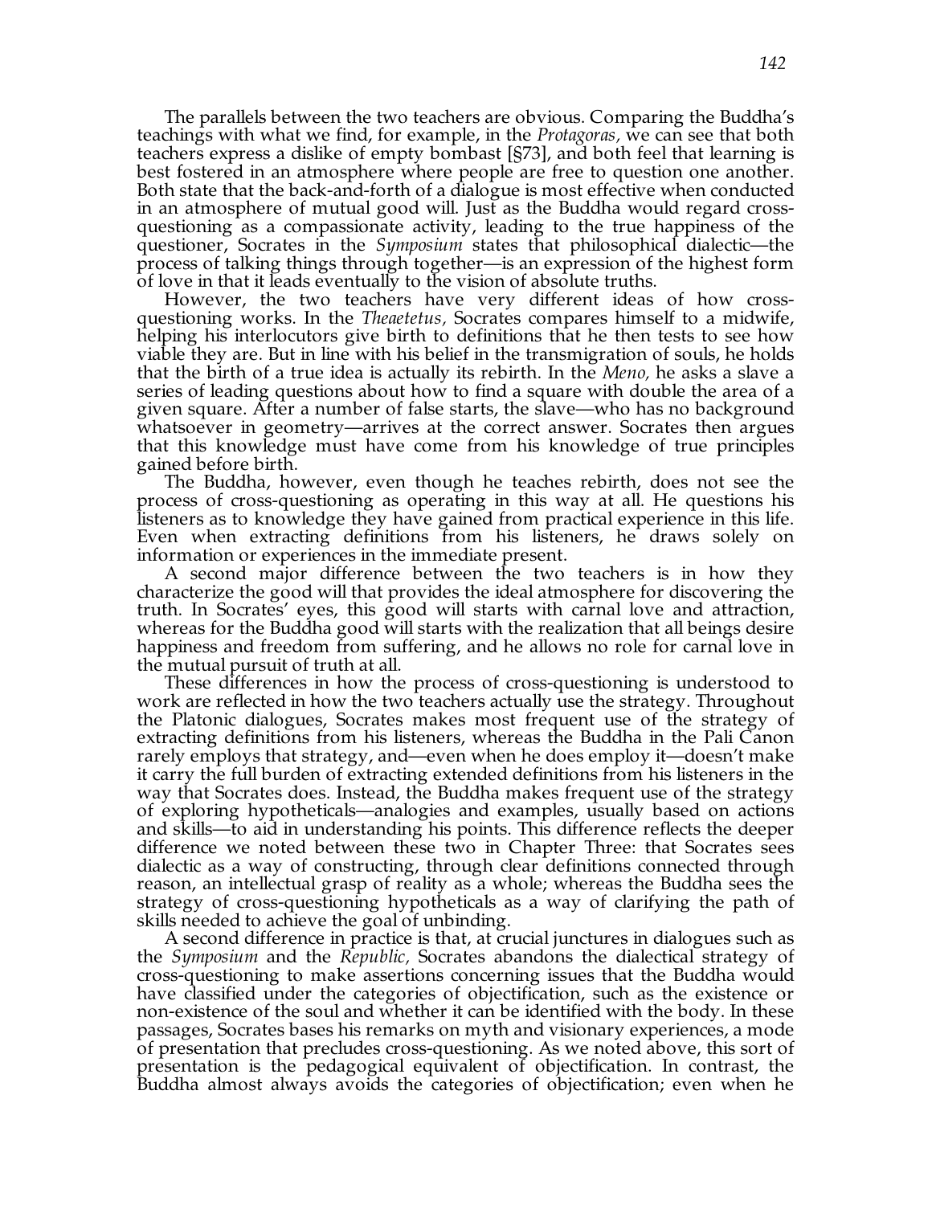The parallels between the two teachers are obvious. Comparing the Buddha's teachings with what we find, for example, in the *Protagoras,* we can see that both teachers express a dislike of empty bombast [§73], and both feel that learning is best fostered in an atmosphere where people are free to question one another. Both state that the back-and-forth of a dialogue is most effective when conducted in an atmosphere of mutual good will. Just as the Buddha would regard cross-questioning as a compassionate activity, leading to the true happiness of the questioner, Socrates in the *Symposium* states that philosophical dialectic—the process of talking things through together—is an expression of the highest form of love in that it leads eventually to the vision of absolute truths.

However, the two teachers have very different ideas of how cross-questioning works. In the *Theaetetus,* Socrates compares himself to a midwife, helping his interlocutors give birth to definitions that he then tests to see how viable they are. But in line with his belief in the transmigration of souls, he holds that the birth of a true idea is actually its rebirth. In the *Meno,* he asks a slave a series of leading questions about how to find a square with double the area of a given square. After a number of false starts, the slave—who has no background whatsoever in geometry—arrives at the correct answer. Socrates then argues that this knowledge must have come from his knowledge of true principles gained before birth.

The Buddha, however, even though he teaches rebirth, does not see the process of cross-questioning as operating in this way at all. He questions his listeners as to knowledge they have gained from practical experience in this life. Even when extracting definitions from his listeners, he draws solely on information or experiences in the immediate present.

A second major difference between the two teachers is in how they characterize the good will that provides the ideal atmosphere for discovering the truth. In Socrates' eyes, this good will starts with carnal love and attraction, whereas for the Buddha good will starts with the realization that all beings desire happiness and freedom from suffering, and he allows no role for carnal love in the mutual pursuit of truth at all.

These differences in how the process of cross-questioning is understood to work are reflected in how the two teachers actually use the strategy. Throughout the Platonic dialogues, Socrates makes most frequent use of the strategy of extracting definitions from his listeners, whereas the Buddha in the Pali Canon rarely employs that strategy, and—even when he does employ it—doesn't make it carry the full burden of extracting extended definitions from his listeners in the way that Socrates does. Instead, the Buddha makes frequent use of the strategy of exploring hypotheticals—analogies and examples, usually based on actions and skills—to aid in understanding his points. This difference reflects the deeper difference we noted between these two in Chapter Three: that Socrates sees dialectic as a way of constructing, through clear definitions connected through reason, an intellectual grasp of reality as a whole; whereas the Buddha sees the strategy of cross-questioning hypotheticals as a way of clarifying the path of skills needed to achieve the goal of unbinding.

A second difference in practice is that, at crucial junctures in dialogues such as the *Symposium* and the *Republic,* Socrates abandons the dialectical strategy of cross-questioning to make assertions concerning issues that the Buddha would have classified under the categories of objectification, such as the existence or non-existence of the soul and whether it can be identified with the body. In these passages, Socrates bases his remarks on myth and visionary experiences, a mode of presentation that precludes cross-questioning. As we noted above, this sort of presentation is the pedagogical equivalent of objectification. In contrast, the Buddha almost always avoids the categories of objectification; even when he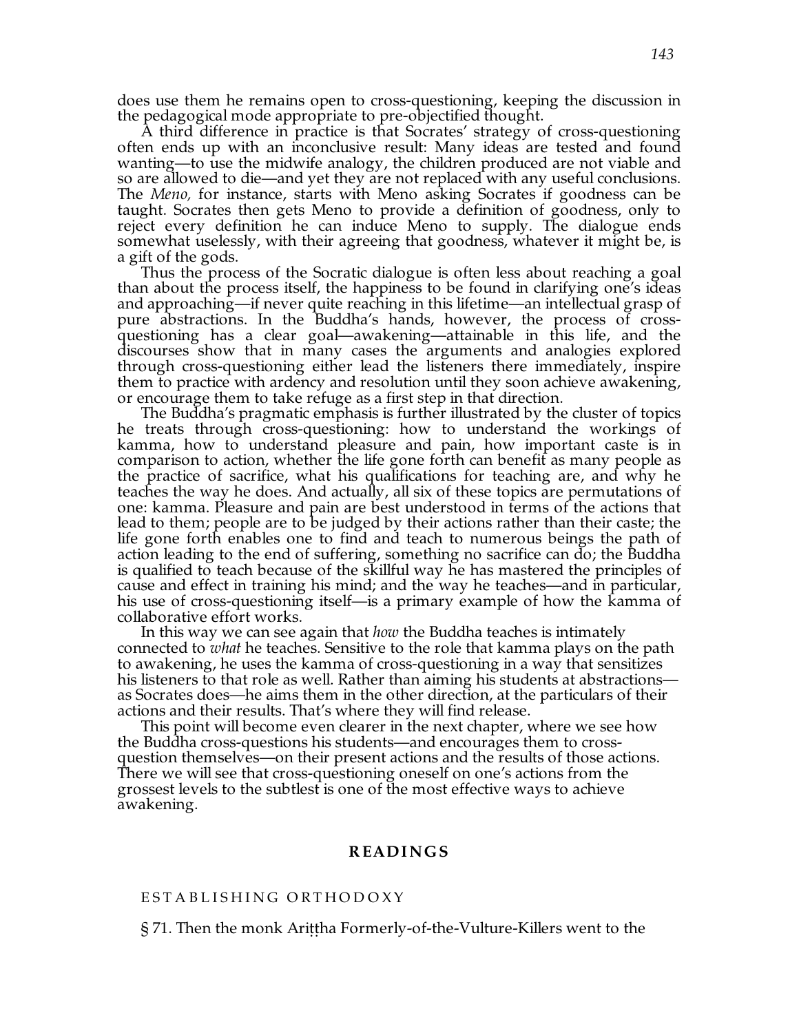does use them he remains open to cross-questioning, keeping the discussion in the pedagogical mode appropriate to pre-objectified thought.

A third difference in practice is that Socrates' strategy of cross-questioning often ends up with an inconclusive result: Many ideas are tested and found wanting—to use the midwife analogy, the children produced are not viable and so are allowed to die—and yet they are not replaced with any useful conclusions. The *Meno,* for instance, starts with Meno asking Socrates if goodness can be taught. Socrates then gets Meno to provide a definition of goodness, only to reject every definition he can induce Meno to supply. The dialogue ends somewhat uselessly, with their agreeing that goodness, whatever it might be, is a gift of the gods.

Thus the process of the Socratic dialogue is often less about reaching a goal than about the process itself, the happiness to be found in clarifying one's ideas and approaching—if never quite reaching in this lifetime—an intellectual grasp of pure abstractions. In the Buddha's hands, however, the process of cross-questioning has a clear goal—awakening—attainable in this life, and the discourses show that in many cases the arguments and analogies explored through cross-questioning either lead the listeners there immediately, inspire them to practice with ardency and resolution until they soon achieve awakening, or encourage them to take refuge as a first step in that direction.

The Buddha's pragmatic emphasis is further illustrated by the cluster of topics he treats through cross-questioning: how to understand the workings of kamma, how to understand pleasure and pain, how important caste is in comparison to action, whether the life gone forth can benefit as many people as the practice of sacrifice, what his qualifications for teaching are, and why he teaches the way he does. And actually, all six of these topics are permutations of one: kamma. Pleasure and pain are best understood in terms of the actions that lead to them; people are to be judged by their actions rather than their caste; the life gone forth enables one to find and teach to numerous beings the path of action leading to the end of suffering, something no sacrifice can do; the Buddha is qualified to teach because of the skillful way he has mastered the principles of cause and effect in training his mind; and the way he teaches—and in particular, his use of cross-questioning itself—is a primary example of how the kamma of collaborative effort works.

In this way we can see again that *how* the Buddha teaches is intimately connected to *what* he teaches. Sensitive to the role that kamma plays on the path to awakening, he uses the kamma of cross-questioning in a way that sensitizes his listeners to that role as well. Rather than aiming his students at abstractions—as Socrates does—he aims them in the other direction, at the particulars of their actions and their results. That's where they will find release.

This point will become even clearer in the next chapter, where we see how the Buddha cross-questions his students—and encourages them to cross-question themselves—on their present actions and the results of those actions. There we will see that cross-questioning oneself on one's actions from the grossest levels to the subtlest is one of the most effective ways to achieve awakening.

## READINGS

### ESTABLISHING ORTHODOXY

§ 71. Then the monk Ariṭṭha Formerly-of-the-Vulture-Killers went to the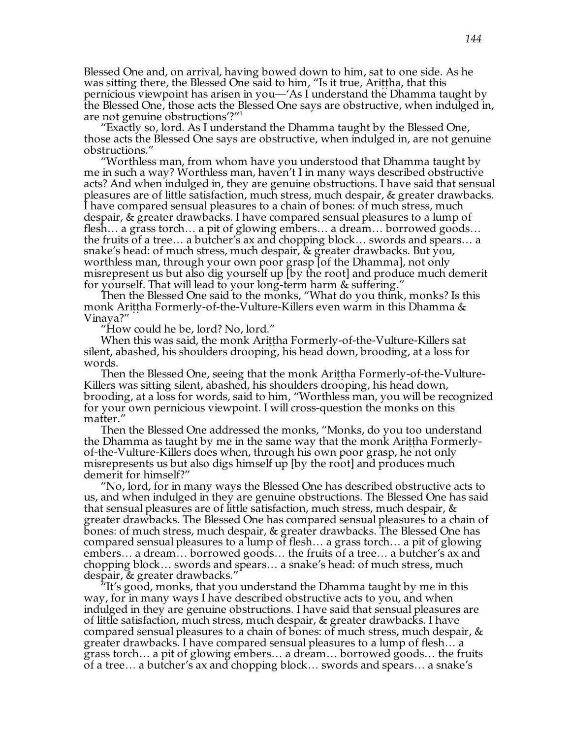Blessed One and, on arrival, having bowed down to him, sat to one side. As he was sitting there, the Blessed One said to him, "Is it true, Ariṭṭha, that this pernicious viewpoint has arisen in you—'As I understand the Dhamma taught by the Blessed One, those acts the Blessed One says are obstructive, when indulged in, are not genuine obstructions'?"[1]

"Exactly so, lord. As I understand the Dhamma taught by the Blessed One, those acts the Blessed One says are obstructive, when indulged in, are not genuine obstructions."

"Worthless man, from whom have you understood that Dhamma taught by me in such a way? Worthless man, haven't I in many ways described obstructive acts? And when indulged in, they are genuine obstructions. I have said that sensual pleasures are of little satisfaction, much stress, much despair, & greater drawbacks. I have compared sensual pleasures to a chain of bones: of much stress, much despair, & greater drawbacks. I have compared sensual pleasures to a lump of flesh… a grass torch… a pit of glowing embers… a dream… borrowed goods… the fruits of a tree… a butcher's ax and chopping block… swords and spears… a snake's head: of much stress, much despair, & greater drawbacks. But you, worthless man, through your own poor grasp [of the Dhamma], not only misrepresent us but also dig yourself up [by the root] and produce much demerit for yourself. That will lead to your long-term harm & suffering."

Then the Blessed One said to the monks, "What do you think, monks? Is this monk Ariṭṭha Formerly-of-the-Vulture-Killers even warm in this Dhamma & Vinaya?"

"How could he be, lord? No, lord."

When this was said, the monk Ariṭṭha Formerly-of-the-Vulture-Killers sat silent, abashed, his shoulders drooping, his head down, brooding, at a loss for words.

Then the Blessed One, seeing that the monk Ariṭṭha Formerly-of-the-Vulture-Killers was sitting silent, abashed, his shoulders drooping, his head down, brooding, at a loss for words, said to him, "Worthless man, you will be recognized for your own pernicious viewpoint. I will cross-question the monks on this matter."

Then the Blessed One addressed the monks, "Monks, do you too understand the Dhamma as taught by me in the same way that the monk Ariṭṭha Formerly-of-the-Vulture-Killers does when, through his own poor grasp, he not only misrepresents us but also digs himself up [by the root] and produces much demerit for himself?"

"No, lord, for in many ways the Blessed One has described obstructive acts to us, and when indulged in they are genuine obstructions. The Blessed One has said that sensual pleasures are of little satisfaction, much stress, much despair, & greater drawbacks. The Blessed One has compared sensual pleasures to a chain of bones: of much stress, much despair, & greater drawbacks. The Blessed One has compared sensual pleasures to a lump of flesh… a grass torch… a pit of glowing embers… a dream… borrowed goods… the fruits of a tree… a butcher's ax and chopping block… swords and spears… a snake's head: of much stress, much despair, & greater drawbacks."

"It's good, monks, that you understand the Dhamma taught by me in this way, for in many ways I have described obstructive acts to you, and when indulged in they are genuine obstructions. I have said that sensual pleasures are of little satisfaction, much stress, much despair, & greater drawbacks. I have compared sensual pleasures to a chain of bones: of much stress, much despair, & greater drawbacks. I have compared sensual pleasures to a lump of flesh… a grass torch… a pit of glowing embers… a dream… borrowed goods… the fruits of a tree… a butcher's ax and chopping block… swords and spears… a snake's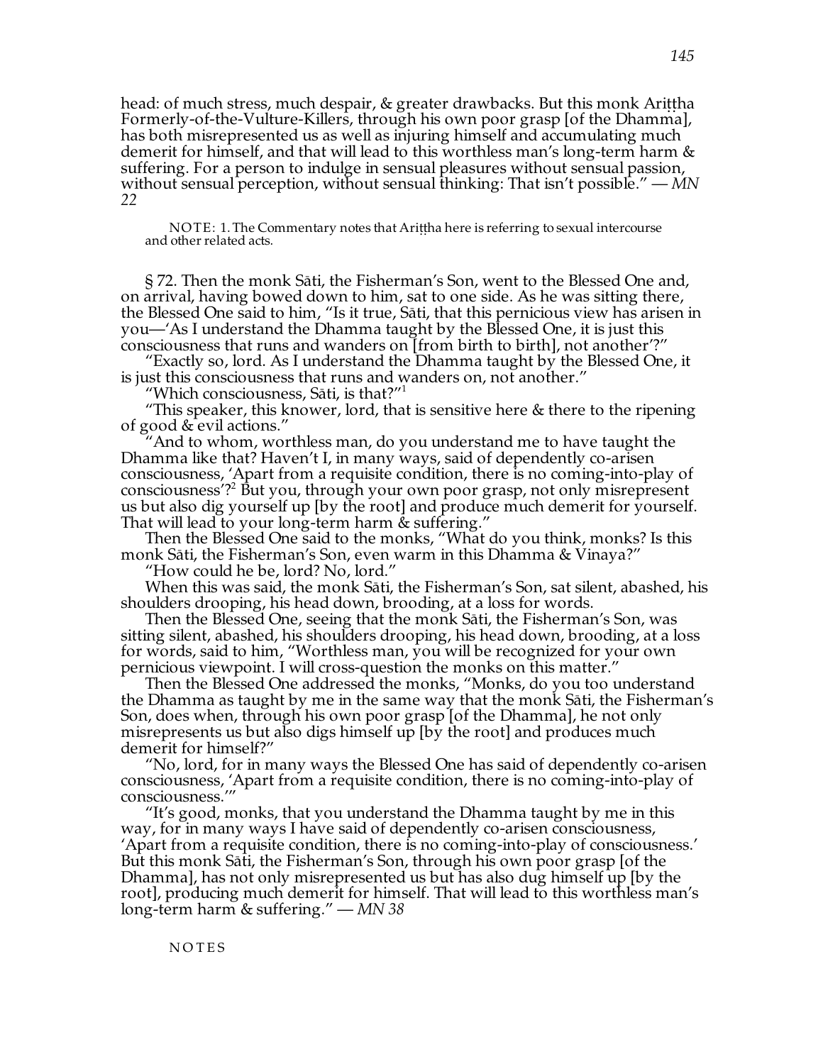head: of much stress, much despair, & greater drawbacks. But this monk Ariṭṭha Formerly-of-the-Vulture-Killers, through his own poor grasp [of the Dhamma], has both misrepresented us as well as injuring himself and accumulating much demerit for himself, and that will lead to this worthless man's long-term harm & suffering. For a person to indulge in sensual pleasures without sensual passion, without sensual perception, without sensual thinking: That isn't possible." — *MN 22*

NOTE: 1. The Commentary notes that Ariṭṭha here is referring to sexual intercourse and other related acts.

§ 72. Then the monk Sāti, the Fisherman's Son, went to the Blessed One and, on arrival, having bowed down to him, sat to one side. As he was sitting there, the Blessed One said to him, "Is it true, Sāti, that this pernicious view has arisen in you—'As I understand the Dhamma taught by the Blessed One, it is just this consciousness that runs and wanders on [from birth to birth], not another'?"

"Exactly so, lord. As I understand the Dhamma taught by the Blessed One, it is just this consciousness that runs and wanders on, not another."

"Which consciousness, Sāti, is that?"[1]

"This speaker, this knower, lord, that is sensitive here & there to the ripening of good & evil actions."

"And to whom, worthless man, do you understand me to have taught the Dhamma like that? Haven't I, in many ways, said of dependently co-arisen consciousness, 'Apart from a requisite condition, there is no coming-into-play of consciousness'?[2] But you, through your own poor grasp, not only misrepresent us but also dig yourself up [by the root] and produce much demerit for yourself. That will lead to your long-term harm & suffering."

Then the Blessed One said to the monks, "What do you think, monks? Is this monk Sāti, the Fisherman's Son, even warm in this Dhamma & Vinaya?"

"How could he be, lord? No, lord."

When this was said, the monk Sāti, the Fisherman's Son, sat silent, abashed, his shoulders drooping, his head down, brooding, at a loss for words.

Then the Blessed One, seeing that the monk Sāti, the Fisherman's Son, was sitting silent, abashed, his shoulders drooping, his head down, brooding, at a loss for words, said to him, "Worthless man, you will be recognized for your own pernicious viewpoint. I will cross-question the monks on this matter."

Then the Blessed One addressed the monks, "Monks, do you too understand the Dhamma as taught by me in the same way that the monk Sāti, the Fisherman's Son, does when, through his own poor grasp [of the Dhamma], he not only misrepresents us but also digs himself up [by the root] and produces much demerit for himself?"

"No, lord, for in many ways the Blessed One has said of dependently co-arisen consciousness, 'Apart from a requisite condition, there is no coming-into-play of consciousness.'"

"It's good, monks, that you understand the Dhamma taught by me in this way, for in many ways I have said of dependently co-arisen consciousness, 'Apart from a requisite condition, there is no coming-into-play of consciousness.' But this monk Sāti, the Fisherman's Son, through his own poor grasp [of the Dhamma], has not only misrepresented us but has also dug himself up [by the root], producing much demerit for himself. That will lead to this worthless man's long-term harm & suffering." — *MN 38*

NOTES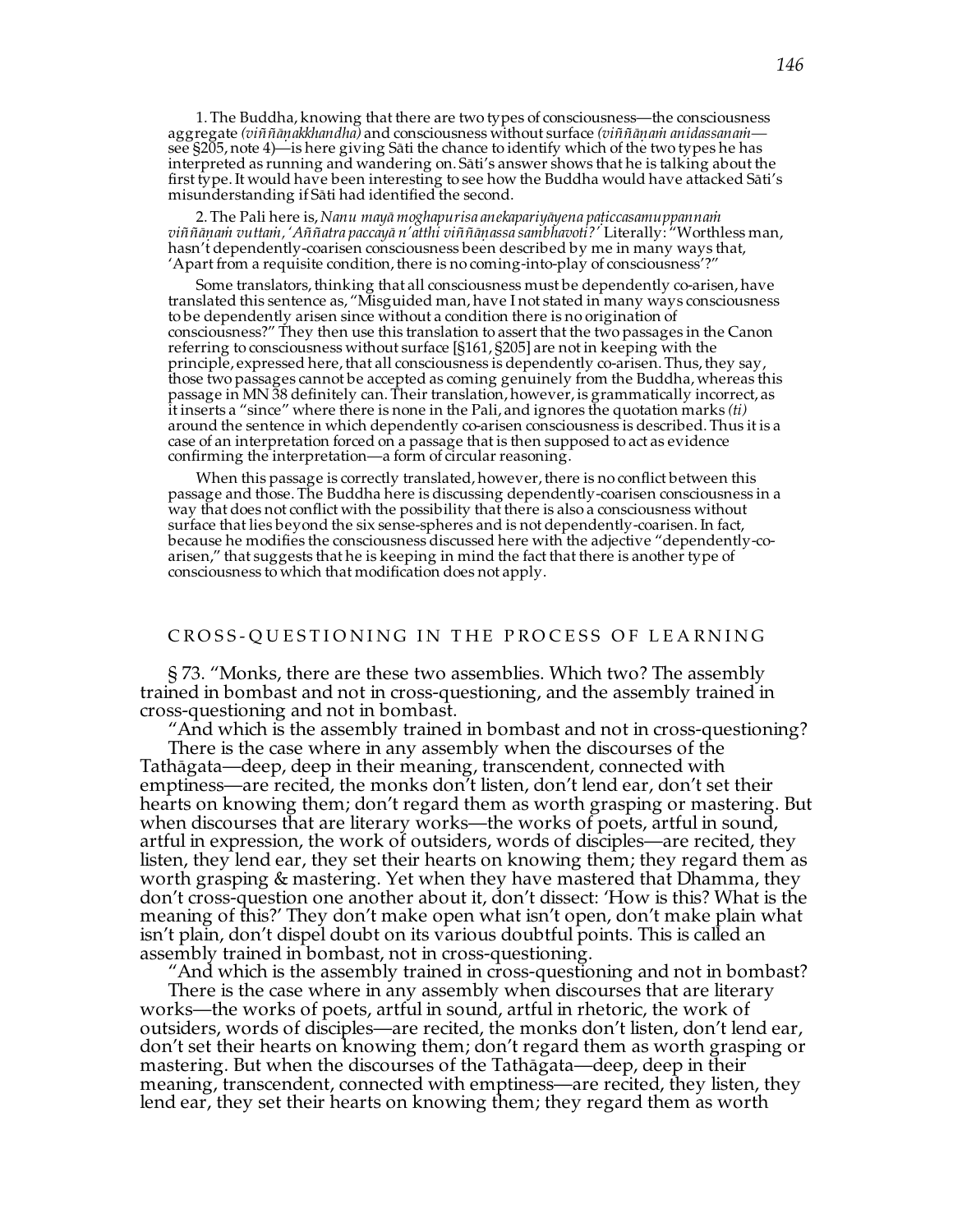1. The Buddha, knowing that there are two types of consciousness—the consciousness aggregate *(viññāṇakkhandha)* and consciousness without surface *(viññāṇaṁ anidassanaṁ*—see §205, note 4)—is here giving Sāti the chance to identify which of the two types he has interpreted as running and wandering on. Sāti's answer shows that he is talking about the first type. It would have been interesting to see how the Buddha would have attacked Sāti's misunderstanding if Sāti had identified the second.

2. The Pali here is, *Nanu mayā moghapurisa anekapariyāyena paṭiccasamuppannaṁ viññāṇaṁ vuttaṁ, 'Aññatra paccayā n'atthi viññāṇassa sambhavoti?'* Literally: "Worthless man, hasn't dependently-coarisen consciousness been described by me in many ways that, 'Apart from a requisite condition, there is no coming-into-play of consciousness'?"

Some translators, thinking that all consciousness must be dependently co-arisen, have translated this sentence as, "Misguided man, have I not stated in many ways consciousness to be dependently arisen since without a condition there is no origination of consciousness?" They then use this translation to assert that the two passages in the Canon referring to consciousness without surface [§161, §205] are not in keeping with the principle, expressed here, that all consciousness is dependently co-arisen. Thus, they say, those two passages cannot be accepted as coming genuinely from the Buddha, whereas this passage in MN 38 definitely can. Their translation, however, is grammatically incorrect, as it inserts a "since" where there is none in the Pali, and ignores the quotation marks *(ti)* around the sentence in which dependently co-arisen consciousness is described. Thus it is a case of an interpretation forced on a passage that is then supposed to act as evidence confirming the interpretation—a form of circular reasoning.

When this passage is correctly translated, however, there is no conflict between this passage and those. The Buddha here is discussing dependently-coarisen consciousness in a way that does not conflict with the possibility that there is also a consciousness without surface that lies beyond the six sense-spheres and is not dependently-coarisen. In fact, because he modifies the consciousness discussed here with the adjective "dependently-co-arisen," that suggests that he is keeping in mind the fact that there is another type of consciousness to which that modification does not apply.

## CROSS-QUESTIONING IN THE PROCESS OF LEARNING

§ 73. "Monks, there are these two assemblies. Which two? The assembly trained in bombast and not in cross-questioning, and the assembly trained in cross-questioning and not in bombast.

"And which is the assembly trained in bombast and not in cross-questioning? There is the case where in any assembly when the discourses of the Tathāgata—deep, deep in their meaning, transcendent, connected with emptiness—are recited, the monks don't listen, don't lend ear, don't set their hearts on knowing them; don't regard them as worth grasping or mastering. But when discourses that are literary works—the works of poets, artful in sound, artful in expression, the work of outsiders, words of disciples—are recited, they listen, they lend ear, they set their hearts on knowing them; they regard them as worth grasping & mastering. Yet when they have mastered that Dhamma, they don't cross-question one another about it, don't dissect: 'How is this? What is the meaning of this?' They don't make open what isn't open, don't make plain what isn't plain, don't dispel doubt on its various doubtful points. This is called an assembly trained in bombast, not in cross-questioning.

"And which is the assembly trained in cross-questioning and not in bombast? There is the case where in any assembly when discourses that are literary works—the works of poets, artful in sound, artful in rhetoric, the work of outsiders, words of disciples—are recited, the monks don't listen, don't lend ear, don't set their hearts on knowing them; don't regard them as worth grasping or mastering. But when the discourses of the Tathāgata—deep, deep in their meaning, transcendent, connected with emptiness—are recited, they listen, they lend ear, they set their hearts on knowing them; they regard them as worth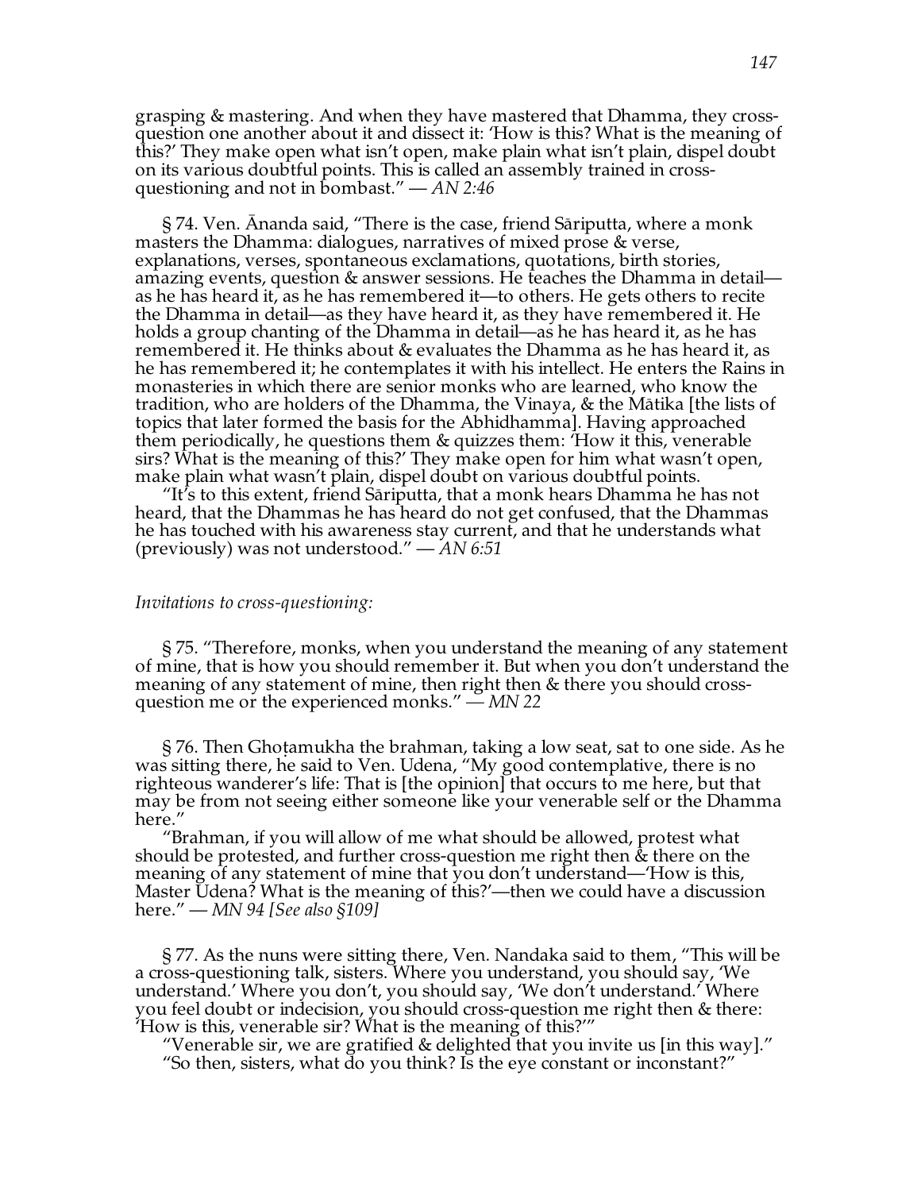grasping & mastering. And when they have mastered that Dhamma, they cross-question one another about it and dissect it: 'How is this? What is the meaning of this?' They make open what isn't open, make plain what isn't plain, dispel doubt on its various doubtful points. This is called an assembly trained in cross-questioning and not in bombast." — *AN 2:46*

§ 74. Ven. Ānanda said, "There is the case, friend Sāriputta, where a monk masters the Dhamma: dialogues, narratives of mixed prose & verse, explanations, verses, spontaneous exclamations, quotations, birth stories, amazing events, question & answer sessions. He teaches the Dhamma in detail—as he has heard it, as he has remembered it—to others. He gets others to recite the Dhamma in detail—as they have heard it, as they have remembered it. He holds a group chanting of the Dhamma in detail—as he has heard it, as he has remembered it. He thinks about & evaluates the Dhamma as he has heard it, as he has remembered it; he contemplates it with his intellect. He enters the Rains in monasteries in which there are senior monks who are learned, who know the tradition, who are holders of the Dhamma, the Vinaya, & the Mātika [the lists of topics that later formed the basis for the Abhidhamma]. Having approached them periodically, he questions them & quizzes them: 'How it this, venerable sirs? What is the meaning of this?' They make open for him what wasn't open, make plain what wasn't plain, dispel doubt on various doubtful points.

"It's to this extent, friend Sāriputta, that a monk hears Dhamma he has not heard, that the Dhammas he has heard do not get confused, that the Dhammas he has touched with his awareness stay current, and that he understands what (previously) was not understood." — *AN 6:51*

*Invitations to cross-questioning:*

§ 75. "Therefore, monks, when you understand the meaning of any statement of mine, that is how you should remember it. But when you don't understand the meaning of any statement of mine, then right then & there you should cross-question me or the experienced monks." — *MN 22*

§ 76. Then Ghoṭamukha the brahman, taking a low seat, sat to one side. As he was sitting there, he said to Ven. Udena, "My good contemplative, there is no righteous wanderer's life: That is [the opinion] that occurs to me here, but that may be from not seeing either someone like your venerable self or the Dhamma here."

"Brahman, if you will allow of me what should be allowed, protest what should be protested, and further cross-question me right then & there on the meaning of any statement of mine that you don't understand—'How is this, Master Udena? What is the meaning of this?'—then we could have a discussion here." — *MN 94 [See also §109]*

§ 77. As the nuns were sitting there, Ven. Nandaka said to them, "This will be a cross-questioning talk, sisters. Where you understand, you should say, 'We understand.' Where you don't, you should say, 'We don't understand.' Where you feel doubt or indecision, you should cross-question me right then & there: 'How is this, venerable sir? What is the meaning of this?'"

"Venerable sir, we are gratified & delighted that you invite us [in this way]."

"So then, sisters, what do you think? Is the eye constant or inconstant?"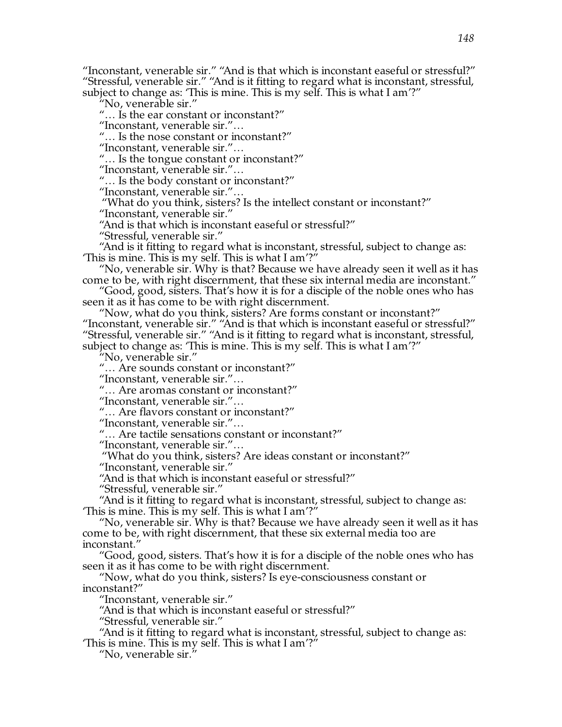"Inconstant, venerable sir." "And is that which is inconstant easeful or stressful?" "Stressful, venerable sir." "And is it fitting to regard what is inconstant, stressful, subject to change as: 'This is mine. This is my self. This is what I am'?"

"No, venerable sir."

"… Is the ear constant or inconstant?"

"Inconstant, venerable sir."…

"… Is the nose constant or inconstant?"

"Inconstant, venerable sir."…

"… Is the tongue constant or inconstant?"

"Inconstant, venerable sir."…

"… Is the body constant or inconstant?"

"Inconstant, venerable sir."…

"What do you think, sisters? Is the intellect constant or inconstant?"

"Inconstant, venerable sir."

"And is that which is inconstant easeful or stressful?"

"Stressful, venerable sir."

"And is it fitting to regard what is inconstant, stressful, subject to change as: 'This is mine. This is my self. This is what I am'?"

"No, venerable sir. Why is that? Because we have already seen it well as it has come to be, with right discernment, that these six internal media are inconstant."

"Good, good, sisters. That's how it is for a disciple of the noble ones who has seen it as it has come to be with right discernment.

"Now, what do you think, sisters? Are forms constant or inconstant?" "Inconstant, venerable sir." "And is that which is inconstant easeful or stressful?" "Stressful, venerable sir." "And is it fitting to regard what is inconstant, stressful, subject to change as: 'This is mine. This is my self. This is what I am'?"

"No, venerable sir."

"… Are sounds constant or inconstant?"

"Inconstant, venerable sir."…

"… Are aromas constant or inconstant?"

"Inconstant, venerable sir."…

"… Are flavors constant or inconstant?"

"Inconstant, venerable sir."…

"… Are tactile sensations constant or inconstant?"

"Inconstant, venerable sir."…

"What do you think, sisters? Are ideas constant or inconstant?"

"Inconstant, venerable sir."

"And is that which is inconstant easeful or stressful?"

"Stressful, venerable sir."

"And is it fitting to regard what is inconstant, stressful, subject to change as: 'This is mine. This is my self. This is what I am'?"

"No, venerable sir. Why is that? Because we have already seen it well as it has come to be, with right discernment, that these six external media too are inconstant."

"Good, good, sisters. That's how it is for a disciple of the noble ones who has seen it as it has come to be with right discernment.

"Now, what do you think, sisters? Is eye-consciousness constant or inconstant?"

"Inconstant, venerable sir."

"And is that which is inconstant easeful or stressful?"

"Stressful, venerable sir."

"And is it fitting to regard what is inconstant, stressful, subject to change as: 'This is mine. This is my self. This is what I am'?"

"No, venerable sir."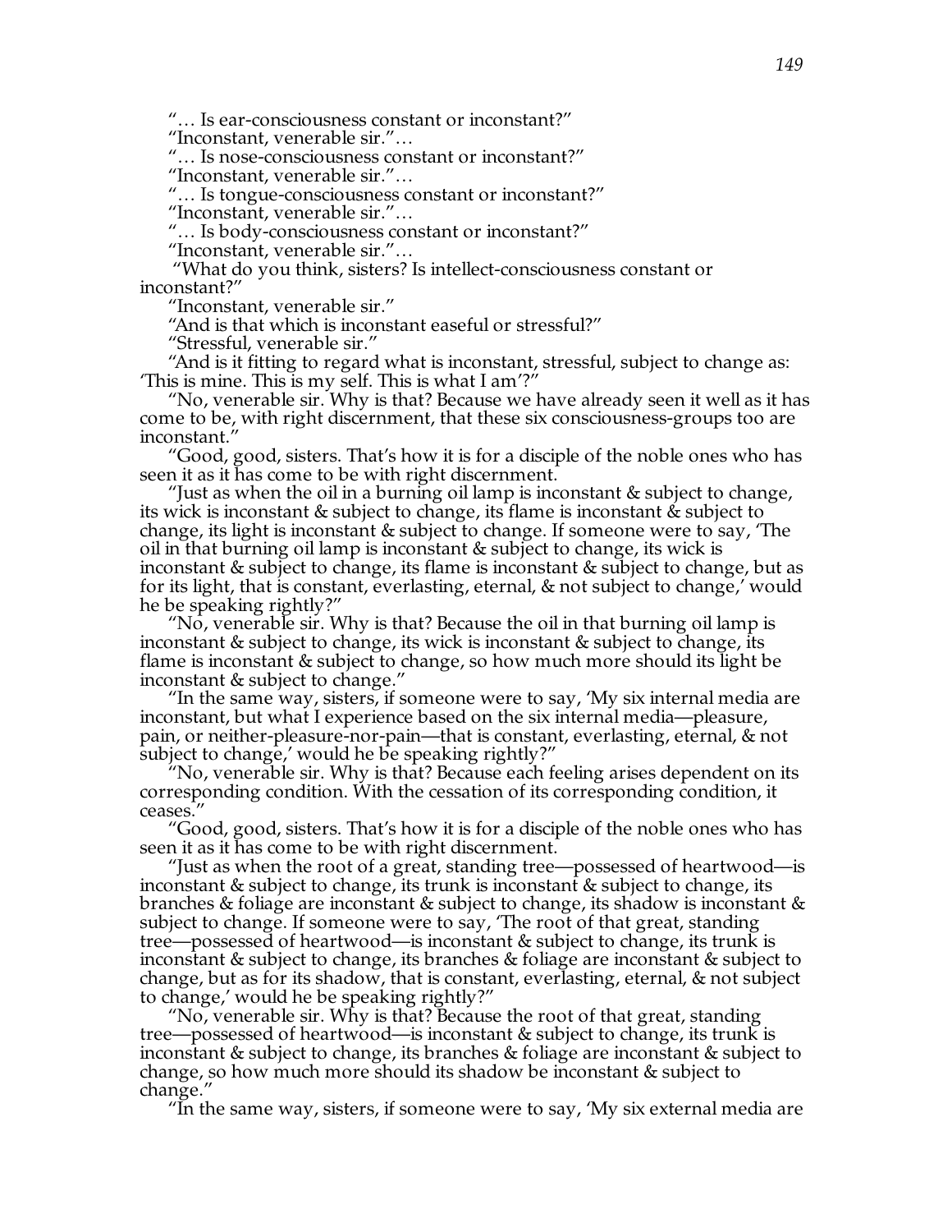"… Is ear-consciousness constant or inconstant?"

"Inconstant, venerable sir."…

"… Is nose-consciousness constant or inconstant?"

"Inconstant, venerable sir."…

"… Is tongue-consciousness constant or inconstant?"

"Inconstant, venerable sir."…

"… Is body-consciousness constant or inconstant?"

"Inconstant, venerable sir."…

"What do you think, sisters? Is intellect-consciousness constant or inconstant?"

"Inconstant, venerable sir."

"And is that which is inconstant easeful or stressful?"

"Stressful, venerable sir."

"And is it fitting to regard what is inconstant, stressful, subject to change as: 'This is mine. This is my self. This is what I am'?"

"No, venerable sir. Why is that? Because we have already seen it well as it has come to be, with right discernment, that these six consciousness-groups too are inconstant."

"Good, good, sisters. That's how it is for a disciple of the noble ones who has seen it as it has come to be with right discernment.

"Just as when the oil in a burning oil lamp is inconstant & subject to change, its wick is inconstant & subject to change, its flame is inconstant & subject to change, its light is inconstant & subject to change. If someone were to say, 'The oil in that burning oil lamp is inconstant & subject to change, its wick is inconstant & subject to change, its flame is inconstant & subject to change, but as for its light, that is constant, everlasting, eternal, & not subject to change,' would he be speaking rightly?"

"No, venerable sir. Why is that? Because the oil in that burning oil lamp is inconstant & subject to change, its wick is inconstant & subject to change, its flame is inconstant & subject to change, so how much more should its light be inconstant & subject to change."

"In the same way, sisters, if someone were to say, 'My six internal media are inconstant, but what I experience based on the six internal media—pleasure, pain, or neither-pleasure-nor-pain—that is constant, everlasting, eternal, & not subject to change,' would he be speaking rightly?"

"No, venerable sir. Why is that? Because each feeling arises dependent on its corresponding condition. With the cessation of its corresponding condition, it ceases."

"Good, good, sisters. That's how it is for a disciple of the noble ones who has seen it as it has come to be with right discernment.

"Just as when the root of a great, standing tree—possessed of heartwood—is inconstant & subject to change, its trunk is inconstant & subject to change, its branches & foliage are inconstant & subject to change, its shadow is inconstant & subject to change. If someone were to say, 'The root of that great, standing tree—possessed of heartwood—is inconstant & subject to change, its trunk is inconstant & subject to change, its branches & foliage are inconstant & subject to change, but as for its shadow, that is constant, everlasting, eternal, & not subject to change,' would he be speaking rightly?"

"No, venerable sir. Why is that? Because the root of that great, standing tree—possessed of heartwood—is inconstant & subject to change, its trunk is inconstant & subject to change, its branches & foliage are inconstant & subject to change, so how much more should its shadow be inconstant & subject to change."

"In the same way, sisters, if someone were to say, 'My six external media are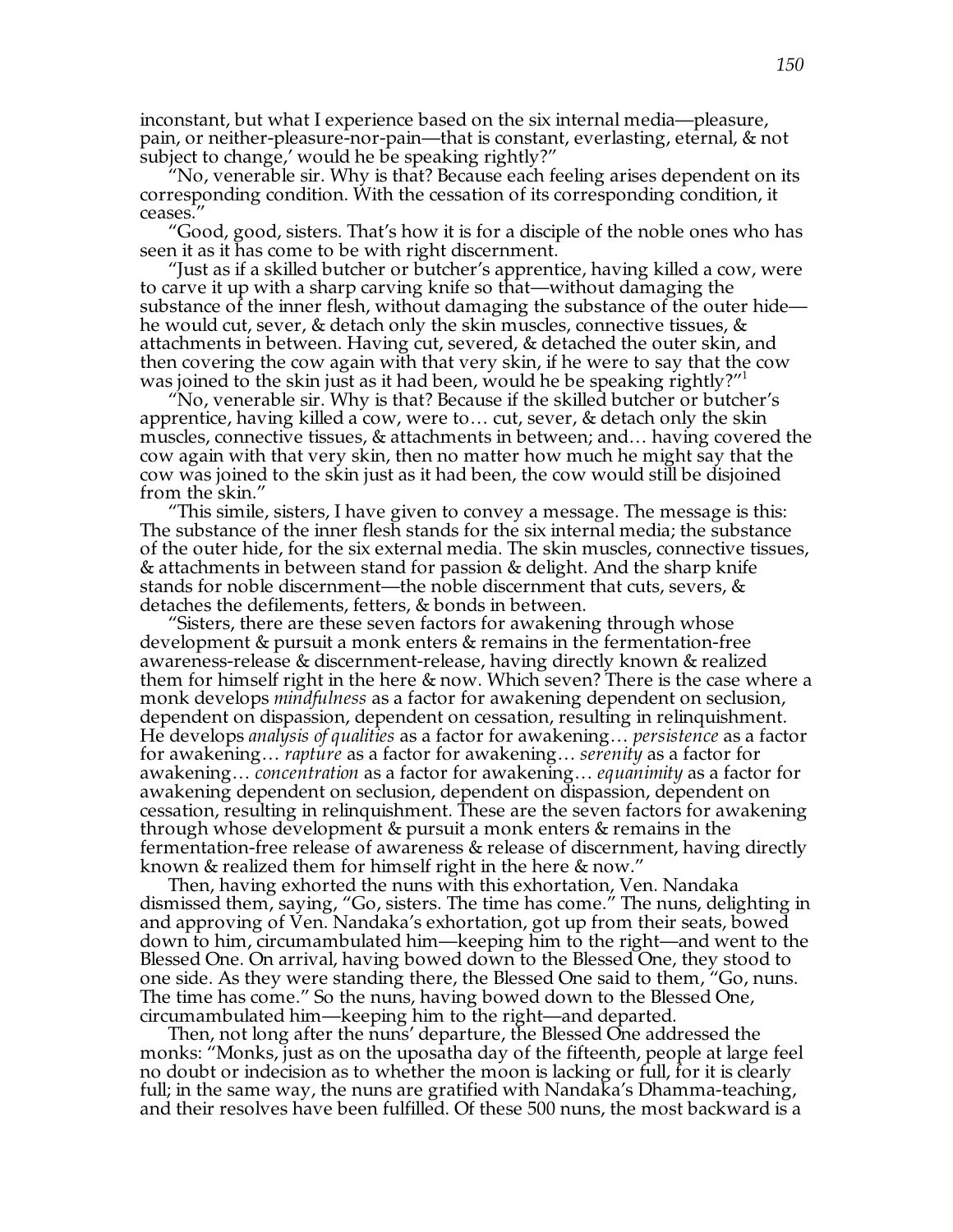inconstant, but what I experience based on the six internal media—pleasure, pain, or neither-pleasure-nor-pain—that is constant, everlasting, eternal, & not subject to change,' would he be speaking rightly?"

"No, venerable sir. Why is that? Because each feeling arises dependent on its corresponding condition. With the cessation of its corresponding condition, it ceases."

"Good, good, sisters. That's how it is for a disciple of the noble ones who has seen it as it has come to be with right discernment.

"Just as if a skilled butcher or butcher's apprentice, having killed a cow, were to carve it up with a sharp carving knife so that—without damaging the substance of the inner flesh, without damaging the substance of the outer hide—he would cut, sever, & detach only the skin muscles, connective tissues, & attachments in between. Having cut, severed, & detached the outer skin, and then covering the cow again with that very skin, if he were to say that the cow was joined to the skin just as it had been, would he be speaking rightly?"[1]

"No, venerable sir. Why is that? Because if the skilled butcher or butcher's apprentice, having killed a cow, were to… cut, sever, & detach only the skin muscles, connective tissues, & attachments in between; and… having covered the cow again with that very skin, then no matter how much he might say that the cow was joined to the skin just as it had been, the cow would still be disjoined from the skin."

"This simile, sisters, I have given to convey a message. The message is this: The substance of the inner flesh stands for the six internal media; the substance of the outer hide, for the six external media. The skin muscles, connective tissues, & attachments in between stand for passion & delight. And the sharp knife stands for noble discernment—the noble discernment that cuts, severs, & detaches the defilements, fetters, & bonds in between.

"Sisters, there are these seven factors for awakening through whose development & pursuit a monk enters & remains in the fermentation-free awareness-release & discernment-release, having directly known & realized them for himself right in the here & now. Which seven? There is the case where a monk develops *mindfulness* as a factor for awakening dependent on seclusion, dependent on dispassion, dependent on cessation, resulting in relinquishment. He develops *analysis of qualities* as a factor for awakening… *persistence* as a factor for awakening… *rapture* as a factor for awakening… *serenity* as a factor for awakening… *concentration* as a factor for awakening… *equanimity* as a factor for awakening dependent on seclusion, dependent on dispassion, dependent on cessation, resulting in relinquishment. These are the seven factors for awakening through whose development & pursuit a monk enters & remains in the fermentation-free release of awareness & release of discernment, having directly known & realized them for himself right in the here & now."

Then, having exhorted the nuns with this exhortation, Ven. Nandaka dismissed them, saying, "Go, sisters. The time has come." The nuns, delighting in and approving of Ven. Nandaka's exhortation, got up from their seats, bowed down to him, circumambulated him—keeping him to the right—and went to the Blessed One. On arrival, having bowed down to the Blessed One, they stood to one side. As they were standing there, the Blessed One said to them, "Go, nuns. The time has come." So the nuns, having bowed down to the Blessed One, circumambulated him—keeping him to the right—and departed.

Then, not long after the nuns' departure, the Blessed One addressed the monks: "Monks, just as on the uposatha day of the fifteenth, people at large feel no doubt or indecision as to whether the moon is lacking or full, for it is clearly full; in the same way, the nuns are gratified with Nandaka's Dhamma-teaching, and their resolves have been fulfilled. Of these 500 nuns, the most backward is a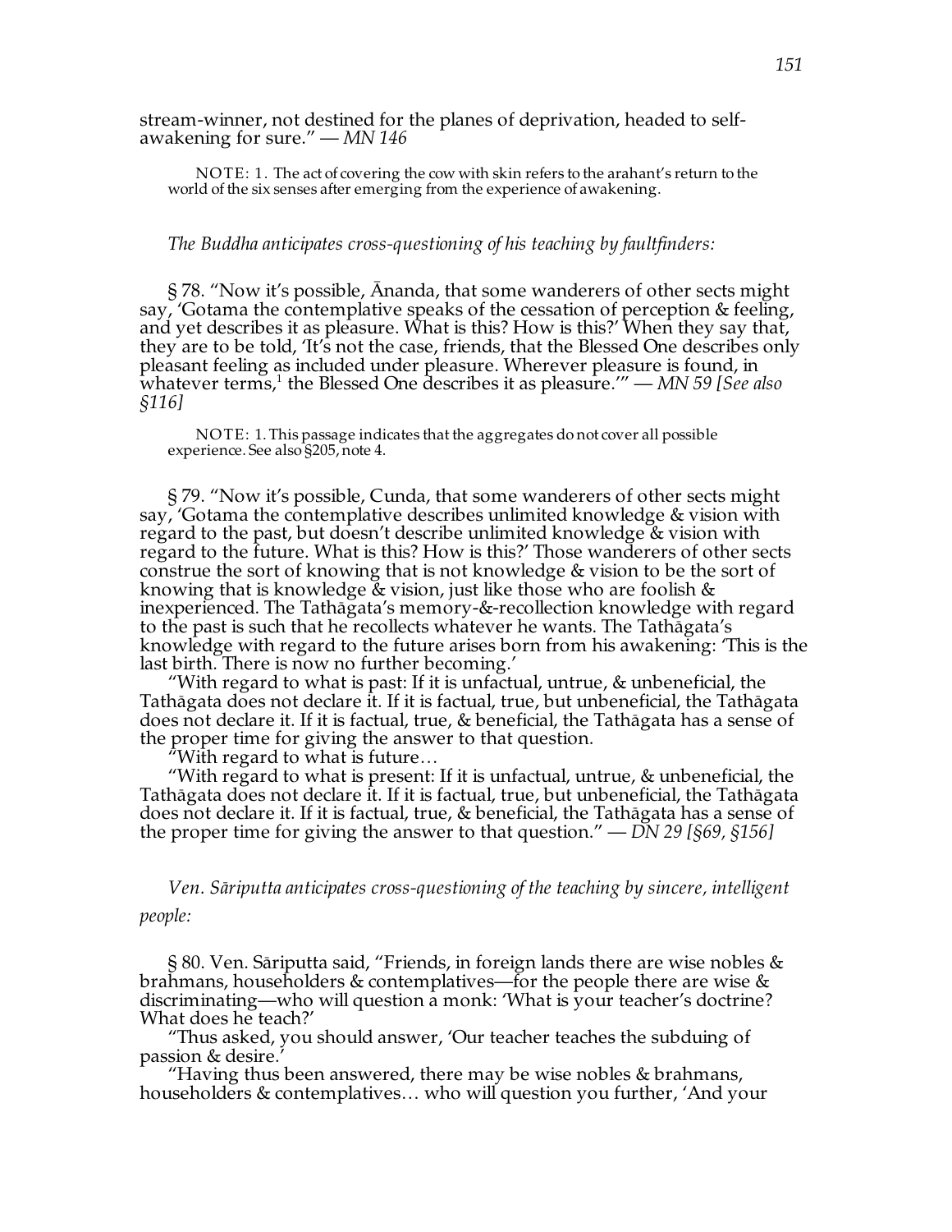stream-winner, not destined for the planes of deprivation, headed to self-awakening for sure." — *MN 146*

NOTE: 1. The act of covering the cow with skin refers to the arahant's return to the world of the six senses after emerging from the experience of awakening.

*The Buddha anticipates cross-questioning of his teaching by faultfinders:*

§ 78. "Now it's possible, Ānanda, that some wanderers of other sects might say, 'Gotama the contemplative speaks of the cessation of perception & feeling, and yet describes it as pleasure. What is this? How is this?' When they say that, they are to be told, 'It's not the case, friends, that the Blessed One describes only pleasant feeling as included under pleasure. Wherever pleasure is found, in whatever terms,[1] the Blessed One describes it as pleasure.'" — *MN 59 [See also §116]*

NOTE: 1. This passage indicates that the aggregates do not cover all possible experience. See also §205, note 4.

§ 79. "Now it's possible, Cunda, that some wanderers of other sects might say, 'Gotama the contemplative describes unlimited knowledge & vision with regard to the past, but doesn't describe unlimited knowledge & vision with regard to the future. What is this? How is this?' Those wanderers of other sects construe the sort of knowing that is not knowledge & vision to be the sort of knowing that is knowledge & vision, just like those who are foolish & inexperienced. The Tathāgata's memory-&-recollection knowledge with regard to the past is such that he recollects whatever he wants. The Tathāgata's knowledge with regard to the future arises born from his awakening: 'This is the last birth. There is now no further becoming.'

"With regard to what is past: If it is unfactual, untrue, & unbeneficial, the Tathāgata does not declare it. If it is factual, true, but unbeneficial, the Tathāgata does not declare it. If it is factual, true, & beneficial, the Tathāgata has a sense of the proper time for giving the answer to that question.

"With regard to what is future…

"With regard to what is present: If it is unfactual, untrue, & unbeneficial, the Tathāgata does not declare it. If it is factual, true, but unbeneficial, the Tathāgata does not declare it. If it is factual, true, & beneficial, the Tathāgata has a sense of the proper time for giving the answer to that question." — *DN 29 [§69, §156]*

*Ven. Sāriputta anticipates cross-questioning of the teaching by sincere, intelligent people:*

§ 80. Ven. Sāriputta said, "Friends, in foreign lands there are wise nobles & brahmans, householders & contemplatives—for the people there are wise & discriminating—who will question a monk: 'What is your teacher's doctrine? What does he teach?'

"Thus asked, you should answer, 'Our teacher teaches the subduing of passion & desire.'

"Having thus been answered, there may be wise nobles & brahmans, householders & contemplatives… who will question you further, 'And your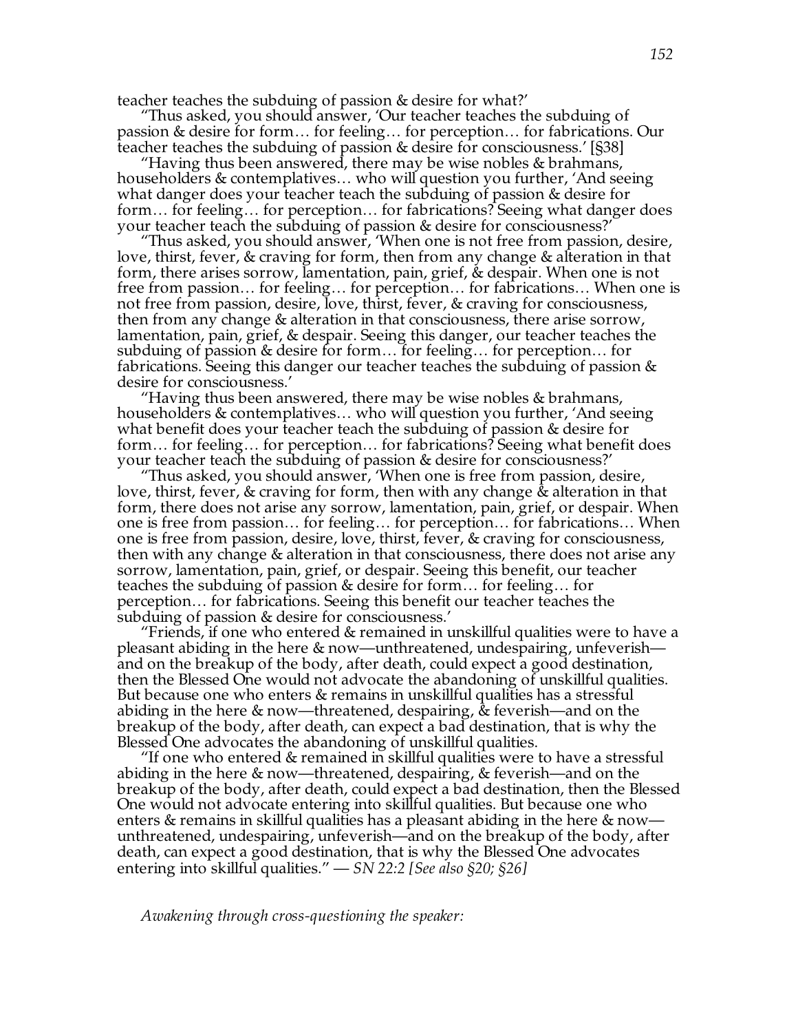teacher teaches the subduing of passion & desire for what?'

"Thus asked, you should answer, 'Our teacher teaches the subduing of passion & desire for form… for feeling… for perception… for fabrications. Our teacher teaches the subduing of passion & desire for consciousness.' [§38]

"Having thus been answered, there may be wise nobles & brahmans, householders & contemplatives… who will question you further, 'And seeing what danger does your teacher teach the subduing of passion & desire for form… for feeling… for perception… for fabrications? Seeing what danger does your teacher teach the subduing of passion & desire for consciousness?'

"Thus asked, you should answer, 'When one is not free from passion, desire, love, thirst, fever, & craving for form, then from any change & alteration in that form, there arises sorrow, lamentation, pain, grief, & despair. When one is not free from passion… for feeling… for perception… for fabrications… When one is not free from passion, desire, love, thirst, fever, & craving for consciousness, then from any change & alteration in that consciousness, there arise sorrow, lamentation, pain, grief, & despair. Seeing this danger, our teacher teaches the subduing of passion & desire for form… for feeling… for perception… for fabrications. Seeing this danger our teacher teaches the subduing of passion & desire for consciousness.'

"Having thus been answered, there may be wise nobles & brahmans, householders & contemplatives… who will question you further, 'And seeing what benefit does your teacher teach the subduing of passion & desire for form… for feeling… for perception… for fabrications? Seeing what benefit does your teacher teach the subduing of passion & desire for consciousness?'

"Thus asked, you should answer, 'When one is free from passion, desire, love, thirst, fever, & craving for form, then with any change & alteration in that form, there does not arise any sorrow, lamentation, pain, grief, or despair. When one is free from passion… for feeling… for perception… for fabrications… When one is free from passion, desire, love, thirst, fever, & craving for consciousness, then with any change & alteration in that consciousness, there does not arise any sorrow, lamentation, pain, grief, or despair. Seeing this benefit, our teacher teaches the subduing of passion & desire for form… for feeling… for perception… for fabrications. Seeing this benefit our teacher teaches the subduing of passion & desire for consciousness.'

"Friends, if one who entered & remained in unskillful qualities were to have a pleasant abiding in the here & now—unthreatened, undespairing, unfeverish—and on the breakup of the body, after death, could expect a good destination, then the Blessed One would not advocate the abandoning of unskillful qualities. But because one who enters & remains in unskillful qualities has a stressful abiding in the here & now—threatened, despairing, & feverish—and on the breakup of the body, after death, can expect a bad destination, that is why the Blessed One advocates the abandoning of unskillful qualities.

"If one who entered & remained in skillful qualities were to have a stressful abiding in the here & now—threatened, despairing, & feverish—and on the breakup of the body, after death, could expect a bad destination, then the Blessed One would not advocate entering into skillful qualities. But because one who enters & remains in skillful qualities has a pleasant abiding in the here & now—unthreatened, undespairing, unfeverish—and on the breakup of the body, after death, can expect a good destination, that is why the Blessed One advocates entering into skillful qualities." — *SN 22:2 [See also §20; §26]*

*Awakening through cross-questioning the speaker:*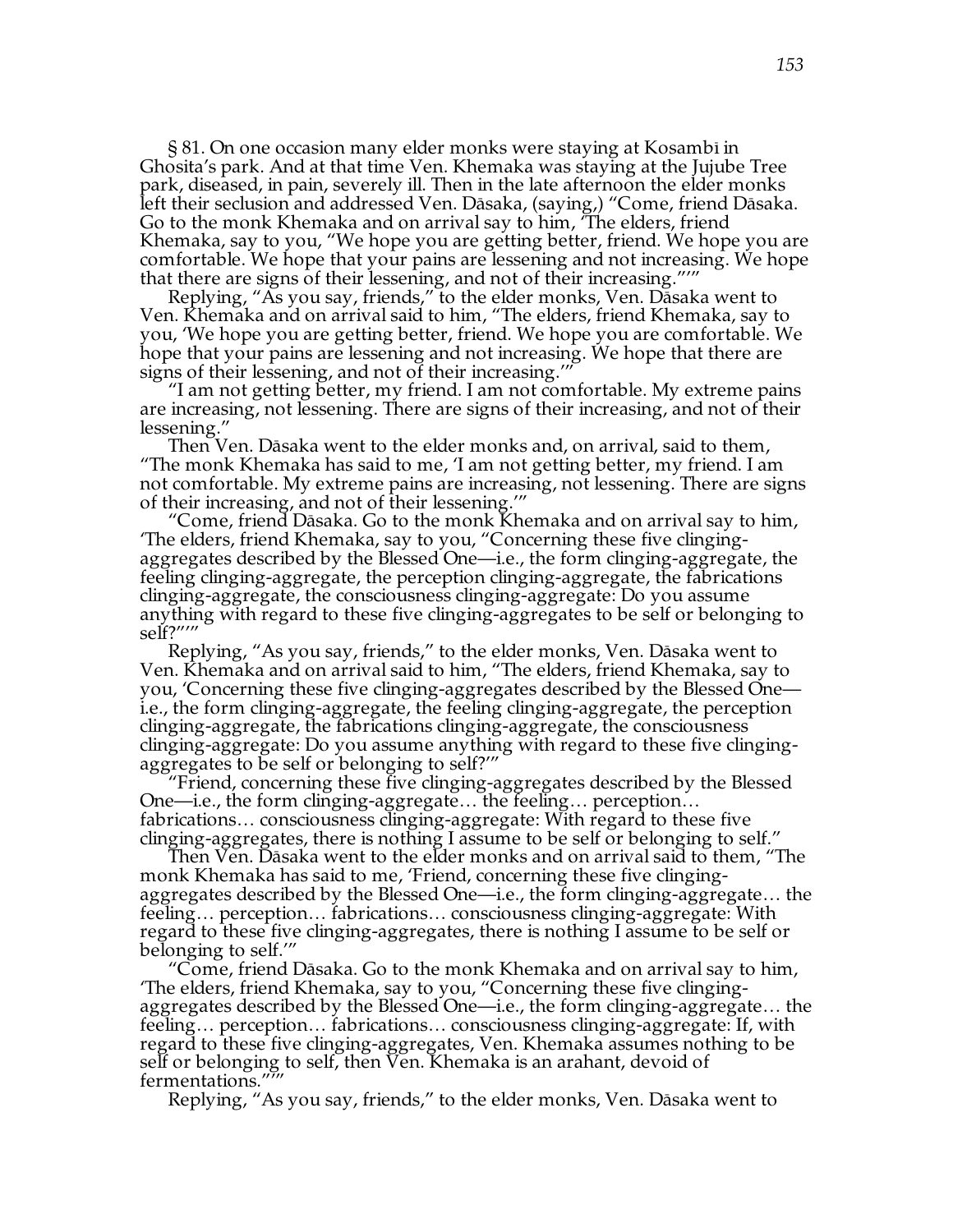§ 81. On one occasion many elder monks were staying at Kosambī in Ghosita's park. And at that time Ven. Khemaka was staying at the Jujube Tree park, diseased, in pain, severely ill. Then in the late afternoon the elder monks left their seclusion and addressed Ven. Dāsaka, (saying,) "Come, friend Dāsaka. Go to the monk Khemaka and on arrival say to him, 'The elders, friend Khemaka, say to you, "We hope you are getting better, friend. We hope you are comfortable. We hope that your pains are lessening and not increasing. We hope that there are signs of their lessening, and not of their increasing."'"

Replying, "As you say, friends," to the elder monks, Ven. Dāsaka went to Ven. Khemaka and on arrival said to him, "The elders, friend Khemaka, say to you, 'We hope you are getting better, friend. We hope you are comfortable. We hope that your pains are lessening and not increasing. We hope that there are signs of their lessening, and not of their increasing.'"

"I am not getting better, my friend. I am not comfortable. My extreme pains are increasing, not lessening. There are signs of their increasing, and not of their lessening."

Then Ven. Dāsaka went to the elder monks and, on arrival, said to them, "The monk Khemaka has said to me, 'I am not getting better, my friend. I am not comfortable. My extreme pains are increasing, not lessening. There are signs of their increasing, and not of their lessening.'"

"Come, friend Dāsaka. Go to the monk Khemaka and on arrival say to him, 'The elders, friend Khemaka, say to you, "Concerning these five clinging-aggregates described by the Blessed One—i.e., the form clinging-aggregate, the feeling clinging-aggregate, the perception clinging-aggregate, the fabrications clinging-aggregate, the consciousness clinging-aggregate: Do you assume anything with regard to these five clinging-aggregates to be self or belonging to self?"'"

Replying, "As you say, friends," to the elder monks, Ven. Dāsaka went to Ven. Khemaka and on arrival said to him, "The elders, friend Khemaka, say to you, 'Concerning these five clinging-aggregates described by the Blessed One—i.e., the form clinging-aggregate, the feeling clinging-aggregate, the perception clinging-aggregate, the fabrications clinging-aggregate, the consciousness clinging-aggregate: Do you assume anything with regard to these five clinging-aggregates to be self or belonging to self?'"

"Friend, concerning these five clinging-aggregates described by the Blessed One—i.e., the form clinging-aggregate… the feeling… perception… fabrications… consciousness clinging-aggregate: With regard to these five clinging-aggregates, there is nothing I assume to be self or belonging to self."

Then Ven. Dāsaka went to the elder monks and on arrival said to them, "The monk Khemaka has said to me, 'Friend, concerning these five clinging-aggregates described by the Blessed One—i.e., the form clinging-aggregate… the feeling… perception… fabrications… consciousness clinging-aggregate: With regard to these five clinging-aggregates, there is nothing I assume to be self or belonging to self.'"

"Come, friend Dāsaka. Go to the monk Khemaka and on arrival say to him, 'The elders, friend Khemaka, say to you, "Concerning these five clinging-aggregates described by the Blessed One—i.e., the form clinging-aggregate… the feeling… perception… fabrications… consciousness clinging-aggregate: If, with regard to these five clinging-aggregates, Ven. Khemaka assumes nothing to be self or belonging to self, then Ven. Khemaka is an arahant, devoid of fermentations."'"

Replying, "As you say, friends," to the elder monks, Ven. Dāsaka went to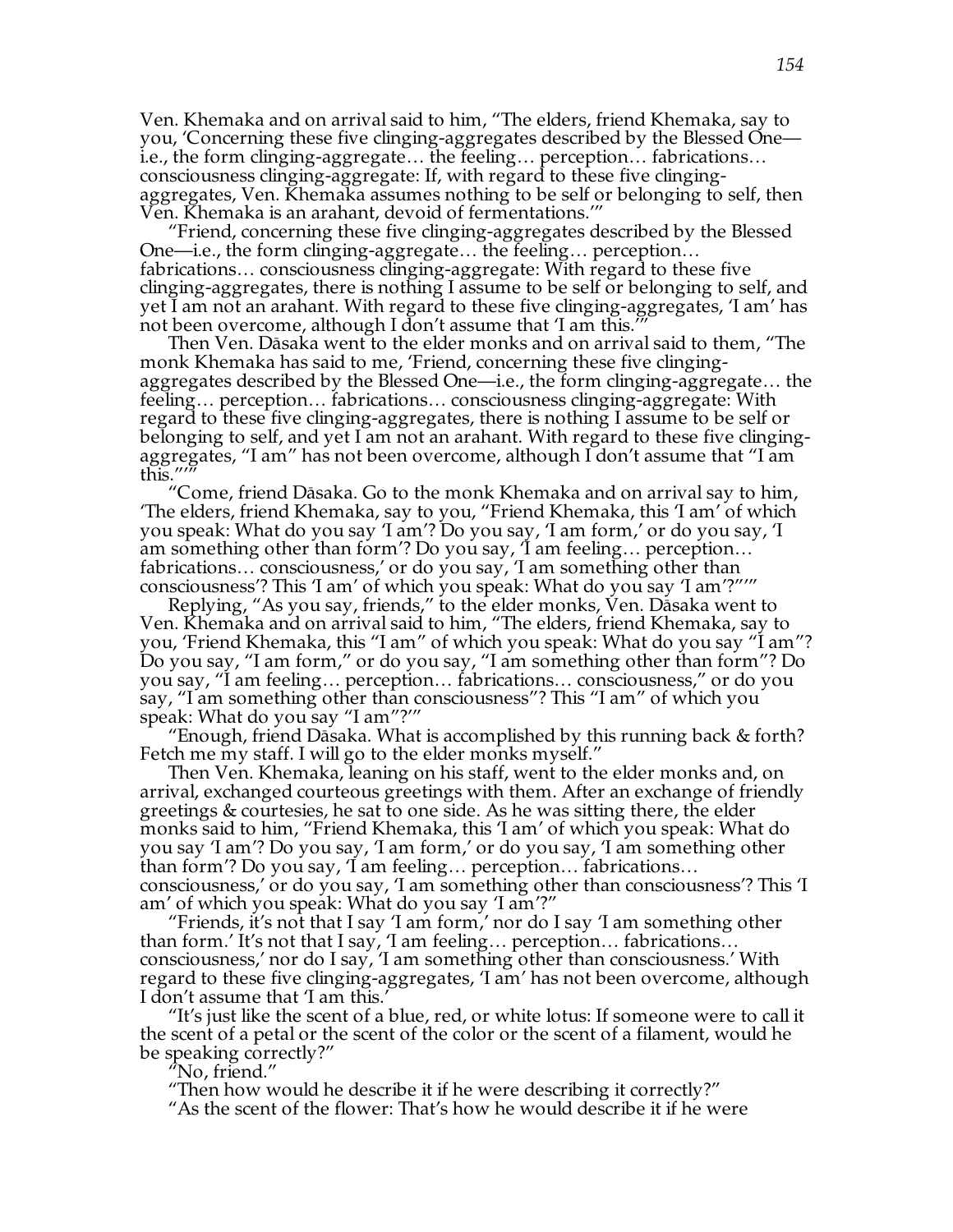Ven. Khemaka and on arrival said to him, "The elders, friend Khemaka, say to you, 'Concerning these five clinging-aggregates described by the Blessed One—i.e., the form clinging-aggregate… the feeling… perception… fabrications… consciousness clinging-aggregate: If, with regard to these five clinging-aggregates, Ven. Khemaka assumes nothing to be self or belonging to self, then Ven. Khemaka is an arahant, devoid of fermentations.'"

"Friend, concerning these five clinging-aggregates described by the Blessed One—i.e., the form clinging-aggregate… the feeling… perception… fabrications… consciousness clinging-aggregate: With regard to these five clinging-aggregates, there is nothing I assume to be self or belonging to self, and yet I am not an arahant. With regard to these five clinging-aggregates, 'I am' has not been overcome, although I don't assume that 'I am this.'"

Then Ven. Dāsaka went to the elder monks and on arrival said to them, "The monk Khemaka has said to me, 'Friend, concerning these five clinging-aggregates described by the Blessed One—i.e., the form clinging-aggregate… the feeling… perception… fabrications… consciousness clinging-aggregate: With regard to these five clinging-aggregates, there is nothing I assume to be self or belonging to self, and yet I am not an arahant. With regard to these five clinging-aggregates, "I am" has not been overcome, although I don't assume that "I am this."'"

"Come, friend Dāsaka. Go to the monk Khemaka and on arrival say to him, 'The elders, friend Khemaka, say to you, "Friend Khemaka, this 'I am' of which you speak: What do you say 'I am'? Do you say, 'I am form,' or do you say, 'I am something other than form'? Do you say, 'I am feeling… perception… fabrications… consciousness,' or do you say, 'I am something other than consciousness'? This 'I am' of which you speak: What do you say 'I am'?"'"

Replying, "As you say, friends," to the elder monks, Ven. Dāsaka went to Ven. Khemaka and on arrival said to him, "The elders, friend Khemaka, say to you, 'Friend Khemaka, this "I am" of which you speak: What do you say "I am"? Do you say, "I am form," or do you say, "I am something other than form"? Do you say, "I am feeling… perception… fabrications… consciousness," or do you say, "I am something other than consciousness"? This "I am" of which you speak: What do you say "I am"?'"

"Enough, friend Dāsaka. What is accomplished by this running back & forth? Fetch me my staff. I will go to the elder monks myself."

Then Ven. Khemaka, leaning on his staff, went to the elder monks and, on arrival, exchanged courteous greetings with them. After an exchange of friendly greetings & courtesies, he sat to one side. As he was sitting there, the elder monks said to him, "Friend Khemaka, this 'I am' of which you speak: What do you say 'I am'? Do you say, 'I am form,' or do you say, 'I am something other than form'? Do you say, 'I am feeling… perception… fabrications… consciousness,' or do you say, 'I am something other than consciousness'? This 'I am' of which you speak: What do you say 'I am'?"

"Friends, it's not that I say 'I am form,' nor do I say 'I am something other than form.' It's not that I say, 'I am feeling… perception… fabrications… consciousness,' nor do I say, 'I am something other than consciousness.' With regard to these five clinging-aggregates, 'I am' has not been overcome, although I don't assume that 'I am this.'

"It's just like the scent of a blue, red, or white lotus: If someone were to call it the scent of a petal or the scent of the color or the scent of a filament, would he be speaking correctly?"

"No, friend."

"Then how would he describe it if he were describing it correctly?"

"As the scent of the flower: That's how he would describe it if he were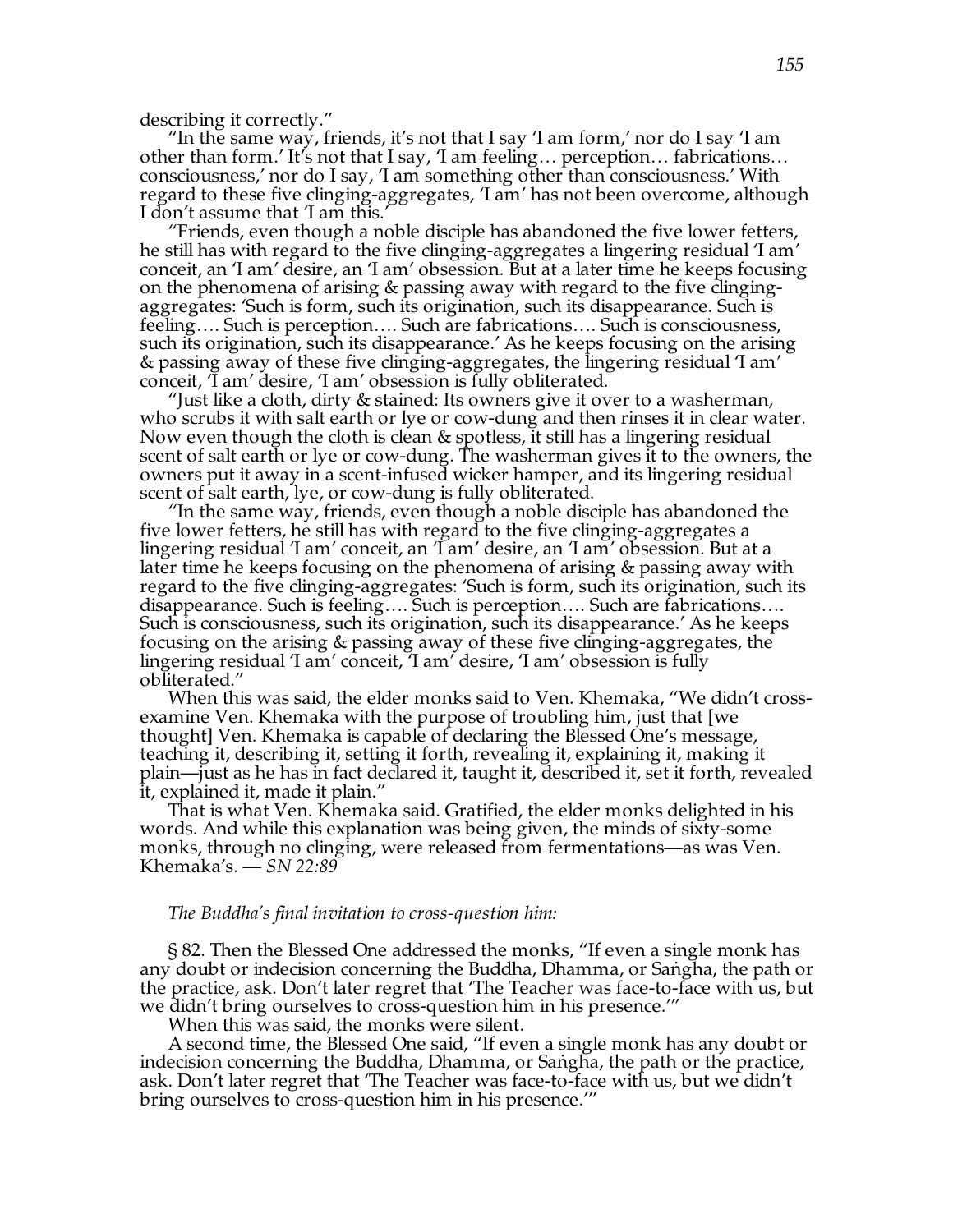describing it correctly."

"In the same way, friends, it's not that I say 'I am form,' nor do I say 'I am other than form.' It's not that I say, 'I am feeling… perception… fabrications… consciousness,' nor do I say, 'I am something other than consciousness.' With regard to these five clinging-aggregates, 'I am' has not been overcome, although I don't assume that 'I am this.'

"Friends, even though a noble disciple has abandoned the five lower fetters, he still has with regard to the five clinging-aggregates a lingering residual 'I am' conceit, an 'I am' desire, an 'I am' obsession. But at a later time he keeps focusing on the phenomena of arising & passing away with regard to the five clinging-aggregates: 'Such is form, such its origination, such its disappearance. Such is feeling…. Such is perception…. Such are fabrications…. Such is consciousness, such its origination, such its disappearance.' As he keeps focusing on the arising & passing away of these five clinging-aggregates, the lingering residual 'I am' conceit, 'I am' desire, 'I am' obsession is fully obliterated.

"Just like a cloth, dirty & stained: Its owners give it over to a washerman, who scrubs it with salt earth or lye or cow-dung and then rinses it in clear water. Now even though the cloth is clean & spotless, it still has a lingering residual scent of salt earth or lye or cow-dung. The washerman gives it to the owners, the owners put it away in a scent-infused wicker hamper, and its lingering residual scent of salt earth, lye, or cow-dung is fully obliterated.

"In the same way, friends, even though a noble disciple has abandoned the five lower fetters, he still has with regard to the five clinging-aggregates a lingering residual 'I am' conceit, an 'I am' desire, an 'I am' obsession. But at a later time he keeps focusing on the phenomena of arising & passing away with regard to the five clinging-aggregates: 'Such is form, such its origination, such its disappearance. Such is feeling…. Such is perception…. Such are fabrications…. Such is consciousness, such its origination, such its disappearance.' As he keeps focusing on the arising & passing away of these five clinging-aggregates, the lingering residual 'I am' conceit, 'I am' desire, 'I am' obsession is fully obliterated."

When this was said, the elder monks said to Ven. Khemaka, "We didn't cross-examine Ven. Khemaka with the purpose of troubling him, just that [we thought] Ven. Khemaka is capable of declaring the Blessed One's message, teaching it, describing it, setting it forth, revealing it, explaining it, making it plain—just as he has in fact declared it, taught it, described it, set it forth, revealed it, explained it, made it plain."

That is what Ven. Khemaka said. Gratified, the elder monks delighted in his words. And while this explanation was being given, the minds of sixty-some monks, through no clinging, were released from fermentations—as was Ven. Khemaka's. — *SN 22:89*

*The Buddha's final invitation to cross-question him:*

§ 82. Then the Blessed One addressed the monks, "If even a single monk has any doubt or indecision concerning the Buddha, Dhamma, or Saṅgha, the path or the practice, ask. Don't later regret that 'The Teacher was face-to-face with us, but we didn't bring ourselves to cross-question him in his presence.'"

When this was said, the monks were silent.

A second time, the Blessed One said, "If even a single monk has any doubt or indecision concerning the Buddha, Dhamma, or Saṅgha, the path or the practice, ask. Don't later regret that 'The Teacher was face-to-face with us, but we didn't bring ourselves to cross-question him in his presence.'"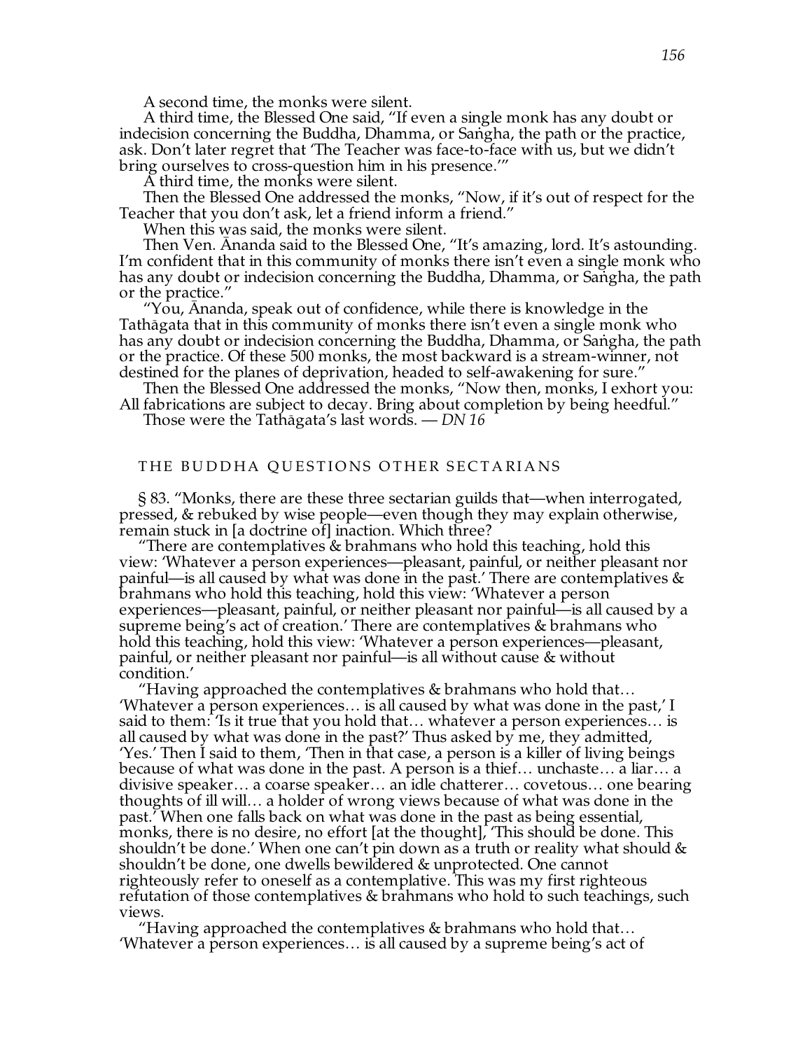A second time, the monks were silent.

A third time, the Blessed One said, "If even a single monk has any doubt or indecision concerning the Buddha, Dhamma, or Saṅgha, the path or the practice, ask. Don't later regret that 'The Teacher was face-to-face with us, but we didn't bring ourselves to cross-question him in his presence.'"

A third time, the monks were silent.

Then the Blessed One addressed the monks, "Now, if it's out of respect for the Teacher that you don't ask, let a friend inform a friend."

When this was said, the monks were silent.

Then Ven. Ānanda said to the Blessed One, "It's amazing, lord. It's astounding. I'm confident that in this community of monks there isn't even a single monk who has any doubt or indecision concerning the Buddha, Dhamma, or Saṅgha, the path or the practice."

"You, Ānanda, speak out of confidence, while there is knowledge in the Tathāgata that in this community of monks there isn't even a single monk who has any doubt or indecision concerning the Buddha, Dhamma, or Saṅgha, the path or the practice. Of these 500 monks, the most backward is a stream-winner, not destined for the planes of deprivation, headed to self-awakening for sure."

Then the Blessed One addressed the monks, "Now then, monks, I exhort you: All fabrications are subject to decay. Bring about completion by being heedful."

Those were the Tathāgata's last words. — *DN 16*

## THE BUDDHA QUESTIONS OTHER SECTARIANS

§ 83. "Monks, there are these three sectarian guilds that—when interrogated, pressed, & rebuked by wise people—even though they may explain otherwise, remain stuck in [a doctrine of] inaction. Which three?

"There are contemplatives & brahmans who hold this teaching, hold this view: 'Whatever a person experiences—pleasant, painful, or neither pleasant nor painful—is all caused by what was done in the past.' There are contemplatives & brahmans who hold this teaching, hold this view: 'Whatever a person experiences—pleasant, painful, or neither pleasant nor painful—is all caused by a supreme being's act of creation.' There are contemplatives & brahmans who hold this teaching, hold this view: 'Whatever a person experiences—pleasant, painful, or neither pleasant nor painful—is all without cause & without condition.'

"Having approached the contemplatives & brahmans who hold that… 'Whatever a person experiences… is all caused by what was done in the past,' I said to them: 'Is it true that you hold that… whatever a person experiences… is all caused by what was done in the past?' Thus asked by me, they admitted, 'Yes.' Then I said to them, 'Then in that case, a person is a killer of living beings because of what was done in the past. A person is a thief… unchaste… a liar… a divisive speaker… a coarse speaker… an idle chatterer… covetous… one bearing thoughts of ill will… a holder of wrong views because of what was done in the past.' When one falls back on what was done in the past as being essential, monks, there is no desire, no effort [at the thought], 'This should be done. This shouldn't be done.' When one can't pin down as a truth or reality what should & shouldn't be done, one dwells bewildered & unprotected. One cannot righteously refer to oneself as a contemplative. This was my first righteous refutation of those contemplatives & brahmans who hold to such teachings, such views.

"Having approached the contemplatives & brahmans who hold that… 'Whatever a person experiences… is all caused by a supreme being's act of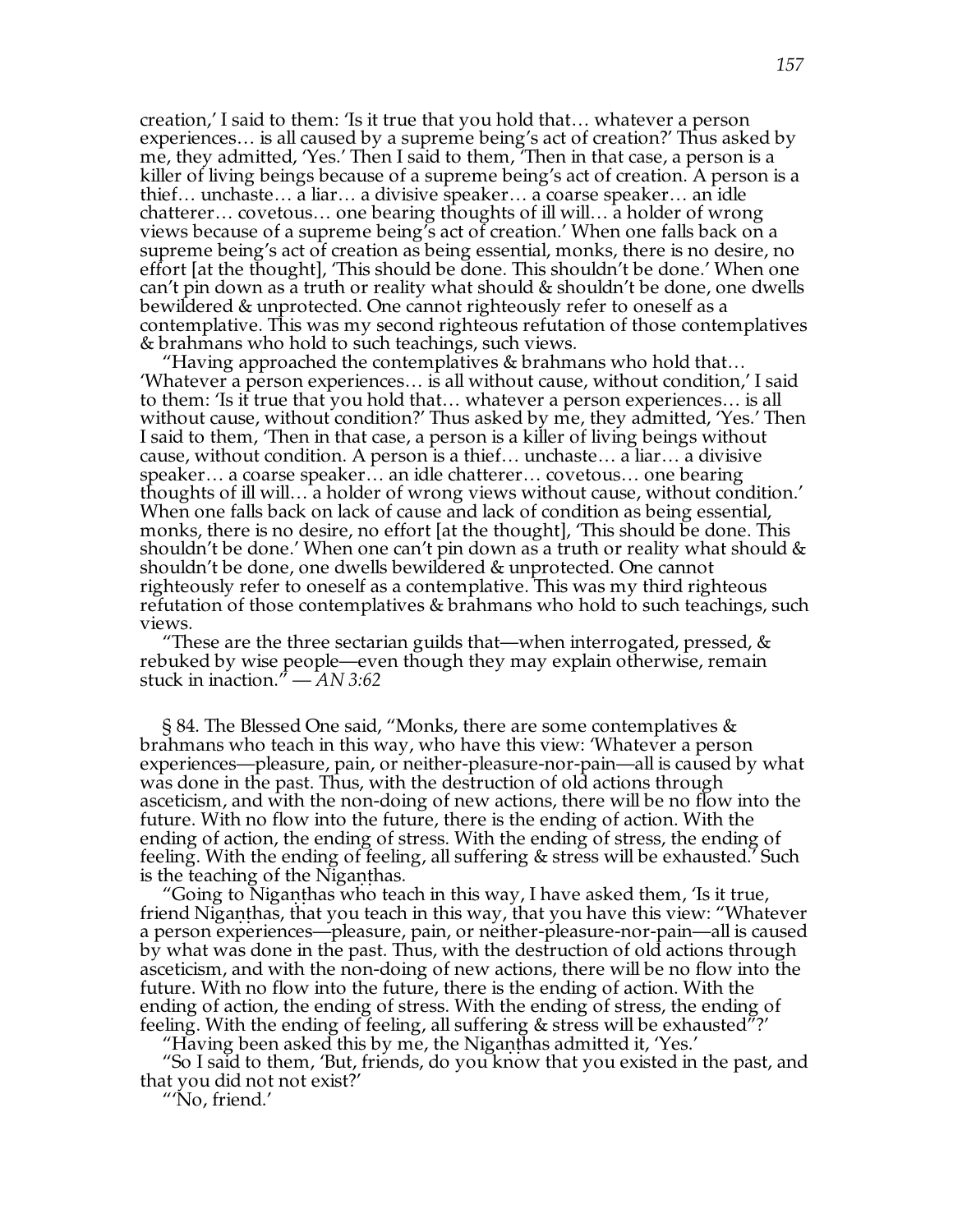creation,' I said to them: 'Is it true that you hold that… whatever a person experiences… is all caused by a supreme being's act of creation?' Thus asked by me, they admitted, 'Yes.' Then I said to them, 'Then in that case, a person is a killer of living beings because of a supreme being's act of creation. A person is a thief… unchaste… a liar… a divisive speaker… a coarse speaker… an idle chatterer… covetous… one bearing thoughts of ill will… a holder of wrong views because of a supreme being's act of creation.' When one falls back on a supreme being's act of creation as being essential, monks, there is no desire, no effort [at the thought], 'This should be done. This shouldn't be done.' When one can't pin down as a truth or reality what should & shouldn't be done, one dwells bewildered & unprotected. One cannot righteously refer to oneself as a contemplative. This was my second righteous refutation of those contemplatives & brahmans who hold to such teachings, such views.

"Having approached the contemplatives & brahmans who hold that… 'Whatever a person experiences… is all without cause, without condition,' I said to them: 'Is it true that you hold that… whatever a person experiences… is all without cause, without condition?' Thus asked by me, they admitted, 'Yes.' Then I said to them, 'Then in that case, a person is a killer of living beings without cause, without condition. A person is a thief… unchaste… a liar… a divisive speaker… a coarse speaker… an idle chatterer… covetous… one bearing thoughts of ill will… a holder of wrong views without cause, without condition.' When one falls back on lack of cause and lack of condition as being essential, monks, there is no desire, no effort [at the thought], 'This should be done. This shouldn't be done.' When one can't pin down as a truth or reality what should & shouldn't be done, one dwells bewildered & unprotected. One cannot righteously refer to oneself as a contemplative. This was my third righteous refutation of those contemplatives & brahmans who hold to such teachings, such views.

"These are the three sectarian guilds that—when interrogated, pressed, & rebuked by wise people—even though they may explain otherwise, remain stuck in inaction." — *AN 3:62*

§ 84. The Blessed One said, "Monks, there are some contemplatives & brahmans who teach in this way, who have this view: 'Whatever a person experiences—pleasure, pain, or neither-pleasure-nor-pain—all is caused by what was done in the past. Thus, with the destruction of old actions through asceticism, and with the non-doing of new actions, there will be no flow into the future. With no flow into the future, there is the ending of action. With the ending of action, the ending of stress. With the ending of stress, the ending of feeling. With the ending of feeling, all suffering & stress will be exhausted.' Such is the teaching of the Nigaṇṭhas.

"Going to Nigaṇṭhas who teach in this way, I have asked them, 'Is it true, friend Nigaṇṭhas, that you teach in this way, that you have this view: "Whatever a person experiences—pleasure, pain, or neither-pleasure-nor-pain—all is caused by what was done in the past. Thus, with the destruction of old actions through asceticism, and with the non-doing of new actions, there will be no flow into the future. With no flow into the future, there is the ending of action. With the ending of action, the ending of stress. With the ending of stress, the ending of feeling. With the ending of feeling, all suffering & stress will be exhausted"?'

"Having been asked this by me, the Nigaṇṭhas admitted it, 'Yes.'

"So I said to them, 'But, friends, do you know that you existed in the past, and that you did not not exist?'

"'No, friend.'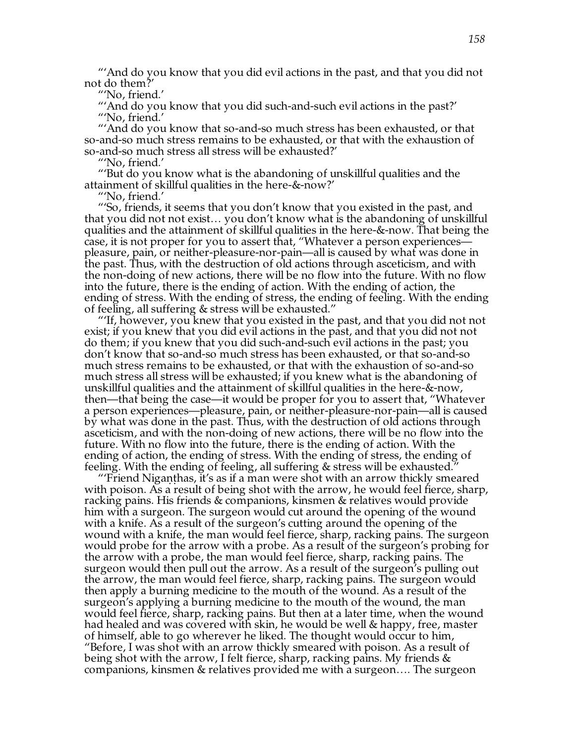"'And do you know that you did evil actions in the past, and that you did not not do them?'

"'No, friend.'

"'And do you know that you did such-and-such evil actions in the past?'

"'No, friend.'

"'And do you know that so-and-so much stress has been exhausted, or that so-and-so much stress remains to be exhausted, or that with the exhaustion of so-and-so much stress all stress will be exhausted?'

"'No, friend.'

"'But do you know what is the abandoning of unskillful qualities and the attainment of skillful qualities in the here-&-now?'

"'No, friend.'

"'So, friends, it seems that you don't know that you existed in the past, and that you did not not exist… you don't know what is the abandoning of unskillful qualities and the attainment of skillful qualities in the here-&-now. That being the case, it is not proper for you to assert that, "Whatever a person experiences—pleasure, pain, or neither-pleasure-nor-pain—all is caused by what was done in the past. Thus, with the destruction of old actions through asceticism, and with the non-doing of new actions, there will be no flow into the future. With no flow into the future, there is the ending of action. With the ending of action, the ending of stress. With the ending of stress, the ending of feeling. With the ending of feeling, all suffering & stress will be exhausted."

"'If, however, you knew that you existed in the past, and that you did not not exist; if you knew that you did evil actions in the past, and that you did not not do them; if you knew that you did such-and-such evil actions in the past; you don't know that so-and-so much stress has been exhausted, or that so-and-so much stress remains to be exhausted, or that with the exhaustion of so-and-so much stress all stress will be exhausted; if you knew what is the abandoning of unskillful qualities and the attainment of skillful qualities in the here-&-now, then—that being the case—it would be proper for you to assert that, "Whatever a person experiences—pleasure, pain, or neither-pleasure-nor-pain—all is caused by what was done in the past. Thus, with the destruction of old actions through asceticism, and with the non-doing of new actions, there will be no flow into the future. With no flow into the future, there is the ending of action. With the ending of action, the ending of stress. With the ending of stress, the ending of feeling. With the ending of feeling, all suffering & stress will be exhausted."

"'Friend Nigaṇṭhas, it's as if a man were shot with an arrow thickly smeared with poison. As a result of being shot with the arrow, he would feel fierce, sharp, racking pains. His friends & companions, kinsmen & relatives would provide him with a surgeon. The surgeon would cut around the opening of the wound with a knife. As a result of the surgeon's cutting around the opening of the wound with a knife, the man would feel fierce, sharp, racking pains. The surgeon would probe for the arrow with a probe. As a result of the surgeon's probing for the arrow with a probe, the man would feel fierce, sharp, racking pains. The surgeon would then pull out the arrow. As a result of the surgeon's pulling out the arrow, the man would feel fierce, sharp, racking pains. The surgeon would then apply a burning medicine to the mouth of the wound. As a result of the surgeon's applying a burning medicine to the mouth of the wound, the man would feel fierce, sharp, racking pains. But then at a later time, when the wound had healed and was covered with skin, he would be well & happy, free, master of himself, able to go wherever he liked. The thought would occur to him, "Before, I was shot with an arrow thickly smeared with poison. As a result of being shot with the arrow, I felt fierce, sharp, racking pains. My friends & companions, kinsmen & relatives provided me with a surgeon…. The surgeon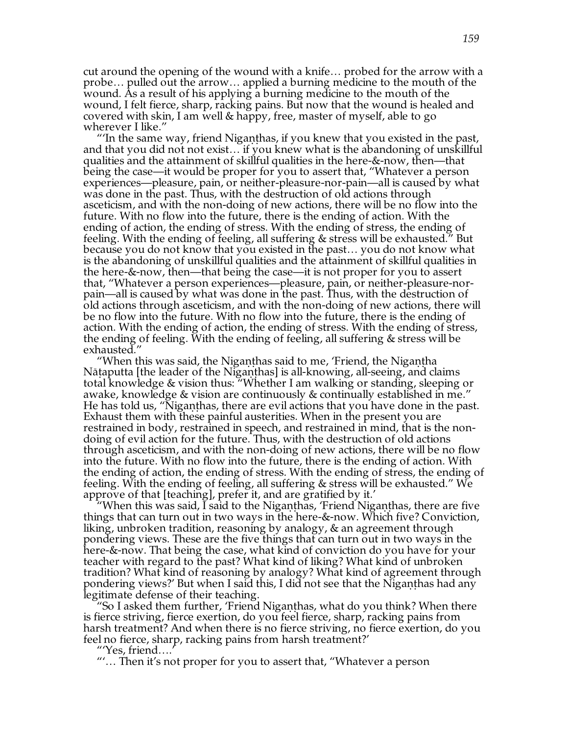cut around the opening of the wound with a knife… probed for the arrow with a probe… pulled out the arrow… applied a burning medicine to the mouth of the wound. As a result of his applying a burning medicine to the mouth of the wound, I felt fierce, sharp, racking pains. But now that the wound is healed and covered with skin, I am well & happy, free, master of myself, able to go wherever I like.”

“‘In the same way, friend Nigaṇṭhas, if you knew that you existed in the past, and that you did not not exist… if you knew what is the abandoning of unskillful qualities and the attainment of skillful qualities in the here-&-now, then—that being the case—it would be proper for you to assert that, “Whatever a person experiences—pleasure, pain, or neither-pleasure-nor-pain—all is caused by what was done in the past. Thus, with the destruction of old actions through asceticism, and with the non-doing of new actions, there will be no flow into the future. With no flow into the future, there is the ending of action. With the ending of action, the ending of stress. With the ending of stress, the ending of feeling. With the ending of feeling, all suffering & stress will be exhausted.” But because you do not know that you existed in the past… you do not know what is the abandoning of unskillful qualities and the attainment of skillful qualities in the here-&-now, then—that being the case—it is not proper for you to assert that, “Whatever a person experiences—pleasure, pain, or neither-pleasure-nor-pain—all is caused by what was done in the past. Thus, with the destruction of old actions through asceticism, and with the non-doing of new actions, there will be no flow into the future. With no flow into the future, there is the ending of action. With the ending of action, the ending of stress. With the ending of stress, the ending of feeling. With the ending of feeling, all suffering & stress will be exhausted.”

“When this was said, the Nigaṇṭhas said to me, ‘Friend, the Nigaṇṭha Nāṭaputta [the leader of the Nigaṇṭhas] is all-knowing, all-seeing, and claims total knowledge & vision thus: “Whether I am walking or standing, sleeping or awake, knowledge & vision are continuously & continually established in me.” He has told us, “Nigaṇṭhas, there are evil actions that you have done in the past. Exhaust them with these painful austerities. When in the present you are restrained in body, restrained in speech, and restrained in mind, that is the non-doing of evil action for the future. Thus, with the destruction of old actions through asceticism, and with the non-doing of new actions, there will be no flow into the future. With no flow into the future, there is the ending of action. With the ending of action, the ending of stress. With the ending of stress, the ending of feeling. With the ending of feeling, all suffering & stress will be exhausted.” We approve of that [teaching], prefer it, and are gratified by it.’

“When this was said, I said to the Nigaṇṭhas, ‘Friend Nigaṇṭhas, there are five things that can turn out in two ways in the here-&-now. Which five? Conviction, liking, unbroken tradition, reasoning by analogy, & an agreement through pondering views. These are the five things that can turn out in two ways in the here-&-now. That being the case, what kind of conviction do you have for your teacher with regard to the past? What kind of liking? What kind of unbroken tradition? What kind of reasoning by analogy? What kind of agreement through pondering views?’ But when I said this, I did not see that the Nigaṇṭhas had any legitimate defense of their teaching.

“So I asked them further, ‘Friend Nigaṇṭhas, what do you think? When there is fierce striving, fierce exertion, do you feel fierce, sharp, racking pains from harsh treatment? And when there is no fierce striving, no fierce exertion, do you feel no fierce, sharp, racking pains from harsh treatment?’

“‘Yes, friend….’

“‘… Then it’s not proper for you to assert that, “Whatever a person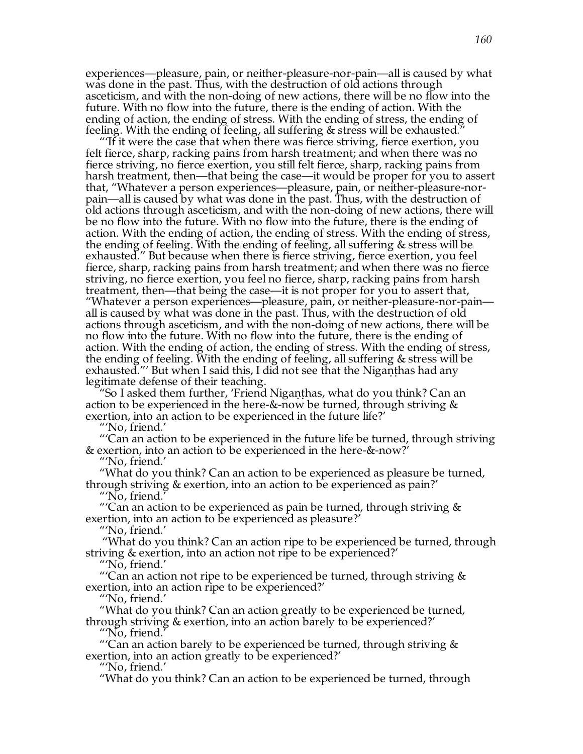experiences—pleasure, pain, or neither-pleasure-nor-pain—all is caused by what was done in the past. Thus, with the destruction of old actions through asceticism, and with the non-doing of new actions, there will be no flow into the future. With no flow into the future, there is the ending of action. With the ending of action, the ending of stress. With the ending of stress, the ending of feeling. With the ending of feeling, all suffering & stress will be exhausted.'

"'If it were the case that when there was fierce striving, fierce exertion, you felt fierce, sharp, racking pains from harsh treatment; and when there was no fierce striving, no fierce exertion, you still felt fierce, sharp, racking pains from harsh treatment, then—that being the case—it would be proper for you to assert that, "Whatever a person experiences—pleasure, pain, or neither-pleasure-nor-pain—all is caused by what was done in the past. Thus, with the destruction of old actions through asceticism, and with the non-doing of new actions, there will be no flow into the future. With no flow into the future, there is the ending of action. With the ending of action, the ending of stress. With the ending of stress, the ending of feeling. With the ending of feeling, all suffering & stress will be exhausted." But because when there is fierce striving, fierce exertion, you feel fierce, sharp, racking pains from harsh treatment; and when there was no fierce striving, no fierce exertion, you feel no fierce, sharp, racking pains from harsh treatment, then—that being the case—it is not proper for you to assert that, "Whatever a person experiences—pleasure, pain, or neither-pleasure-nor-pain—all is caused by what was done in the past. Thus, with the destruction of old actions through asceticism, and with the non-doing of new actions, there will be no flow into the future. With no flow into the future, there is the ending of action. With the ending of action, the ending of stress. With the ending of stress, the ending of feeling. With the ending of feeling, all suffering & stress will be exhausted."' But when I said this, I did not see that the Nigaṇṭhas had any legitimate defense of their teaching.

"So I asked them further, 'Friend Nigaṇṭhas, what do you think? Can an action to be experienced in the here-&-now be turned, through striving & exertion, into an action to be experienced in the future life?'

"'No, friend.'

"'Can an action to be experienced in the future life be turned, through striving & exertion, into an action to be experienced in the here-&-now?'

"'No, friend.'

"What do you think? Can an action to be experienced as pleasure be turned, through striving & exertion, into an action to be experienced as pain?'

"'No, friend.'

"'Can an action to be experienced as pain be turned, through striving & exertion, into an action to be experienced as pleasure?'

"'No, friend.'

"What do you think? Can an action ripe to be experienced be turned, through striving & exertion, into an action not ripe to be experienced?'

"'No, friend.'

"'Can an action not ripe to be experienced be turned, through striving & exertion, into an action ripe to be experienced?'

"'No, friend.'

"What do you think? Can an action greatly to be experienced be turned, through striving & exertion, into an action barely to be experienced?'

"'No, friend.'

"'Can an action barely to be experienced be turned, through striving & exertion, into an action greatly to be experienced?'

"'No, friend.'

"What do you think? Can an action to be experienced be turned, through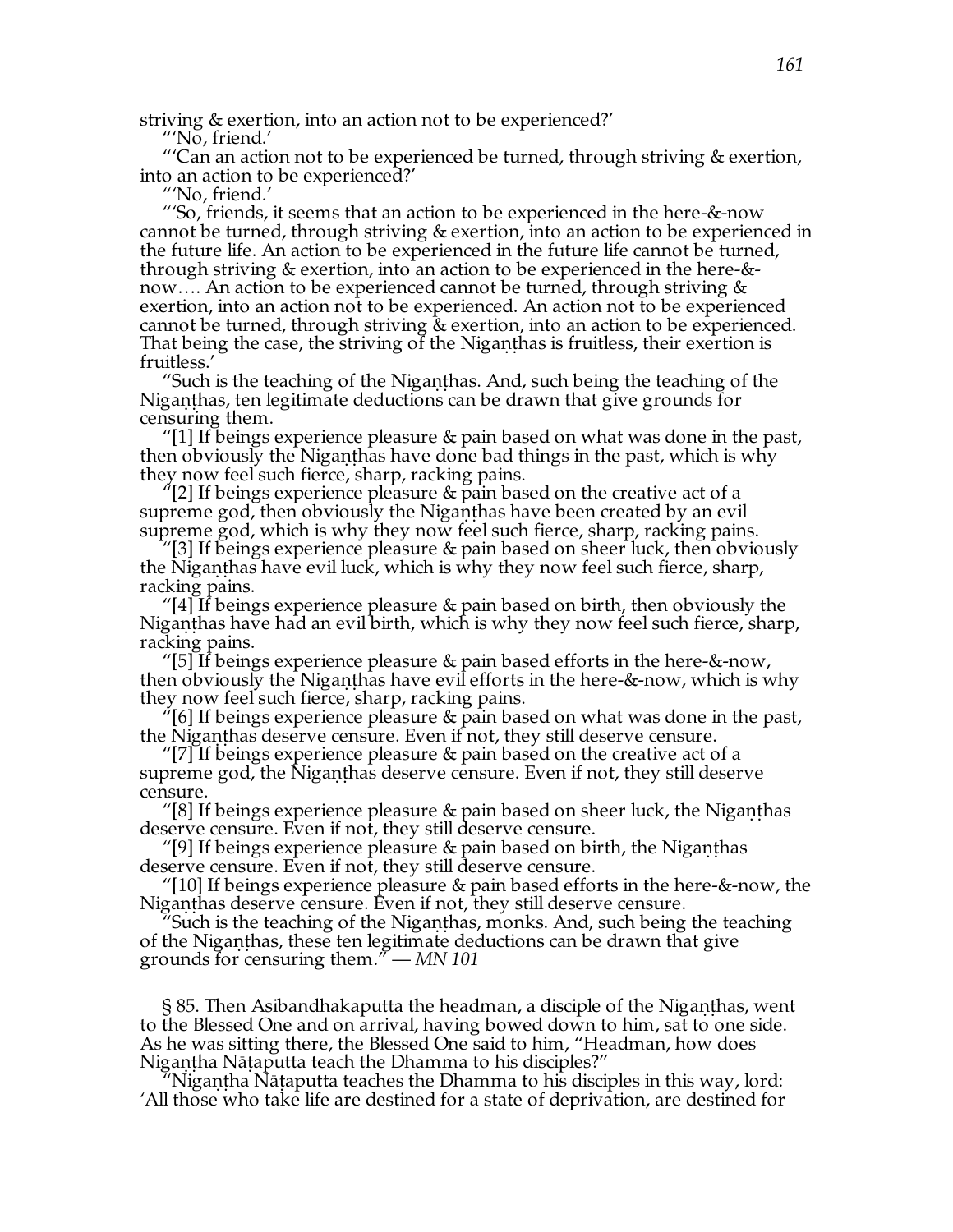striving & exertion, into an action not to be experienced?'

"'No, friend.'

"'Can an action not to be experienced be turned, through striving & exertion, into an action to be experienced?'

"'No, friend.'

"'So, friends, it seems that an action to be experienced in the here-&-now cannot be turned, through striving & exertion, into an action to be experienced in the future life. An action to be experienced in the future life cannot be turned, through striving & exertion, into an action to be experienced in the here-&-now…. An action to be experienced cannot be turned, through striving & exertion, into an action not to be experienced. An action not to be experienced cannot be turned, through striving & exertion, into an action to be experienced. That being the case, the striving of the Nigaṇṭhas is fruitless, their exertion is fruitless.'

"Such is the teaching of the Nigaṇṭhas. And, such being the teaching of the Nigaṇṭhas, ten legitimate deductions can be drawn that give grounds for censuring them.

"[1] If beings experience pleasure & pain based on what was done in the past, then obviously the Nigaṇṭhas have done bad things in the past, which is why they now feel such fierce, sharp, racking pains.

"[2] If beings experience pleasure & pain based on the creative act of a supreme god, then obviously the Nigaṇṭhas have been created by an evil supreme god, which is why they now feel such fierce, sharp, racking pains.

"[3] If beings experience pleasure & pain based on sheer luck, then obviously the Nigaṇṭhas have evil luck, which is why they now feel such fierce, sharp, racking pains.

"[4] If beings experience pleasure & pain based on birth, then obviously the Nigaṇṭhas have had an evil birth, which is why they now feel such fierce, sharp, racking pains.

"[5] If beings experience pleasure & pain based efforts in the here-&-now, then obviously the Nigaṇṭhas have evil efforts in the here-&-now, which is why they now feel such fierce, sharp, racking pains.

"[6] If beings experience pleasure & pain based on what was done in the past, the Nigaṇṭhas deserve censure. Even if not, they still deserve censure.

"[7] If beings experience pleasure & pain based on the creative act of a supreme god, the Nigaṇṭhas deserve censure. Even if not, they still deserve censure.

"[8] If beings experience pleasure & pain based on sheer luck, the Nigaṇṭhas deserve censure. Even if not, they still deserve censure.

"[9] If beings experience pleasure & pain based on birth, the Nigaṇṭhas deserve censure. Even if not, they still deserve censure.

"[10] If beings experience pleasure & pain based efforts in the here-&-now, the Nigaṇṭhas deserve censure. Even if not, they still deserve censure.

"Such is the teaching of the Nigaṇṭhas, monks. And, such being the teaching of the Nigaṇṭhas, these ten legitimate deductions can be drawn that give grounds for censuring them." — *MN 101*

§ 85. Then Asibandhakaputta the headman, a disciple of the Nigaṇṭhas, went to the Blessed One and on arrival, having bowed down to him, sat to one side. As he was sitting there, the Blessed One said to him, "Headman, how does Nigaṇṭha Nāṭaputta teach the Dhamma to his disciples?"

"Nigaṇṭha Nāṭaputta teaches the Dhamma to his disciples in this way, lord: 'All those who take life are destined for a state of deprivation, are destined for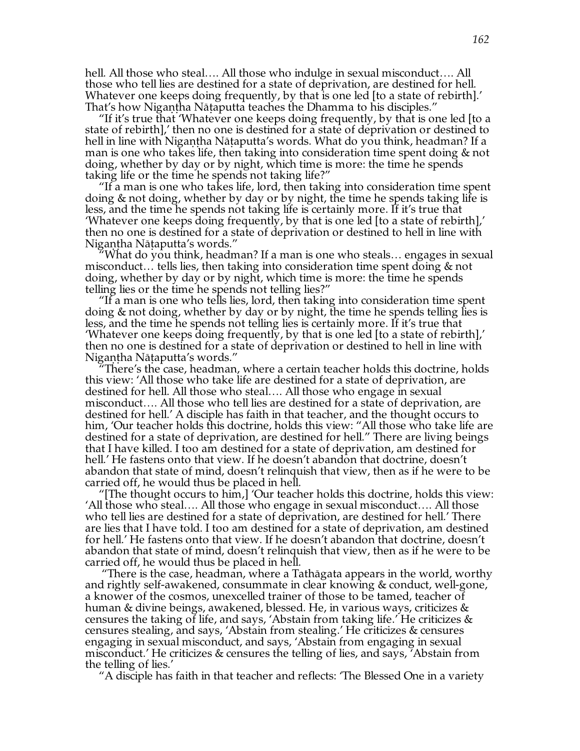hell. All those who steal…. All those who indulge in sexual misconduct…. All those who tell lies are destined for a state of deprivation, are destined for hell. Whatever one keeps doing frequently, by that is one led [to a state of rebirth].' That's how Nigaṇṭha Nāṭaputta teaches the Dhamma to his disciples."

"If it's true that 'Whatever one keeps doing frequently, by that is one led [to a state of rebirth],' then no one is destined for a state of deprivation or destined to hell in line with Nigaṇṭha Nāṭaputta's words. What do you think, headman? If a man is one who takes life, then taking into consideration time spent doing & not doing, whether by day or by night, which time is more: the time he spends taking life or the time he spends not taking life?"

"If a man is one who takes life, lord, then taking into consideration time spent doing & not doing, whether by day or by night, the time he spends taking life is less, and the time he spends not taking life is certainly more. If it's true that 'Whatever one keeps doing frequently, by that is one led [to a state of rebirth],' then no one is destined for a state of deprivation or destined to hell in line with Nigaṇṭha Nāṭaputta's words."

"What do you think, headman? If a man is one who steals… engages in sexual misconduct… tells lies, then taking into consideration time spent doing & not doing, whether by day or by night, which time is more: the time he spends telling lies or the time he spends not telling lies?"

"If a man is one who tells lies, lord, then taking into consideration time spent doing & not doing, whether by day or by night, the time he spends telling lies is less, and the time he spends not telling lies is certainly more. If it's true that 'Whatever one keeps doing frequently, by that is one led [to a state of rebirth],' then no one is destined for a state of deprivation or destined to hell in line with Nigaṇṭha Nāṭaputta's words."

"There's the case, headman, where a certain teacher holds this doctrine, holds this view: 'All those who take life are destined for a state of deprivation, are destined for hell. All those who steal…. All those who engage in sexual misconduct…. All those who tell lies are destined for a state of deprivation, are destined for hell.' A disciple has faith in that teacher, and the thought occurs to him, 'Our teacher holds this doctrine, holds this view: "All those who take life are destined for a state of deprivation, are destined for hell." There are living beings that I have killed. I too am destined for a state of deprivation, am destined for hell.' He fastens onto that view. If he doesn't abandon that doctrine, doesn't abandon that state of mind, doesn't relinquish that view, then as if he were to be carried off, he would thus be placed in hell.

"[The thought occurs to him,] 'Our teacher holds this doctrine, holds this view: 'All those who steal…. All those who engage in sexual misconduct…. All those who tell lies are destined for a state of deprivation, are destined for hell.' There are lies that I have told. I too am destined for a state of deprivation, am destined for hell.' He fastens onto that view. If he doesn't abandon that doctrine, doesn't abandon that state of mind, doesn't relinquish that view, then as if he were to be carried off, he would thus be placed in hell.

"There is the case, headman, where a Tathāgata appears in the world, worthy and rightly self-awakened, consummate in clear knowing & conduct, well-gone, a knower of the cosmos, unexcelled trainer of those to be tamed, teacher of human & divine beings, awakened, blessed. He, in various ways, criticizes & censures the taking of life, and says, 'Abstain from taking life.' He criticizes & censures stealing, and says, 'Abstain from stealing.' He criticizes & censures engaging in sexual misconduct, and says, 'Abstain from engaging in sexual misconduct.' He criticizes & censures the telling of lies, and says, 'Abstain from the telling of lies.'

"A disciple has faith in that teacher and reflects: 'The Blessed One in a variety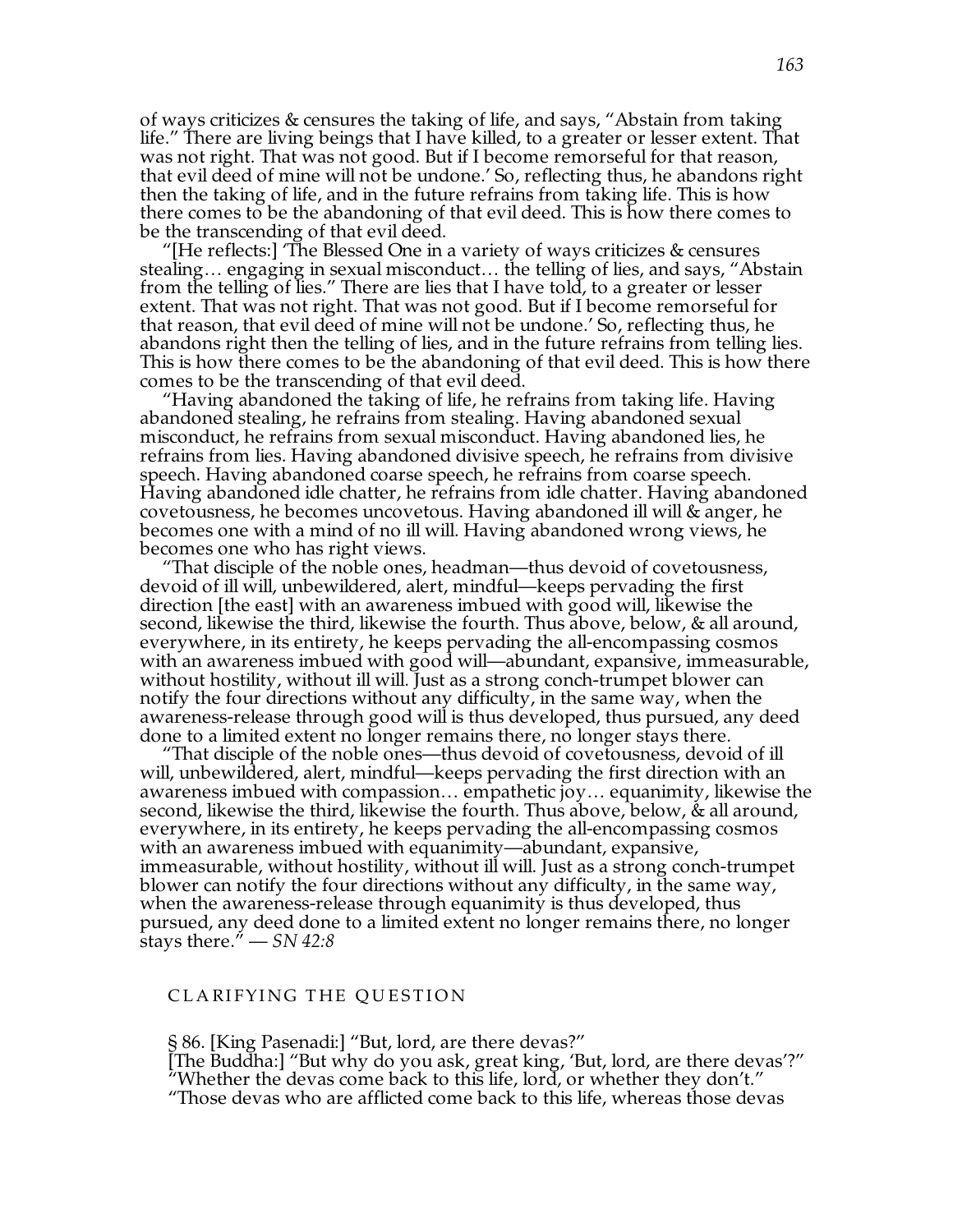of ways criticizes & censures the taking of life, and says, "Abstain from taking life." There are living beings that I have killed, to a greater or lesser extent. That was not right. That was not good. But if I become remorseful for that reason, that evil deed of mine will not be undone.' So, reflecting thus, he abandons right then the taking of life, and in the future refrains from taking life. This is how there comes to be the abandoning of that evil deed. This is how there comes to be the transcending of that evil deed.

"[He reflects:] 'The Blessed One in a variety of ways criticizes & censures stealing… engaging in sexual misconduct… the telling of lies, and says, "Abstain from the telling of lies." There are lies that I have told, to a greater or lesser extent. That was not right. That was not good. But if I become remorseful for that reason, that evil deed of mine will not be undone.' So, reflecting thus, he abandons right then the telling of lies, and in the future refrains from telling lies. This is how there comes to be the abandoning of that evil deed. This is how there comes to be the transcending of that evil deed.

"Having abandoned the taking of life, he refrains from taking life. Having abandoned stealing, he refrains from stealing. Having abandoned sexual misconduct, he refrains from sexual misconduct. Having abandoned lies, he refrains from lies. Having abandoned divisive speech, he refrains from divisive speech. Having abandoned coarse speech, he refrains from coarse speech. Having abandoned idle chatter, he refrains from idle chatter. Having abandoned covetousness, he becomes uncovetous. Having abandoned ill will & anger, he becomes one with a mind of no ill will. Having abandoned wrong views, he becomes one who has right views.

"That disciple of the noble ones, headman—thus devoid of covetousness, devoid of ill will, unbewildered, alert, mindful—keeps pervading the first direction [the east] with an awareness imbued with good will, likewise the second, likewise the third, likewise the fourth. Thus above, below, & all around, everywhere, in its entirety, he keeps pervading the all-encompassing cosmos with an awareness imbued with good will—abundant, expansive, immeasurable, without hostility, without ill will. Just as a strong conch-trumpet blower can notify the four directions without any difficulty, in the same way, when the awareness-release through good will is thus developed, thus pursued, any deed done to a limited extent no longer remains there, no longer stays there.

"That disciple of the noble ones—thus devoid of covetousness, devoid of ill will, unbewildered, alert, mindful—keeps pervading the first direction with an awareness imbued with compassion… empathetic joy… equanimity, likewise the second, likewise the third, likewise the fourth. Thus above, below, & all around, everywhere, in its entirety, he keeps pervading the all-encompassing cosmos with an awareness imbued with equanimity—abundant, expansive, immeasurable, without hostility, without ill will. Just as a strong conch-trumpet blower can notify the four directions without any difficulty, in the same way, when the awareness-release through equanimity is thus developed, thus pursued, any deed done to a limited extent no longer remains there, no longer stays there." — *SN 42:8*

## CLARIFYING THE QUESTION

§ 86. [King Pasenadi:] "But, lord, are there devas?"
[The Buddha:] "But why do you ask, great king, 'But, lord, are there devas'?"
"Whether the devas come back to this life, lord, or whether they don't."
"Those devas who are afflicted come back to this life, whereas those devas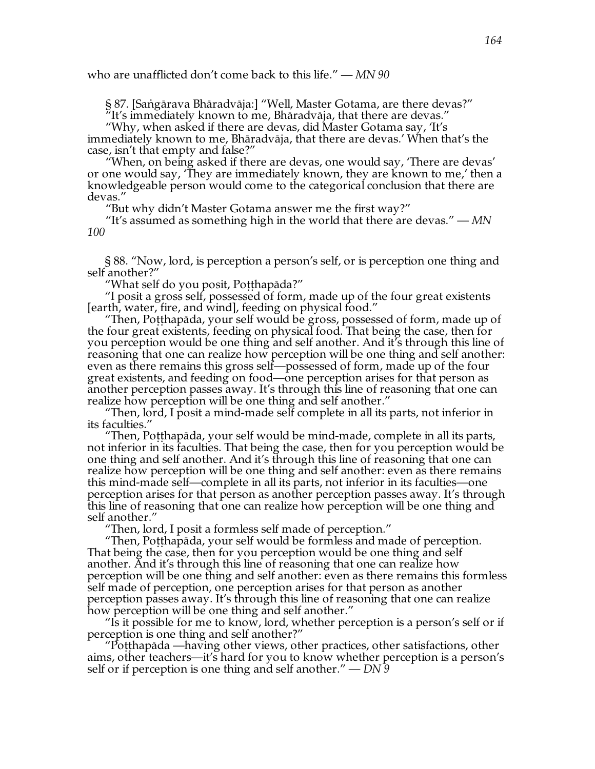who are unafflicted don't come back to this life." — *MN 90*

§ 87. [Saṅgārava Bhāradvāja:] "Well, Master Gotama, are there devas?"

"It's immediately known to me, Bhāradvāja, that there are devas."

"Why, when asked if there are devas, did Master Gotama say, 'It's immediately known to me, Bhāradvāja, that there are devas.' When that's the case, isn't that empty and false?"

"When, on being asked if there are devas, one would say, 'There are devas' or one would say, 'They are immediately known, they are known to me,' then a knowledgeable person would come to the categorical conclusion that there are devas."

"But why didn't Master Gotama answer me the first way?"

"It's assumed as something high in the world that there are devas." — *MN 100*

§ 88. "Now, lord, is perception a person's self, or is perception one thing and self another?"

"What self do you posit, Poṭṭhapāda?"

"I posit a gross self, possessed of form, made up of the four great existents [earth, water, fire, and wind], feeding on physical food."

"Then, Poṭṭhapāda, your self would be gross, possessed of form, made up of the four great existents, feeding on physical food. That being the case, then for you perception would be one thing and self another. And it's through this line of reasoning that one can realize how perception will be one thing and self another: even as there remains this gross self—possessed of form, made up of the four great existents, and feeding on food—one perception arises for that person as another perception passes away. It's through this line of reasoning that one can realize how perception will be one thing and self another."

"Then, lord, I posit a mind-made self complete in all its parts, not inferior in its faculties."

"Then, Poṭṭhapāda, your self would be mind-made, complete in all its parts, not inferior in its faculties. That being the case, then for you perception would be one thing and self another. And it's through this line of reasoning that one can realize how perception will be one thing and self another: even as there remains this mind-made self—complete in all its parts, not inferior in its faculties—one perception arises for that person as another perception passes away. It's through this line of reasoning that one can realize how perception will be one thing and self another."

"Then, lord, I posit a formless self made of perception."

"Then, Poṭṭhapāda, your self would be formless and made of perception. That being the case, then for you perception would be one thing and self another. And it's through this line of reasoning that one can realize how perception will be one thing and self another: even as there remains this formless self made of perception, one perception arises for that person as another perception passes away. It's through this line of reasoning that one can realize how perception will be one thing and self another."

"Is it possible for me to know, lord, whether perception is a person's self or if perception is one thing and self another?"

"Poṭṭhapāda —having other views, other practices, other satisfactions, other aims, other teachers—it's hard for you to know whether perception is a person's self or if perception is one thing and self another." — *DN 9*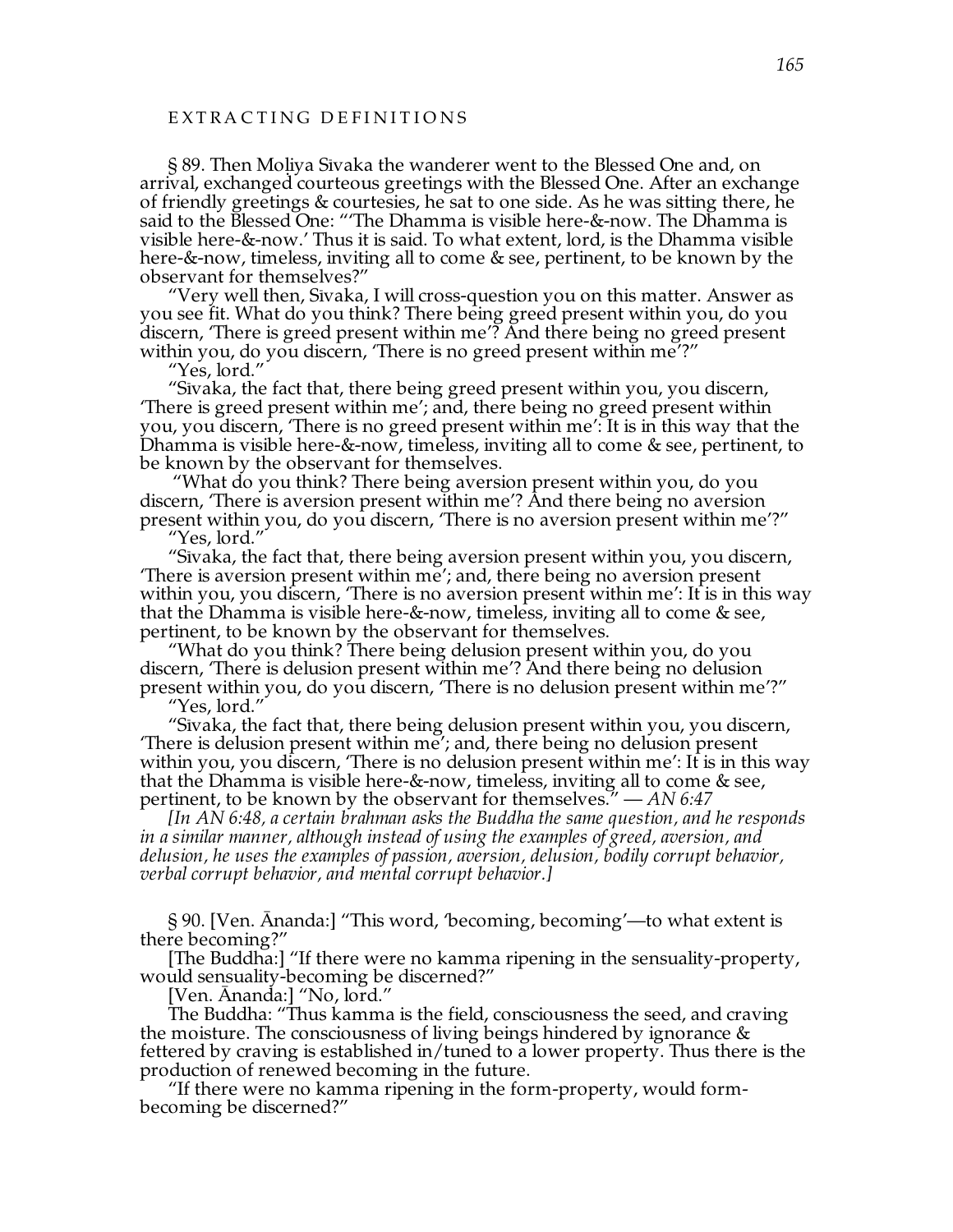EXTRACTING DEFINITIONS

§ 89. Then Moḷiya Sivaka the wanderer went to the Blessed One and, on arrival, exchanged courteous greetings with the Blessed One. After an exchange of friendly greetings & courtesies, he sat to one side. As he was sitting there, he said to the Blessed One: "'The Dhamma is visible here-&-now. The Dhamma is visible here-&-now.' Thus it is said. To what extent, lord, is the Dhamma visible here-&-now, timeless, inviting all to come & see, pertinent, to be known by the observant for themselves?"

"Very well then, Sivaka, I will cross-question you on this matter. Answer as you see fit. What do you think? There being greed present within you, do you discern, 'There is greed present within me'? And there being no greed present within you, do you discern, 'There is no greed present within me'?"

"Yes, lord."

"Sivaka, the fact that, there being greed present within you, you discern, 'There is greed present within me'; and, there being no greed present within you, you discern, 'There is no greed present within me': It is in this way that the Dhamma is visible here-&-now, timeless, inviting all to come & see, pertinent, to be known by the observant for themselves.

"What do you think? There being aversion present within you, do you discern, 'There is aversion present within me'? And there being no aversion present within you, do you discern, 'There is no aversion present within me'?"

"Yes, lord."

"Sivaka, the fact that, there being aversion present within you, you discern, 'There is aversion present within me'; and, there being no aversion present within you, you discern, 'There is no aversion present within me': It is in this way that the Dhamma is visible here-&-now, timeless, inviting all to come & see, pertinent, to be known by the observant for themselves.

"What do you think? There being delusion present within you, do you discern, 'There is delusion present within me'? And there being no delusion present within you, do you discern, 'There is no delusion present within me'?"

"Yes, lord."

"Sivaka, the fact that, there being delusion present within you, you discern, 'There is delusion present within me'; and, there being no delusion present within you, you discern, 'There is no delusion present within me': It is in this way that the Dhamma is visible here-&-now, timeless, inviting all to come & see, pertinent, to be known by the observant for themselves." — *AN 6:47*

*[In AN 6:48, a certain brahman asks the Buddha the same question, and he responds in a similar manner, although instead of using the examples of greed, aversion, and delusion, he uses the examples of passion, aversion, delusion, bodily corrupt behavior, verbal corrupt behavior, and mental corrupt behavior.]*

§ 90. [Ven. Ānanda:] "This word, 'becoming, becoming'—to what extent is there becoming?"

[The Buddha:] "If there were no kamma ripening in the sensuality-property, would sensuality-becoming be discerned?"

[Ven. Ānanda:] "No, lord."

The Buddha: "Thus kamma is the field, consciousness the seed, and craving the moisture. The consciousness of living beings hindered by ignorance & fettered by craving is established in/tuned to a lower property. Thus there is the production of renewed becoming in the future.

"If there were no kamma ripening in the form-property, would form-becoming be discerned?"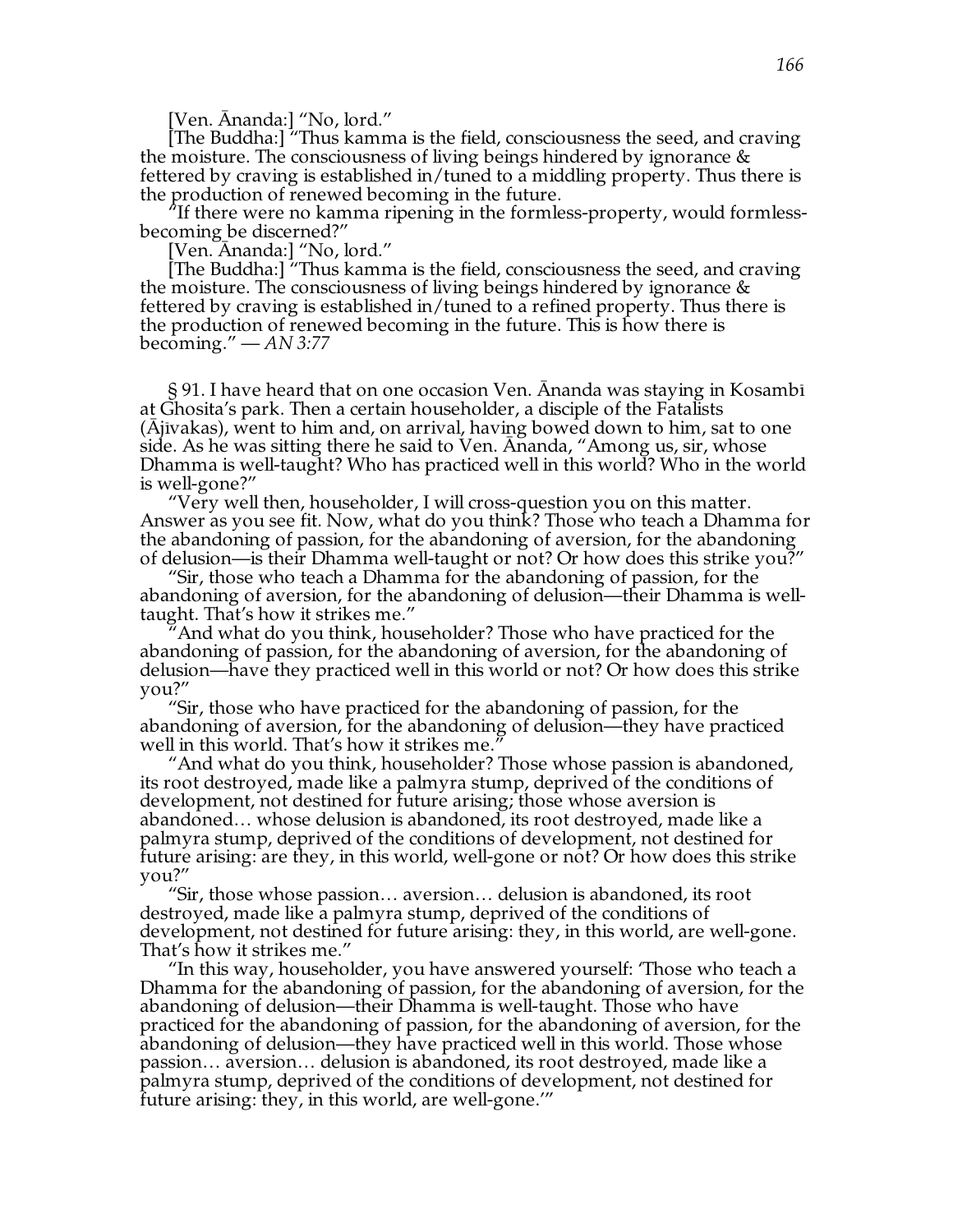[Ven. Ānanda:] "No, lord."

[The Buddha:] "Thus kamma is the field, consciousness the seed, and craving the moisture. The consciousness of living beings hindered by ignorance & fettered by craving is established in/tuned to a middling property. Thus there is the production of renewed becoming in the future.

"If there were no kamma ripening in the formless-property, would formless-becoming be discerned?"

[Ven. Ānanda:] "No, lord."

[The Buddha:] "Thus kamma is the field, consciousness the seed, and craving the moisture. The consciousness of living beings hindered by ignorance & fettered by craving is established in/tuned to a refined property. Thus there is the production of renewed becoming in the future. This is how there is becoming." — *AN 3:77*

§ 91. I have heard that on one occasion Ven. Ānanda was staying in Kosambī at Ghosita's park. Then a certain householder, a disciple of the Fatalists (Ājīvakas), went to him and, on arrival, having bowed down to him, sat to one side. As he was sitting there he said to Ven. Ānanda, "Among us, sir, whose Dhamma is well-taught? Who has practiced well in this world? Who in the world is well-gone?"

"Very well then, householder, I will cross-question you on this matter. Answer as you see fit. Now, what do you think? Those who teach a Dhamma for the abandoning of passion, for the abandoning of aversion, for the abandoning of delusion—is their Dhamma well-taught or not? Or how does this strike you?"

"Sir, those who teach a Dhamma for the abandoning of passion, for the abandoning of aversion, for the abandoning of delusion—their Dhamma is well-taught. That's how it strikes me."

"And what do you think, householder? Those who have practiced for the abandoning of passion, for the abandoning of aversion, for the abandoning of delusion—have they practiced well in this world or not? Or how does this strike you?"

"Sir, those who have practiced for the abandoning of passion, for the abandoning of aversion, for the abandoning of delusion—they have practiced well in this world. That's how it strikes me."

"And what do you think, householder? Those whose passion is abandoned, its root destroyed, made like a palmyra stump, deprived of the conditions of development, not destined for future arising; those whose aversion is abandoned… whose delusion is abandoned, its root destroyed, made like a palmyra stump, deprived of the conditions of development, not destined for future arising: are they, in this world, well-gone or not? Or how does this strike you?"

"Sir, those whose passion… aversion… delusion is abandoned, its root destroyed, made like a palmyra stump, deprived of the conditions of development, not destined for future arising: they, in this world, are well-gone. That's how it strikes me."

"In this way, householder, you have answered yourself: 'Those who teach a Dhamma for the abandoning of passion, for the abandoning of aversion, for the abandoning of delusion—their Dhamma is well-taught. Those who have practiced for the abandoning of passion, for the abandoning of aversion, for the abandoning of delusion—they have practiced well in this world. Those whose passion… aversion… delusion is abandoned, its root destroyed, made like a palmyra stump, deprived of the conditions of development, not destined for future arising: they, in this world, are well-gone.'"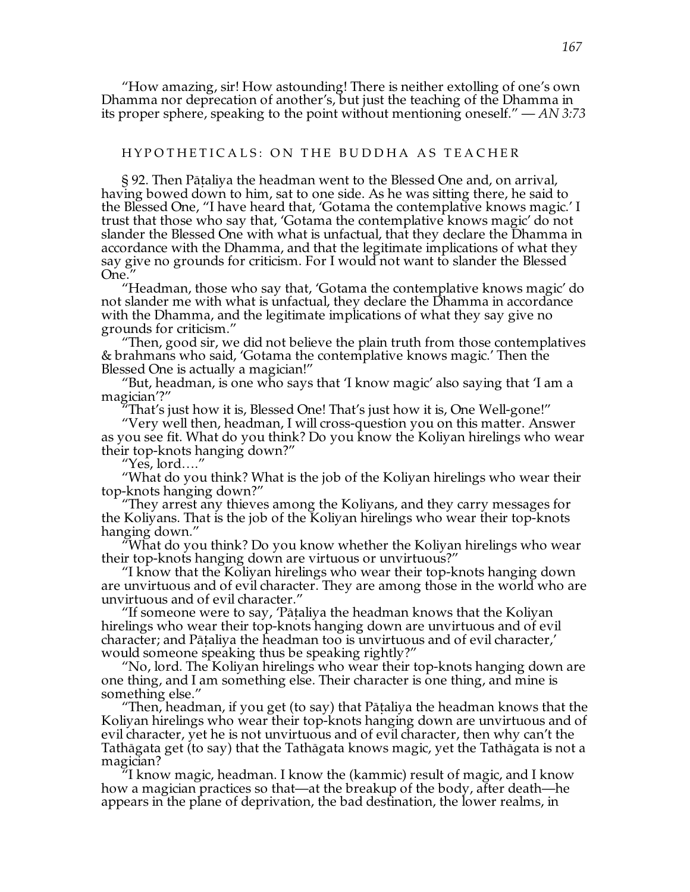"How amazing, sir! How astounding! There is neither extolling of one's own Dhamma nor deprecation of another's, but just the teaching of the Dhamma in its proper sphere, speaking to the point without mentioning oneself." — *AN 3:73*

## HYPOTHETICALS: ON THE BUDDHA AS TEACHER

§ 92. Then Pāṭaliya the headman went to the Blessed One and, on arrival, having bowed down to him, sat to one side. As he was sitting there, he said to the Blessed One, "I have heard that, 'Gotama the contemplative knows magic.' I trust that those who say that, 'Gotama the contemplative knows magic' do not slander the Blessed One with what is unfactual, that they declare the Dhamma in accordance with the Dhamma, and that the legitimate implications of what they say give no grounds for criticism. For I would not want to slander the Blessed One."

"Headman, those who say that, 'Gotama the contemplative knows magic' do not slander me with what is unfactual, they declare the Dhamma in accordance with the Dhamma, and the legitimate implications of what they say give no grounds for criticism."

"Then, good sir, we did not believe the plain truth from those contemplatives & brahmans who said, 'Gotama the contemplative knows magic.' Then the Blessed One is actually a magician!"

"But, headman, is one who says that 'I know magic' also saying that 'I am a magician'?"

"That's just how it is, Blessed One! That's just how it is, One Well-gone!"

"Very well then, headman, I will cross-question you on this matter. Answer as you see fit. What do you think? Do you know the Koliyan hirelings who wear their top-knots hanging down?"

"Yes, lord…."

"What do you think? What is the job of the Koliyan hirelings who wear their top-knots hanging down?"

"They arrest any thieves among the Koliyans, and they carry messages for the Koliyans. That is the job of the Koliyan hirelings who wear their top-knots hanging down."

"What do you think? Do you know whether the Koliyan hirelings who wear their top-knots hanging down are virtuous or unvirtuous?"

"I know that the Koliyan hirelings who wear their top-knots hanging down are unvirtuous and of evil character. They are among those in the world who are unvirtuous and of evil character."

"If someone were to say, 'Pāṭaliya the headman knows that the Koliyan hirelings who wear their top-knots hanging down are unvirtuous and of evil character; and Pāṭaliya the headman too is unvirtuous and of evil character,' would someone speaking thus be speaking rightly?"

"No, lord. The Koliyan hirelings who wear their top-knots hanging down are one thing, and I am something else. Their character is one thing, and mine is something else."

"Then, headman, if you get (to say) that Pāṭaliya the headman knows that the Koliyan hirelings who wear their top-knots hanging down are unvirtuous and of evil character, yet he is not unvirtuous and of evil character, then why can't the Tathāgata get (to say) that the Tathāgata knows magic, yet the Tathāgata is not a magician?

"I know magic, headman. I know the (kammic) result of magic, and I know how a magician practices so that—at the breakup of the body, after death—he appears in the plane of deprivation, the bad destination, the lower realms, in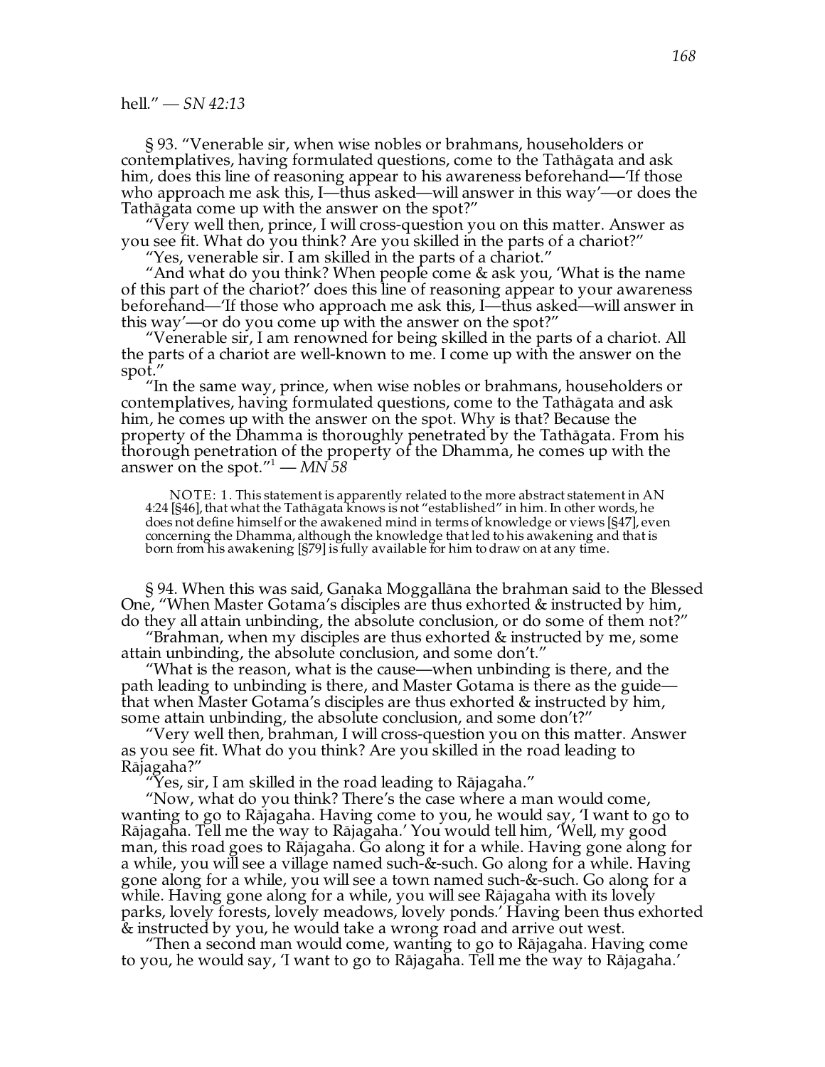hell." — *SN 42:13*

§ 93. "Venerable sir, when wise nobles or brahmans, householders or contemplatives, having formulated questions, come to the Tathāgata and ask him, does this line of reasoning appear to his awareness beforehand—'If those who approach me ask this, I—thus asked—will answer in this way'—or does the Tathāgata come up with the answer on the spot?"

"Very well then, prince, I will cross-question you on this matter. Answer as you see fit. What do you think? Are you skilled in the parts of a chariot?"

"Yes, venerable sir. I am skilled in the parts of a chariot."

"And what do you think? When people come & ask you, 'What is the name of this part of the chariot?' does this line of reasoning appear to your awareness beforehand—'If those who approach me ask this, I—thus asked—will answer in this way'—or do you come up with the answer on the spot?"

"Venerable sir, I am renowned for being skilled in the parts of a chariot. All the parts of a chariot are well-known to me. I come up with the answer on the spot."

"In the same way, prince, when wise nobles or brahmans, householders or contemplatives, having formulated questions, come to the Tathāgata and ask him, he comes up with the answer on the spot. Why is that? Because the property of the Dhamma is thoroughly penetrated by the Tathāgata. From his thorough penetration of the property of the Dhamma, he comes up with the answer on the spot."[1] — *MN 58*

NOTE: 1. This statement is apparently related to the more abstract statement in AN 4:24 [§46], that what the Tathāgata knows is not "established" in him. In other words, he does not define himself or the awakened mind in terms of knowledge or views [§47], even concerning the Dhamma, although the knowledge that led to his awakening and that is born from his awakening [§79] is fully available for him to draw on at any time.

§ 94. When this was said, Gaṇaka Moggallāna the brahman said to the Blessed One, "When Master Gotama's disciples are thus exhorted & instructed by him, do they all attain unbinding, the absolute conclusion, or do some of them not?"

"Brahman, when my disciples are thus exhorted & instructed by me, some attain unbinding, the absolute conclusion, and some don't."

"What is the reason, what is the cause—when unbinding is there, and the path leading to unbinding is there, and Master Gotama is there as the guide—that when Master Gotama's disciples are thus exhorted & instructed by him, some attain unbinding, the absolute conclusion, and some don't?"

"Very well then, brahman, I will cross-question you on this matter. Answer as you see fit. What do you think? Are you skilled in the road leading to Rājagaha?"

"Yes, sir, I am skilled in the road leading to Rājagaha."

"Now, what do you think? There's the case where a man would come, wanting to go to Rājagaha. Having come to you, he would say, 'I want to go to Rājagaha. Tell me the way to Rājagaha.' You would tell him, 'Well, my good man, this road goes to Rājagaha. Go along it for a while. Having gone along for a while, you will see a village named such-&-such. Go along for a while. Having gone along for a while, you will see a town named such-&-such. Go along for a while. Having gone along for a while, you will see Rājagaha with its lovely parks, lovely forests, lovely meadows, lovely ponds.' Having been thus exhorted & instructed by you, he would take a wrong road and arrive out west.

"Then a second man would come, wanting to go to Rājagaha. Having come to you, he would say, 'I want to go to Rājagaha. Tell me the way to Rājagaha.'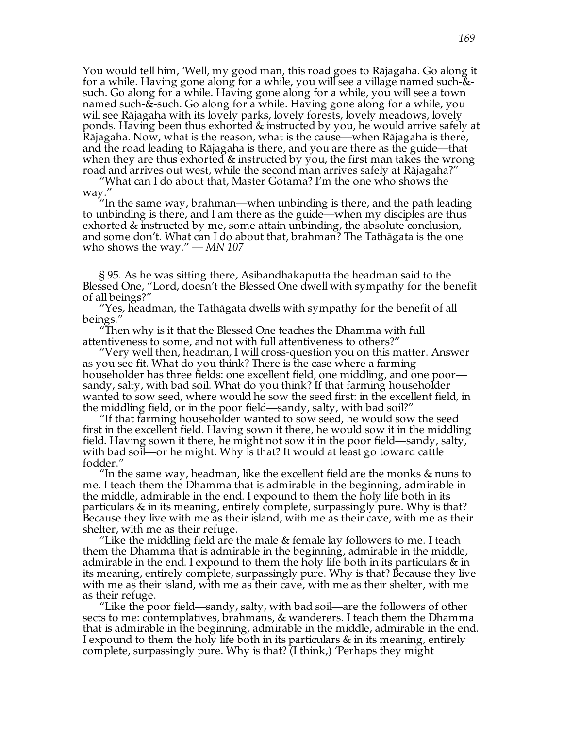You would tell him, 'Well, my good man, this road goes to Rājagaha. Go along it for a while. Having gone along for a while, you will see a village named such-&-such. Go along for a while. Having gone along for a while, you will see a town named such-&-such. Go along for a while. Having gone along for a while, you will see Rājagaha with its lovely parks, lovely forests, lovely meadows, lovely ponds. Having been thus exhorted & instructed by you, he would arrive safely at Rājagaha. Now, what is the reason, what is the cause—when Rājagaha is there, and the road leading to Rājagaha is there, and you are there as the guide—that when they are thus exhorted & instructed by you, the first man takes the wrong road and arrives out west, while the second man arrives safely at Rājagaha?"

"What can I do about that, Master Gotama? I'm the one who shows the way."

"In the same way, brahman—when unbinding is there, and the path leading to unbinding is there, and I am there as the guide—when my disciples are thus exhorted & instructed by me, some attain unbinding, the absolute conclusion, and some don't. What can I do about that, brahman? The Tathāgata is the one who shows the way." — *MN 107*

§ 95. As he was sitting there, Asibandhakaputta the headman said to the Blessed One, "Lord, doesn't the Blessed One dwell with sympathy for the benefit of all beings?"

"Yes, headman, the Tathāgata dwells with sympathy for the benefit of all beings."

"Then why is it that the Blessed One teaches the Dhamma with full attentiveness to some, and not with full attentiveness to others?"

"Very well then, headman, I will cross-question you on this matter. Answer as you see fit. What do you think? There is the case where a farming householder has three fields: one excellent field, one middling, and one poor—sandy, salty, with bad soil. What do you think? If that farming householder wanted to sow seed, where would he sow the seed first: in the excellent field, in the middling field, or in the poor field—sandy, salty, with bad soil?"

"If that farming householder wanted to sow seed, he would sow the seed first in the excellent field. Having sown it there, he would sow it in the middling field. Having sown it there, he might not sow it in the poor field—sandy, salty, with bad soil—or he might. Why is that? It would at least go toward cattle fodder."

"In the same way, headman, like the excellent field are the monks & nuns to me. I teach them the Dhamma that is admirable in the beginning, admirable in the middle, admirable in the end. I expound to them the holy life both in its particulars & in its meaning, entirely complete, surpassingly pure. Why is that? Because they live with me as their island, with me as their cave, with me as their shelter, with me as their refuge.

"Like the middling field are the male & female lay followers to me. I teach them the Dhamma that is admirable in the beginning, admirable in the middle, admirable in the end. I expound to them the holy life both in its particulars & in its meaning, entirely complete, surpassingly pure. Why is that? Because they live with me as their island, with me as their cave, with me as their shelter, with me as their refuge.

"Like the poor field—sandy, salty, with bad soil—are the followers of other sects to me: contemplatives, brahmans, & wanderers. I teach them the Dhamma that is admirable in the beginning, admirable in the middle, admirable in the end. I expound to them the holy life both in its particulars & in its meaning, entirely complete, surpassingly pure. Why is that? (I think,) 'Perhaps they might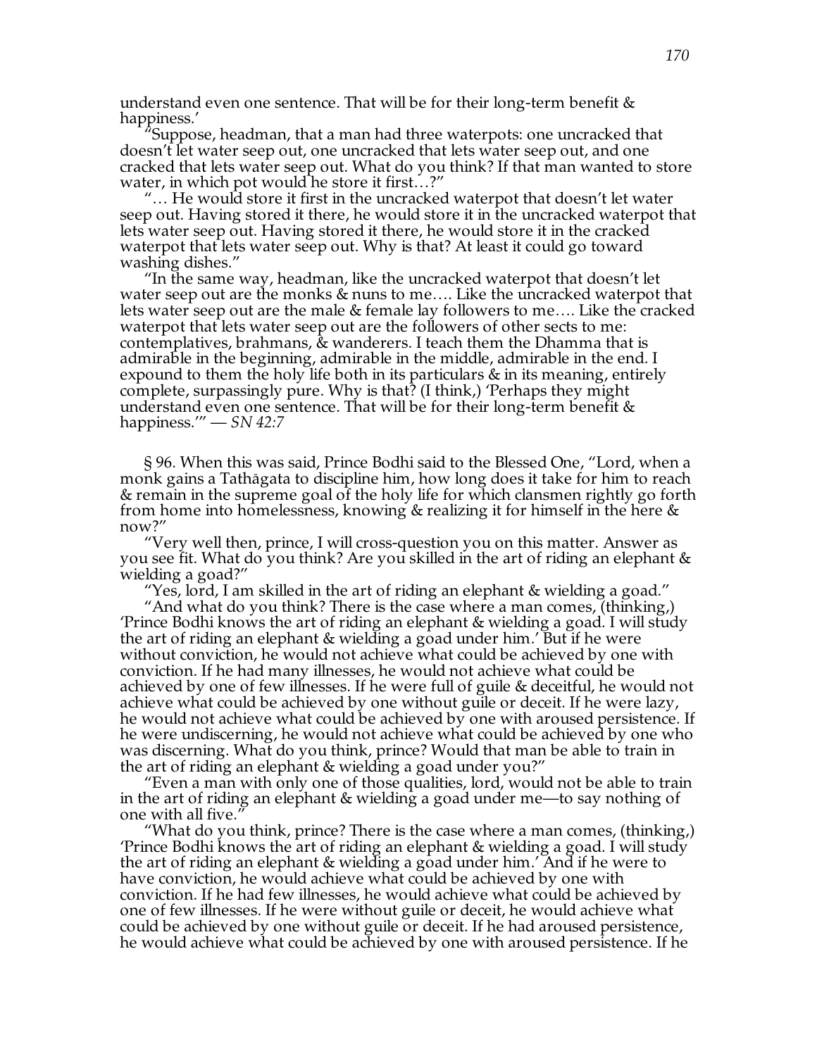understand even one sentence. That will be for their long-term benefit & happiness.'

"Suppose, headman, that a man had three waterpots: one uncracked that doesn't let water seep out, one uncracked that lets water seep out, and one cracked that lets water seep out. What do you think? If that man wanted to store water, in which pot would he store it first…?"

"… He would store it first in the uncracked waterpot that doesn't let water seep out. Having stored it there, he would store it in the uncracked waterpot that lets water seep out. Having stored it there, he would store it in the cracked waterpot that lets water seep out. Why is that? At least it could go toward washing dishes."

"In the same way, headman, like the uncracked waterpot that doesn't let water seep out are the monks & nuns to me…. Like the uncracked waterpot that lets water seep out are the male & female lay followers to me…. Like the cracked waterpot that lets water seep out are the followers of other sects to me: contemplatives, brahmans, & wanderers. I teach them the Dhamma that is admirable in the beginning, admirable in the middle, admirable in the end. I expound to them the holy life both in its particulars & in its meaning, entirely complete, surpassingly pure. Why is that? (I think,) 'Perhaps they might understand even one sentence. That will be for their long-term benefit & happiness.'" — *SN 42:7*

§ 96. When this was said, Prince Bodhi said to the Blessed One, "Lord, when a monk gains a Tathāgata to discipline him, how long does it take for him to reach & remain in the supreme goal of the holy life for which clansmen rightly go forth from home into homelessness, knowing & realizing it for himself in the here & now?"

"Very well then, prince, I will cross-question you on this matter. Answer as you see fit. What do you think? Are you skilled in the art of riding an elephant & wielding a goad?"

"Yes, lord, I am skilled in the art of riding an elephant & wielding a goad."

"And what do you think? There is the case where a man comes, (thinking,) 'Prince Bodhi knows the art of riding an elephant & wielding a goad. I will study the art of riding an elephant & wielding a goad under him.' But if he were without conviction, he would not achieve what could be achieved by one with conviction. If he had many illnesses, he would not achieve what could be achieved by one of few illnesses. If he were full of guile & deceitful, he would not achieve what could be achieved by one without guile or deceit. If he were lazy, he would not achieve what could be achieved by one with aroused persistence. If he were undiscerning, he would not achieve what could be achieved by one who was discerning. What do you think, prince? Would that man be able to train in the art of riding an elephant & wielding a goad under you?"

"Even a man with only one of those qualities, lord, would not be able to train in the art of riding an elephant & wielding a goad under me—to say nothing of one with all five."

"What do you think, prince? There is the case where a man comes, (thinking,) 'Prince Bodhi knows the art of riding an elephant & wielding a goad. I will study the art of riding an elephant & wielding a goad under him.' And if he were to have conviction, he would achieve what could be achieved by one with conviction. If he had few illnesses, he would achieve what could be achieved by one of few illnesses. If he were without guile or deceit, he would achieve what could be achieved by one without guile or deceit. If he had aroused persistence, he would achieve what could be achieved by one with aroused persistence. If he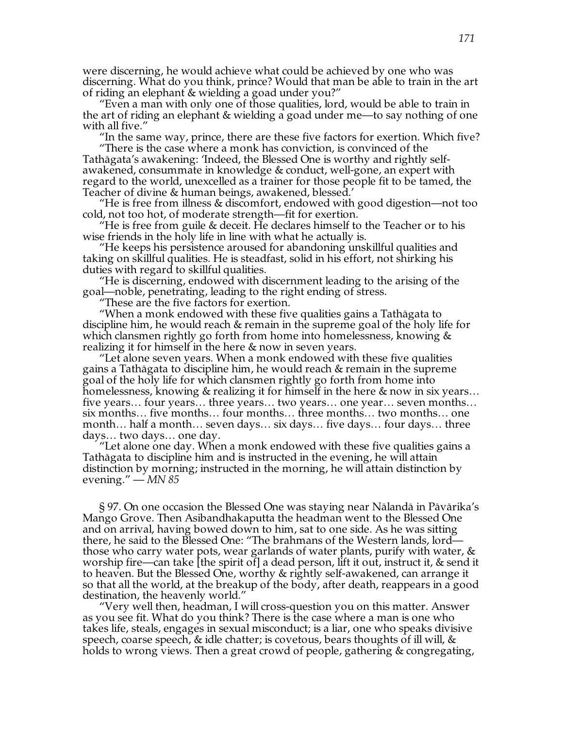were discerning, he would achieve what could be achieved by one who was discerning. What do you think, prince? Would that man be able to train in the art of riding an elephant & wielding a goad under you?"

"Even a man with only one of those qualities, lord, would be able to train in the art of riding an elephant & wielding a goad under me—to say nothing of one with all five."

"In the same way, prince, there are these five factors for exertion. Which five?

"There is the case where a monk has conviction, is convinced of the Tathāgata's awakening: 'Indeed, the Blessed One is worthy and rightly self-awakened, consummate in knowledge & conduct, well-gone, an expert with regard to the world, unexcelled as a trainer for those people fit to be tamed, the Teacher of divine & human beings, awakened, blessed.'

"He is free from illness & discomfort, endowed with good digestion—not too cold, not too hot, of moderate strength—fit for exertion.

"He is free from guile & deceit. He declares himself to the Teacher or to his wise friends in the holy life in line with what he actually is.

"He keeps his persistence aroused for abandoning unskillful qualities and taking on skillful qualities. He is steadfast, solid in his effort, not shirking his duties with regard to skillful qualities.

"He is discerning, endowed with discernment leading to the arising of the goal—noble, penetrating, leading to the right ending of stress.

"These are the five factors for exertion.

"When a monk endowed with these five qualities gains a Tathāgata to discipline him, he would reach & remain in the supreme goal of the holy life for which clansmen rightly go forth from home into homelessness, knowing & realizing it for himself in the here & now in seven years.

"Let alone seven years. When a monk endowed with these five qualities gains a Tathāgata to discipline him, he would reach & remain in the supreme goal of the holy life for which clansmen rightly go forth from home into homelessness, knowing & realizing it for himself in the here & now in six years… five years… four years… three years… two years… one year… seven months… six months… five months… four months… three months… two months… one month… half a month… seven days… six days… five days… four days… three days… two days… one day.

"Let alone one day. When a monk endowed with these five qualities gains a Tathāgata to discipline him and is instructed in the evening, he will attain distinction by morning; instructed in the morning, he will attain distinction by evening." — *MN 85*

§ 97. On one occasion the Blessed One was staying near Nālandā in Pāvārika's Mango Grove. Then Asibandhakaputta the headman went to the Blessed One and on arrival, having bowed down to him, sat to one side. As he was sitting there, he said to the Blessed One: "The brahmans of the Western lands, lord—those who carry water pots, wear garlands of water plants, purify with water, & worship fire—can take [the spirit of] a dead person, lift it out, instruct it, & send it to heaven. But the Blessed One, worthy & rightly self-awakened, can arrange it so that all the world, at the breakup of the body, after death, reappears in a good destination, the heavenly world."

"Very well then, headman, I will cross-question you on this matter. Answer as you see fit. What do you think? There is the case where a man is one who takes life, steals, engages in sexual misconduct; is a liar, one who speaks divisive speech, coarse speech, & idle chatter; is covetous, bears thoughts of ill will, & holds to wrong views. Then a great crowd of people, gathering & congregating,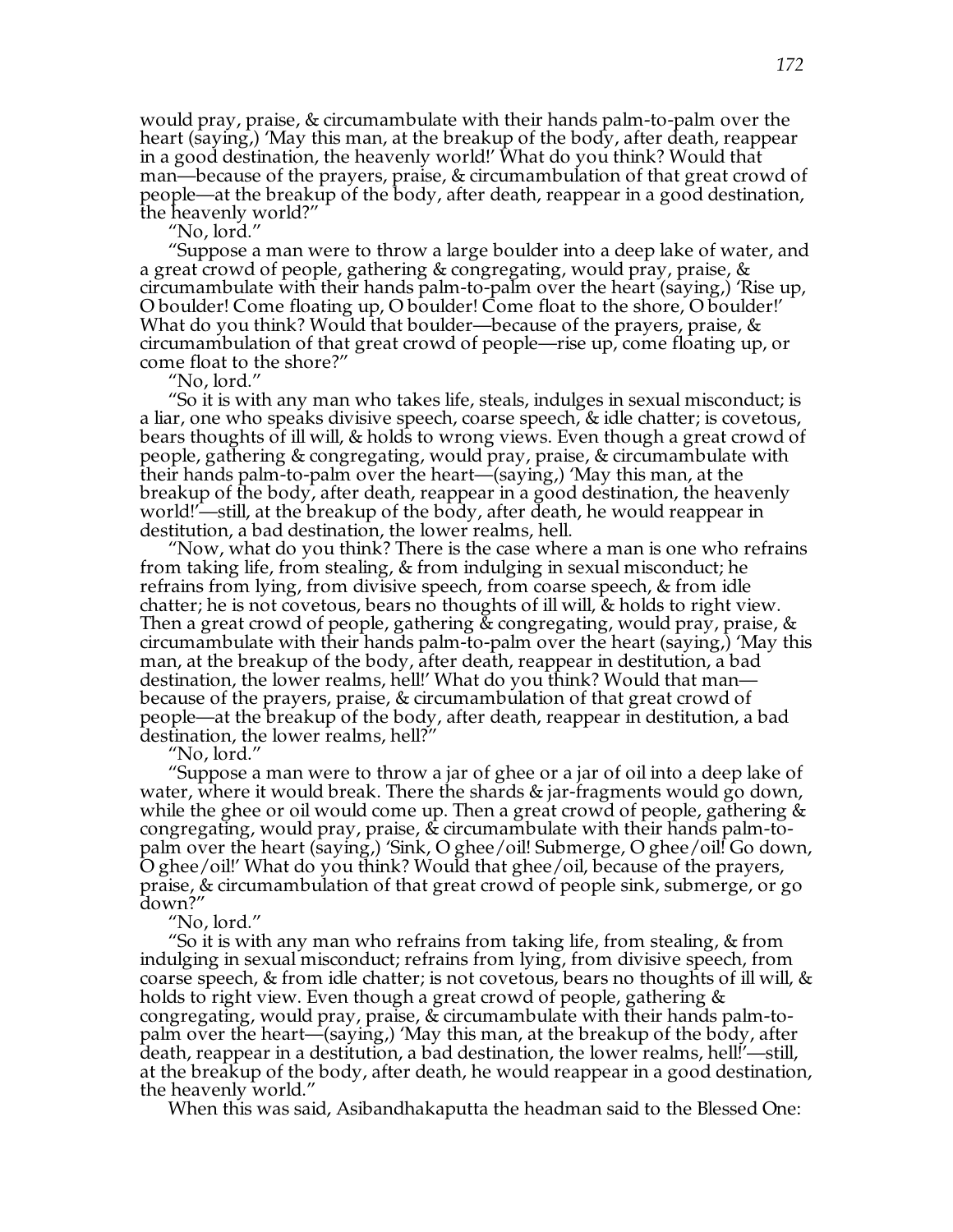would pray, praise, & circumambulate with their hands palm-to-palm over the heart (saying,) 'May this man, at the breakup of the body, after death, reappear in a good destination, the heavenly world!' What do you think? Would that man—because of the prayers, praise, & circumambulation of that great crowd of people—at the breakup of the body, after death, reappear in a good destination, the heavenly world?"

"No, lord."

"Suppose a man were to throw a large boulder into a deep lake of water, and a great crowd of people, gathering & congregating, would pray, praise, & circumambulate with their hands palm-to-palm over the heart (saying,) 'Rise up, O boulder! Come floating up, O boulder! Come float to the shore, O boulder!' What do you think? Would that boulder—because of the prayers, praise, & circumambulation of that great crowd of people—rise up, come floating up, or come float to the shore?"

"No, lord."

"So it is with any man who takes life, steals, indulges in sexual misconduct; is a liar, one who speaks divisive speech, coarse speech, & idle chatter; is covetous, bears thoughts of ill will, & holds to wrong views. Even though a great crowd of people, gathering & congregating, would pray, praise, & circumambulate with their hands palm-to-palm over the heart—(saying,) 'May this man, at the breakup of the body, after death, reappear in a good destination, the heavenly world!'—still, at the breakup of the body, after death, he would reappear in destitution, a bad destination, the lower realms, hell.

"Now, what do you think? There is the case where a man is one who refrains from taking life, from stealing, & from indulging in sexual misconduct; he refrains from lying, from divisive speech, from coarse speech, & from idle chatter; he is not covetous, bears no thoughts of ill will, & holds to right view. Then a great crowd of people, gathering & congregating, would pray, praise, & circumambulate with their hands palm-to-palm over the heart (saying,) 'May this man, at the breakup of the body, after death, reappear in destitution, a bad destination, the lower realms, hell!' What do you think? Would that man—because of the prayers, praise, & circumambulation of that great crowd of people—at the breakup of the body, after death, reappear in destitution, a bad destination, the lower realms, hell?"

"No, lord."

"Suppose a man were to throw a jar of ghee or a jar of oil into a deep lake of water, where it would break. There the shards & jar-fragments would go down, while the ghee or oil would come up. Then a great crowd of people, gathering & congregating, would pray, praise, & circumambulate with their hands palm-to-palm over the heart (saying,) 'Sink, O ghee/oil! Submerge, O ghee/oil! Go down, O ghee/oil!' What do you think? Would that ghee/oil, because of the prayers, praise, & circumambulation of that great crowd of people sink, submerge, or go down?"

"No, lord."

"So it is with any man who refrains from taking life, from stealing, & from indulging in sexual misconduct; refrains from lying, from divisive speech, from coarse speech, & from idle chatter; is not covetous, bears no thoughts of ill will, & holds to right view. Even though a great crowd of people, gathering & congregating, would pray, praise, & circumambulate with their hands palm-to-palm over the heart—(saying,) 'May this man, at the breakup of the body, after death, reappear in a destitution, a bad destination, the lower realms, hell!'—still, at the breakup of the body, after death, he would reappear in a good destination, the heavenly world."

When this was said, Asibandhakaputta the headman said to the Blessed One: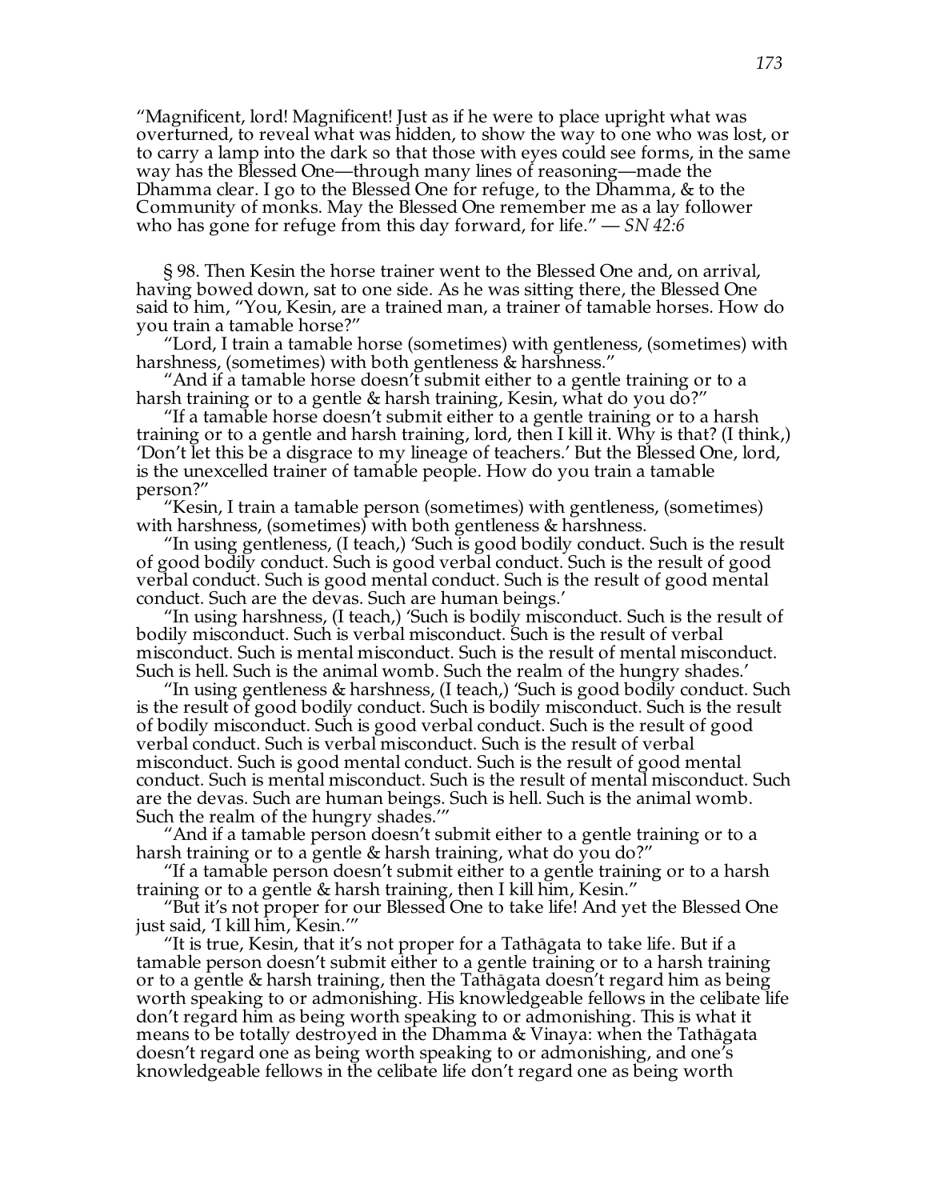"Magnificent, lord! Magnificent! Just as if he were to place upright what was overturned, to reveal what was hidden, to show the way to one who was lost, or to carry a lamp into the dark so that those with eyes could see forms, in the same way has the Blessed One—through many lines of reasoning—made the Dhamma clear. I go to the Blessed One for refuge, to the Dhamma, & to the Community of monks. May the Blessed One remember me as a lay follower who has gone for refuge from this day forward, for life." — *SN 42:6*

§ 98. Then Kesin the horse trainer went to the Blessed One and, on arrival, having bowed down, sat to one side. As he was sitting there, the Blessed One said to him, "You, Kesin, are a trained man, a trainer of tamable horses. How do you train a tamable horse?"

"Lord, I train a tamable horse (sometimes) with gentleness, (sometimes) with harshness, (sometimes) with both gentleness & harshness."

"And if a tamable horse doesn't submit either to a gentle training or to a harsh training or to a gentle & harsh training, Kesin, what do you do?"

"If a tamable horse doesn't submit either to a gentle training or to a harsh training or to a gentle and harsh training, lord, then I kill it. Why is that? (I think,) 'Don't let this be a disgrace to my lineage of teachers.' But the Blessed One, lord, is the unexcelled trainer of tamable people. How do you train a tamable person?"

"Kesin, I train a tamable person (sometimes) with gentleness, (sometimes) with harshness, (sometimes) with both gentleness & harshness.

"In using gentleness, (I teach,) 'Such is good bodily conduct. Such is the result of good bodily conduct. Such is good verbal conduct. Such is the result of good verbal conduct. Such is good mental conduct. Such is the result of good mental conduct. Such are the devas. Such are human beings.'

"In using harshness, (I teach,) 'Such is bodily misconduct. Such is the result of bodily misconduct. Such is verbal misconduct. Such is the result of verbal misconduct. Such is mental misconduct. Such is the result of mental misconduct. Such is hell. Such is the animal womb. Such the realm of the hungry shades.'

"In using gentleness & harshness, (I teach,) 'Such is good bodily conduct. Such is the result of good bodily conduct. Such is bodily misconduct. Such is the result of bodily misconduct. Such is good verbal conduct. Such is the result of good verbal conduct. Such is verbal misconduct. Such is the result of verbal misconduct. Such is good mental conduct. Such is the result of good mental conduct. Such is mental misconduct. Such is the result of mental misconduct. Such are the devas. Such are human beings. Such is hell. Such is the animal womb. Such the realm of the hungry shades.'"

"And if a tamable person doesn't submit either to a gentle training or to a harsh training or to a gentle & harsh training, what do you do?"

"If a tamable person doesn't submit either to a gentle training or to a harsh training or to a gentle & harsh training, then I kill him, Kesin."

"But it's not proper for our Blessed One to take life! And yet the Blessed One just said, 'I kill him, Kesin.'"

"It is true, Kesin, that it's not proper for a Tathāgata to take life. But if a tamable person doesn't submit either to a gentle training or to a harsh training or to a gentle & harsh training, then the Tathāgata doesn't regard him as being worth speaking to or admonishing. His knowledgeable fellows in the celibate life don't regard him as being worth speaking to or admonishing. This is what it means to be totally destroyed in the Dhamma & Vinaya: when the Tathāgata doesn't regard one as being worth speaking to or admonishing, and one's knowledgeable fellows in the celibate life don't regard one as being worth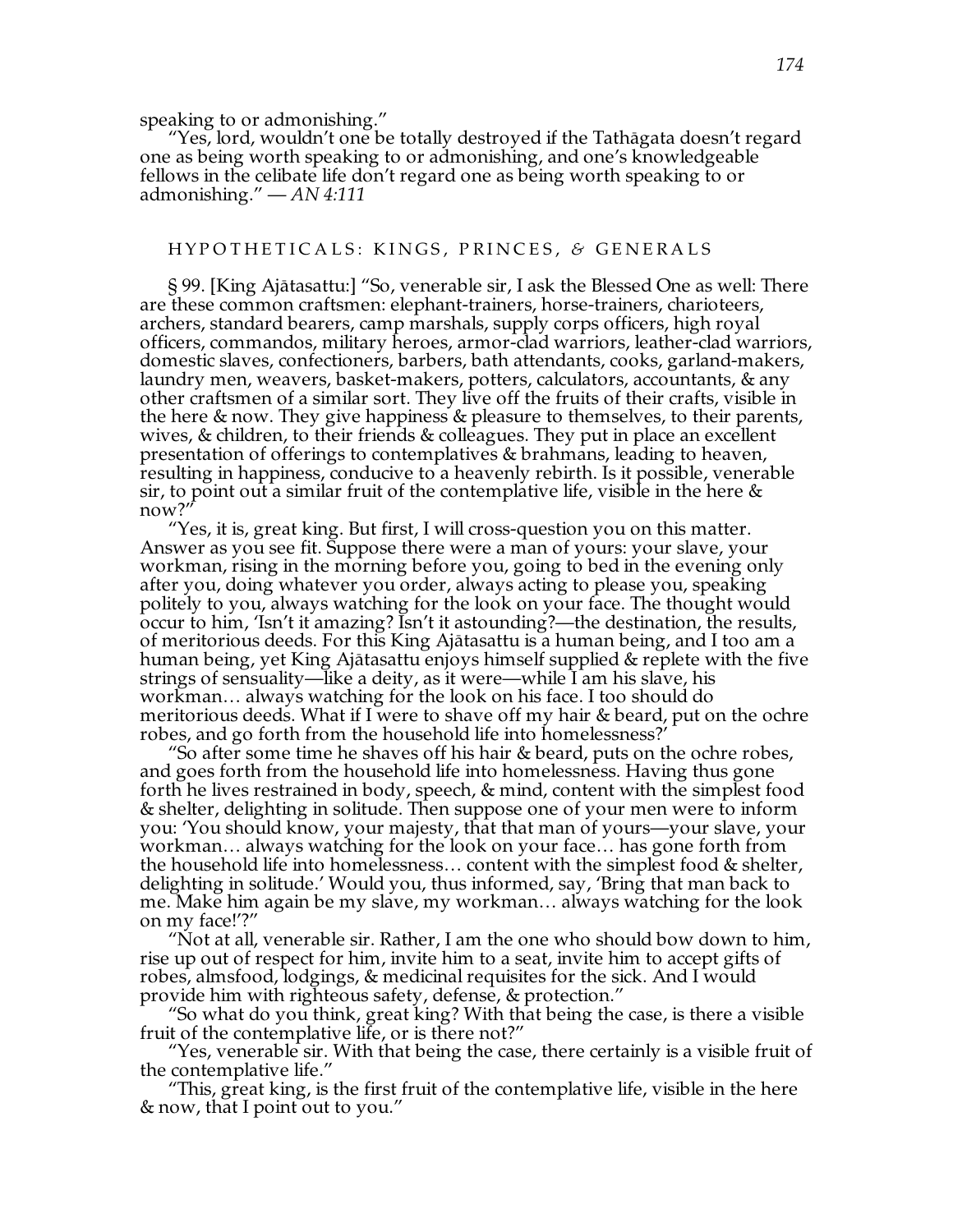speaking to or admonishing."

"Yes, lord, wouldn't one be totally destroyed if the Tathāgata doesn't regard one as being worth speaking to or admonishing, and one's knowledgeable fellows in the celibate life don't regard one as being worth speaking to or admonishing." — *AN 4:111*

## HYPOTHETICALS: KINGS, PRINCES, & GENERALS

§ 99. [King Ajātasattu:] "So, venerable sir, I ask the Blessed One as well: There are these common craftsmen: elephant-trainers, horse-trainers, charioteers, archers, standard bearers, camp marshals, supply corps officers, high royal officers, commandos, military heroes, armor-clad warriors, leather-clad warriors, domestic slaves, confectioners, barbers, bath attendants, cooks, garland-makers, laundry men, weavers, basket-makers, potters, calculators, accountants, & any other craftsmen of a similar sort. They live off the fruits of their crafts, visible in the here & now. They give happiness & pleasure to themselves, to their parents, wives, & children, to their friends & colleagues. They put in place an excellent presentation of offerings to contemplatives & brahmans, leading to heaven, resulting in happiness, conducive to a heavenly rebirth. Is it possible, venerable sir, to point out a similar fruit of the contemplative life, visible in the here & now?"

"Yes, it is, great king. But first, I will cross-question you on this matter. Answer as you see fit. Suppose there were a man of yours: your slave, your workman, rising in the morning before you, going to bed in the evening only after you, doing whatever you order, always acting to please you, speaking politely to you, always watching for the look on your face. The thought would occur to him, 'Isn't it amazing? Isn't it astounding?—the destination, the results, of meritorious deeds. For this King Ajātasattu is a human being, and I too am a human being, yet King Ajātasattu enjoys himself supplied & replete with the five strings of sensuality—like a deity, as it were—while I am his slave, his workman… always watching for the look on his face. I too should do meritorious deeds. What if I were to shave off my hair & beard, put on the ochre robes, and go forth from the household life into homelessness?'

"So after some time he shaves off his hair & beard, puts on the ochre robes, and goes forth from the household life into homelessness. Having thus gone forth he lives restrained in body, speech, & mind, content with the simplest food & shelter, delighting in solitude. Then suppose one of your men were to inform you: 'You should know, your majesty, that that man of yours—your slave, your workman… always watching for the look on your face… has gone forth from the household life into homelessness… content with the simplest food & shelter, delighting in solitude.' Would you, thus informed, say, 'Bring that man back to me. Make him again be my slave, my workman… always watching for the look on my face!'?"

"Not at all, venerable sir. Rather, I am the one who should bow down to him, rise up out of respect for him, invite him to a seat, invite him to accept gifts of robes, almsfood, lodgings, & medicinal requisites for the sick. And I would provide him with righteous safety, defense, & protection."

"So what do you think, great king? With that being the case, is there a visible fruit of the contemplative life, or is there not?"

"Yes, venerable sir. With that being the case, there certainly is a visible fruit of the contemplative life."

"This, great king, is the first fruit of the contemplative life, visible in the here & now, that I point out to you."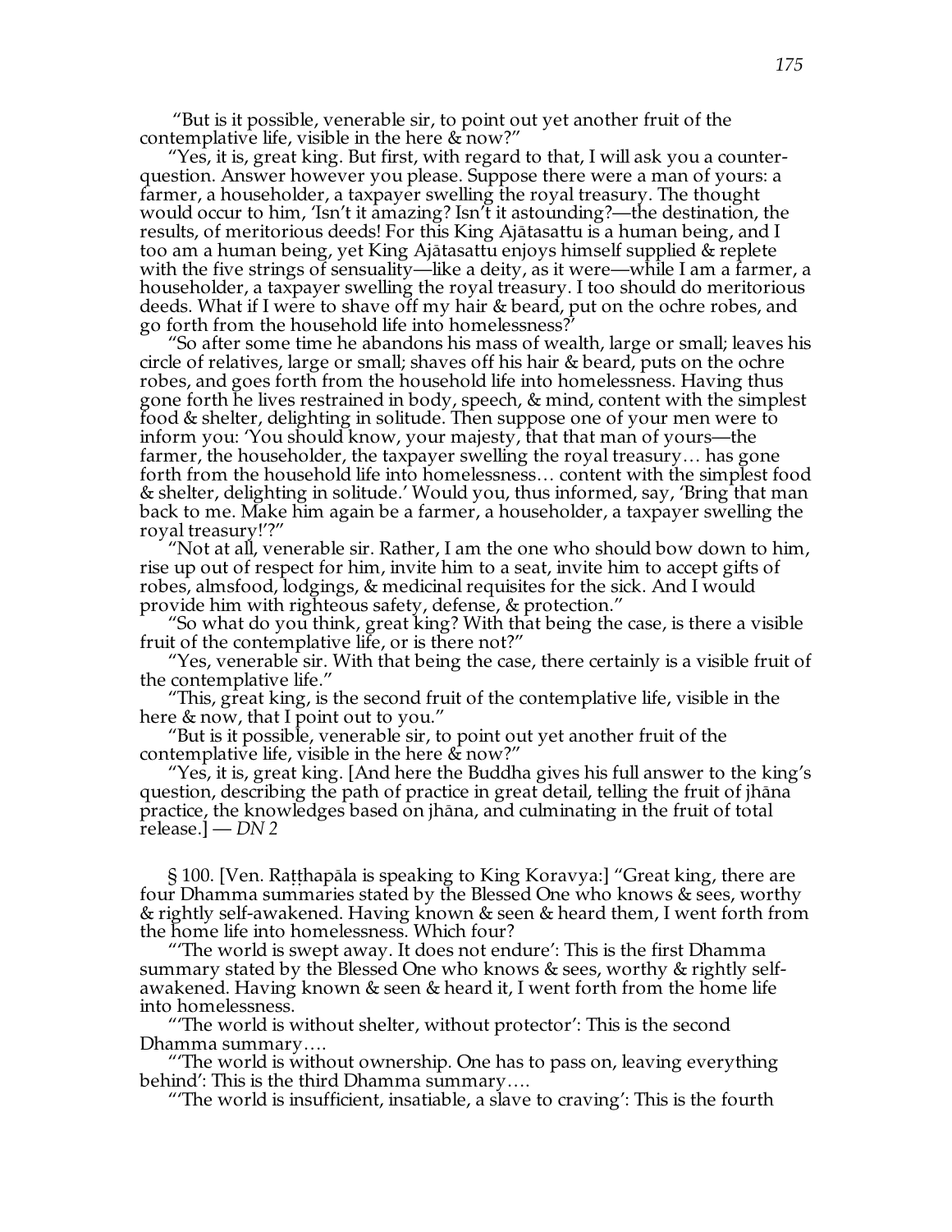"But is it possible, venerable sir, to point out yet another fruit of the contemplative life, visible in the here & now?"

"Yes, it is, great king. But first, with regard to that, I will ask you a counter-question. Answer however you please. Suppose there were a man of yours: a farmer, a householder, a taxpayer swelling the royal treasury. The thought would occur to him, 'Isn't it amazing? Isn't it astounding?—the destination, the results, of meritorious deeds! For this King Ajātasattu is a human being, and I too am a human being, yet King Ajātasattu enjoys himself supplied & replete with the five strings of sensuality—like a deity, as it were—while I am a farmer, a householder, a taxpayer swelling the royal treasury. I too should do meritorious deeds. What if I were to shave off my hair & beard, put on the ochre robes, and go forth from the household life into homelessness?'

"So after some time he abandons his mass of wealth, large or small; leaves his circle of relatives, large or small; shaves off his hair & beard, puts on the ochre robes, and goes forth from the household life into homelessness. Having thus gone forth he lives restrained in body, speech, & mind, content with the simplest food & shelter, delighting in solitude. Then suppose one of your men were to inform you: 'You should know, your majesty, that that man of yours—the farmer, the householder, the taxpayer swelling the royal treasury… has gone forth from the household life into homelessness… content with the simplest food & shelter, delighting in solitude.' Would you, thus informed, say, 'Bring that man back to me. Make him again be a farmer, a householder, a taxpayer swelling the royal treasury!'?"

"Not at all, venerable sir. Rather, I am the one who should bow down to him, rise up out of respect for him, invite him to a seat, invite him to accept gifts of robes, almsfood, lodgings, & medicinal requisites for the sick. And I would provide him with righteous safety, defense, & protection."

"So what do you think, great king? With that being the case, is there a visible fruit of the contemplative life, or is there not?"

"Yes, venerable sir. With that being the case, there certainly is a visible fruit of the contemplative life."

"This, great king, is the second fruit of the contemplative life, visible in the here & now, that I point out to you."

"But is it possible, venerable sir, to point out yet another fruit of the contemplative life, visible in the here & now?"

"Yes, it is, great king. [And here the Buddha gives his full answer to the king's question, describing the path of practice in great detail, telling the fruit of jhāna practice, the knowledges based on jhāna, and culminating in the fruit of total release.] — *DN 2*

§ 100. [Ven. Raṭṭhapāla is speaking to King Koravya:] "Great king, there are four Dhamma summaries stated by the Blessed One who knows & sees, worthy & rightly self-awakened. Having known & seen & heard them, I went forth from the home life into homelessness. Which four?

"'The world is swept away. It does not endure': This is the first Dhamma summary stated by the Blessed One who knows & sees, worthy & rightly self-awakened. Having known & seen & heard it, I went forth from the home life into homelessness.

"'The world is without shelter, without protector': This is the second Dhamma summary….

"'The world is without ownership. One has to pass on, leaving everything behind': This is the third Dhamma summary….

"'The world is insufficient, insatiable, a slave to craving': This is the fourth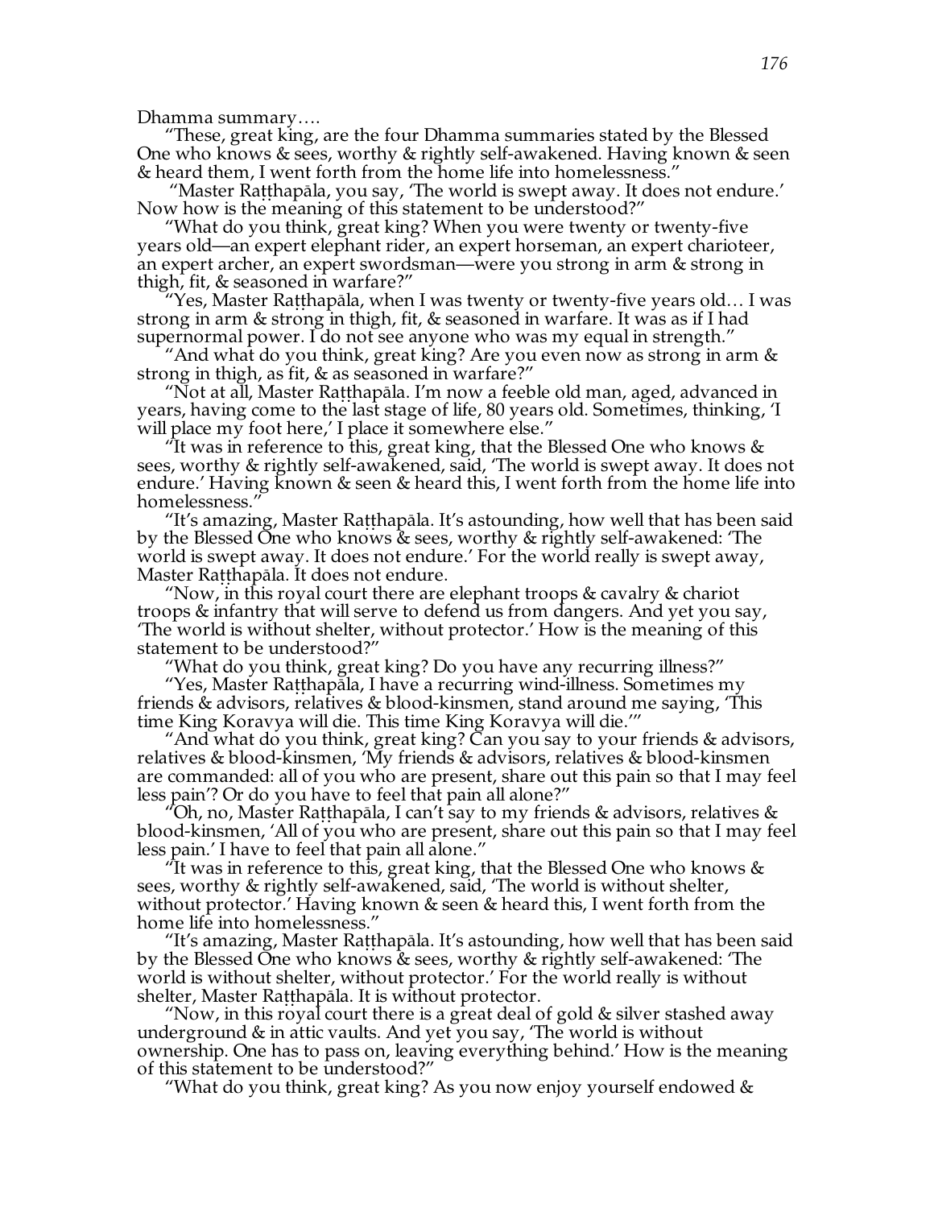Dhamma summary….

"These, great king, are the four Dhamma summaries stated by the Blessed One who knows & sees, worthy & rightly self-awakened. Having known & seen & heard them, I went forth from the home life into homelessness."

"Master Raṭṭhapāla, you say, 'The world is swept away. It does not endure.' Now how is the meaning of this statement to be understood?"

"What do you think, great king? When you were twenty or twenty-five years old—an expert elephant rider, an expert horseman, an expert charioteer, an expert archer, an expert swordsman—were you strong in arm & strong in thigh, fit, & seasoned in warfare?"

"Yes, Master Raṭṭhapāla, when I was twenty or twenty-five years old… I was strong in arm & strong in thigh, fit, & seasoned in warfare. It was as if I had supernormal power. I do not see anyone who was my equal in strength."

"And what do you think, great king? Are you even now as strong in arm & strong in thigh, as fit, & as seasoned in warfare?"

"Not at all, Master Raṭṭhapāla. I'm now a feeble old man, aged, advanced in years, having come to the last stage of life, 80 years old. Sometimes, thinking, 'I will place my foot here,' I place it somewhere else."

"It was in reference to this, great king, that the Blessed One who knows & sees, worthy & rightly self-awakened, said, 'The world is swept away. It does not endure.' Having known & seen & heard this, I went forth from the home life into homelessness."

"It's amazing, Master Raṭṭhapāla. It's astounding, how well that has been said by the Blessed One who knows & sees, worthy & rightly self-awakened: 'The world is swept away. It does not endure.' For the world really is swept away, Master Raṭṭhapāla. It does not endure.

"Now, in this royal court there are elephant troops & cavalry & chariot troops & infantry that will serve to defend us from dangers. And yet you say, 'The world is without shelter, without protector.' How is the meaning of this statement to be understood?"

"What do you think, great king? Do you have any recurring illness?"

"Yes, Master Raṭṭhapāla, I have a recurring wind-illness. Sometimes my friends & advisors, relatives & blood-kinsmen, stand around me saying, 'This time King Koravya will die. This time King Koravya will die.'"

"And what do you think, great king? Can you say to your friends & advisors, relatives & blood-kinsmen, 'My friends & advisors, relatives & blood-kinsmen are commanded: all of you who are present, share out this pain so that I may feel less pain'? Or do you have to feel that pain all alone?"

"Oh, no, Master Raṭṭhapāla, I can't say to my friends & advisors, relatives & blood-kinsmen, 'All of you who are present, share out this pain so that I may feel less pain.' I have to feel that pain all alone."

"It was in reference to this, great king, that the Blessed One who knows & sees, worthy & rightly self-awakened, said, 'The world is without shelter, without protector.' Having known & seen & heard this, I went forth from the home life into homelessness."

"It's amazing, Master Raṭṭhapāla. It's astounding, how well that has been said by the Blessed One who knows & sees, worthy & rightly self-awakened: 'The world is without shelter, without protector.' For the world really is without shelter, Master Raṭṭhapāla. It is without protector.

"Now, in this royal court there is a great deal of gold & silver stashed away underground & in attic vaults. And yet you say, 'The world is without ownership. One has to pass on, leaving everything behind.' How is the meaning of this statement to be understood?"

"What do you think, great king? As you now enjoy yourself endowed &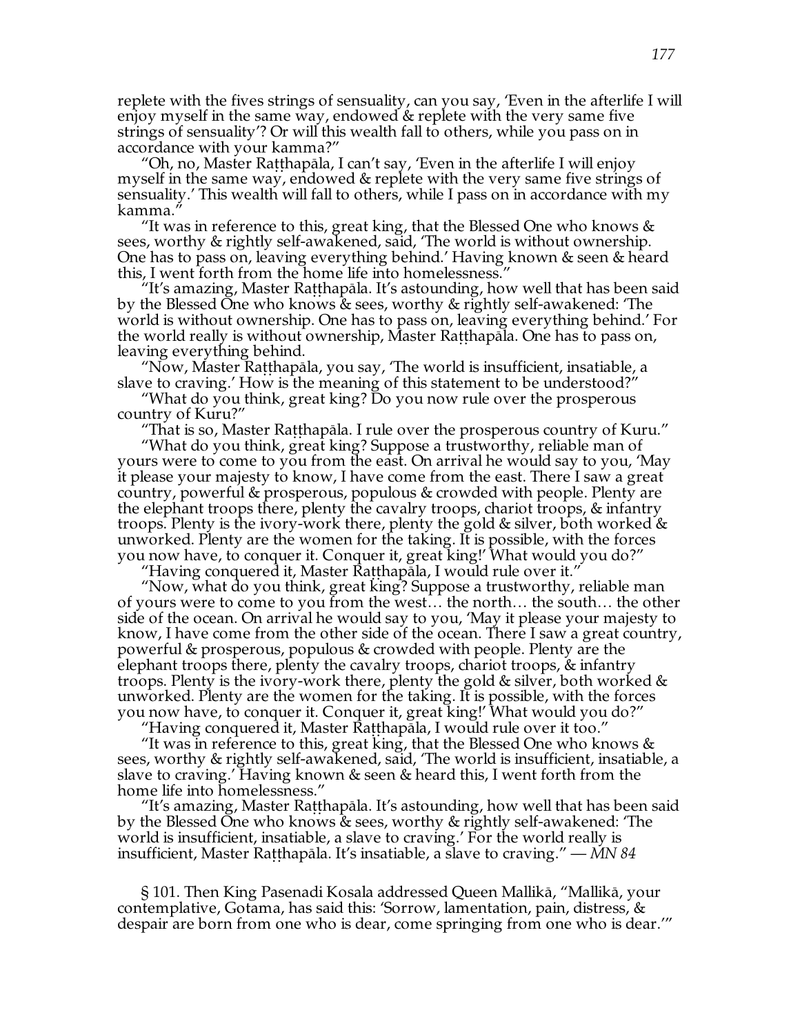replete with the fives strings of sensuality, can you say, 'Even in the afterlife I will enjoy myself in the same way, endowed & replete with the very same five strings of sensuality'? Or will this wealth fall to others, while you pass on in accordance with your kamma?"

"Oh, no, Master Raṭṭhapāla, I can't say, 'Even in the afterlife I will enjoy myself in the same way, endowed & replete with the very same five strings of sensuality.' This wealth will fall to others, while I pass on in accordance with my kamma."

"It was in reference to this, great king, that the Blessed One who knows & sees, worthy & rightly self-awakened, said, 'The world is without ownership. One has to pass on, leaving everything behind.' Having known & seen & heard this, I went forth from the home life into homelessness."

"It's amazing, Master Raṭṭhapāla. It's astounding, how well that has been said by the Blessed One who knows & sees, worthy & rightly self-awakened: 'The world is without ownership. One has to pass on, leaving everything behind.' For the world really is without ownership, Master Raṭṭhapāla. One has to pass on, leaving everything behind.

"Now, Master Raṭṭhapāla, you say, 'The world is insufficient, insatiable, a slave to craving.' How is the meaning of this statement to be understood?"

"What do you think, great king? Do you now rule over the prosperous country of Kuru?"

"That is so, Master Raṭṭhapāla. I rule over the prosperous country of Kuru."

"What do you think, great king? Suppose a trustworthy, reliable man of yours were to come to you from the east. On arrival he would say to you, 'May it please your majesty to know, I have come from the east. There I saw a great country, powerful & prosperous, populous & crowded with people. Plenty are the elephant troops there, plenty the cavalry troops, chariot troops, & infantry troops. Plenty is the ivory-work there, plenty the gold & silver, both worked & unworked. Plenty are the women for the taking. It is possible, with the forces you now have, to conquer it. Conquer it, great king!' What would you do?"

"Having conquered it, Master Raṭṭhapāla, I would rule over it."

"Now, what do you think, great king? Suppose a trustworthy, reliable man of yours were to come to you from the west… the north… the south… the other side of the ocean. On arrival he would say to you, 'May it please your majesty to know, I have come from the other side of the ocean. There I saw a great country, powerful & prosperous, populous & crowded with people. Plenty are the elephant troops there, plenty the cavalry troops, chariot troops, & infantry troops. Plenty is the ivory-work there, plenty the gold & silver, both worked & unworked. Plenty are the women for the taking. It is possible, with the forces you now have, to conquer it. Conquer it, great king!' What would you do?"

"Having conquered it, Master Raṭṭhapāla, I would rule over it too."

"It was in reference to this, great king, that the Blessed One who knows & sees, worthy & rightly self-awakened, said, 'The world is insufficient, insatiable, a slave to craving.' Having known & seen & heard this, I went forth from the home life into homelessness."

"It's amazing, Master Raṭṭhapāla. It's astounding, how well that has been said by the Blessed One who knows & sees, worthy & rightly self-awakened: 'The world is insufficient, insatiable, a slave to craving.' For the world really is insufficient, Master Raṭṭhapāla. It's insatiable, a slave to craving." — *MN 84*

§ 101. Then King Pasenadi Kosala addressed Queen Mallikā, "Mallikā, your contemplative, Gotama, has said this: 'Sorrow, lamentation, pain, distress, & despair are born from one who is dear, come springing from one who is dear.'"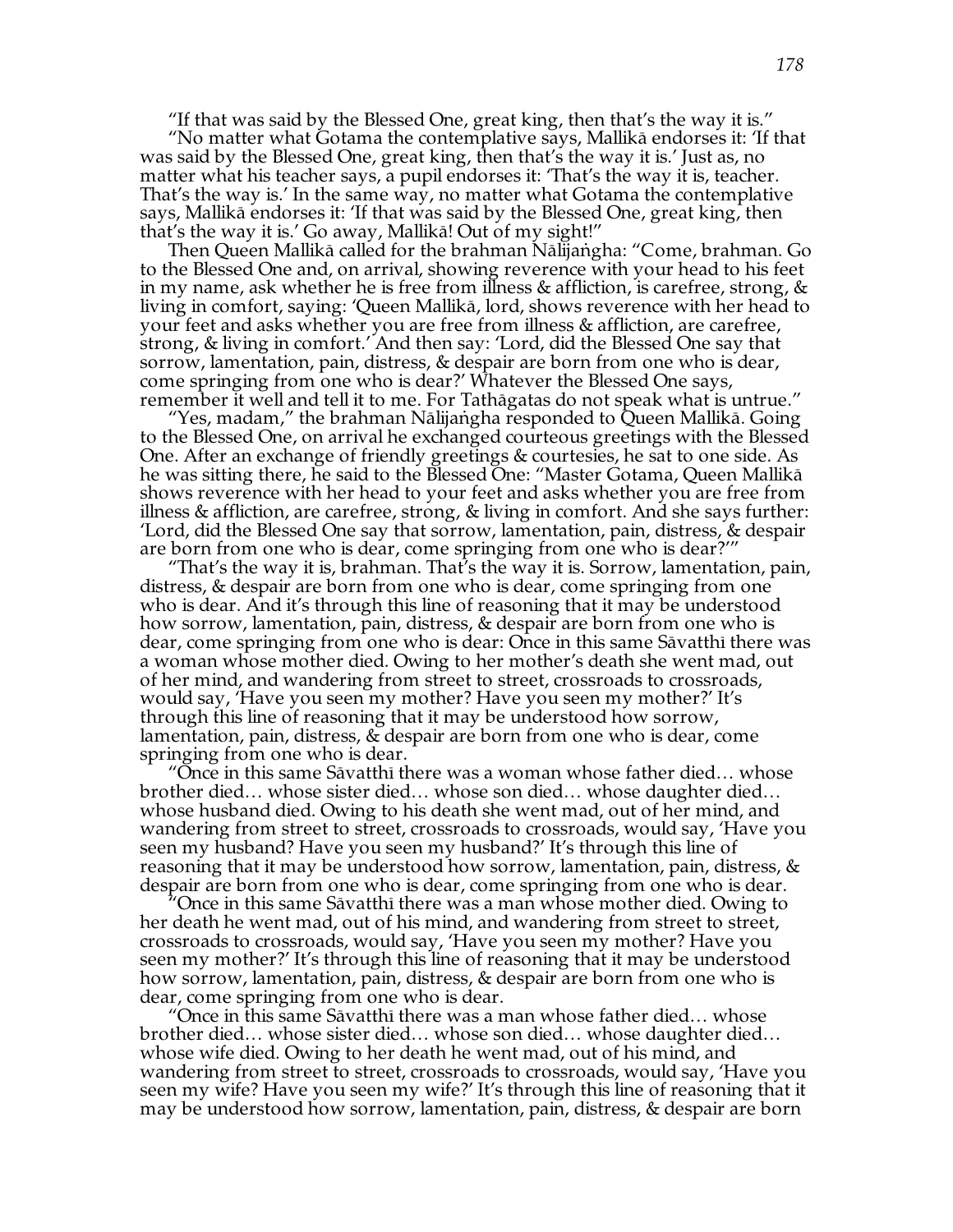"If that was said by the Blessed One, great king, then that's the way it is."

"No matter what Gotama the contemplative says, Mallikā endorses it: 'If that was said by the Blessed One, great king, then that's the way it is.' Just as, no matter what his teacher says, a pupil endorses it: 'That's the way it is, teacher. That's the way is.' In the same way, no matter what Gotama the contemplative says, Mallikā endorses it: 'If that was said by the Blessed One, great king, then that's the way it is.' Go away, Mallikā! Out of my sight!"

Then Queen Mallikā called for the brahman Nālijaṅgha: "Come, brahman. Go to the Blessed One and, on arrival, showing reverence with your head to his feet in my name, ask whether he is free from illness & affliction, is carefree, strong, & living in comfort, saying: 'Queen Mallikā, lord, shows reverence with her head to your feet and asks whether you are free from illness & affliction, are carefree, strong, & living in comfort.' And then say: 'Lord, did the Blessed One say that sorrow, lamentation, pain, distress, & despair are born from one who is dear, come springing from one who is dear?' Whatever the Blessed One says, remember it well and tell it to me. For Tathāgatas do not speak what is untrue."

"Yes, madam," the brahman Nālijaṅgha responded to Queen Mallikā. Going to the Blessed One, on arrival he exchanged courteous greetings with the Blessed One. After an exchange of friendly greetings & courtesies, he sat to one side. As he was sitting there, he said to the Blessed One: "Master Gotama, Queen Mallikā shows reverence with her head to your feet and asks whether you are free from illness & affliction, are carefree, strong, & living in comfort. And she says further: 'Lord, did the Blessed One say that sorrow, lamentation, pain, distress, & despair are born from one who is dear, come springing from one who is dear?'"

"That's the way it is, brahman. That's the way it is. Sorrow, lamentation, pain, distress, & despair are born from one who is dear, come springing from one who is dear. And it's through this line of reasoning that it may be understood how sorrow, lamentation, pain, distress, & despair are born from one who is dear, come springing from one who is dear: Once in this same Sāvatthī there was a woman whose mother died. Owing to her mother's death she went mad, out of her mind, and wandering from street to street, crossroads to crossroads, would say, 'Have you seen my mother? Have you seen my mother?' It's through this line of reasoning that it may be understood how sorrow, lamentation, pain, distress, & despair are born from one who is dear, come springing from one who is dear.

"Once in this same Sāvatthī there was a woman whose father died… whose brother died… whose sister died… whose son died… whose daughter died… whose husband died. Owing to his death she went mad, out of her mind, and wandering from street to street, crossroads to crossroads, would say, 'Have you seen my husband? Have you seen my husband?' It's through this line of reasoning that it may be understood how sorrow, lamentation, pain, distress, & despair are born from one who is dear, come springing from one who is dear.

"Once in this same Sāvatthī there was a man whose mother died. Owing to her death he went mad, out of his mind, and wandering from street to street, crossroads to crossroads, would say, 'Have you seen my mother? Have you seen my mother?' It's through this line of reasoning that it may be understood how sorrow, lamentation, pain, distress, & despair are born from one who is dear, come springing from one who is dear.

"Once in this same Sāvatthī there was a man whose father died… whose brother died… whose sister died… whose son died… whose daughter died… whose wife died. Owing to her death he went mad, out of his mind, and wandering from street to street, crossroads to crossroads, would say, 'Have you seen my wife? Have you seen my wife?' It's through this line of reasoning that it may be understood how sorrow, lamentation, pain, distress, & despair are born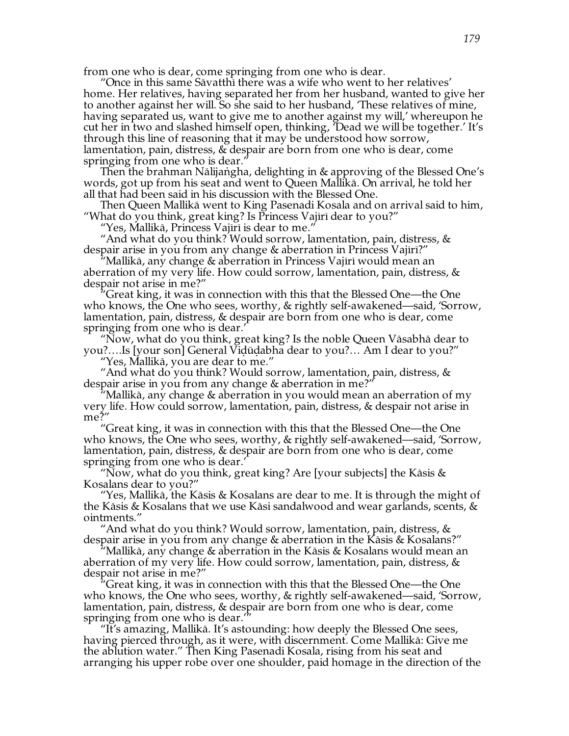from one who is dear, come springing from one who is dear.

"Once in this same Sāvatthī there was a wife who went to her relatives' home. Her relatives, having separated her from her husband, wanted to give her to another against her will. So she said to her husband, 'These relatives of mine, having separated us, want to give me to another against my will,' whereupon he cut her in two and slashed himself open, thinking, 'Dead we will be together.' It's through this line of reasoning that it may be understood how sorrow, lamentation, pain, distress, & despair are born from one who is dear, come springing from one who is dear."

Then the brahman Nālijaṅgha, delighting in & approving of the Blessed One's words, got up from his seat and went to Queen Mallikā. On arrival, he told her all that had been said in his discussion with the Blessed One.

Then Queen Mallikā went to King Pasenadi Kosala and on arrival said to him, "What do you think, great king? Is Princess Vajirī dear to you?"

"Yes, Mallikā, Princess Vajirī is dear to me."

"And what do you think? Would sorrow, lamentation, pain, distress, & despair arise in you from any change & aberration in Princess Vajirī?"

"Mallikā, any change & aberration in Princess Vajirī would mean an aberration of my very life. How could sorrow, lamentation, pain, distress, & despair not arise in me?"

"Great king, it was in connection with this that the Blessed One—the One who knows, the One who sees, worthy, & rightly self-awakened—said, 'Sorrow, lamentation, pain, distress, & despair are born from one who is dear, come springing from one who is dear.'

"Now, what do you think, great king? Is the noble Queen Vāsabhā dear to you?….Is [your son] General Viḍūḍabha dear to you?… Am I dear to you?"

"Yes, Mallikā, you are dear to me."

"And what do you think? Would sorrow, lamentation, pain, distress, & despair arise in you from any change & aberration in me?"

"Mallikā, any change & aberration in you would mean an aberration of my very life. How could sorrow, lamentation, pain, distress, & despair not arise in me?"

"Great king, it was in connection with this that the Blessed One—the One who knows, the One who sees, worthy, & rightly self-awakened—said, 'Sorrow, lamentation, pain, distress, & despair are born from one who is dear, come springing from one who is dear.'

"Now, what do you think, great king? Are [your subjects] the Kāsis & Kosalans dear to you?"

"Yes, Mallikā, the Kāsis & Kosalans are dear to me. It is through the might of the Kāsis & Kosalans that we use Kāsi sandalwood and wear garlands, scents, & ointments."

"And what do you think? Would sorrow, lamentation, pain, distress, & despair arise in you from any change & aberration in the Kāsis & Kosalans?"

"Mallikā, any change & aberration in the Kāsis & Kosalans would mean an aberration of my very life. How could sorrow, lamentation, pain, distress, & despair not arise in me?"

"Great king, it was in connection with this that the Blessed One—the One who knows, the One who sees, worthy, & rightly self-awakened—said, 'Sorrow, lamentation, pain, distress, & despair are born from one who is dear, come springing from one who is dear.'"

"It's amazing, Mallikā. It's astounding: how deeply the Blessed One sees, having pierced through, as it were, with discernment. Come Mallikā: Give me the ablution water." Then King Pasenadi Kosala, rising from his seat and arranging his upper robe over one shoulder, paid homage in the direction of the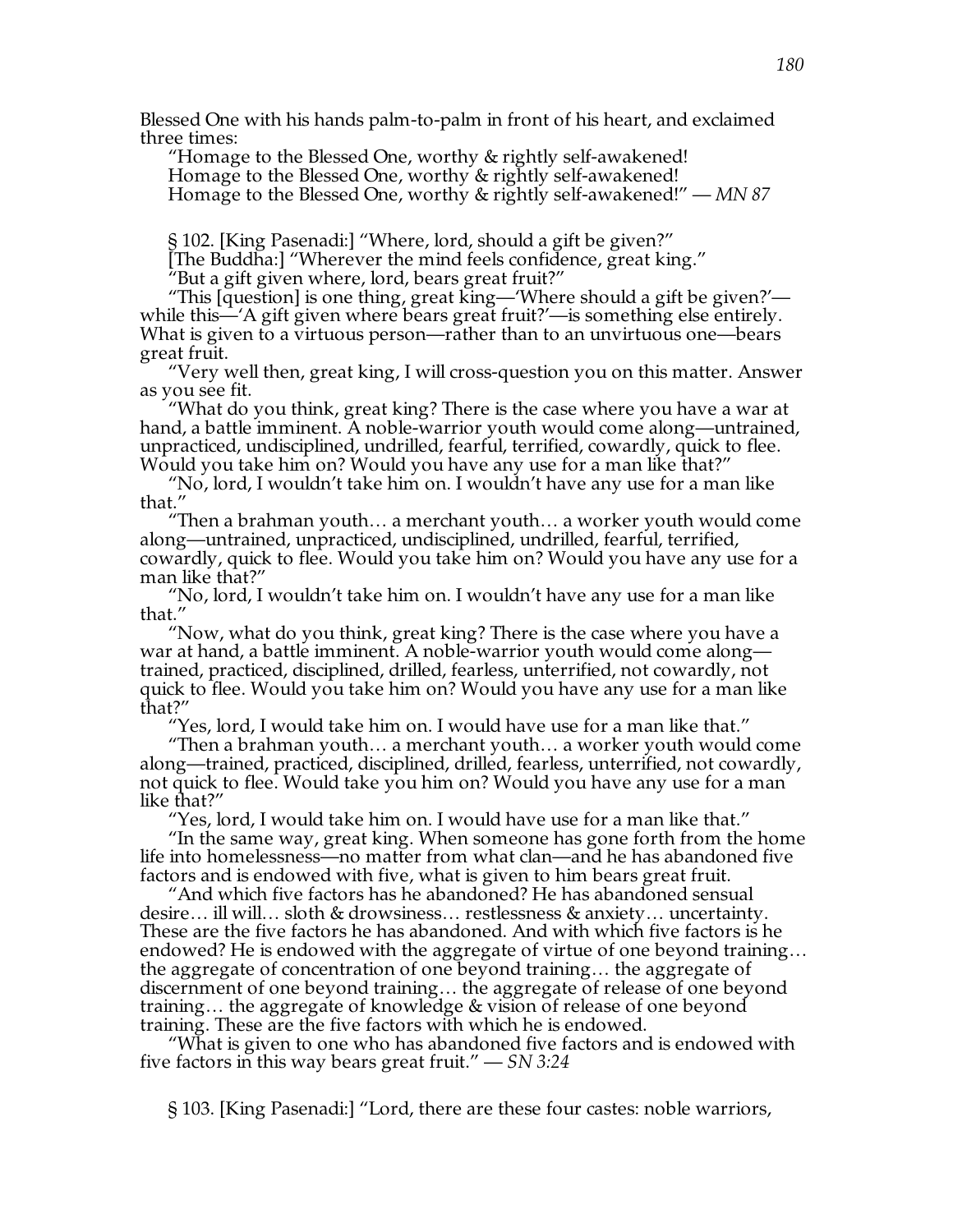Blessed One with his hands palm-to-palm in front of his heart, and exclaimed three times:

"Homage to the Blessed One, worthy & rightly self-awakened!
Homage to the Blessed One, worthy & rightly self-awakened!
Homage to the Blessed One, worthy & rightly self-awakened!" — *MN 87*

§ 102. [King Pasenadi:] "Where, lord, should a gift be given?"

[The Buddha:] "Wherever the mind feels confidence, great king."

"But a gift given where, lord, bears great fruit?"

"This [question] is one thing, great king—'Where should a gift be given?'—while this—'A gift given where bears great fruit?'—is something else entirely. What is given to a virtuous person—rather than to an unvirtuous one—bears great fruit.

"Very well then, great king, I will cross-question you on this matter. Answer as you see fit.

"What do you think, great king? There is the case where you have a war at hand, a battle imminent. A noble-warrior youth would come along—untrained, unpracticed, undisciplined, undrilled, fearful, terrified, cowardly, quick to flee. Would you take him on? Would you have any use for a man like that?"

"No, lord, I wouldn't take him on. I wouldn't have any use for a man like that."

"Then a brahman youth… a merchant youth… a worker youth would come along—untrained, unpracticed, undisciplined, undrilled, fearful, terrified, cowardly, quick to flee. Would you take him on? Would you have any use for a man like that?"

"No, lord, I wouldn't take him on. I wouldn't have any use for a man like that."

"Now, what do you think, great king? There is the case where you have a war at hand, a battle imminent. A noble-warrior youth would come along—trained, practiced, disciplined, drilled, fearless, unterrified, not cowardly, not quick to flee. Would you take him on? Would you have any use for a man like that?"

"Yes, lord, I would take him on. I would have use for a man like that."

"Then a brahman youth… a merchant youth… a worker youth would come along—trained, practiced, disciplined, drilled, fearless, unterrified, not cowardly, not quick to flee. Would take you him on? Would you have any use for a man like that?"

"Yes, lord, I would take him on. I would have use for a man like that."

"In the same way, great king. When someone has gone forth from the home life into homelessness—no matter from what clan—and he has abandoned five factors and is endowed with five, what is given to him bears great fruit.

"And which five factors has he abandoned? He has abandoned sensual desire… ill will… sloth & drowsiness… restlessness & anxiety… uncertainty. These are the five factors he has abandoned. And with which five factors is he endowed? He is endowed with the aggregate of virtue of one beyond training… the aggregate of concentration of one beyond training… the aggregate of discernment of one beyond training… the aggregate of release of one beyond training… the aggregate of knowledge & vision of release of one beyond training. These are the five factors with which he is endowed.

"What is given to one who has abandoned five factors and is endowed with five factors in this way bears great fruit." — *SN 3:24*

§ 103. [King Pasenadi:] "Lord, there are these four castes: noble warriors,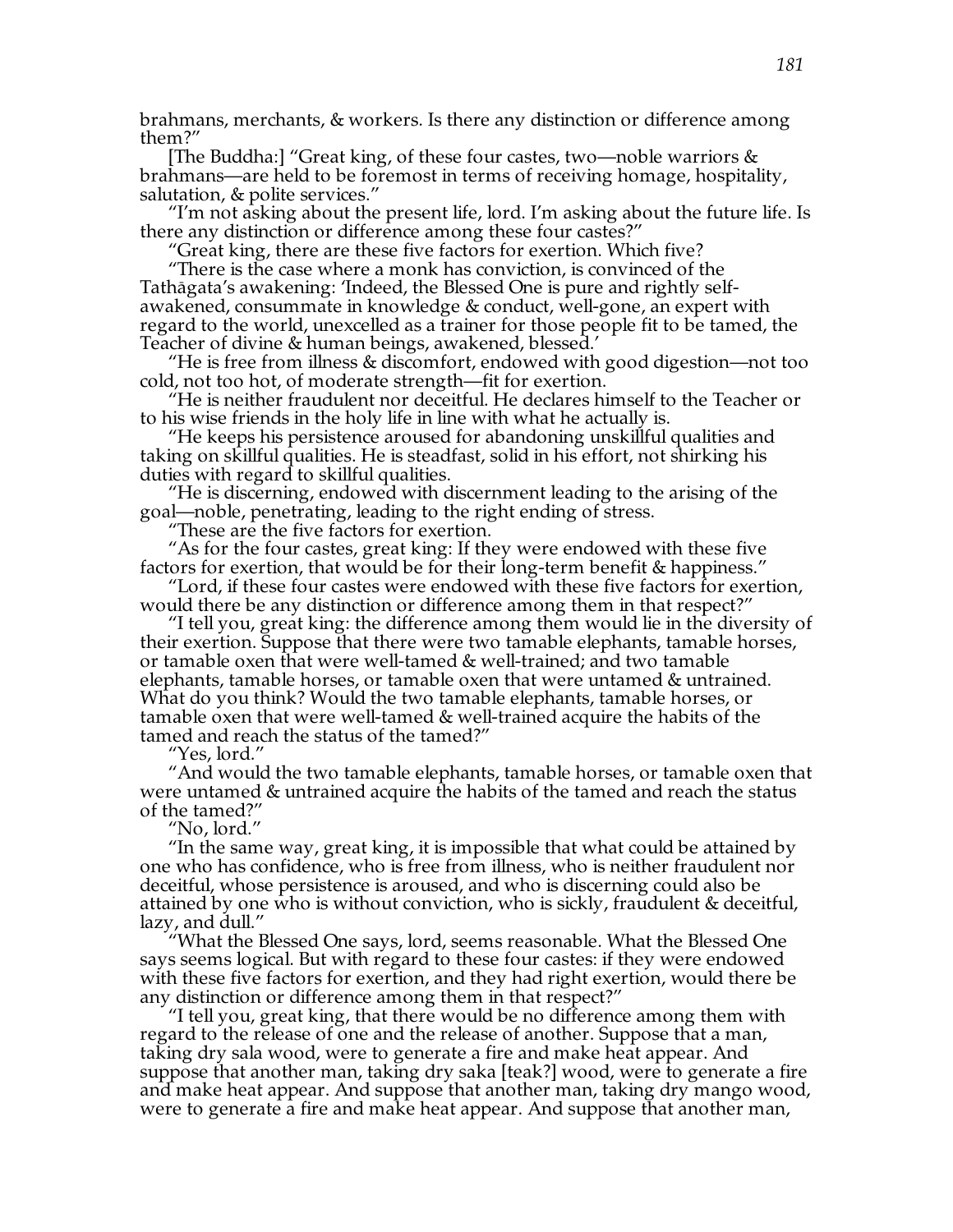brahmans, merchants, & workers. Is there any distinction or difference among them?"

[The Buddha:] "Great king, of these four castes, two—noble warriors & brahmans—are held to be foremost in terms of receiving homage, hospitality, salutation, & polite services."

"I'm not asking about the present life, lord. I'm asking about the future life. Is there any distinction or difference among these four castes?"

"Great king, there are these five factors for exertion. Which five?

"There is the case where a monk has conviction, is convinced of the Tathāgata's awakening: 'Indeed, the Blessed One is pure and rightly self-awakened, consummate in knowledge & conduct, well-gone, an expert with regard to the world, unexcelled as a trainer for those people fit to be tamed, the Teacher of divine & human beings, awakened, blessed.'

"He is free from illness & discomfort, endowed with good digestion—not too cold, not too hot, of moderate strength—fit for exertion.

"He is neither fraudulent nor deceitful. He declares himself to the Teacher or to his wise friends in the holy life in line with what he actually is.

"He keeps his persistence aroused for abandoning unskillful qualities and taking on skillful qualities. He is steadfast, solid in his effort, not shirking his duties with regard to skillful qualities.

"He is discerning, endowed with discernment leading to the arising of the goal—noble, penetrating, leading to the right ending of stress.

"These are the five factors for exertion.

"As for the four castes, great king: If they were endowed with these five factors for exertion, that would be for their long-term benefit & happiness."

"Lord, if these four castes were endowed with these five factors for exertion, would there be any distinction or difference among them in that respect?"

"I tell you, great king: the difference among them would lie in the diversity of their exertion. Suppose that there were two tamable elephants, tamable horses, or tamable oxen that were well-tamed & well-trained; and two tamable elephants, tamable horses, or tamable oxen that were untamed & untrained. What do you think? Would the two tamable elephants, tamable horses, or tamable oxen that were well-tamed & well-trained acquire the habits of the tamed and reach the status of the tamed?"

"Yes, lord."

"And would the two tamable elephants, tamable horses, or tamable oxen that were untamed & untrained acquire the habits of the tamed and reach the status of the tamed?"

"No, lord."

"In the same way, great king, it is impossible that what could be attained by one who has confidence, who is free from illness, who is neither fraudulent nor deceitful, whose persistence is aroused, and who is discerning could also be attained by one who is without conviction, who is sickly, fraudulent & deceitful, lazy, and dull."

"What the Blessed One says, lord, seems reasonable. What the Blessed One says seems logical. But with regard to these four castes: if they were endowed with these five factors for exertion, and they had right exertion, would there be any distinction or difference among them in that respect?"

"I tell you, great king, that there would be no difference among them with regard to the release of one and the release of another. Suppose that a man, taking dry sala wood, were to generate a fire and make heat appear. And suppose that another man, taking dry saka [teak?] wood, were to generate a fire and make heat appear. And suppose that another man, taking dry mango wood, were to generate a fire and make heat appear. And suppose that another man,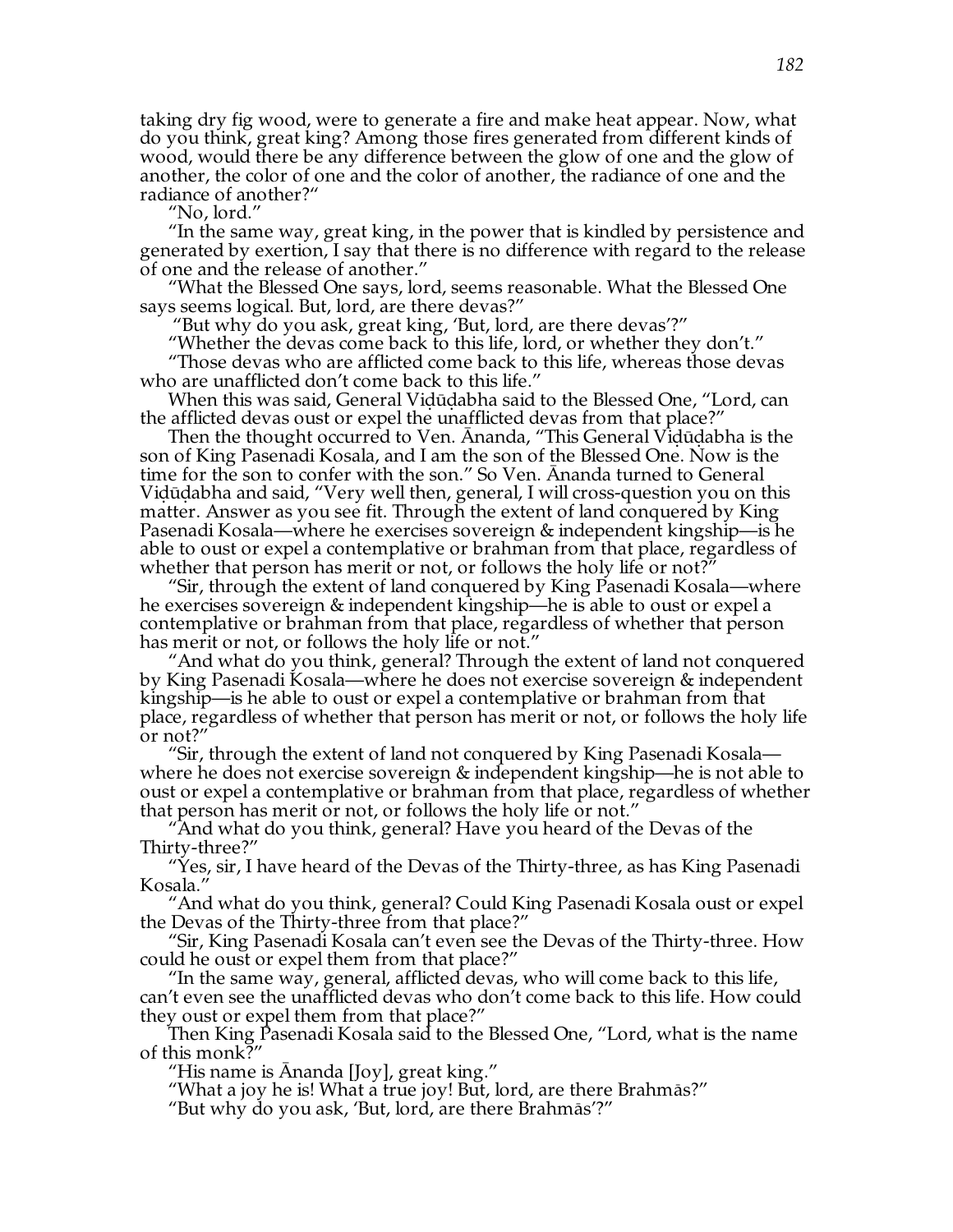taking dry fig wood, were to generate a fire and make heat appear. Now, what do you think, great king? Among those fires generated from different kinds of wood, would there be any difference between the glow of one and the glow of another, the color of one and the color of another, the radiance of one and the radiance of another?"

"No, lord."

"In the same way, great king, in the power that is kindled by persistence and generated by exertion, I say that there is no difference with regard to the release of one and the release of another."

"What the Blessed One says, lord, seems reasonable. What the Blessed One says seems logical. But, lord, are there devas?"

"But why do you ask, great king, 'But, lord, are there devas'?"

"Whether the devas come back to this life, lord, or whether they don't."

"Those devas who are afflicted come back to this life, whereas those devas who are unafflicted don't come back to this life."

When this was said, General Viḍūḍabha said to the Blessed One, "Lord, can the afflicted devas oust or expel the unafflicted devas from that place?"

Then the thought occurred to Ven. Ānanda, "This General Viḍūḍabha is the son of King Pasenadi Kosala, and I am the son of the Blessed One. Now is the time for the son to confer with the son." So Ven. Ānanda turned to General Viḍūḍabha and said, "Very well then, general, I will cross-question you on this matter. Answer as you see fit. Through the extent of land conquered by King Pasenadi Kosala—where he exercises sovereign & independent kingship—is he able to oust or expel a contemplative or brahman from that place, regardless of whether that person has merit or not, or follows the holy life or not?"

"Sir, through the extent of land conquered by King Pasenadi Kosala—where he exercises sovereign & independent kingship—he is able to oust or expel a contemplative or brahman from that place, regardless of whether that person has merit or not, or follows the holy life or not."

"And what do you think, general? Through the extent of land not conquered by King Pasenadi Kosala—where he does not exercise sovereign & independent kingship—is he able to oust or expel a contemplative or brahman from that place, regardless of whether that person has merit or not, or follows the holy life or not?"

"Sir, through the extent of land not conquered by King Pasenadi Kosala—where he does not exercise sovereign & independent kingship—he is not able to oust or expel a contemplative or brahman from that place, regardless of whether that person has merit or not, or follows the holy life or not."

"And what do you think, general? Have you heard of the Devas of the Thirty-three?"

"Yes, sir, I have heard of the Devas of the Thirty-three, as has King Pasenadi Kosala."

"And what do you think, general? Could King Pasenadi Kosala oust or expel the Devas of the Thirty-three from that place?"

"Sir, King Pasenadi Kosala can't even see the Devas of the Thirty-three. How could he oust or expel them from that place?"

"In the same way, general, afflicted devas, who will come back to this life, can't even see the unafflicted devas who don't come back to this life. How could they oust or expel them from that place?"

Then King Pasenadi Kosala said to the Blessed One, "Lord, what is the name of this monk?"

"His name is Ānanda [Joy], great king."

"What a joy he is! What a true joy! But, lord, are there Brahmās?"

"But why do you ask, 'But, lord, are there Brahmās'?"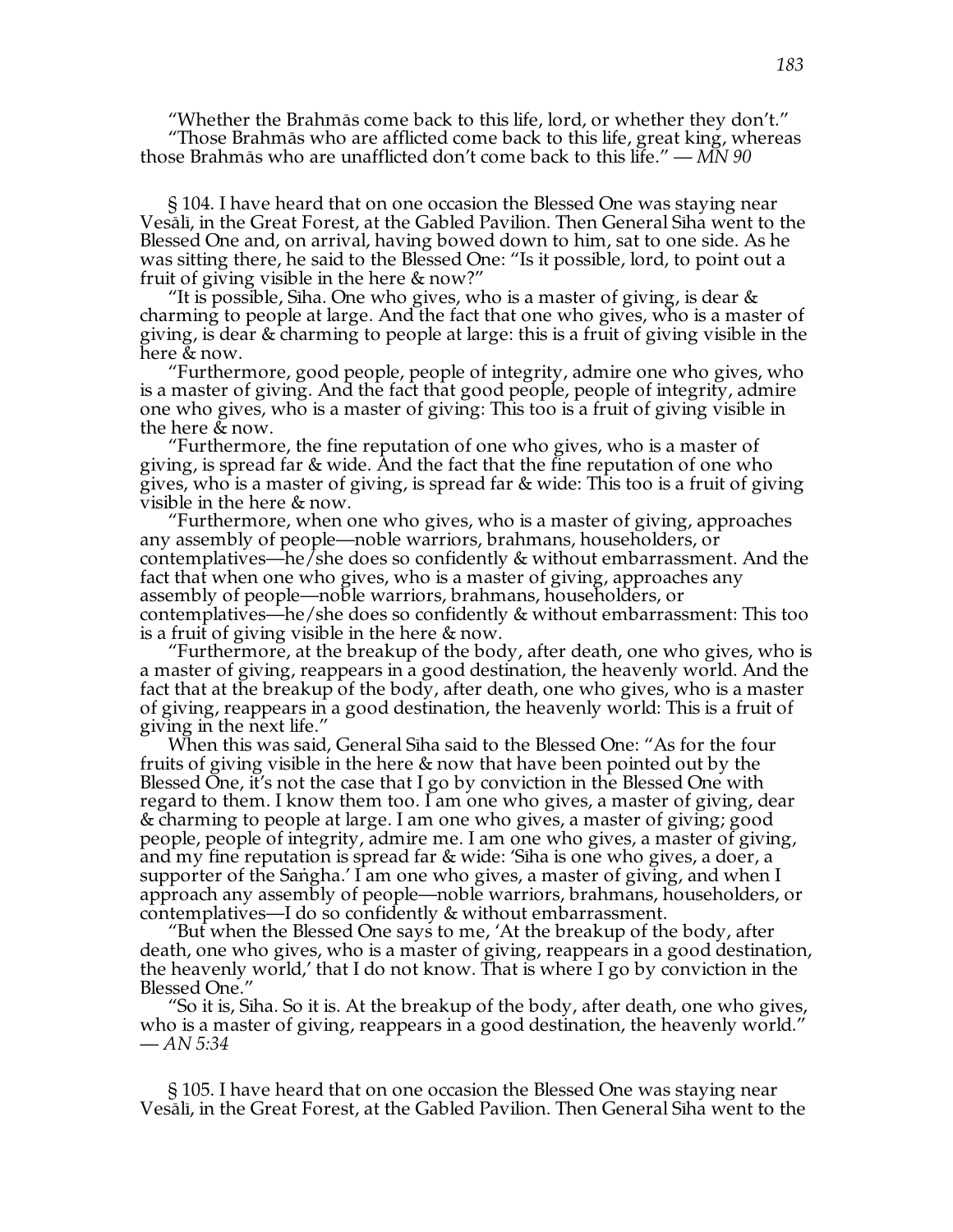"Whether the Brahmās come back to this life, lord, or whether they don't."

"Those Brahmās who are afflicted come back to this life, great king, whereas those Brahmās who are unafflicted don't come back to this life." — *MN 90*

§ 104. I have heard that on one occasion the Blessed One was staying near Vesālī, in the Great Forest, at the Gabled Pavilion. Then General Sīha went to the Blessed One and, on arrival, having bowed down to him, sat to one side. As he was sitting there, he said to the Blessed One: "Is it possible, lord, to point out a fruit of giving visible in the here & now?"

"It is possible, Sīha. One who gives, who is a master of giving, is dear & charming to people at large. And the fact that one who gives, who is a master of giving, is dear & charming to people at large: this is a fruit of giving visible in the here & now.

"Furthermore, good people, people of integrity, admire one who gives, who is a master of giving. And the fact that good people, people of integrity, admire one who gives, who is a master of giving: This too is a fruit of giving visible in the here & now.

"Furthermore, the fine reputation of one who gives, who is a master of giving, is spread far & wide. And the fact that the fine reputation of one who gives, who is a master of giving, is spread far & wide: This too is a fruit of giving visible in the here & now.

"Furthermore, when one who gives, who is a master of giving, approaches any assembly of people—noble warriors, brahmans, householders, or contemplatives—he/she does so confidently & without embarrassment. And the fact that when one who gives, who is a master of giving, approaches any assembly of people—noble warriors, brahmans, householders, or contemplatives—he/she does so confidently & without embarrassment: This too is a fruit of giving visible in the here & now.

"Furthermore, at the breakup of the body, after death, one who gives, who is a master of giving, reappears in a good destination, the heavenly world. And the fact that at the breakup of the body, after death, one who gives, who is a master of giving, reappears in a good destination, the heavenly world: This is a fruit of giving in the next life."

When this was said, General Sīha said to the Blessed One: "As for the four fruits of giving visible in the here & now that have been pointed out by the Blessed One, it's not the case that I go by conviction in the Blessed One with regard to them. I know them too. I am one who gives, a master of giving, dear & charming to people at large. I am one who gives, a master of giving; good people, people of integrity, admire me. I am one who gives, a master of giving, and my fine reputation is spread far & wide: 'Sīha is one who gives, a doer, a supporter of the Saṅgha.' I am one who gives, a master of giving, and when I approach any assembly of people—noble warriors, brahmans, householders, or contemplatives—I do so confidently & without embarrassment.

"But when the Blessed One says to me, 'At the breakup of the body, after death, one who gives, who is a master of giving, reappears in a good destination, the heavenly world,' that I do not know. That is where I go by conviction in the Blessed One."

"So it is, Sīha. So it is. At the breakup of the body, after death, one who gives, who is a master of giving, reappears in a good destination, the heavenly world." — *AN 5:34*

§ 105. I have heard that on one occasion the Blessed One was staying near Vesālī, in the Great Forest, at the Gabled Pavilion. Then General Sīha went to the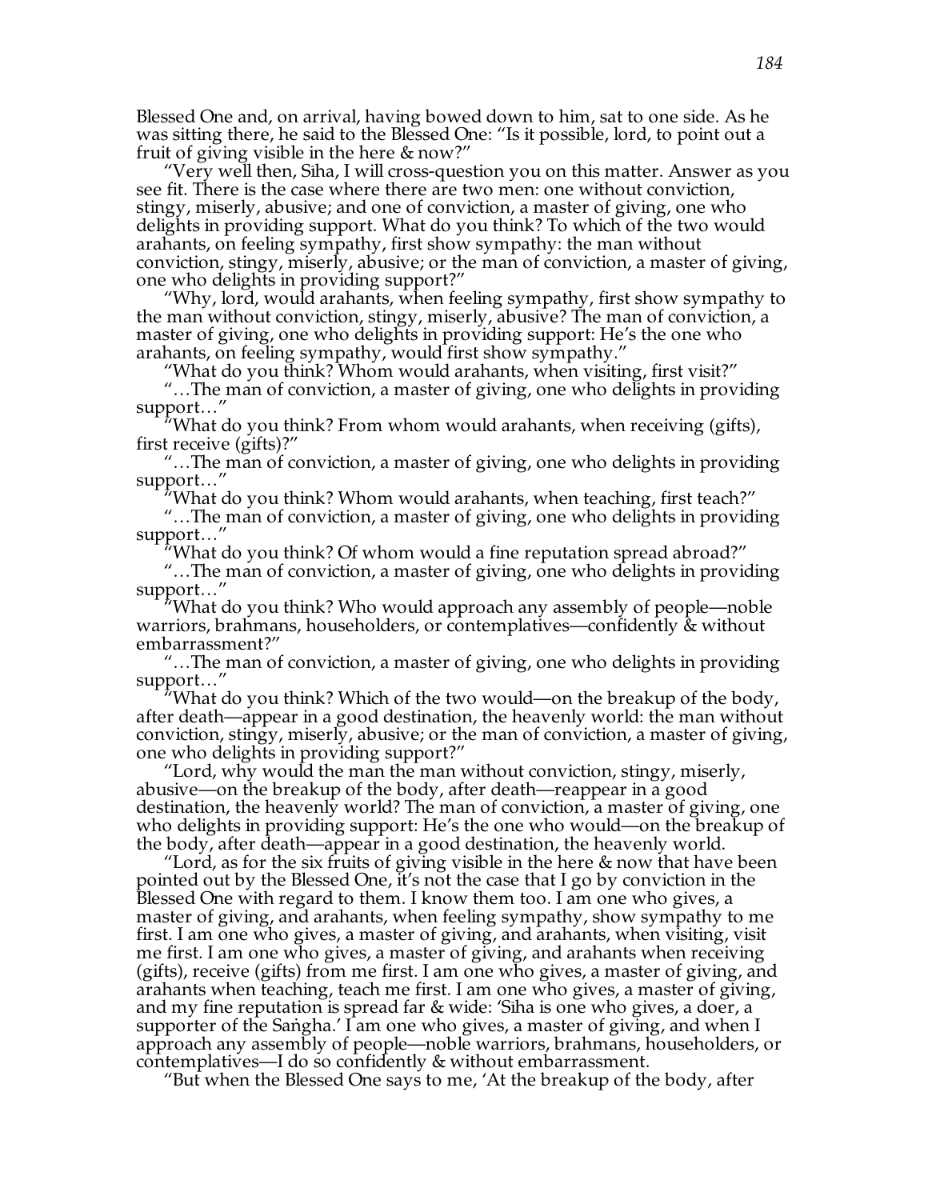Blessed One and, on arrival, having bowed down to him, sat to one side. As he was sitting there, he said to the Blessed One: "Is it possible, lord, to point out a fruit of giving visible in the here & now?"

"Very well then, Siha, I will cross-question you on this matter. Answer as you see fit. There is the case where there are two men: one without conviction, stingy, miserly, abusive; and one of conviction, a master of giving, one who delights in providing support. What do you think? To which of the two would arahants, on feeling sympathy, first show sympathy: the man without conviction, stingy, miserly, abusive; or the man of conviction, a master of giving, one who delights in providing support?"

"Why, lord, would arahants, when feeling sympathy, first show sympathy to the man without conviction, stingy, miserly, abusive? The man of conviction, a master of giving, one who delights in providing support: He's the one who arahants, on feeling sympathy, would first show sympathy."

"What do you think? Whom would arahants, when visiting, first visit?"

"…The man of conviction, a master of giving, one who delights in providing support…"

"What do you think? From whom would arahants, when receiving (gifts), first receive (gifts)?"

"…The man of conviction, a master of giving, one who delights in providing support…"

"What do you think? Whom would arahants, when teaching, first teach?"

"…The man of conviction, a master of giving, one who delights in providing support…"

"What do you think? Of whom would a fine reputation spread abroad?"

"…The man of conviction, a master of giving, one who delights in providing support…"

"What do you think? Who would approach any assembly of people—noble warriors, brahmans, householders, or contemplatives—confidently & without embarrassment?"

"…The man of conviction, a master of giving, one who delights in providing support…"

"What do you think? Which of the two would—on the breakup of the body, after death—appear in a good destination, the heavenly world: the man without conviction, stingy, miserly, abusive; or the man of conviction, a master of giving, one who delights in providing support?"

"Lord, why would the man the man without conviction, stingy, miserly, abusive—on the breakup of the body, after death—reappear in a good destination, the heavenly world? The man of conviction, a master of giving, one who delights in providing support: He's the one who would—on the breakup of the body, after death—appear in a good destination, the heavenly world.

"Lord, as for the six fruits of giving visible in the here & now that have been pointed out by the Blessed One, it's not the case that I go by conviction in the Blessed One with regard to them. I know them too. I am one who gives, a master of giving, and arahants, when feeling sympathy, show sympathy to me first. I am one who gives, a master of giving, and arahants, when visiting, visit me first. I am one who gives, a master of giving, and arahants when receiving (gifts), receive (gifts) from me first. I am one who gives, a master of giving, and arahants when teaching, teach me first. I am one who gives, a master of giving, and my fine reputation is spread far & wide: 'Siha is one who gives, a doer, a supporter of the Saṅgha.' I am one who gives, a master of giving, and when I approach any assembly of people—noble warriors, brahmans, householders, or contemplatives—I do so confidently & without embarrassment.

"But when the Blessed One says to me, 'At the breakup of the body, after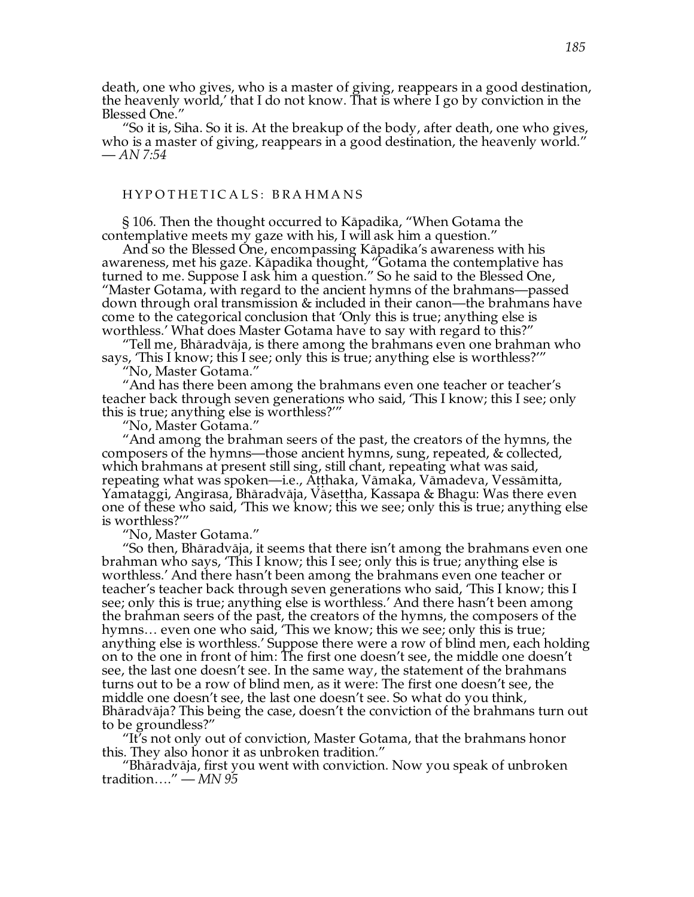death, one who gives, who is a master of giving, reappears in a good destination, the heavenly world,' that I do not know. That is where I go by conviction in the Blessed One."

"So it is, Siha. So it is. At the breakup of the body, after death, one who gives, who is a master of giving, reappears in a good destination, the heavenly world." — *AN 7:54*

### HYPOTHETICALS: BRAHMANS

§ 106. Then the thought occurred to Kāpadika, "When Gotama the contemplative meets my gaze with his, I will ask him a question."

And so the Blessed One, encompassing Kāpadika's awareness with his awareness, met his gaze. Kāpadika thought, "Gotama the contemplative has turned to me. Suppose I ask him a question." So he said to the Blessed One, "Master Gotama, with regard to the ancient hymns of the brahmans—passed down through oral transmission & included in their canon—the brahmans have come to the categorical conclusion that 'Only this is true; anything else is worthless.' What does Master Gotama have to say with regard to this?"

"Tell me, Bhāradvāja, is there among the brahmans even one brahman who says, 'This I know; this I see; only this is true; anything else is worthless?'"

"No, Master Gotama."

"And has there been among the brahmans even one teacher or teacher's teacher back through seven generations who said, 'This I know; this I see; only this is true; anything else is worthless?'"

"No, Master Gotama."

"And among the brahman seers of the past, the creators of the hymns, the composers of the hymns—those ancient hymns, sung, repeated, & collected, which brahmans at present still sing, still chant, repeating what was said, repeating what was spoken—i.e., Aṭṭhaka, Vāmaka, Vāmadeva, Vessāmitta, Yamataggi, Angīrasa, Bhāradvāja, Vāseṭṭha, Kassapa & Bhagu: Was there even one of these who said, 'This we know; this we see; only this is true; anything else is worthless?'"

"No, Master Gotama."

"So then, Bhāradvāja, it seems that there isn't among the brahmans even one brahman who says, 'This I know; this I see; only this is true; anything else is worthless.' And there hasn't been among the brahmans even one teacher or teacher's teacher back through seven generations who said, 'This I know; this I see; only this is true; anything else is worthless.' And there hasn't been among the brahman seers of the past, the creators of the hymns, the composers of the hymns… even one who said, 'This we know; this we see; only this is true; anything else is worthless.' Suppose there were a row of blind men, each holding on to the one in front of him: The first one doesn't see, the middle one doesn't see, the last one doesn't see. In the same way, the statement of the brahmans turns out to be a row of blind men, as it were: The first one doesn't see, the middle one doesn't see, the last one doesn't see. So what do you think, Bhāradvāja? This being the case, doesn't the conviction of the brahmans turn out to be groundless?"

"It's not only out of conviction, Master Gotama, that the brahmans honor this. They also honor it as unbroken tradition."

"Bhāradvāja, first you went with conviction. Now you speak of unbroken tradition…." — *MN 95*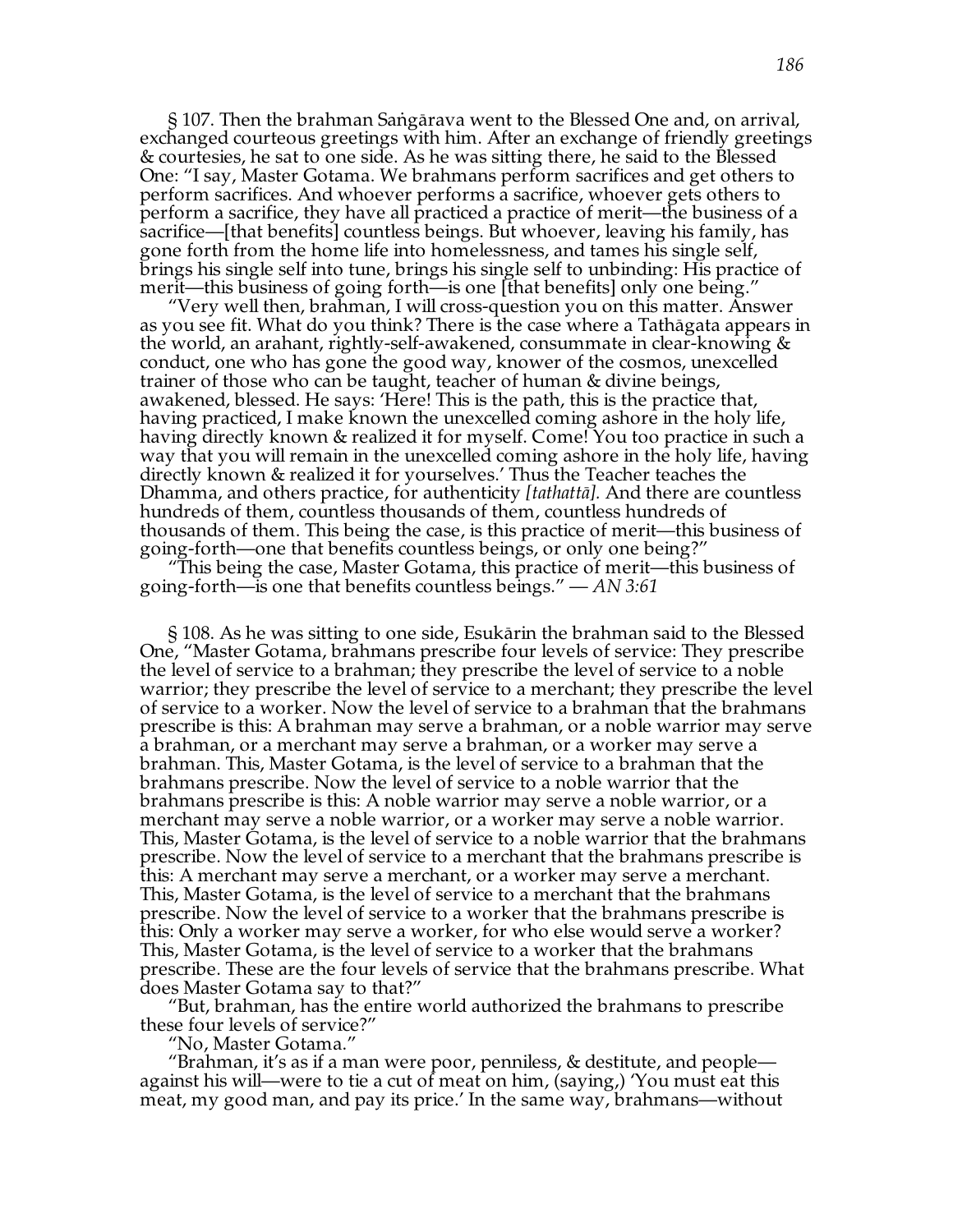§ 107. Then the brahman Saṅgārava went to the Blessed One and, on arrival, exchanged courteous greetings with him. After an exchange of friendly greetings & courtesies, he sat to one side. As he was sitting there, he said to the Blessed One: "I say, Master Gotama. We brahmans perform sacrifices and get others to perform sacrifices. And whoever performs a sacrifice, whoever gets others to perform a sacrifice, they have all practiced a practice of merit—the business of a sacrifice—[that benefits] countless beings. But whoever, leaving his family, has gone forth from the home life into homelessness, and tames his single self, brings his single self into tune, brings his single self to unbinding: His practice of merit—this business of going forth—is one [that benefits] only one being."

"Very well then, brahman, I will cross-question you on this matter. Answer as you see fit. What do you think? There is the case where a Tathāgata appears in the world, an arahant, rightly-self-awakened, consummate in clear-knowing & conduct, one who has gone the good way, knower of the cosmos, unexcelled trainer of those who can be taught, teacher of human & divine beings, awakened, blessed. He says: 'Here! This is the path, this is the practice that, having practiced, I make known the unexcelled coming ashore in the holy life, having directly known & realized it for myself. Come! You too practice in such a way that you will remain in the unexcelled coming ashore in the holy life, having directly known & realized it for yourselves.' Thus the Teacher teaches the Dhamma, and others practice, for authenticity *[tathattā].* And there are countless hundreds of them, countless thousands of them, countless hundreds of thousands of them. This being the case, is this practice of merit—this business of going-forth—one that benefits countless beings, or only one being?"

"This being the case, Master Gotama, this practice of merit—this business of going-forth—is one that benefits countless beings." — *AN 3:61*

§ 108. As he was sitting to one side, Esukārin the brahman said to the Blessed One, "Master Gotama, brahmans prescribe four levels of service: They prescribe the level of service to a brahman; they prescribe the level of service to a noble warrior; they prescribe the level of service to a merchant; they prescribe the level of service to a worker. Now the level of service to a brahman that the brahmans prescribe is this: A brahman may serve a brahman, or a noble warrior may serve a brahman, or a merchant may serve a brahman, or a worker may serve a brahman. This, Master Gotama, is the level of service to a brahman that the brahmans prescribe. Now the level of service to a noble warrior that the brahmans prescribe is this: A noble warrior may serve a noble warrior, or a merchant may serve a noble warrior, or a worker may serve a noble warrior. This, Master Gotama, is the level of service to a noble warrior that the brahmans prescribe. Now the level of service to a merchant that the brahmans prescribe is this: A merchant may serve a merchant, or a worker may serve a merchant. This, Master Gotama, is the level of service to a merchant that the brahmans prescribe. Now the level of service to a worker that the brahmans prescribe is this: Only a worker may serve a worker, for who else would serve a worker? This, Master Gotama, is the level of service to a worker that the brahmans prescribe. These are the four levels of service that the brahmans prescribe. What does Master Gotama say to that?"

"But, brahman, has the entire world authorized the brahmans to prescribe these four levels of service?"

"No, Master Gotama."

"Brahman, it's as if a man were poor, penniless, & destitute, and people—against his will—were to tie a cut of meat on him, (saying,) 'You must eat this meat, my good man, and pay its price.' In the same way, brahmans—without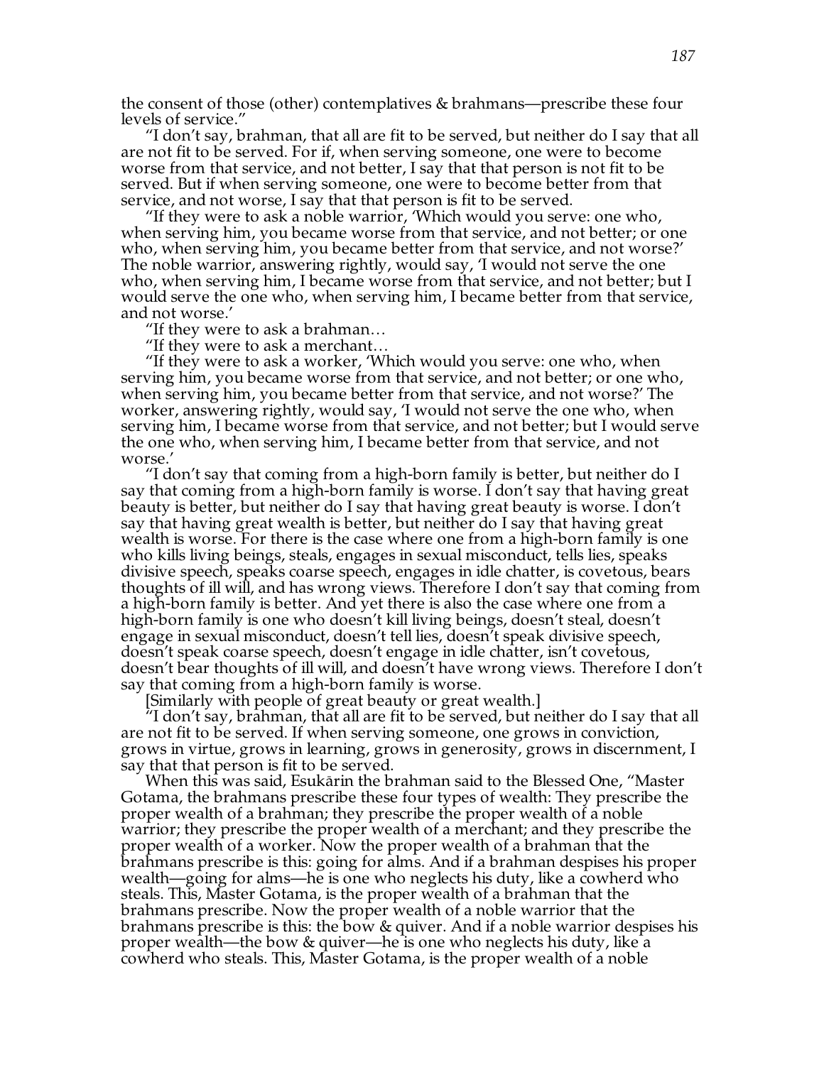the consent of those (other) contemplatives & brahmans—prescribe these four levels of service."

"I don't say, brahman, that all are fit to be served, but neither do I say that all are not fit to be served. For if, when serving someone, one were to become worse from that service, and not better, I say that that person is not fit to be served. But if when serving someone, one were to become better from that service, and not worse, I say that that person is fit to be served.

"If they were to ask a noble warrior, 'Which would you serve: one who, when serving him, you became worse from that service, and not better; or one who, when serving him, you became better from that service, and not worse?' The noble warrior, answering rightly, would say, 'I would not serve the one who, when serving him, I became worse from that service, and not better; but I would serve the one who, when serving him, I became better from that service, and not worse.'

"If they were to ask a brahman…

"If they were to ask a merchant…

"If they were to ask a worker, 'Which would you serve: one who, when serving him, you became worse from that service, and not better; or one who, when serving him, you became better from that service, and not worse?' The worker, answering rightly, would say, 'I would not serve the one who, when serving him, I became worse from that service, and not better; but I would serve the one who, when serving him, I became better from that service, and not worse.'

"I don't say that coming from a high-born family is better, but neither do I say that coming from a high-born family is worse. I don't say that having great beauty is better, but neither do I say that having great beauty is worse. I don't say that having great wealth is better, but neither do I say that having great wealth is worse. For there is the case where one from a high-born family is one who kills living beings, steals, engages in sexual misconduct, tells lies, speaks divisive speech, speaks coarse speech, engages in idle chatter, is covetous, bears thoughts of ill will, and has wrong views. Therefore I don't say that coming from a high-born family is better. And yet there is also the case where one from a high-born family is one who doesn't kill living beings, doesn't steal, doesn't engage in sexual misconduct, doesn't tell lies, doesn't speak divisive speech, doesn't speak coarse speech, doesn't engage in idle chatter, isn't covetous, doesn't bear thoughts of ill will, and doesn't have wrong views. Therefore I don't say that coming from a high-born family is worse.

[Similarly with people of great beauty or great wealth.]

"I don't say, brahman, that all are fit to be served, but neither do I say that all are not fit to be served. If when serving someone, one grows in conviction, grows in virtue, grows in learning, grows in generosity, grows in discernment, I say that that person is fit to be served.

When this was said, Esukārin the brahman said to the Blessed One, "Master Gotama, the brahmans prescribe these four types of wealth: They prescribe the proper wealth of a brahman; they prescribe the proper wealth of a noble warrior; they prescribe the proper wealth of a merchant; and they prescribe the proper wealth of a worker. Now the proper wealth of a brahman that the brahmans prescribe is this: going for alms. And if a brahman despises his proper wealth—going for alms—he is one who neglects his duty, like a cowherd who steals. This, Master Gotama, is the proper wealth of a brahman that the brahmans prescribe. Now the proper wealth of a noble warrior that the brahmans prescribe is this: the bow & quiver. And if a noble warrior despises his proper wealth—the bow & quiver—he is one who neglects his duty, like a cowherd who steals. This, Master Gotama, is the proper wealth of a noble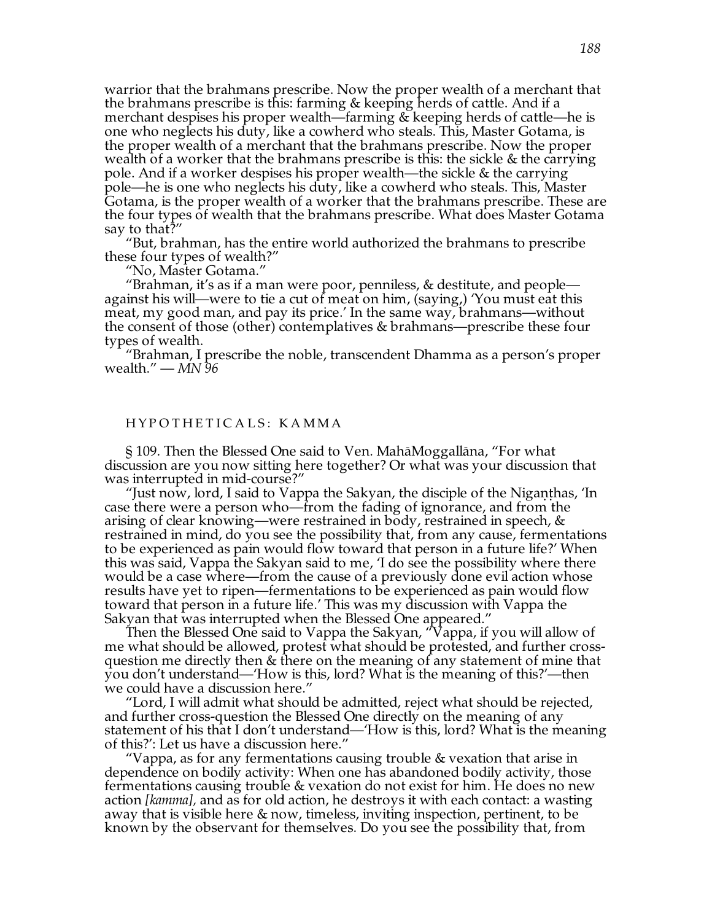warrior that the brahmans prescribe. Now the proper wealth of a merchant that the brahmans prescribe is this: farming & keeping herds of cattle. And if a merchant despises his proper wealth—farming & keeping herds of cattle—he is one who neglects his duty, like a cowherd who steals. This, Master Gotama, is the proper wealth of a merchant that the brahmans prescribe. Now the proper wealth of a worker that the brahmans prescribe is this: the sickle & the carrying pole. And if a worker despises his proper wealth—the sickle & the carrying pole—he is one who neglects his duty, like a cowherd who steals. This, Master Gotama, is the proper wealth of a worker that the brahmans prescribe. These are the four types of wealth that the brahmans prescribe. What does Master Gotama say to that?"

"But, brahman, has the entire world authorized the brahmans to prescribe these four types of wealth?"

"No, Master Gotama."

"Brahman, it's as if a man were poor, penniless, & destitute, and people—against his will—were to tie a cut of meat on him, (saying,) 'You must eat this meat, my good man, and pay its price.' In the same way, brahmans—without the consent of those (other) contemplatives & brahmans—prescribe these four types of wealth.

"Brahman, I prescribe the noble, transcendent Dhamma as a person's proper wealth." — *MN 96*

## HYPOTHETICALS: KAMMA

§ 109. Then the Blessed One said to Ven. MahāMoggallāna, "For what discussion are you now sitting here together? Or what was your discussion that was interrupted in mid-course?"

"Just now, lord, I said to Vappa the Sakyan, the disciple of the Nigaṇṭhas, 'In case there were a person who—from the fading of ignorance, and from the arising of clear knowing—were restrained in body, restrained in speech, & restrained in mind, do you see the possibility that, from any cause, fermentations to be experienced as pain would flow toward that person in a future life?' When this was said, Vappa the Sakyan said to me, 'I do see the possibility where there would be a case where—from the cause of a previously done evil action whose results have yet to ripen—fermentations to be experienced as pain would flow toward that person in a future life.' This was my discussion with Vappa the Sakyan that was interrupted when the Blessed One appeared."

Then the Blessed One said to Vappa the Sakyan, "Vappa, if you will allow of me what should be allowed, protest what should be protested, and further cross-question me directly then & there on the meaning of any statement of mine that you don't understand—'How is this, lord? What is the meaning of this?'—then we could have a discussion here."

"Lord, I will admit what should be admitted, reject what should be rejected, and further cross-question the Blessed One directly on the meaning of any statement of his that I don't understand—'How is this, lord? What is the meaning of this?': Let us have a discussion here."

"Vappa, as for any fermentations causing trouble & vexation that arise in dependence on bodily activity: When one has abandoned bodily activity, those fermentations causing trouble & vexation do not exist for him. He does no new action *[kamma],* and as for old action, he destroys it with each contact: a wasting away that is visible here & now, timeless, inviting inspection, pertinent, to be known by the observant for themselves. Do you see the possibility that, from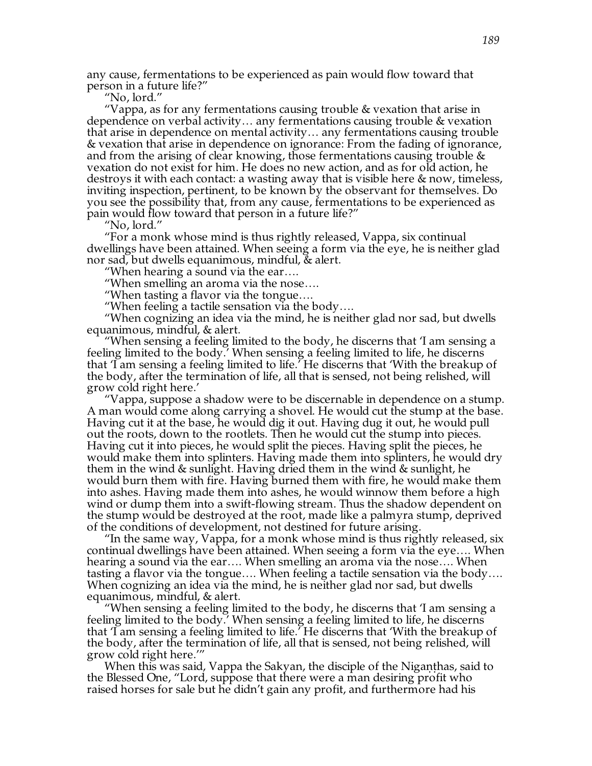any cause, fermentations to be experienced as pain would flow toward that person in a future life?"

"No, lord."

"Vappa, as for any fermentations causing trouble & vexation that arise in dependence on verbal activity… any fermentations causing trouble & vexation that arise in dependence on mental activity… any fermentations causing trouble & vexation that arise in dependence on ignorance: From the fading of ignorance, and from the arising of clear knowing, those fermentations causing trouble & vexation do not exist for him. He does no new action, and as for old action, he destroys it with each contact: a wasting away that is visible here & now, timeless, inviting inspection, pertinent, to be known by the observant for themselves. Do you see the possibility that, from any cause, fermentations to be experienced as pain would flow toward that person in a future life?"

"No, lord."

"For a monk whose mind is thus rightly released, Vappa, six continual dwellings have been attained. When seeing a form via the eye, he is neither glad nor sad, but dwells equanimous, mindful, & alert.

"When hearing a sound via the ear….

"When smelling an aroma via the nose….

"When tasting a flavor via the tongue….

"When feeling a tactile sensation via the body….

"When cognizing an idea via the mind, he is neither glad nor sad, but dwells equanimous, mindful, & alert.

"When sensing a feeling limited to the body, he discerns that 'I am sensing a feeling limited to the body.' When sensing a feeling limited to life, he discerns that 'I am sensing a feeling limited to life.' He discerns that 'With the breakup of the body, after the termination of life, all that is sensed, not being relished, will grow cold right here.'

"Vappa, suppose a shadow were to be discernable in dependence on a stump. A man would come along carrying a shovel. He would cut the stump at the base. Having cut it at the base, he would dig it out. Having dug it out, he would pull out the roots, down to the rootlets. Then he would cut the stump into pieces. Having cut it into pieces, he would split the pieces. Having split the pieces, he would make them into splinters. Having made them into splinters, he would dry them in the wind & sunlight. Having dried them in the wind & sunlight, he would burn them with fire. Having burned them with fire, he would make them into ashes. Having made them into ashes, he would winnow them before a high wind or dump them into a swift-flowing stream. Thus the shadow dependent on the stump would be destroyed at the root, made like a palmyra stump, deprived of the conditions of development, not destined for future arising.

"In the same way, Vappa, for a monk whose mind is thus rightly released, six continual dwellings have been attained. When seeing a form via the eye…. When hearing a sound via the ear…. When smelling an aroma via the nose…. When tasting a flavor via the tongue…. When feeling a tactile sensation via the body…. When cognizing an idea via the mind, he is neither glad nor sad, but dwells equanimous, mindful, & alert.

"When sensing a feeling limited to the body, he discerns that 'I am sensing a feeling limited to the body.' When sensing a feeling limited to life, he discerns that 'I am sensing a feeling limited to life.' He discerns that 'With the breakup of the body, after the termination of life, all that is sensed, not being relished, will grow cold right here.'"

When this was said, Vappa the Sakyan, the disciple of the Nigaṇṭhas, said to the Blessed One, "Lord, suppose that there were a man desiring profit who raised horses for sale but he didn't gain any profit, and furthermore had his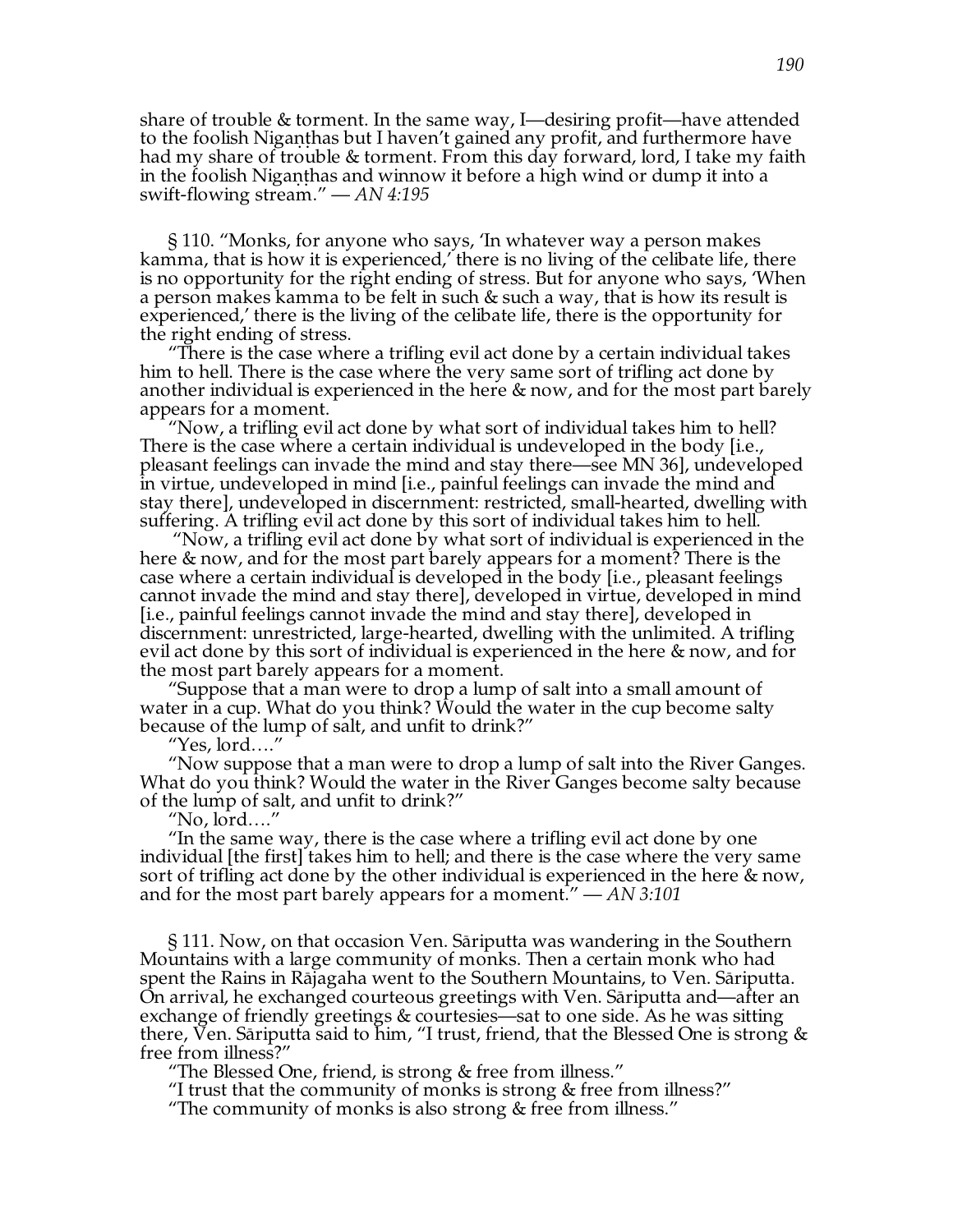share of trouble & torment. In the same way, I—desiring profit—have attended to the foolish Nigaṇṭhas but I haven't gained any profit, and furthermore have had my share of trouble & torment. From this day forward, lord, I take my faith in the foolish Nigaṇṭhas and winnow it before a high wind or dump it into a swift-flowing stream." — *AN 4:195*

§ 110. "Monks, for anyone who says, 'In whatever way a person makes kamma, that is how it is experienced,' there is no living of the celibate life, there is no opportunity for the right ending of stress. But for anyone who says, 'When a person makes kamma to be felt in such & such a way, that is how its result is experienced,' there is the living of the celibate life, there is the opportunity for the right ending of stress.

"There is the case where a trifling evil act done by a certain individual takes him to hell. There is the case where the very same sort of trifling act done by another individual is experienced in the here & now, and for the most part barely appears for a moment.

"Now, a trifling evil act done by what sort of individual takes him to hell? There is the case where a certain individual is undeveloped in the body [i.e., pleasant feelings can invade the mind and stay there—see MN 36], undeveloped in virtue, undeveloped in mind [i.e., painful feelings can invade the mind and stay there], undeveloped in discernment: restricted, small-hearted, dwelling with suffering. A trifling evil act done by this sort of individual takes him to hell.

"Now, a trifling evil act done by what sort of individual is experienced in the here & now, and for the most part barely appears for a moment? There is the case where a certain individual is developed in the body [i.e., pleasant feelings cannot invade the mind and stay there], developed in virtue, developed in mind [i.e., painful feelings cannot invade the mind and stay there], developed in discernment: unrestricted, large-hearted, dwelling with the unlimited. A trifling evil act done by this sort of individual is experienced in the here & now, and for the most part barely appears for a moment.

"Suppose that a man were to drop a lump of salt into a small amount of water in a cup. What do you think? Would the water in the cup become salty because of the lump of salt, and unfit to drink?"

"Yes, lord…."

"Now suppose that a man were to drop a lump of salt into the River Ganges. What do you think? Would the water in the River Ganges become salty because of the lump of salt, and unfit to drink?"

"No, lord…."

"In the same way, there is the case where a trifling evil act done by one individual [the first] takes him to hell; and there is the case where the very same sort of trifling act done by the other individual is experienced in the here & now, and for the most part barely appears for a moment." — *AN 3:101*

§ 111. Now, on that occasion Ven. Sāriputta was wandering in the Southern Mountains with a large community of monks. Then a certain monk who had spent the Rains in Rājagaha went to the Southern Mountains, to Ven. Sāriputta. On arrival, he exchanged courteous greetings with Ven. Sāriputta and—after an exchange of friendly greetings & courtesies—sat to one side. As he was sitting there, Ven. Sāriputta said to him, "I trust, friend, that the Blessed One is strong & free from illness?"

"The Blessed One, friend, is strong & free from illness."

"I trust that the community of monks is strong & free from illness?"

"The community of monks is also strong & free from illness."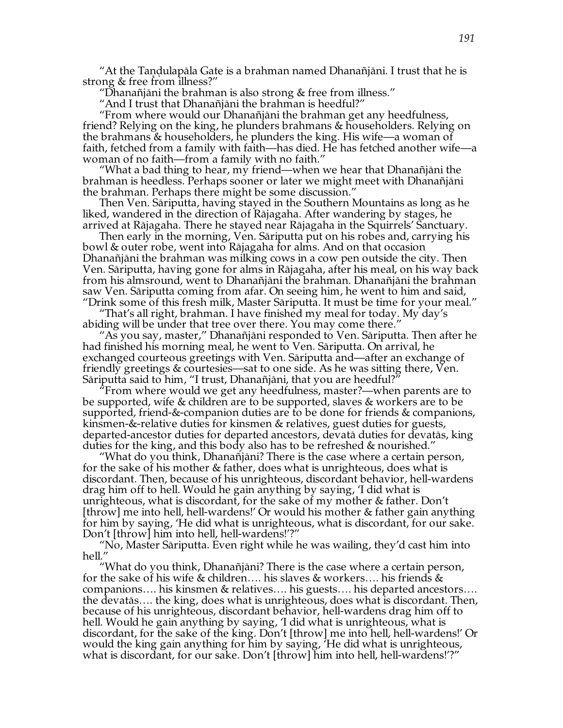"At the Taṇḍulapāla Gate is a brahman named Dhanañjāni. I trust that he is strong & free from illness?"

"Dhanañjāni the brahman is also strong & free from illness."

"And I trust that Dhanañjāni the brahman is heedful?"

"From where would our Dhanañjāni the brahman get any heedfulness, friend? Relying on the king, he plunders brahmans & householders. Relying on the brahmans & householders, he plunders the king. His wife—a woman of faith, fetched from a family with faith—has died. He has fetched another wife—a woman of no faith—from a family with no faith."

"What a bad thing to hear, my friend—when we hear that Dhanañjāni the brahman is heedless. Perhaps sooner or later we might meet with Dhanañjāni the brahman. Perhaps there might be some discussion."

Then Ven. Sāriputta, having stayed in the Southern Mountains as long as he liked, wandered in the direction of Rājagaha. After wandering by stages, he arrived at Rājagaha. There he stayed near Rājagaha in the Squirrels' Sanctuary.

Then early in the morning, Ven. Sāriputta put on his robes and, carrying his bowl & outer robe, went into Rājagaha for alms. And on that occasion Dhanañjāni the brahman was milking cows in a cow pen outside the city. Then Ven. Sāriputta, having gone for alms in Rājagaha, after his meal, on his way back from his almsround, went to Dhanañjāni the brahman. Dhanañjāni the brahman saw Ven. Sāriputta coming from afar. On seeing him, he went to him and said, "Drink some of this fresh milk, Master Sāriputta. It must be time for your meal."

"That's all right, brahman. I have finished my meal for today. My day's abiding will be under that tree over there. You may come there."

"As you say, master," Dhanañjāni responded to Ven. Sāriputta. Then after he had finished his morning meal, he went to Ven. Sāriputta. On arrival, he exchanged courteous greetings with Ven. Sāriputta and—after an exchange of friendly greetings & courtesies—sat to one side. As he was sitting there, Ven. Sāriputta said to him, "I trust, Dhanañjāni, that you are heedful?"

"From where would we get any heedfulness, master?—when parents are to be supported, wife & children are to be supported, slaves & workers are to be supported, friend-&-companion duties are to be done for friends & companions, kinsmen-&-relative duties for kinsmen & relatives, guest duties for guests, departed-ancestor duties for departed ancestors, devatā duties for devatās, king duties for the king, and this body also has to be refreshed & nourished."

"What do you think, Dhanañjāni? There is the case where a certain person, for the sake of his mother & father, does what is unrighteous, does what is discordant. Then, because of his unrighteous, discordant behavior, hell-wardens drag him off to hell. Would he gain anything by saying, 'I did what is unrighteous, what is discordant, for the sake of my mother & father. Don't [throw] me into hell, hell-wardens!' Or would his mother & father gain anything for him by saying, 'He did what is unrighteous, what is discordant, for our sake. Don't [throw] him into hell, hell-wardens!'?"

"No, Master Sāriputta. Even right while he was wailing, they'd cast him into hell."

"What do you think, Dhanañjāni? There is the case where a certain person, for the sake of his wife & children…. his slaves & workers…. his friends & companions…. his kinsmen & relatives…. his guests…. his departed ancestors…. the devatās…. the king, does what is unrighteous, does what is discordant. Then, because of his unrighteous, discordant behavior, hell-wardens drag him off to hell. Would he gain anything by saying, 'I did what is unrighteous, what is discordant, for the sake of the king. Don't [throw] me into hell, hell-wardens!' Or would the king gain anything for him by saying, 'He did what is unrighteous, what is discordant, for our sake. Don't [throw] him into hell, hell-wardens!'?"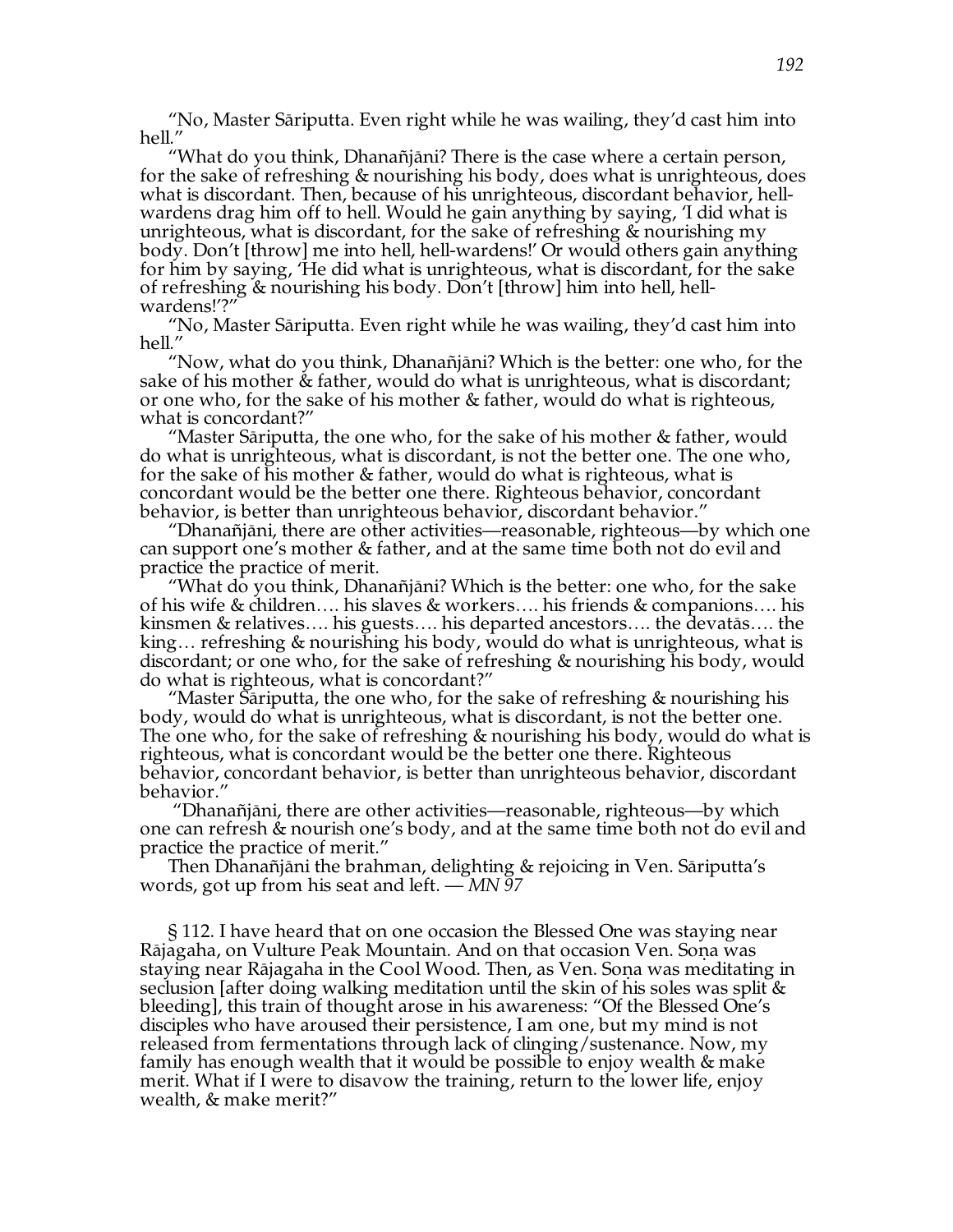"No, Master Sāriputta. Even right while he was wailing, they'd cast him into hell."

"What do you think, Dhanañjāni? There is the case where a certain person, for the sake of refreshing & nourishing his body, does what is unrighteous, does what is discordant. Then, because of his unrighteous, discordant behavior, hell-wardens drag him off to hell. Would he gain anything by saying, 'I did what is unrighteous, what is discordant, for the sake of refreshing & nourishing my body. Don't [throw] me into hell, hell-wardens!' Or would others gain anything for him by saying, 'He did what is unrighteous, what is discordant, for the sake of refreshing & nourishing his body. Don't [throw] him into hell, hell-wardens!'?"

"No, Master Sāriputta. Even right while he was wailing, they'd cast him into hell."

"Now, what do you think, Dhanañjāni? Which is the better: one who, for the sake of his mother & father, would do what is unrighteous, what is discordant; or one who, for the sake of his mother & father, would do what is righteous, what is concordant?"

"Master Sāriputta, the one who, for the sake of his mother & father, would do what is unrighteous, what is discordant, is not the better one. The one who, for the sake of his mother & father, would do what is righteous, what is concordant would be the better one there. Righteous behavior, concordant behavior, is better than unrighteous behavior, discordant behavior."

"Dhanañjāni, there are other activities—reasonable, righteous—by which one can support one's mother & father, and at the same time both not do evil and practice the practice of merit.

"What do you think, Dhanañjāni? Which is the better: one who, for the sake of his wife & children…. his slaves & workers…. his friends & companions…. his kinsmen & relatives…. his guests…. his departed ancestors…. the devatās…. the king… refreshing & nourishing his body, would do what is unrighteous, what is discordant; or one who, for the sake of refreshing & nourishing his body, would do what is righteous, what is concordant?"

"Master Sāriputta, the one who, for the sake of refreshing & nourishing his body, would do what is unrighteous, what is discordant, is not the better one. The one who, for the sake of refreshing & nourishing his body, would do what is righteous, what is concordant would be the better one there. Righteous behavior, concordant behavior, is better than unrighteous behavior, discordant behavior."

"Dhanañjāni, there are other activities—reasonable, righteous—by which one can refresh & nourish one's body, and at the same time both not do evil and practice the practice of merit."

Then Dhanañjāni the brahman, delighting & rejoicing in Ven. Sāriputta's words, got up from his seat and left. — *MN 97*

§ 112. I have heard that on one occasion the Blessed One was staying near Rājagaha, on Vulture Peak Mountain. And on that occasion Ven. Soṇa was staying near Rājagaha in the Cool Wood. Then, as Ven. Soṇa was meditating in seclusion [after doing walking meditation until the skin of his soles was split & bleeding], this train of thought arose in his awareness: "Of the Blessed One's disciples who have aroused their persistence, I am one, but my mind is not released from fermentations through lack of clinging/sustenance. Now, my family has enough wealth that it would be possible to enjoy wealth & make merit. What if I were to disavow the training, return to the lower life, enjoy wealth, & make merit?"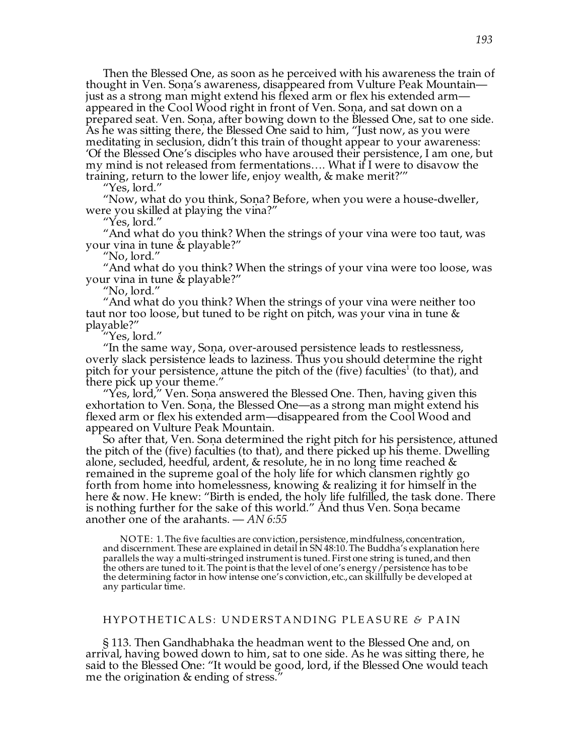Then the Blessed One, as soon as he perceived with his awareness the train of thought in Ven. Soṇa's awareness, disappeared from Vulture Peak Mountain—just as a strong man might extend his flexed arm or flex his extended arm—appeared in the Cool Wood right in front of Ven. Soṇa, and sat down on a prepared seat. Ven. Soṇa, after bowing down to the Blessed One, sat to one side. As he was sitting there, the Blessed One said to him, "Just now, as you were meditating in seclusion, didn't this train of thought appear to your awareness: 'Of the Blessed One's disciples who have aroused their persistence, I am one, but my mind is not released from fermentations…. What if I were to disavow the training, return to the lower life, enjoy wealth, & make merit?'"

"Yes, lord."

"Now, what do you think, Soṇa? Before, when you were a house-dweller, were you skilled at playing the vina?"

"Yes, lord."

"And what do you think? When the strings of your vina were too taut, was your vina in tune & playable?"

"No, lord."

"And what do you think? When the strings of your vina were too loose, was your vina in tune & playable?"

"No, lord."

"And what do you think? When the strings of your vina were neither too taut nor too loose, but tuned to be right on pitch, was your vina in tune & playable?"

"Yes, lord."

"In the same way, Soṇa, over-aroused persistence leads to restlessness, overly slack persistence leads to laziness. Thus you should determine the right pitch for your persistence, attune the pitch of the (five) faculties[1] (to that), and there pick up your theme."

"Yes, lord," Ven. Soṇa answered the Blessed One. Then, having given this exhortation to Ven. Soṇa, the Blessed One—as a strong man might extend his flexed arm or flex his extended arm—disappeared from the Cool Wood and appeared on Vulture Peak Mountain.

So after that, Ven. Soṇa determined the right pitch for his persistence, attuned the pitch of the (five) faculties (to that), and there picked up his theme. Dwelling alone, secluded, heedful, ardent, & resolute, he in no long time reached & remained in the supreme goal of the holy life for which clansmen rightly go forth from home into homelessness, knowing & realizing it for himself in the here & now. He knew: "Birth is ended, the holy life fulfilled, the task done. There is nothing further for the sake of this world." And thus Ven. Soṇa became another one of the arahants. — *AN 6:55*

NOTE: 1. The five faculties are conviction, persistence, mindfulness, concentration, and discernment. These are explained in detail in SN 48:10. The Buddha's explanation here parallels the way a multi-stringed instrument is tuned. First one string is tuned, and then the others are tuned to it. The point is that the level of one's energy/persistence has to be the determining factor in how intense one's conviction, etc., can skillfully be developed at any particular time.

## HYPOTHETICALS: UNDERSTANDING PLEASURE & PAIN

§ 113. Then Gandhabhaka the headman went to the Blessed One and, on arrival, having bowed down to him, sat to one side. As he was sitting there, he said to the Blessed One: "It would be good, lord, if the Blessed One would teach me the origination & ending of stress."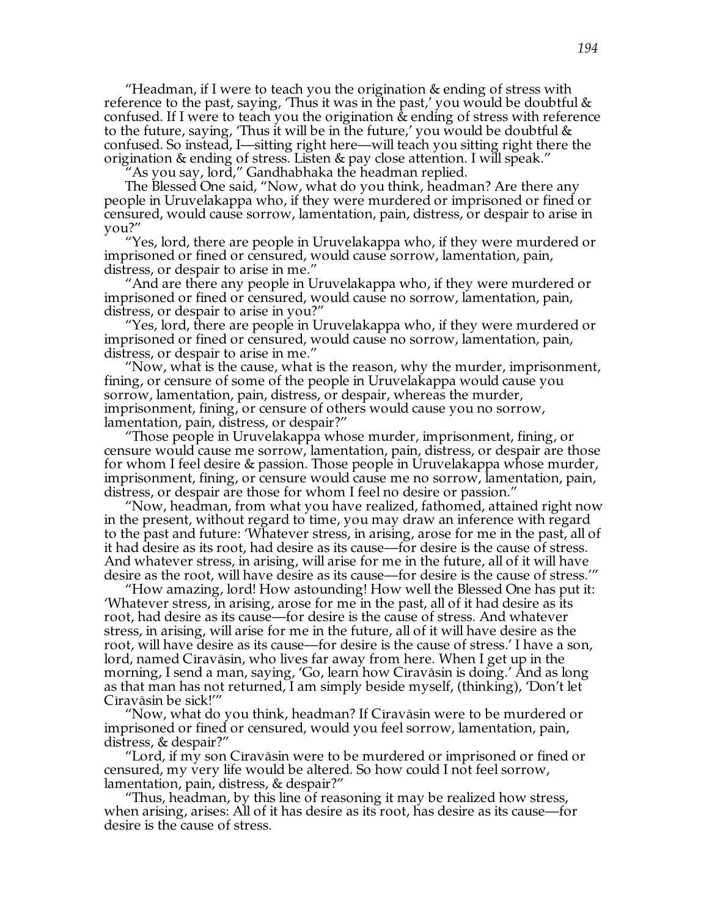"Headman, if I were to teach you the origination & ending of stress with reference to the past, saying, 'Thus it was in the past,' you would be doubtful & confused. If I were to teach you the origination & ending of stress with reference to the future, saying, 'Thus it will be in the future,' you would be doubtful & confused. So instead, I—sitting right here—will teach you sitting right there the origination & ending of stress. Listen & pay close attention. I will speak."

"As you say, lord," Gandhabhaka the headman replied.

The Blessed One said, "Now, what do you think, headman? Are there any people in Uruvelakappa who, if they were murdered or imprisoned or fined or censured, would cause sorrow, lamentation, pain, distress, or despair to arise in you?"

"Yes, lord, there are people in Uruvelakappa who, if they were murdered or imprisoned or fined or censured, would cause sorrow, lamentation, pain, distress, or despair to arise in me."

"And are there any people in Uruvelakappa who, if they were murdered or imprisoned or fined or censured, would cause no sorrow, lamentation, pain, distress, or despair to arise in you?"

"Yes, lord, there are people in Uruvelakappa who, if they were murdered or imprisoned or fined or censured, would cause no sorrow, lamentation, pain, distress, or despair to arise in me."

"Now, what is the cause, what is the reason, why the murder, imprisonment, fining, or censure of some of the people in Uruvelakappa would cause you sorrow, lamentation, pain, distress, or despair, whereas the murder, imprisonment, fining, or censure of others would cause you no sorrow, lamentation, pain, distress, or despair?"

"Those people in Uruvelakappa whose murder, imprisonment, fining, or censure would cause me sorrow, lamentation, pain, distress, or despair are those for whom I feel desire & passion. Those people in Uruvelakappa whose murder, imprisonment, fining, or censure would cause me no sorrow, lamentation, pain, distress, or despair are those for whom I feel no desire or passion."

"Now, headman, from what you have realized, fathomed, attained right now in the present, without regard to time, you may draw an inference with regard to the past and future: 'Whatever stress, in arising, arose for me in the past, all of it had desire as its root, had desire as its cause—for desire is the cause of stress. And whatever stress, in arising, will arise for me in the future, all of it will have desire as the root, will have desire as its cause—for desire is the cause of stress.'"

"How amazing, lord! How astounding! How well the Blessed One has put it: 'Whatever stress, in arising, arose for me in the past, all of it had desire as its root, had desire as its cause—for desire is the cause of stress. And whatever stress, in arising, will arise for me in the future, all of it will have desire as the root, will have desire as its cause—for desire is the cause of stress.' I have a son, lord, named Cīravāsin, who lives far away from here. When I get up in the morning, I send a man, saying, 'Go, learn how Cīravāsin is doing.' And as long as that man has not returned, I am simply beside myself, (thinking), 'Don't let Cīravāsin be sick!'"

"Now, what do you think, headman? If Cīravāsin were to be murdered or imprisoned or fined or censured, would you feel sorrow, lamentation, pain, distress, & despair?"

"Lord, if my son Cīravāsin were to be murdered or imprisoned or fined or censured, my very life would be altered. So how could I not feel sorrow, lamentation, pain, distress, & despair?"

"Thus, headman, by this line of reasoning it may be realized how stress, when arising, arises: All of it has desire as its root, has desire as its cause—for desire is the cause of stress.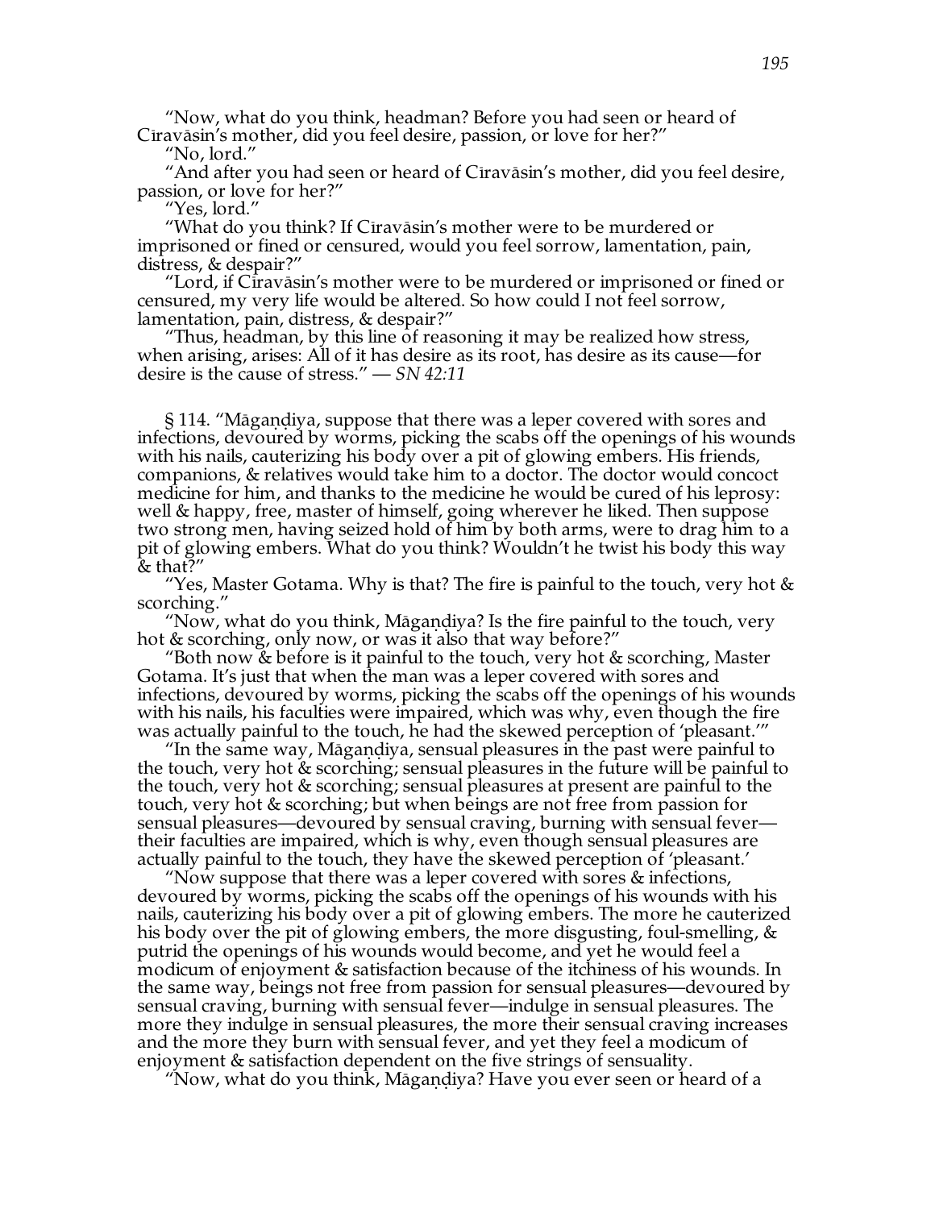"Now, what do you think, headman? Before you had seen or heard of Cīravāsin's mother, did you feel desire, passion, or love for her?"

"No, lord."

"And after you had seen or heard of Cīravāsin's mother, did you feel desire, passion, or love for her?"

"Yes, lord."

"What do you think? If Cīravāsin's mother were to be murdered or imprisoned or fined or censured, would you feel sorrow, lamentation, pain, distress, & despair?"

"Lord, if Cīravāsin's mother were to be murdered or imprisoned or fined or censured, my very life would be altered. So how could I not feel sorrow, lamentation, pain, distress, & despair?"

"Thus, headman, by this line of reasoning it may be realized how stress, when arising, arises: All of it has desire as its root, has desire as its cause—for desire is the cause of stress." — *SN 42:11*

§ 114. "Māgaṇḍiya, suppose that there was a leper covered with sores and infections, devoured by worms, picking the scabs off the openings of his wounds with his nails, cauterizing his body over a pit of glowing embers. His friends, companions, & relatives would take him to a doctor. The doctor would concoct medicine for him, and thanks to the medicine he would be cured of his leprosy: well & happy, free, master of himself, going wherever he liked. Then suppose two strong men, having seized hold of him by both arms, were to drag him to a pit of glowing embers. What do you think? Wouldn't he twist his body this way & that?"

"Yes, Master Gotama. Why is that? The fire is painful to the touch, very hot & scorching."

"Now, what do you think, Māgaṇḍiya? Is the fire painful to the touch, very hot & scorching, only now, or was it also that way before?"

"Both now & before is it painful to the touch, very hot & scorching, Master Gotama. It's just that when the man was a leper covered with sores and infections, devoured by worms, picking the scabs off the openings of his wounds with his nails, his faculties were impaired, which was why, even though the fire was actually painful to the touch, he had the skewed perception of 'pleasant.'"

"In the same way, Māgaṇḍiya, sensual pleasures in the past were painful to the touch, very hot & scorching; sensual pleasures in the future will be painful to the touch, very hot & scorching; sensual pleasures at present are painful to the touch, very hot & scorching; but when beings are not free from passion for sensual pleasures—devoured by sensual craving, burning with sensual fever—their faculties are impaired, which is why, even though sensual pleasures are actually painful to the touch, they have the skewed perception of 'pleasant.'

"Now suppose that there was a leper covered with sores & infections, devoured by worms, picking the scabs off the openings of his wounds with his nails, cauterizing his body over a pit of glowing embers. The more he cauterized his body over the pit of glowing embers, the more disgusting, foul-smelling, & putrid the openings of his wounds would become, and yet he would feel a modicum of enjoyment & satisfaction because of the itchiness of his wounds. In the same way, beings not free from passion for sensual pleasures—devoured by sensual craving, burning with sensual fever—indulge in sensual pleasures. The more they indulge in sensual pleasures, the more their sensual craving increases and the more they burn with sensual fever, and yet they feel a modicum of enjoyment & satisfaction dependent on the five strings of sensuality.

"Now, what do you think, Māgaṇḍiya? Have you ever seen or heard of a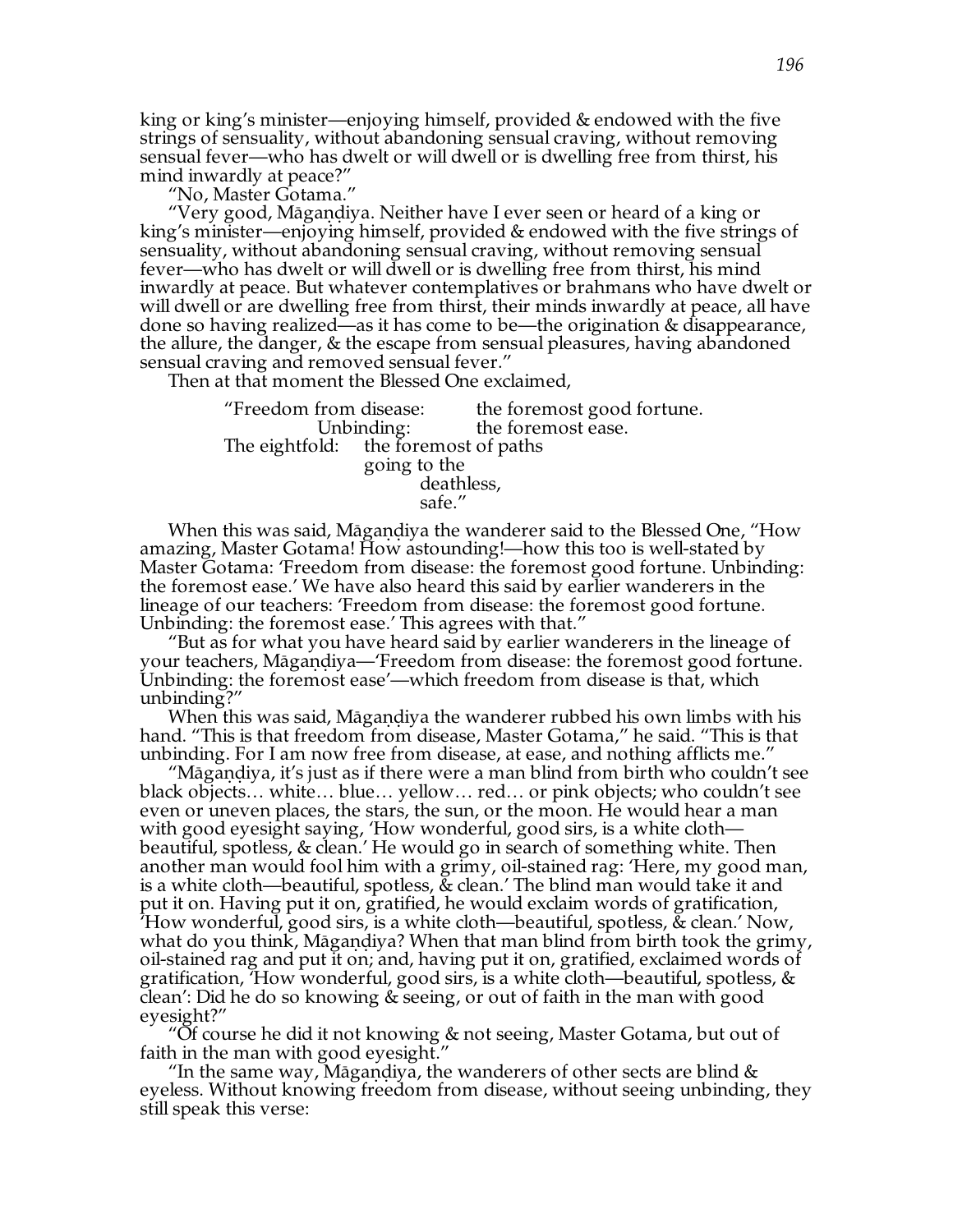king or king's minister—enjoying himself, provided & endowed with the five strings of sensuality, without abandoning sensual craving, without removing sensual fever—who has dwelt or will dwell or is dwelling free from thirst, his mind inwardly at peace?"

"No, Master Gotama."

"Very good, Māgaṇḍiya. Neither have I ever seen or heard of a king or king's minister—enjoying himself, provided & endowed with the five strings of sensuality, without abandoning sensual craving, without removing sensual fever—who has dwelt or will dwell or is dwelling free from thirst, his mind inwardly at peace. But whatever contemplatives or brahmans who have dwelt or will dwell or are dwelling free from thirst, their minds inwardly at peace, all have done so having realized—as it has come to be—the origination & disappearance, the allure, the danger, & the escape from sensual pleasures, having abandoned sensual craving and removed sensual fever."

Then at that moment the Blessed One exclaimed,

> "Freedom from disease: the foremost good fortune.
> Unbinding: the foremost ease.
> The eightfold: the foremost of paths
> going to the
> deathless,
> safe."

When this was said, Māgaṇḍiya the wanderer said to the Blessed One, "How amazing, Master Gotama! How astounding!—how this too is well-stated by Master Gotama: 'Freedom from disease: the foremost good fortune. Unbinding: the foremost ease.' We have also heard this said by earlier wanderers in the lineage of our teachers: 'Freedom from disease: the foremost good fortune. Unbinding: the foremost ease.' This agrees with that."

"But as for what you have heard said by earlier wanderers in the lineage of your teachers, Māgaṇḍiya—'Freedom from disease: the foremost good fortune. Unbinding: the foremost ease'—which freedom from disease is that, which unbinding?"

When this was said, Māgaṇḍiya the wanderer rubbed his own limbs with his hand. "This is that freedom from disease, Master Gotama," he said. "This is that unbinding. For I am now free from disease, at ease, and nothing afflicts me."

"Māgaṇḍiya, it's just as if there were a man blind from birth who couldn't see black objects… white… blue… yellow… red… or pink objects; who couldn't see even or uneven places, the stars, the sun, or the moon. He would hear a man with good eyesight saying, 'How wonderful, good sirs, is a white cloth—beautiful, spotless, & clean.' He would go in search of something white. Then another man would fool him with a grimy, oil-stained rag: 'Here, my good man, is a white cloth—beautiful, spotless, & clean.' The blind man would take it and put it on. Having put it on, gratified, he would exclaim words of gratification, 'How wonderful, good sirs, is a white cloth—beautiful, spotless, & clean.' Now, what do you think, Māgaṇḍiya? When that man blind from birth took the grimy, oil-stained rag and put it on; and, having put it on, gratified, exclaimed words of gratification, 'How wonderful, good sirs, is a white cloth—beautiful, spotless, & clean': Did he do so knowing & seeing, or out of faith in the man with good eyesight?"

"Of course he did it not knowing & not seeing, Master Gotama, but out of faith in the man with good eyesight."

"In the same way, Māgaṇḍiya, the wanderers of other sects are blind & eyeless. Without knowing freedom from disease, without seeing unbinding, they still speak this verse: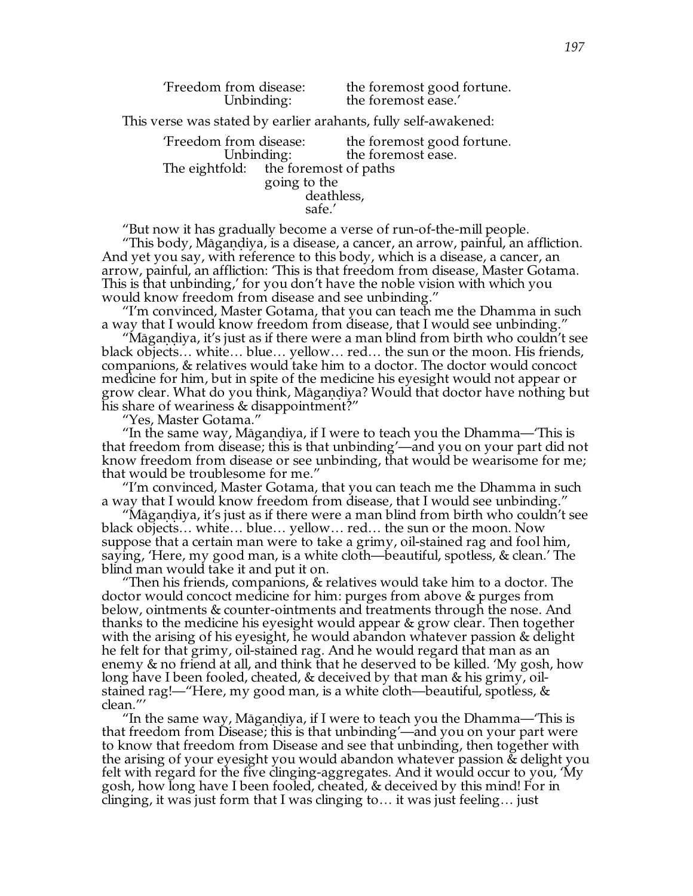> 'Freedom from disease: the foremost good fortune.
> Unbinding: the foremost ease.'

This verse was stated by earlier arahants, fully self-awakened:

> 'Freedom from disease: the foremost good fortune.
> Unbinding: the foremost ease.
> The eightfold: the foremost of paths
> going to the
> deathless,
> safe.'

"But now it has gradually become a verse of run-of-the-mill people.

"This body, Māgaṇḍiya, is a disease, a cancer, an arrow, painful, an affliction. And yet you say, with reference to this body, which is a disease, a cancer, an arrow, painful, an affliction: 'This is that freedom from disease, Master Gotama. This is that unbinding,' for you don't have the noble vision with which you would know freedom from disease and see unbinding."

"I'm convinced, Master Gotama, that you can teach me the Dhamma in such a way that I would know freedom from disease, that I would see unbinding."

"Māgaṇḍiya, it's just as if there were a man blind from birth who couldn't see black objects… white… blue… yellow… red… the sun or the moon. His friends, companions, & relatives would take him to a doctor. The doctor would concoct medicine for him, but in spite of the medicine his eyesight would not appear or grow clear. What do you think, Māgaṇḍiya? Would that doctor have nothing but his share of weariness & disappointment?"

"Yes, Master Gotama."

"In the same way, Māgaṇḍiya, if I were to teach you the Dhamma—'This is that freedom from disease; this is that unbinding'—and you on your part did not know freedom from disease or see unbinding, that would be wearisome for me; that would be troublesome for me."

"I'm convinced, Master Gotama, that you can teach me the Dhamma in such a way that I would know freedom from disease, that I would see unbinding."

"Māgaṇḍiya, it's just as if there were a man blind from birth who couldn't see black objects… white… blue… yellow… red… the sun or the moon. Now suppose that a certain man were to take a grimy, oil-stained rag and fool him, saying, 'Here, my good man, is a white cloth—beautiful, spotless, & clean.' The blind man would take it and put it on.

"Then his friends, companions, & relatives would take him to a doctor. The doctor would concoct medicine for him: purges from above & purges from below, ointments & counter-ointments and treatments through the nose. And thanks to the medicine his eyesight would appear & grow clear. Then together with the arising of his eyesight, he would abandon whatever passion & delight he felt for that grimy, oil-stained rag. And he would regard that man as an enemy & no friend at all, and think that he deserved to be killed. 'My gosh, how long have I been fooled, cheated, & deceived by that man & his grimy, oil-stained rag!—"Here, my good man, is a white cloth—beautiful, spotless, & clean."'

"In the same way, Māgaṇḍiya, if I were to teach you the Dhamma—'This is that freedom from Disease; this is that unbinding'—and you on your part were to know that freedom from Disease and see that unbinding, then together with the arising of your eyesight you would abandon whatever passion & delight you felt with regard for the five clinging-aggregates. And it would occur to you, 'My gosh, how long have I been fooled, cheated, & deceived by this mind! For in clinging, it was just form that I was clinging to… it was just feeling… just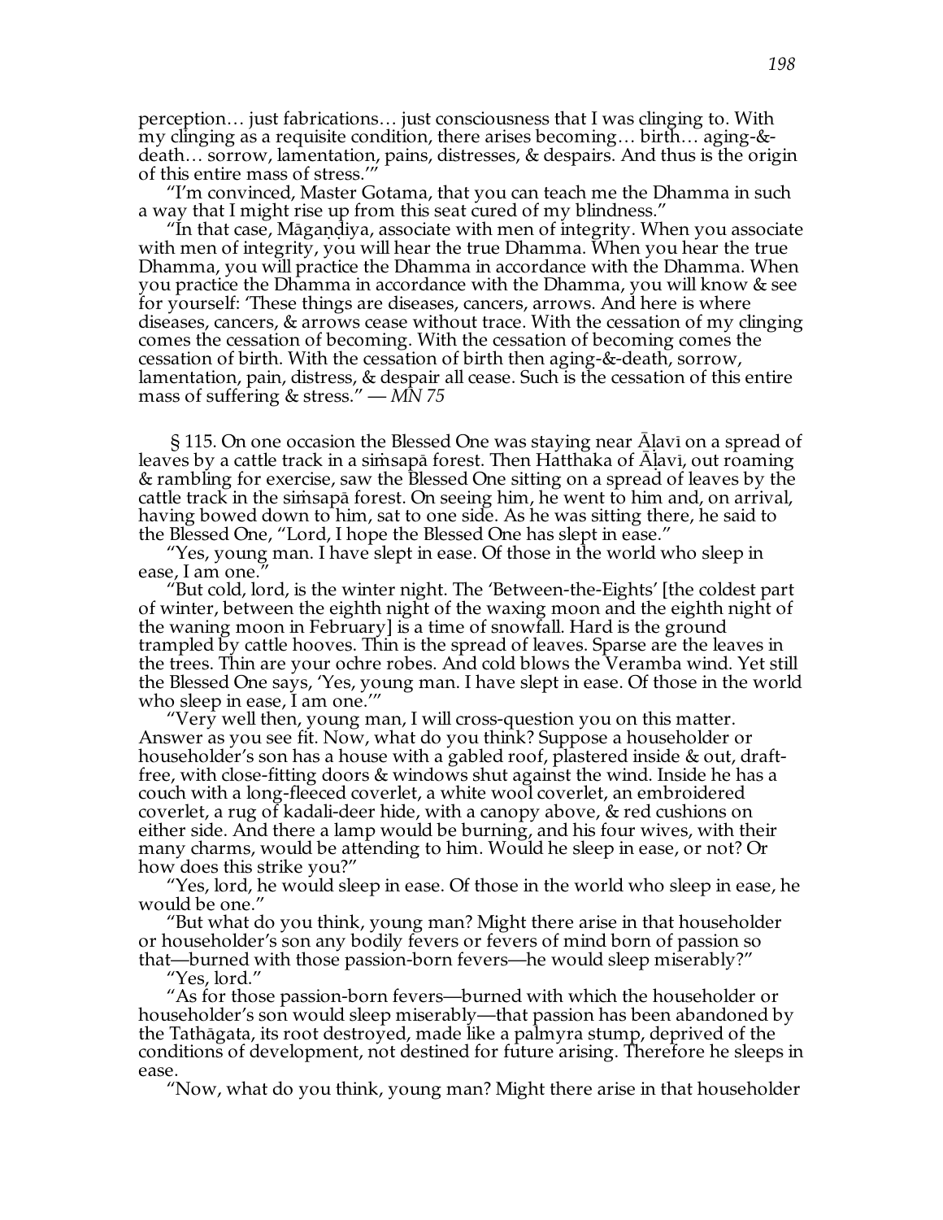perception… just fabrications… just consciousness that I was clinging to. With my clinging as a requisite condition, there arises becoming… birth… aging-&-death… sorrow, lamentation, pains, distresses, & despairs. And thus is the origin of this entire mass of stress.'"

"I'm convinced, Master Gotama, that you can teach me the Dhamma in such a way that I might rise up from this seat cured of my blindness."

"In that case, Māgaṇḍiya, associate with men of integrity. When you associate with men of integrity, you will hear the true Dhamma. When you hear the true Dhamma, you will practice the Dhamma in accordance with the Dhamma. When you practice the Dhamma in accordance with the Dhamma, you will know & see for yourself: 'These things are diseases, cancers, arrows. And here is where diseases, cancers, & arrows cease without trace. With the cessation of my clinging comes the cessation of becoming. With the cessation of becoming comes the cessation of birth. With the cessation of birth then aging-&-death, sorrow, lamentation, pain, distress, & despair all cease. Such is the cessation of this entire mass of suffering & stress." — *MN 75*

§ 115. On one occasion the Blessed One was staying near Āḷavī on a spread of leaves by a cattle track in a siṁsapā forest. Then Hatthaka of Āḷavī, out roaming & rambling for exercise, saw the Blessed One sitting on a spread of leaves by the cattle track in the siṁsapā forest. On seeing him, he went to him and, on arrival, having bowed down to him, sat to one side. As he was sitting there, he said to the Blessed One, "Lord, I hope the Blessed One has slept in ease."

"Yes, young man. I have slept in ease. Of those in the world who sleep in ease, I am one."

"But cold, lord, is the winter night. The 'Between-the-Eights' [the coldest part of winter, between the eighth night of the waxing moon and the eighth night of the waning moon in February] is a time of snowfall. Hard is the ground trampled by cattle hooves. Thin is the spread of leaves. Sparse are the leaves in the trees. Thin are your ochre robes. And cold blows the Veramba wind. Yet still the Blessed One says, 'Yes, young man. I have slept in ease. Of those in the world who sleep in ease, I am one.'"

"Very well then, young man, I will cross-question you on this matter. Answer as you see fit. Now, what do you think? Suppose a householder or householder's son has a house with a gabled roof, plastered inside & out, draft-free, with close-fitting doors & windows shut against the wind. Inside he has a couch with a long-fleeced coverlet, a white wool coverlet, an embroidered coverlet, a rug of kadali-deer hide, with a canopy above, & red cushions on either side. And there a lamp would be burning, and his four wives, with their many charms, would be attending to him. Would he sleep in ease, or not? Or how does this strike you?"

"Yes, lord, he would sleep in ease. Of those in the world who sleep in ease, he would be one."

"But what do you think, young man? Might there arise in that householder or householder's son any bodily fevers or fevers of mind born of passion so that—burned with those passion-born fevers—he would sleep miserably?"

"Yes, lord."

"As for those passion-born fevers—burned with which the householder or householder's son would sleep miserably—that passion has been abandoned by the Tathāgata, its root destroyed, made like a palmyra stump, deprived of the conditions of development, not destined for future arising. Therefore he sleeps in ease.

"Now, what do you think, young man? Might there arise in that householder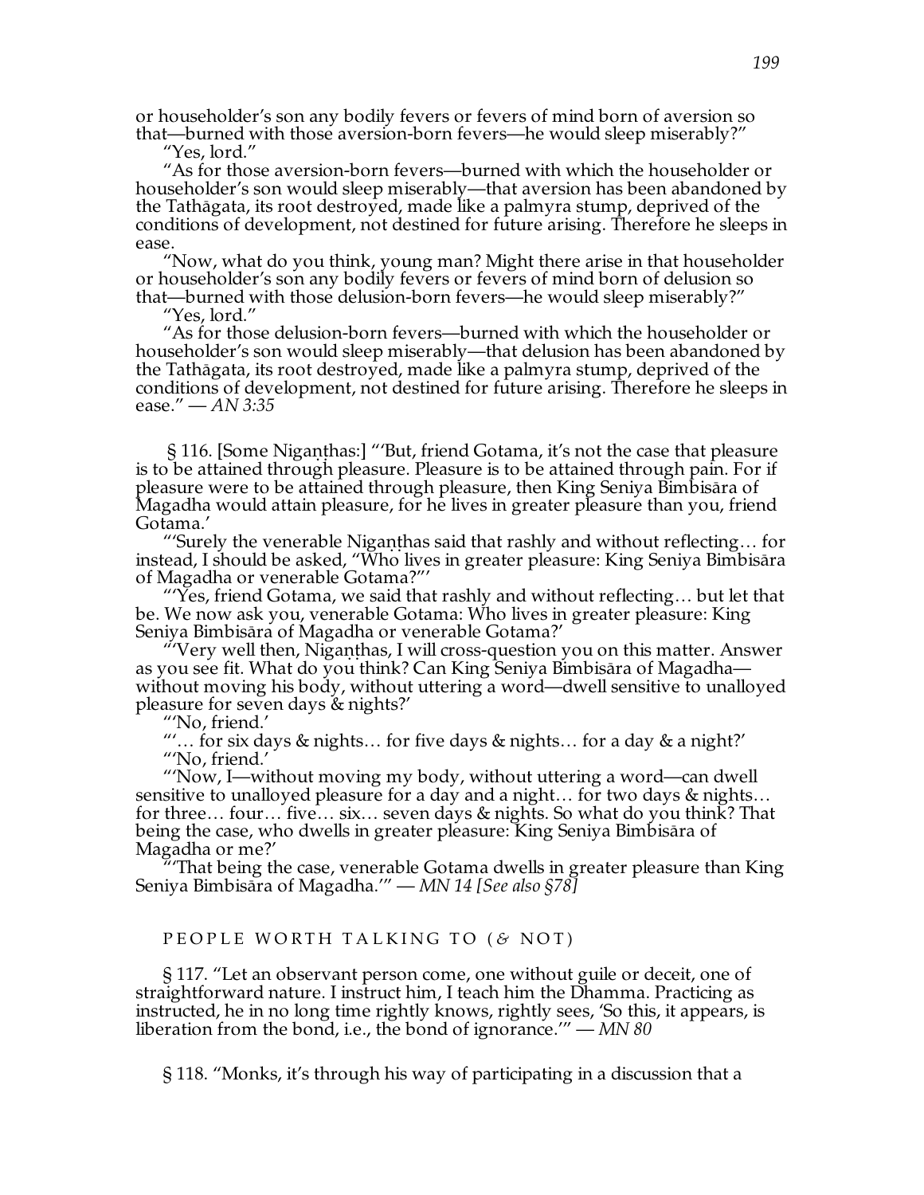or householder's son any bodily fevers or fevers of mind born of aversion so that—burned with those aversion-born fevers—he would sleep miserably?"

"Yes, lord."

"As for those aversion-born fevers—burned with which the householder or householder's son would sleep miserably—that aversion has been abandoned by the Tathāgata, its root destroyed, made like a palmyra stump, deprived of the conditions of development, not destined for future arising. Therefore he sleeps in ease.

"Now, what do you think, young man? Might there arise in that householder or householder's son any bodily fevers or fevers of mind born of delusion so that—burned with those delusion-born fevers—he would sleep miserably?"

"Yes, lord."

"As for those delusion-born fevers—burned with which the householder or householder's son would sleep miserably—that delusion has been abandoned by the Tathāgata, its root destroyed, made like a palmyra stump, deprived of the conditions of development, not destined for future arising. Therefore he sleeps in ease." — *AN 3:35*

§ 116. [Some Nigaṇṭhas:] "'But, friend Gotama, it's not the case that pleasure is to be attained through pleasure. Pleasure is to be attained through pain. For if pleasure were to be attained through pleasure, then King Seniya Bimbisāra of Magadha would attain pleasure, for he lives in greater pleasure than you, friend Gotama.'

"'Surely the venerable Nigaṇṭhas said that rashly and without reflecting… for instead, I should be asked, "Who lives in greater pleasure: King Seniya Bimbisāra of Magadha or venerable Gotama?"'

"'Yes, friend Gotama, we said that rashly and without reflecting… but let that be. We now ask you, venerable Gotama: Who lives in greater pleasure: King Seniya Bimbisāra of Magadha or venerable Gotama?'

"'Very well then, Nigaṇṭhas, I will cross-question you on this matter. Answer as you see fit. What do you think? Can King Seniya Bimbisāra of Magadha—without moving his body, without uttering a word—dwell sensitive to unalloyed pleasure for seven days & nights?'

"'No, friend.'

"'… for six days & nights… for five days & nights… for a day & a night?'

"'No, friend.'

"'Now, I—without moving my body, without uttering a word—can dwell sensitive to unalloyed pleasure for a day and a night… for two days & nights… for three… four… five… six… seven days & nights. So what do you think? That being the case, who dwells in greater pleasure: King Seniya Bimbisāra of Magadha or me?'

"'That being the case, venerable Gotama dwells in greater pleasure than King Seniya Bimbisāra of Magadha.'" — *MN 14 [See also §78]*

## PEOPLE WORTH TALKING TO (& NOT)

§ 117. "Let an observant person come, one without guile or deceit, one of straightforward nature. I instruct him, I teach him the Dhamma. Practicing as instructed, he in no long time rightly knows, rightly sees, 'So this, it appears, is liberation from the bond, i.e., the bond of ignorance.'" — *MN 80*

§ 118. "Monks, it's through his way of participating in a discussion that a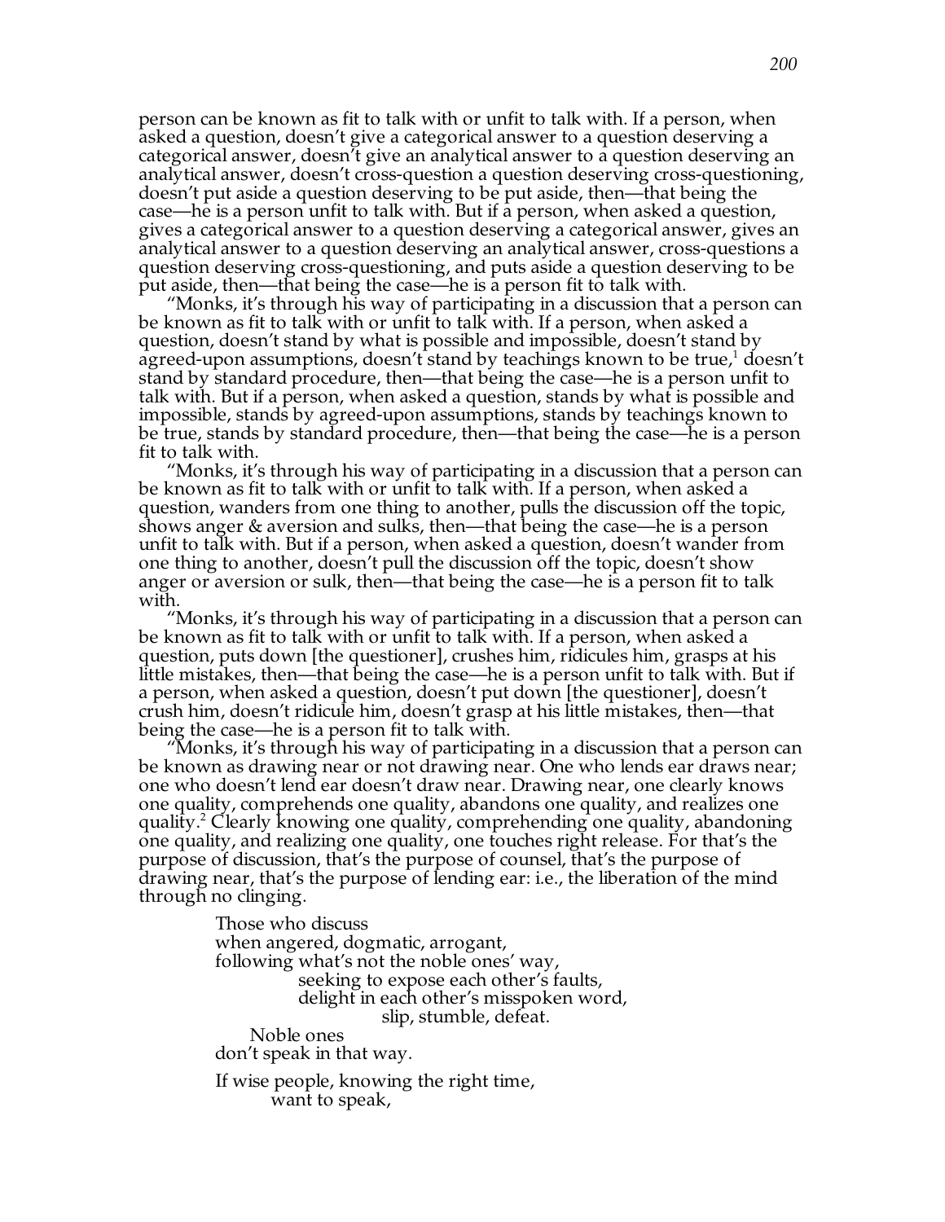person can be known as fit to talk with or unfit to talk with. If a person, when asked a question, doesn't give a categorical answer to a question deserving a categorical answer, doesn't give an analytical answer to a question deserving an analytical answer, doesn't cross-question a question deserving cross-questioning, doesn't put aside a question deserving to be put aside, then—that being the case—he is a person unfit to talk with. But if a person, when asked a question, gives a categorical answer to a question deserving a categorical answer, gives an analytical answer to a question deserving an analytical answer, cross-questions a question deserving cross-questioning, and puts aside a question deserving to be put aside, then—that being the case—he is a person fit to talk with.

"Monks, it's through his way of participating in a discussion that a person can be known as fit to talk with or unfit to talk with. If a person, when asked a question, doesn't stand by what is possible and impossible, doesn't stand by agreed-upon assumptions, doesn't stand by teachings known to be true,[1] doesn't stand by standard procedure, then—that being the case—he is a person unfit to talk with. But if a person, when asked a question, stands by what is possible and impossible, stands by agreed-upon assumptions, stands by teachings known to be true, stands by standard procedure, then—that being the case—he is a person fit to talk with.

"Monks, it's through his way of participating in a discussion that a person can be known as fit to talk with or unfit to talk with. If a person, when asked a question, wanders from one thing to another, pulls the discussion off the topic, shows anger & aversion and sulks, then—that being the case—he is a person unfit to talk with. But if a person, when asked a question, doesn't wander from one thing to another, doesn't pull the discussion off the topic, doesn't show anger or aversion or sulk, then—that being the case—he is a person fit to talk with.

"Monks, it's through his way of participating in a discussion that a person can be known as fit to talk with or unfit to talk with. If a person, when asked a question, puts down [the questioner], crushes him, ridicules him, grasps at his little mistakes, then—that being the case—he is a person unfit to talk with. But if a person, when asked a question, doesn't put down [the questioner], doesn't crush him, doesn't ridicule him, doesn't grasp at his little mistakes, then—that being the case—he is a person fit to talk with.

"Monks, it's through his way of participating in a discussion that a person can be known as drawing near or not drawing near. One who lends ear draws near; one who doesn't lend ear doesn't draw near. Drawing near, one clearly knows one quality, comprehends one quality, abandons one quality, and realizes one quality.[2] Clearly knowing one quality, comprehending one quality, abandoning one quality, and realizing one quality, one touches right release. For that's the purpose of discussion, that's the purpose of counsel, that's the purpose of drawing near, that's the purpose of lending ear: i.e., the liberation of the mind through no clinging.

> Those who discuss
> when angered, dogmatic, arrogant,
> following what's not the noble ones' way,
> seeking to expose each other's faults,
> delight in each other's misspoken word,
> slip, stumble, defeat.
> Noble ones
> don't speak in that way.
>
> If wise people, knowing the right time,
> want to speak,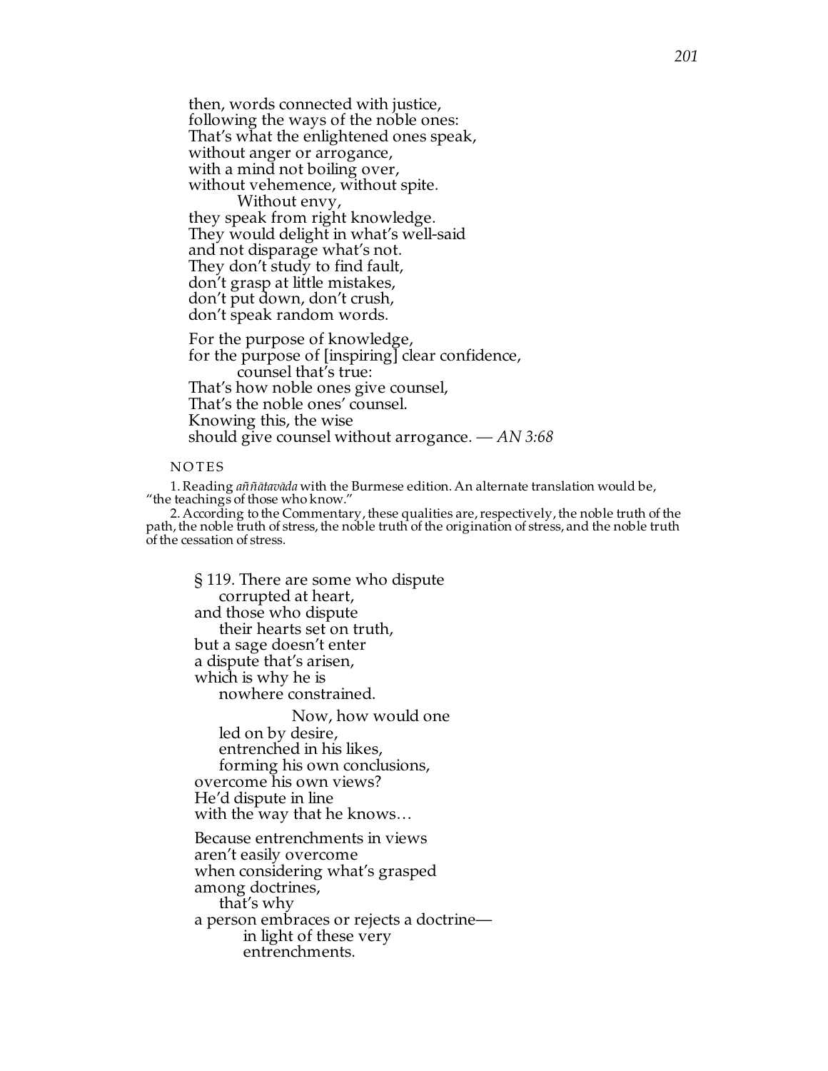then, words connected with justice,
following the ways of the noble ones:
That's what the enlightened ones speak,
without anger or arrogance,
with a mind not boiling over,
without vehemence, without spite.
    Without envy,
they speak from right knowledge.
They would delight in what's well-said
and not disparage what's not.
They don't study to find fault,
don't grasp at little mistakes,
don't put down, don't crush,
don't speak random words.

For the purpose of knowledge,
for the purpose of [inspiring] clear confidence,
    counsel that's true:
That's how noble ones give counsel,
That's the noble ones' counsel.
Knowing this, the wise
should give counsel without arrogance. — *AN 3:68*

NOTES

1. Reading *aññātavāda* with the Burmese edition. An alternate translation would be, "the teachings of those who know."

2. According to the Commentary, these qualities are, respectively, the noble truth of the path, the noble truth of stress, the noble truth of the origination of stress, and the noble truth of the cessation of stress.

§ 119. There are some who dispute
    corrupted at heart,
and those who dispute
    their hearts set on truth,
but a sage doesn't enter
a dispute that's arisen,
which is why he is
    nowhere constrained.

        Now, how would one
    led on by desire,
    entrenched in his likes,
    forming his own conclusions,
overcome his own views?
He'd dispute in line
with the way that he knows…

Because entrenchments in views
aren't easily overcome
when considering what's grasped
among doctrines,
    that's why
a person embraces or rejects a doctrine—
        in light of these very
        entrenchments.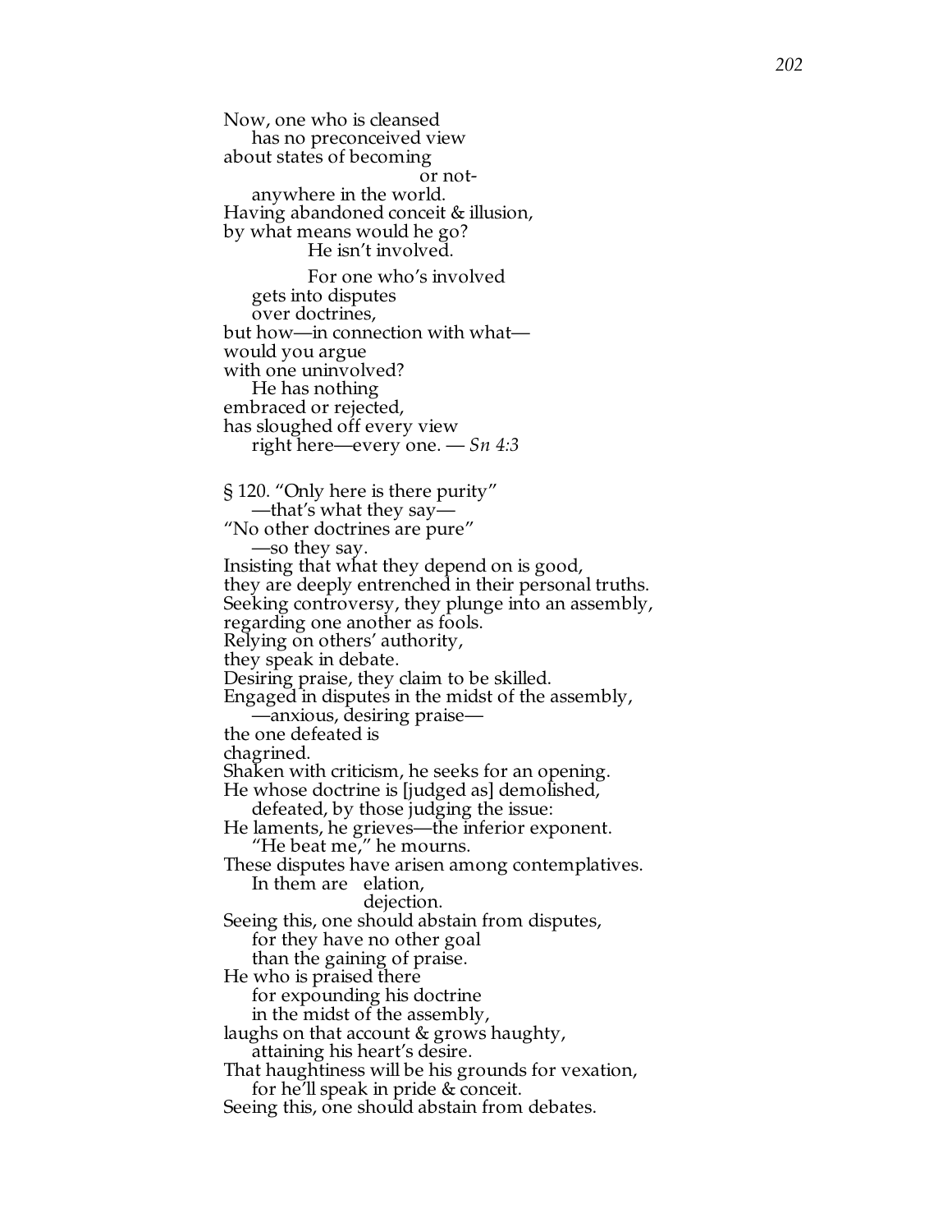Now, one who is cleansed
has no preconceived view
about states of becoming
or not-
anywhere in the world.
Having abandoned conceit & illusion,
by what means would he go?
He isn't involved.

For one who's involved
gets into disputes
over doctrines,
but how—in connection with what—
would you argue
with one uninvolved?
He has nothing
embraced or rejected,
has sloughed off every view
right here—every one. — *Sn 4:3*

§ 120. "Only here is there purity"
—that's what they say—
"No other doctrines are pure"
—so they say.
Insisting that what they depend on is good,
they are deeply entrenched in their personal truths.
Seeking controversy, they plunge into an assembly,
regarding one another as fools.
Relying on others' authority,
they speak in debate.
Desiring praise, they claim to be skilled.
Engaged in disputes in the midst of the assembly,
—anxious, desiring praise—
the one defeated is
chagrined.
Shaken with criticism, he seeks for an opening.
He whose doctrine is [judged as] demolished,
defeated, by those judging the issue:
He laments, he grieves—the inferior exponent.
"He beat me," he mourns.
These disputes have arisen among contemplatives.
In them are elation,
dejection.
Seeing this, one should abstain from disputes,
for they have no other goal
than the gaining of praise.
He who is praised there
for expounding his doctrine
in the midst of the assembly,
laughs on that account & grows haughty,
attaining his heart's desire.
That haughtiness will be his grounds for vexation,
for he'll speak in pride & conceit.
Seeing this, one should abstain from debates.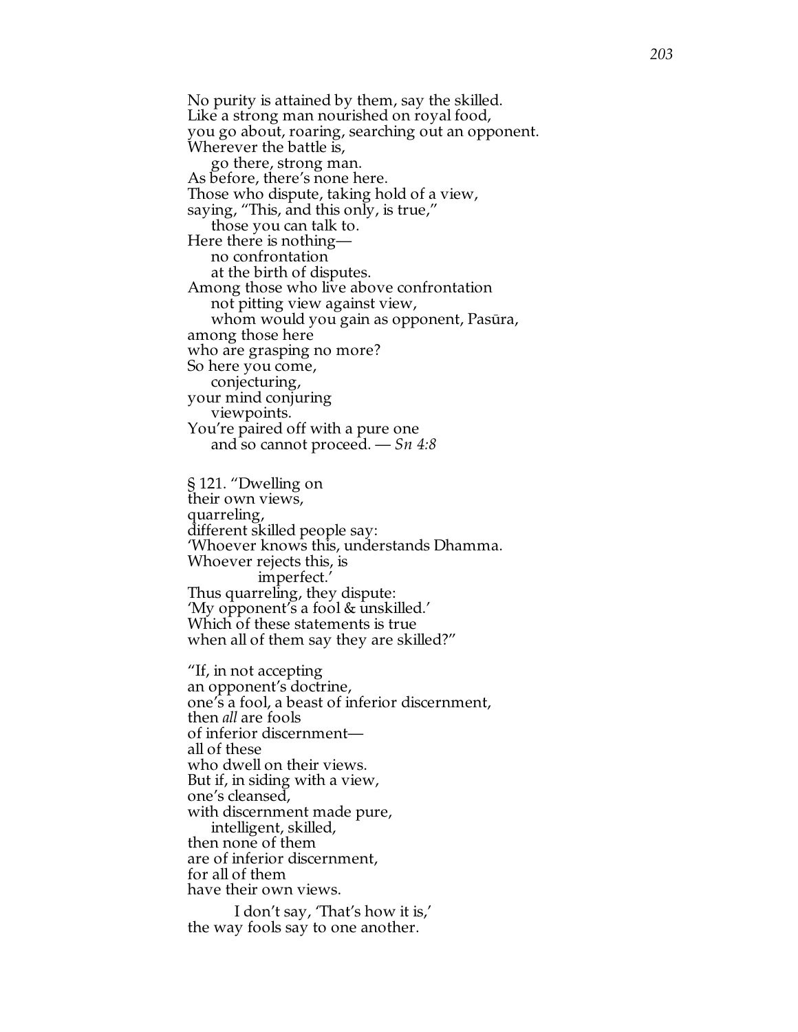No purity is attained by them, say the skilled.
Like a strong man nourished on royal food,
you go about, roaring, searching out an opponent.
Wherever the battle is,
    go there, strong man.
As before, there's none here.
Those who dispute, taking hold of a view,
saying, "This, and this only, is true,"
    those you can talk to.
Here there is nothing—
    no confrontation
    at the birth of disputes.
Among those who live above confrontation
    not pitting view against view,
    whom would you gain as opponent, Pasūra,
among those here
who are grasping no more?
So here you come,
    conjecturing,
your mind conjuring
    viewpoints.
You're paired off with a pure one
    and so cannot proceed. — *Sn 4:8*

§ 121. "Dwelling on
their own views,
quarreling,
different skilled people say:
'Whoever knows this, understands Dhamma.
Whoever rejects this, is
        imperfect.'
Thus quarreling, they dispute:
'My opponent's a fool & unskilled.'
Which of these statements is true
when all of them say they are skilled?"

"If, in not accepting
an opponent's doctrine,
one's a fool, a beast of inferior discernment,
then *all* are fools
of inferior discernment—
all of these
who dwell on their views.
But if, in siding with a view,
one's cleansed,
with discernment made pure,
    intelligent, skilled,
then none of them
are of inferior discernment,
for all of them
have their own views.

I don't say, 'That's how it is,'
the way fools say to one another.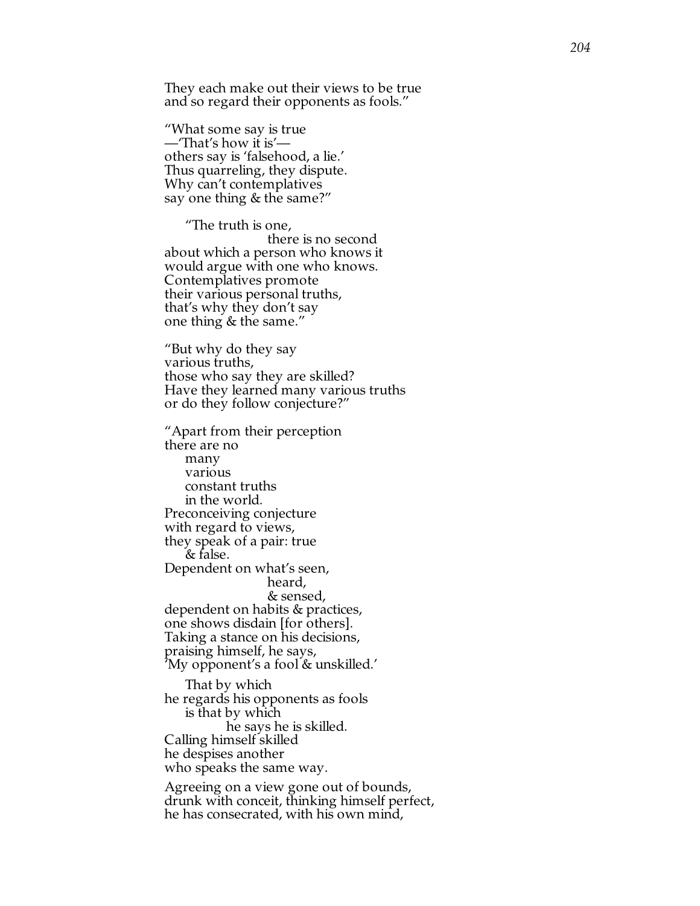They each make out their views to be true
and so regard their opponents as fools."

"What some say is true
—'That's how it is'—
others say is 'falsehood, a lie.'
Thus quarreling, they dispute.
Why can't contemplatives
say one thing & the same?"

"The truth is one,
there is no second
about which a person who knows it
would argue with one who knows.
Contemplatives promote
their various personal truths,
that's why they don't say
one thing & the same."

"But why do they say
various truths,
those who say they are skilled?
Have they learned many various truths
or do they follow conjecture?"

"Apart from their perception
there are no
many
various
constant truths
in the world.
Preconceiving conjecture
with regard to views,
they speak of a pair: true
& false.
Dependent on what's seen,
heard,
& sensed,
dependent on habits & practices,
one shows disdain [for others].
Taking a stance on his decisions,
praising himself, he says,
'My opponent's a fool & unskilled.'

That by which
he regards his opponents as fools
is that by which
he says he is skilled.
Calling himself skilled
he despises another
who speaks the same way.

Agreeing on a view gone out of bounds,
drunk with conceit, thinking himself perfect,
he has consecrated, with his own mind,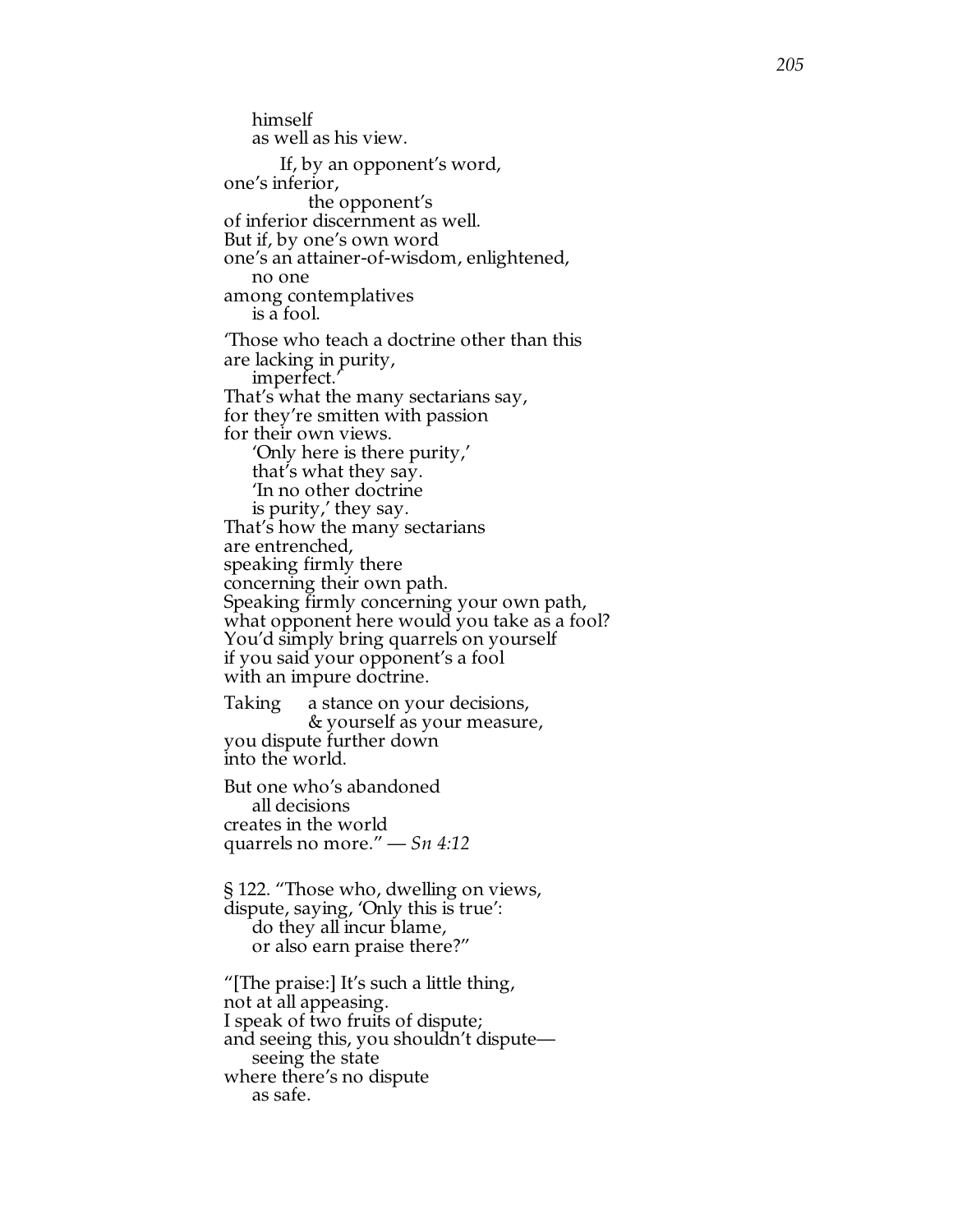himself  
as well as his view.

If, by an opponent's word,  
one's inferior,  
the opponent's  
of inferior discernment as well.  
But if, by one's own word  
one's an attainer-of-wisdom, enlightened,  
no one  
among contemplatives  
is a fool.

'Those who teach a doctrine other than this  
are lacking in purity,  
imperfect.'  
That's what the many sectarians say,  
for they're smitten with passion  
for their own views.  
'Only here is there purity,'  
that's what they say.  
'In no other doctrine  
is purity,' they say.  
That's how the many sectarians  
are entrenched,  
speaking firmly there  
concerning their own path.  
Speaking firmly concerning your own path,  
what opponent here would you take as a fool?  
You'd simply bring quarrels on yourself  
if you said your opponent's a fool  
with an impure doctrine.

Taking a stance on your decisions,  
& yourself as your measure,  
you dispute further down  
into the world.

But one who's abandoned  
all decisions  
creates in the world  
quarrels no more." — *Sn 4:12*

§ 122. "Those who, dwelling on views,  
dispute, saying, 'Only this is true':  
do they all incur blame,  
or also earn praise there?"

"[The praise:] It's such a little thing,  
not at all appeasing.  
I speak of two fruits of dispute;  
and seeing this, you shouldn't dispute—  
seeing the state  
where there's no dispute  
as safe.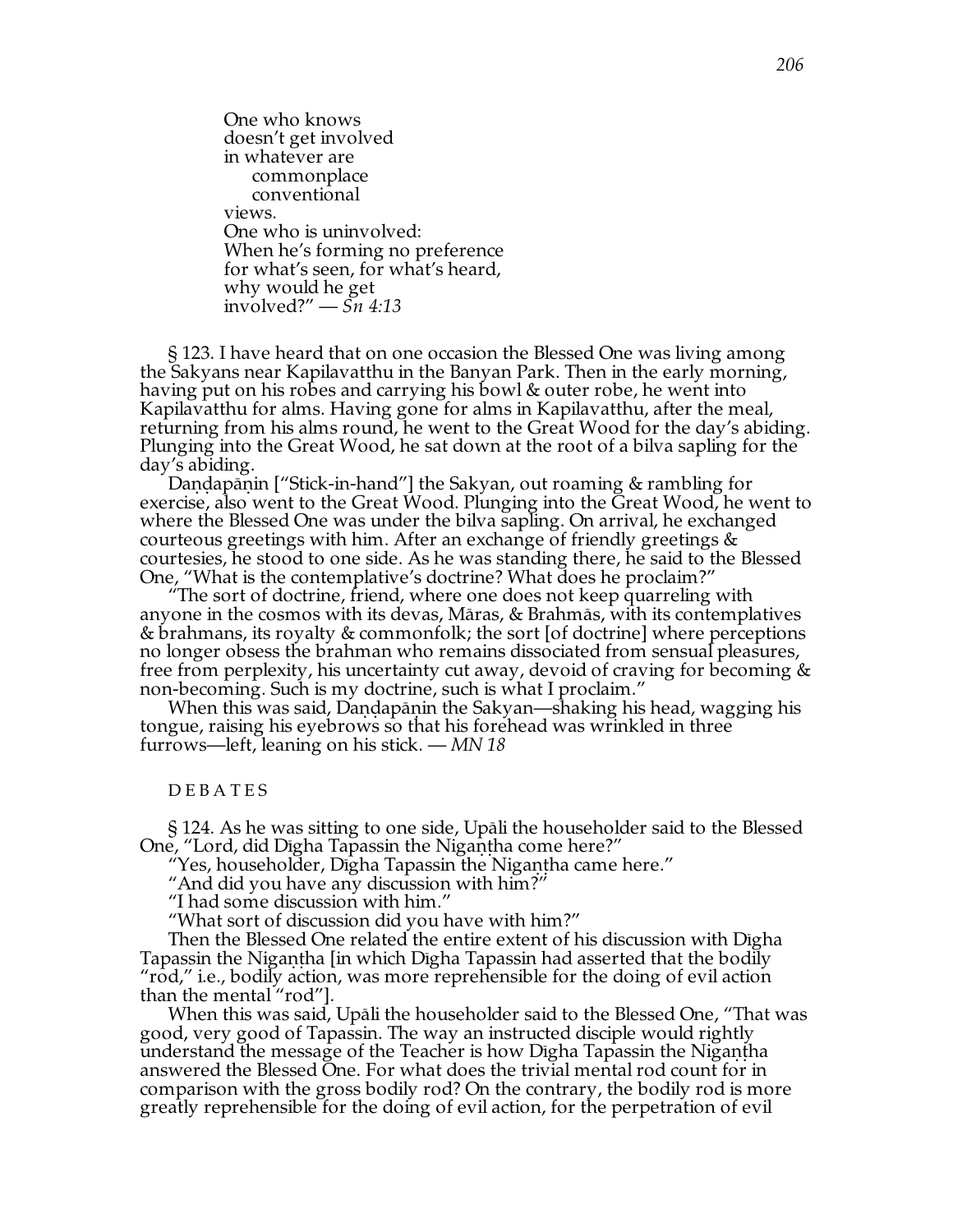One who knows
doesn't get involved
in whatever are
  commonplace
  conventional
views.
One who is uninvolved:
When he's forming no preference
for what's seen, for what's heard,
why would he get
involved?" — *Sn 4:13*

§ 123. I have heard that on one occasion the Blessed One was living among the Sakyans near Kapilavatthu in the Banyan Park. Then in the early morning, having put on his robes and carrying his bowl & outer robe, he went into Kapilavatthu for alms. Having gone for alms in Kapilavatthu, after the meal, returning from his alms round, he went to the Great Wood for the day's abiding. Plunging into the Great Wood, he sat down at the root of a bilva sapling for the day's abiding.

Daṇḍapāṇin ["Stick-in-hand"] the Sakyan, out roaming & rambling for exercise, also went to the Great Wood. Plunging into the Great Wood, he went to where the Blessed One was under the bilva sapling. On arrival, he exchanged courteous greetings with him. After an exchange of friendly greetings & courtesies, he stood to one side. As he was standing there, he said to the Blessed One, "What is the contemplative's doctrine? What does he proclaim?"

"The sort of doctrine, friend, where one does not keep quarreling with anyone in the cosmos with its devas, Māras, & Brahmās, with its contemplatives & brahmans, its royalty & commonfolk; the sort [of doctrine] where perceptions no longer obsess the brahman who remains dissociated from sensual pleasures, free from perplexity, his uncertainty cut away, devoid of craving for becoming & non-becoming. Such is my doctrine, such is what I proclaim."

When this was said, Daṇḍapāṇin the Sakyan—shaking his head, wagging his tongue, raising his eyebrows so that his forehead was wrinkled in three furrows—left, leaning on his stick. — *MN 18*

### DEBATES

§ 124. As he was sitting to one side, Upāli the householder said to the Blessed One, "Lord, did Dīgha Tapassin the Nigaṇṭha come here?"

"Yes, householder, Dīgha Tapassin the Nigaṇṭha came here."

"And did you have any discussion with him?"

"I had some discussion with him."

"What sort of discussion did you have with him?"

Then the Blessed One related the entire extent of his discussion with Dīgha Tapassin the Nigaṇṭha [in which Dīgha Tapassin had asserted that the bodily "rod," i.e., bodily action, was more reprehensible for the doing of evil action than the mental "rod"].

When this was said, Upāli the householder said to the Blessed One, "That was good, very good of Tapassin. The way an instructed disciple would rightly understand the message of the Teacher is how Dīgha Tapassin the Nigaṇṭha answered the Blessed One. For what does the trivial mental rod count for in comparison with the gross bodily rod? On the contrary, the bodily rod is more greatly reprehensible for the doing of evil action, for the perpetration of evil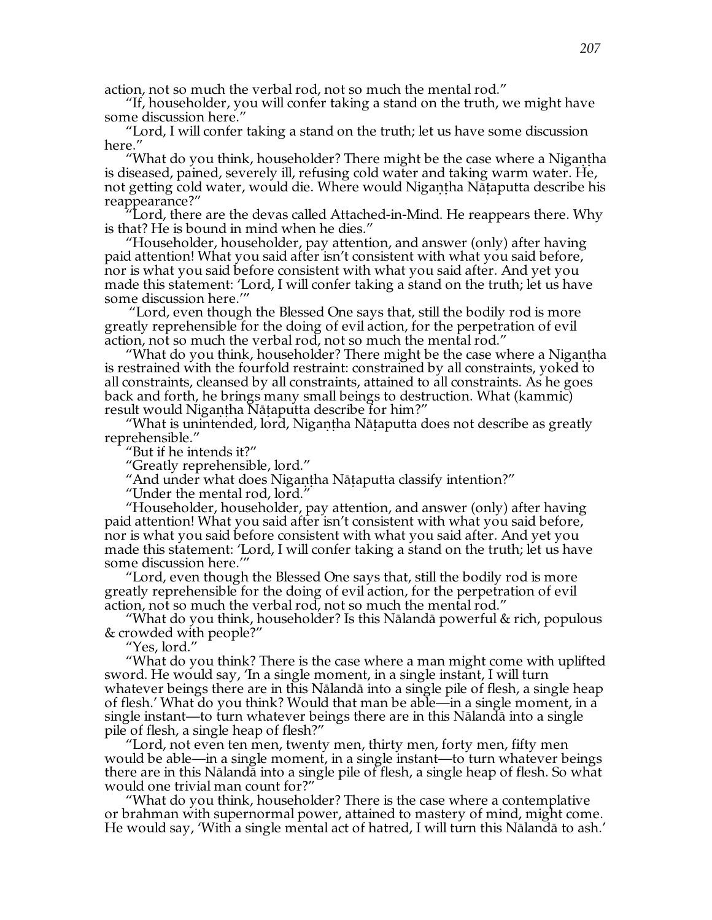action, not so much the verbal rod, not so much the mental rod."

"If, householder, you will confer taking a stand on the truth, we might have some discussion here."

"Lord, I will confer taking a stand on the truth; let us have some discussion here."

"What do you think, householder? There might be the case where a Nigaṇṭha is diseased, pained, severely ill, refusing cold water and taking warm water. He, not getting cold water, would die. Where would Nigaṇṭha Nāṭaputta describe his reappearance?"

"Lord, there are the devas called Attached-in-Mind. He reappears there. Why is that? He is bound in mind when he dies."

"Householder, householder, pay attention, and answer (only) after having paid attention! What you said after isn't consistent with what you said before, nor is what you said before consistent with what you said after. And yet you made this statement: 'Lord, I will confer taking a stand on the truth; let us have some discussion here.'"

"Lord, even though the Blessed One says that, still the bodily rod is more greatly reprehensible for the doing of evil action, for the perpetration of evil action, not so much the verbal rod, not so much the mental rod."

"What do you think, householder? There might be the case where a Nigaṇṭha is restrained with the fourfold restraint: constrained by all constraints, yoked to all constraints, cleansed by all constraints, attained to all constraints. As he goes back and forth, he brings many small beings to destruction. What (kammic) result would Nigaṇṭha Nāṭaputta describe for him?"

"What is unintended, lord, Nigaṇṭha Nāṭaputta does not describe as greatly reprehensible."

"But if he intends it?"

"Greatly reprehensible, lord."

"And under what does Nigaṇṭha Nāṭaputta classify intention?"

"Under the mental rod, lord."

"Householder, householder, pay attention, and answer (only) after having paid attention! What you said after isn't consistent with what you said before, nor is what you said before consistent with what you said after. And yet you made this statement: 'Lord, I will confer taking a stand on the truth; let us have some discussion here.'"

"Lord, even though the Blessed One says that, still the bodily rod is more greatly reprehensible for the doing of evil action, for the perpetration of evil action, not so much the verbal rod, not so much the mental rod."

"What do you think, householder? Is this Nālandā powerful & rich, populous & crowded with people?"

"Yes, lord."

"What do you think? There is the case where a man might come with uplifted sword. He would say, 'In a single moment, in a single instant, I will turn whatever beings there are in this Nālandā into a single pile of flesh, a single heap of flesh.' What do you think? Would that man be able—in a single moment, in a single instant—to turn whatever beings there are in this Nālandā into a single pile of flesh, a single heap of flesh?"

"Lord, not even ten men, twenty men, thirty men, forty men, fifty men would be able—in a single moment, in a single instant—to turn whatever beings there are in this Nālandā into a single pile of flesh, a single heap of flesh. So what would one trivial man count for?"

"What do you think, householder? There is the case where a contemplative or brahman with supernormal power, attained to mastery of mind, might come. He would say, 'With a single mental act of hatred, I will turn this Nālandā to ash.'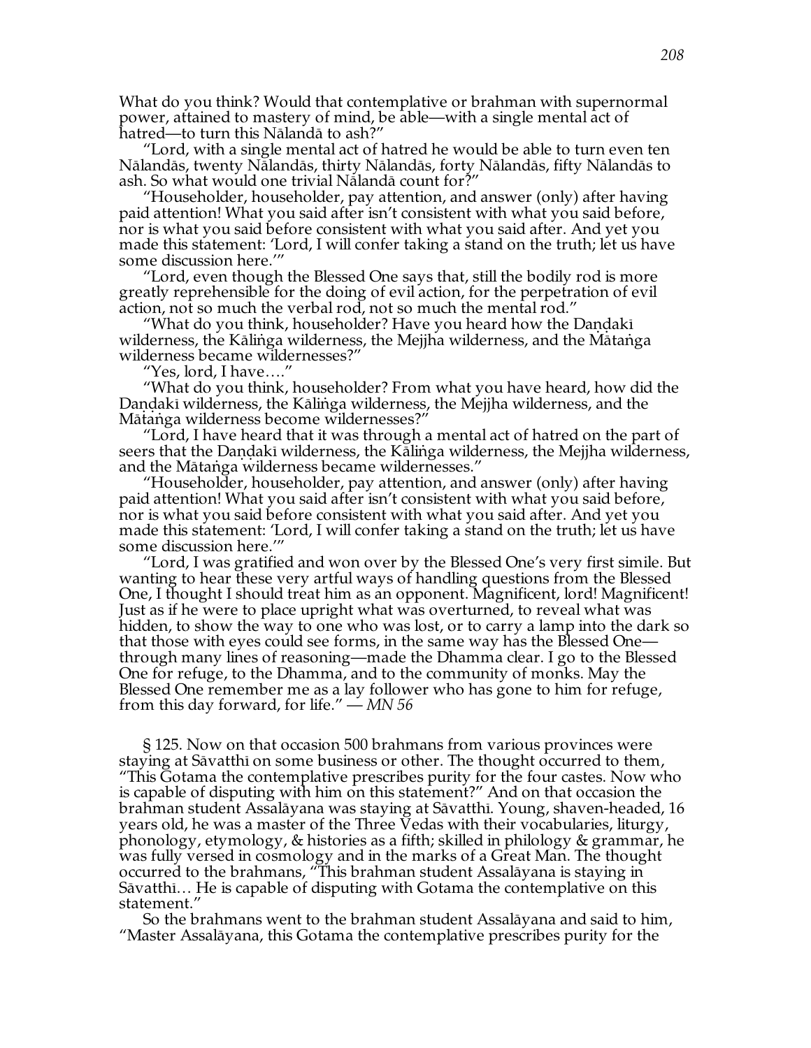What do you think? Would that contemplative or brahman with supernormal power, attained to mastery of mind, be able—with a single mental act of hatred—to turn this Nālandā to ash?"

"Lord, with a single mental act of hatred he would be able to turn even ten Nālandās, twenty Nālandās, thirty Nālandās, forty Nālandās, fifty Nālandās to ash. So what would one trivial Nālandā count for?"

"Householder, householder, pay attention, and answer (only) after having paid attention! What you said after isn't consistent with what you said before, nor is what you said before consistent with what you said after. And yet you made this statement: 'Lord, I will confer taking a stand on the truth; let us have some discussion here.'"

"Lord, even though the Blessed One says that, still the bodily rod is more greatly reprehensible for the doing of evil action, for the perpetration of evil action, not so much the verbal rod, not so much the mental rod."

"What do you think, householder? Have you heard how the Daṇḍakī wilderness, the Kāliṅga wilderness, the Mejjha wilderness, and the Mātaṅga wilderness became wildernesses?"

"Yes, lord, I have…."

"What do you think, householder? From what you have heard, how did the Daṇḍakī wilderness, the Kāliṅga wilderness, the Mejjha wilderness, and the Mātaṅga wilderness become wildernesses?"

"Lord, I have heard that it was through a mental act of hatred on the part of seers that the Daṇḍakī wilderness, the Kāliṅga wilderness, the Mejjha wilderness, and the Mātaṅga wilderness became wildernesses."

"Householder, householder, pay attention, and answer (only) after having paid attention! What you said after isn't consistent with what you said before, nor is what you said before consistent with what you said after. And yet you made this statement: 'Lord, I will confer taking a stand on the truth; let us have some discussion here.'"

"Lord, I was gratified and won over by the Blessed One's very first simile. But wanting to hear these very artful ways of handling questions from the Blessed One, I thought I should treat him as an opponent. Magnificent, lord! Magnificent! Just as if he were to place upright what was overturned, to reveal what was hidden, to show the way to one who was lost, or to carry a lamp into the dark so that those with eyes could see forms, in the same way has the Blessed One—through many lines of reasoning—made the Dhamma clear. I go to the Blessed One for refuge, to the Dhamma, and to the community of monks. May the Blessed One remember me as a lay follower who has gone to him for refuge, from this day forward, for life." — *MN 56*

§ 125. Now on that occasion 500 brahmans from various provinces were staying at Sāvatthī on some business or other. The thought occurred to them, "This Gotama the contemplative prescribes purity for the four castes. Now who is capable of disputing with him on this statement?" And on that occasion the brahman student Assalāyana was staying at Sāvatthī. Young, shaven-headed, 16 years old, he was a master of the Three Vedas with their vocabularies, liturgy, phonology, etymology, & histories as a fifth; skilled in philology & grammar, he was fully versed in cosmology and in the marks of a Great Man. The thought occurred to the brahmans, "This brahman student Assalāyana is staying in Sāvatthī… He is capable of disputing with Gotama the contemplative on this statement."

So the brahmans went to the brahman student Assalāyana and said to him, "Master Assalāyana, this Gotama the contemplative prescribes purity for the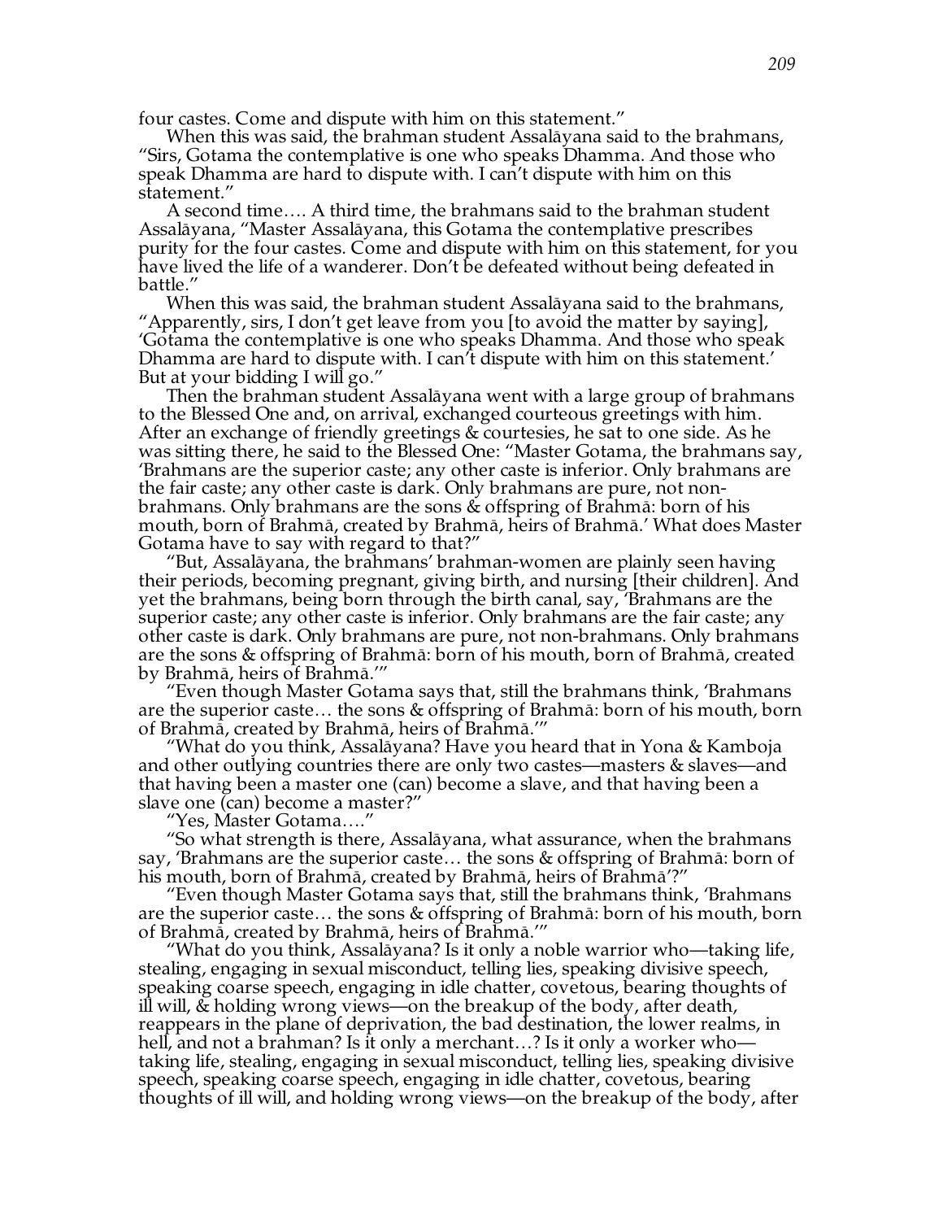four castes. Come and dispute with him on this statement."

When this was said, the brahman student Assalāyana said to the brahmans, "Sirs, Gotama the contemplative is one who speaks Dhamma. And those who speak Dhamma are hard to dispute with. I can't dispute with him on this statement."

A second time…. A third time, the brahmans said to the brahman student Assalāyana, "Master Assalāyana, this Gotama the contemplative prescribes purity for the four castes. Come and dispute with him on this statement, for you have lived the life of a wanderer. Don't be defeated without being defeated in battle."

When this was said, the brahman student Assalāyana said to the brahmans, "Apparently, sirs, I don't get leave from you [to avoid the matter by saying], 'Gotama the contemplative is one who speaks Dhamma. And those who speak Dhamma are hard to dispute with. I can't dispute with him on this statement.' But at your bidding I will go."

Then the brahman student Assalāyana went with a large group of brahmans to the Blessed One and, on arrival, exchanged courteous greetings with him. After an exchange of friendly greetings & courtesies, he sat to one side. As he was sitting there, he said to the Blessed One: "Master Gotama, the brahmans say, 'Brahmans are the superior caste; any other caste is inferior. Only brahmans are the fair caste; any other caste is dark. Only brahmans are pure, not non-brahmans. Only brahmans are the sons & offspring of Brahmā: born of his mouth, born of Brahmā, created by Brahmā, heirs of Brahmā.' What does Master Gotama have to say with regard to that?"

"But, Assalāyana, the brahmans' brahman-women are plainly seen having their periods, becoming pregnant, giving birth, and nursing [their children]. And yet the brahmans, being born through the birth canal, say, 'Brahmans are the superior caste; any other caste is inferior. Only brahmans are the fair caste; any other caste is dark. Only brahmans are pure, not non-brahmans. Only brahmans are the sons & offspring of Brahmā: born of his mouth, born of Brahmā, created by Brahmā, heirs of Brahmā.'"

"Even though Master Gotama says that, still the brahmans think, 'Brahmans are the superior caste… the sons & offspring of Brahmā: born of his mouth, born of Brahmā, created by Brahmā, heirs of Brahmā.'"

"What do you think, Assalāyana? Have you heard that in Yona & Kamboja and other outlying countries there are only two castes—masters & slaves—and that having been a master one (can) become a slave, and that having been a slave one (can) become a master?"

"Yes, Master Gotama…."

"So what strength is there, Assalāyana, what assurance, when the brahmans say, 'Brahmans are the superior caste… the sons & offspring of Brahmā: born of his mouth, born of Brahmā, created by Brahmā, heirs of Brahmā'?"

"Even though Master Gotama says that, still the brahmans think, 'Brahmans are the superior caste… the sons & offspring of Brahmā: born of his mouth, born of Brahmā, created by Brahmā, heirs of Brahmā.'"

"What do you think, Assalāyana? Is it only a noble warrior who—taking life, stealing, engaging in sexual misconduct, telling lies, speaking divisive speech, speaking coarse speech, engaging in idle chatter, covetous, bearing thoughts of ill will, & holding wrong views—on the breakup of the body, after death, reappears in the plane of deprivation, the bad destination, the lower realms, in hell, and not a brahman? Is it only a merchant…? Is it only a worker who—taking life, stealing, engaging in sexual misconduct, telling lies, speaking divisive speech, speaking coarse speech, engaging in idle chatter, covetous, bearing thoughts of ill will, and holding wrong views—on the breakup of the body, after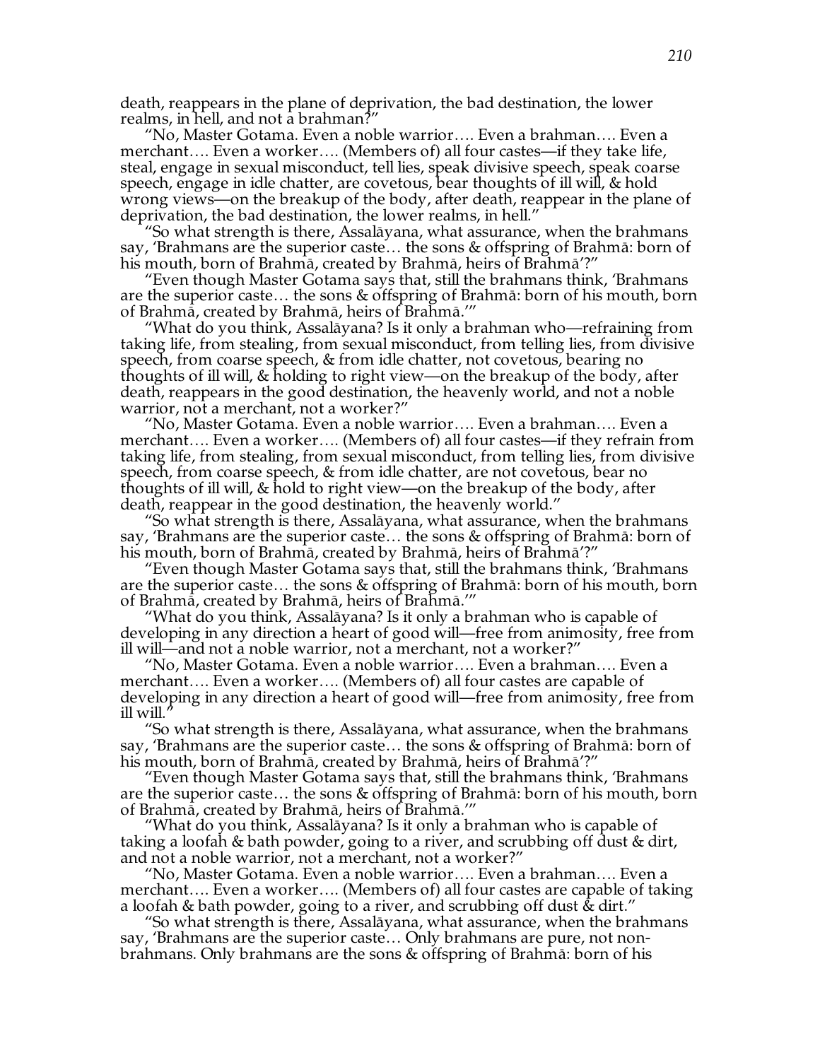death, reappears in the plane of deprivation, the bad destination, the lower realms, in hell, and not a brahman?"

"No, Master Gotama. Even a noble warrior…. Even a brahman…. Even a merchant…. Even a worker…. (Members of) all four castes—if they take life, steal, engage in sexual misconduct, tell lies, speak divisive speech, speak coarse speech, engage in idle chatter, are covetous, bear thoughts of ill will, & hold wrong views—on the breakup of the body, after death, reappear in the plane of deprivation, the bad destination, the lower realms, in hell."

"So what strength is there, Assalāyana, what assurance, when the brahmans say, 'Brahmans are the superior caste… the sons & offspring of Brahmā: born of his mouth, born of Brahmā, created by Brahmā, heirs of Brahmā'?"

"Even though Master Gotama says that, still the brahmans think, 'Brahmans are the superior caste… the sons & offspring of Brahmā: born of his mouth, born of Brahmā, created by Brahmā, heirs of Brahmā.'"

"What do you think, Assalāyana? Is it only a brahman who—refraining from taking life, from stealing, from sexual misconduct, from telling lies, from divisive speech, from coarse speech, & from idle chatter, not covetous, bearing no thoughts of ill will, & holding to right view—on the breakup of the body, after death, reappears in the good destination, the heavenly world, and not a noble warrior, not a merchant, not a worker?"

"No, Master Gotama. Even a noble warrior…. Even a brahman…. Even a merchant…. Even a worker…. (Members of) all four castes—if they refrain from taking life, from stealing, from sexual misconduct, from telling lies, from divisive speech, from coarse speech, & from idle chatter, are not covetous, bear no thoughts of ill will, & hold to right view—on the breakup of the body, after death, reappear in the good destination, the heavenly world."

"So what strength is there, Assalāyana, what assurance, when the brahmans say, 'Brahmans are the superior caste… the sons & offspring of Brahmā: born of his mouth, born of Brahmā, created by Brahmā, heirs of Brahmā'?"

"Even though Master Gotama says that, still the brahmans think, 'Brahmans are the superior caste… the sons & offspring of Brahmā: born of his mouth, born of Brahmā, created by Brahmā, heirs of Brahmā.'"

"What do you think, Assalāyana? Is it only a brahman who is capable of developing in any direction a heart of good will—free from animosity, free from ill will—and not a noble warrior, not a merchant, not a worker?"

"No, Master Gotama. Even a noble warrior…. Even a brahman…. Even a merchant…. Even a worker…. (Members of) all four castes are capable of developing in any direction a heart of good will—free from animosity, free from ill will."

"So what strength is there, Assalāyana, what assurance, when the brahmans say, 'Brahmans are the superior caste… the sons & offspring of Brahmā: born of his mouth, born of Brahmā, created by Brahmā, heirs of Brahmā'?"

"Even though Master Gotama says that, still the brahmans think, 'Brahmans are the superior caste… the sons & offspring of Brahmā: born of his mouth, born of Brahmā, created by Brahmā, heirs of Brahmā.'"

"What do you think, Assalāyana? Is it only a brahman who is capable of taking a loofah & bath powder, going to a river, and scrubbing off dust & dirt, and not a noble warrior, not a merchant, not a worker?"

"No, Master Gotama. Even a noble warrior…. Even a brahman…. Even a merchant…. Even a worker…. (Members of) all four castes are capable of taking a loofah & bath powder, going to a river, and scrubbing off dust & dirt."

"So what strength is there, Assalāyana, what assurance, when the brahmans say, 'Brahmans are the superior caste… Only brahmans are pure, not non-brahmans. Only brahmans are the sons & offspring of Brahmā: born of his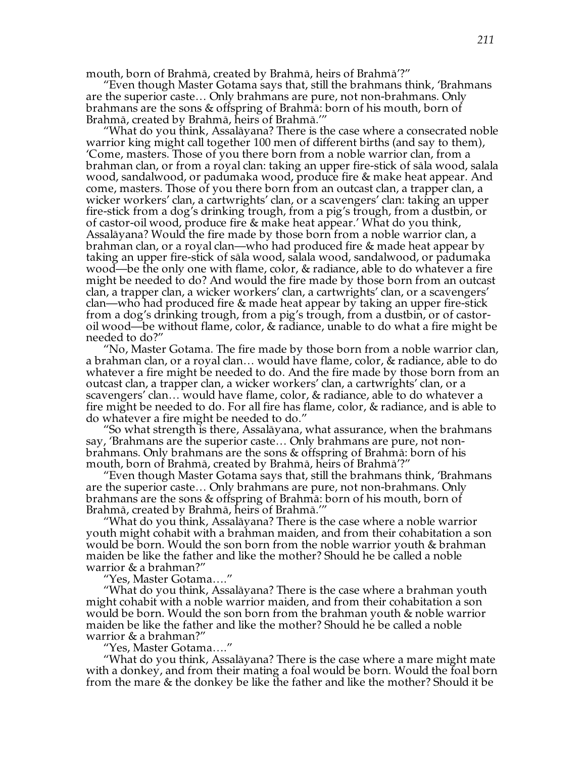mouth, born of Brahmā, created by Brahmā, heirs of Brahmā'?"

"Even though Master Gotama says that, still the brahmans think, 'Brahmans are the superior caste… Only brahmans are pure, not non-brahmans. Only brahmans are the sons & offspring of Brahmā: born of his mouth, born of Brahmā, created by Brahmā, heirs of Brahmā.'"

"What do you think, Assalāyana? There is the case where a consecrated noble warrior king might call together 100 men of different births (and say to them), 'Come, masters. Those of you there born from a noble warrior clan, from a brahman clan, or from a royal clan: taking an upper fire-stick of sāla wood, salala wood, sandalwood, or padumaka wood, produce fire & make heat appear. And come, masters. Those of you there born from an outcast clan, a trapper clan, a wicker workers' clan, a cartwrights' clan, or a scavengers' clan: taking an upper fire-stick from a dog's drinking trough, from a pig's trough, from a dustbin, or of castor-oil wood, produce fire & make heat appear.' What do you think, Assalāyana? Would the fire made by those born from a noble warrior clan, a brahman clan, or a royal clan—who had produced fire & made heat appear by taking an upper fire-stick of sāla wood, salala wood, sandalwood, or padumaka wood—be the only one with flame, color, & radiance, able to do whatever a fire might be needed to do? And would the fire made by those born from an outcast clan, a trapper clan, a wicker workers' clan, a cartwrights' clan, or a scavengers' clan—who had produced fire & made heat appear by taking an upper fire-stick from a dog's drinking trough, from a pig's trough, from a dustbin, or of castor-oil wood—be without flame, color, & radiance, unable to do what a fire might be needed to do?"

"No, Master Gotama. The fire made by those born from a noble warrior clan, a brahman clan, or a royal clan… would have flame, color, & radiance, able to do whatever a fire might be needed to do. And the fire made by those born from an outcast clan, a trapper clan, a wicker workers' clan, a cartwrights' clan, or a scavengers' clan… would have flame, color, & radiance, able to do whatever a fire might be needed to do. For all fire has flame, color, & radiance, and is able to do whatever a fire might be needed to do."

"So what strength is there, Assalāyana, what assurance, when the brahmans say, 'Brahmans are the superior caste… Only brahmans are pure, not non-brahmans. Only brahmans are the sons & offspring of Brahmā: born of his mouth, born of Brahmā, created by Brahmā, heirs of Brahmā'?"

"Even though Master Gotama says that, still the brahmans think, 'Brahmans are the superior caste… Only brahmans are pure, not non-brahmans. Only brahmans are the sons & offspring of Brahmā: born of his mouth, born of Brahmā, created by Brahmā, heirs of Brahmā.'"

"What do you think, Assalāyana? There is the case where a noble warrior youth might cohabit with a brahman maiden, and from their cohabitation a son would be born. Would the son born from the noble warrior youth & brahman maiden be like the father and like the mother? Should he be called a noble warrior & a brahman?"

"Yes, Master Gotama…."

"What do you think, Assalāyana? There is the case where a brahman youth might cohabit with a noble warrior maiden, and from their cohabitation a son would be born. Would the son born from the brahman youth & noble warrior maiden be like the father and like the mother? Should he be called a noble warrior & a brahman?"

"Yes, Master Gotama…."

"What do you think, Assalāyana? There is the case where a mare might mate with a donkey, and from their mating a foal would be born. Would the foal born from the mare & the donkey be like the father and like the mother? Should it be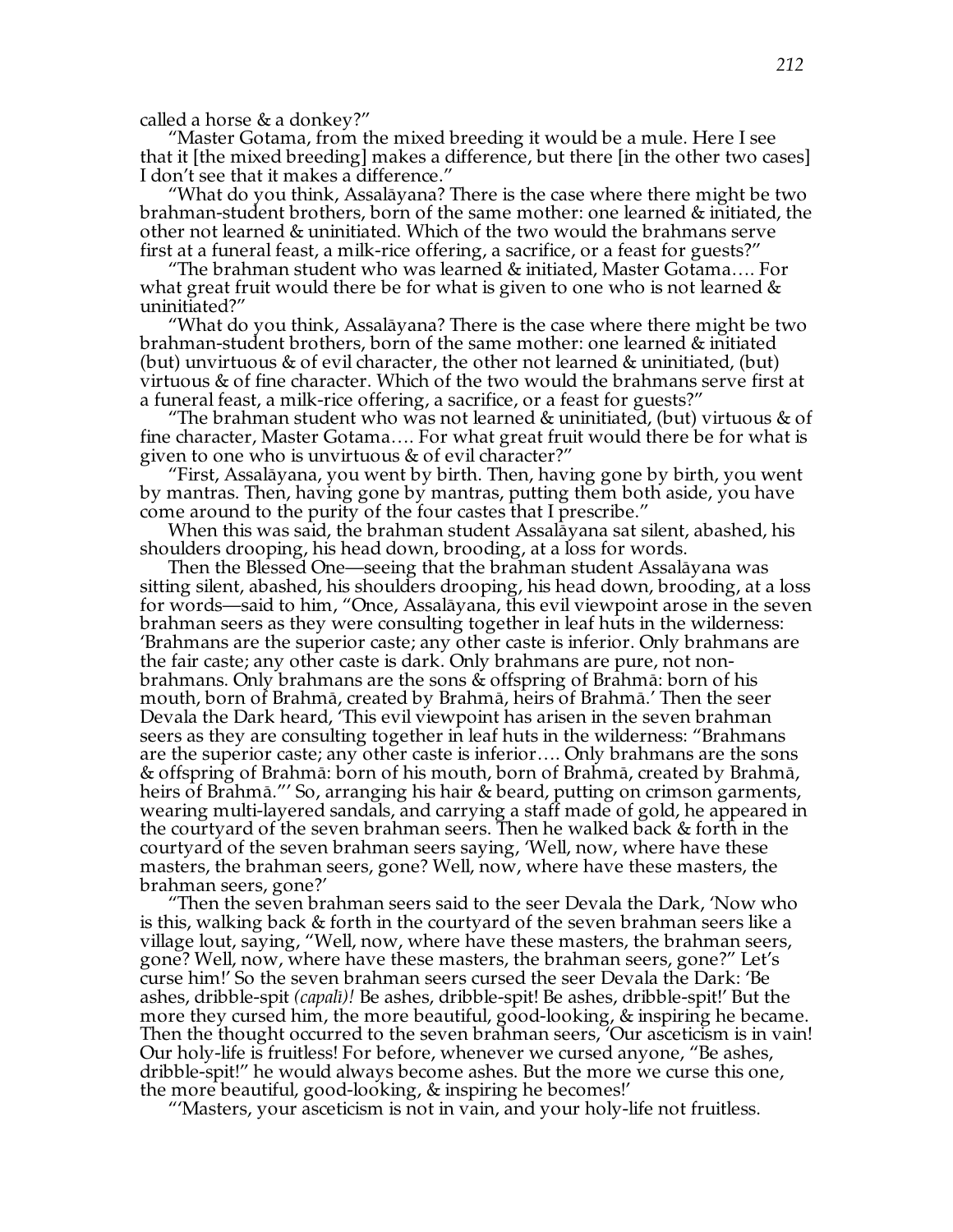called a horse & a donkey?"

"Master Gotama, from the mixed breeding it would be a mule. Here I see that it [the mixed breeding] makes a difference, but there [in the other two cases] I don't see that it makes a difference."

"What do you think, Assalāyana? There is the case where there might be two brahman-student brothers, born of the same mother: one learned & initiated, the other not learned & uninitiated. Which of the two would the brahmans serve first at a funeral feast, a milk-rice offering, a sacrifice, or a feast for guests?"

"The brahman student who was learned & initiated, Master Gotama…. For what great fruit would there be for what is given to one who is not learned & uninitiated?"

"What do you think, Assalāyana? There is the case where there might be two brahman-student brothers, born of the same mother: one learned & initiated (but) unvirtuous & of evil character, the other not learned & uninitiated, (but) virtuous & of fine character. Which of the two would the brahmans serve first at a funeral feast, a milk-rice offering, a sacrifice, or a feast for guests?"

"The brahman student who was not learned & uninitiated, (but) virtuous & of fine character, Master Gotama…. For what great fruit would there be for what is given to one who is unvirtuous & of evil character?"

"First, Assalāyana, you went by birth. Then, having gone by birth, you went by mantras. Then, having gone by mantras, putting them both aside, you have come around to the purity of the four castes that I prescribe."

When this was said, the brahman student Assalāyana sat silent, abashed, his shoulders drooping, his head down, brooding, at a loss for words.

Then the Blessed One—seeing that the brahman student Assalāyana was sitting silent, abashed, his shoulders drooping, his head down, brooding, at a loss for words—said to him, "Once, Assalāyana, this evil viewpoint arose in the seven brahman seers as they were consulting together in leaf huts in the wilderness: 'Brahmans are the superior caste; any other caste is inferior. Only brahmans are the fair caste; any other caste is dark. Only brahmans are pure, not non-brahmans. Only brahmans are the sons & offspring of Brahmā: born of his mouth, born of Brahmā, created by Brahmā, heirs of Brahmā.' Then the seer Devala the Dark heard, 'This evil viewpoint has arisen in the seven brahman seers as they are consulting together in leaf huts in the wilderness: "Brahmans are the superior caste; any other caste is inferior…. Only brahmans are the sons & offspring of Brahmā: born of his mouth, born of Brahmā, created by Brahmā, heirs of Brahmā."' So, arranging his hair & beard, putting on crimson garments, wearing multi-layered sandals, and carrying a staff made of gold, he appeared in the courtyard of the seven brahman seers. Then he walked back & forth in the courtyard of the seven brahman seers saying, 'Well, now, where have these masters, the brahman seers, gone? Well, now, where have these masters, the brahman seers, gone?'

"Then the seven brahman seers said to the seer Devala the Dark, 'Now who is this, walking back & forth in the courtyard of the seven brahman seers like a village lout, saying, "Well, now, where have these masters, the brahman seers, gone? Well, now, where have these masters, the brahman seers, gone?" Let's curse him!' So the seven brahman seers cursed the seer Devala the Dark: 'Be ashes, dribble-spit *(capalī)!* Be ashes, dribble-spit! Be ashes, dribble-spit!' But the more they cursed him, the more beautiful, good-looking, & inspiring he became. Then the thought occurred to the seven brahman seers, 'Our asceticism is in vain! Our holy-life is fruitless! For before, whenever we cursed anyone, "Be ashes, dribble-spit!" he would always become ashes. But the more we curse this one, the more beautiful, good-looking, & inspiring he becomes!'

"'Masters, your asceticism is not in vain, and your holy-life not fruitless.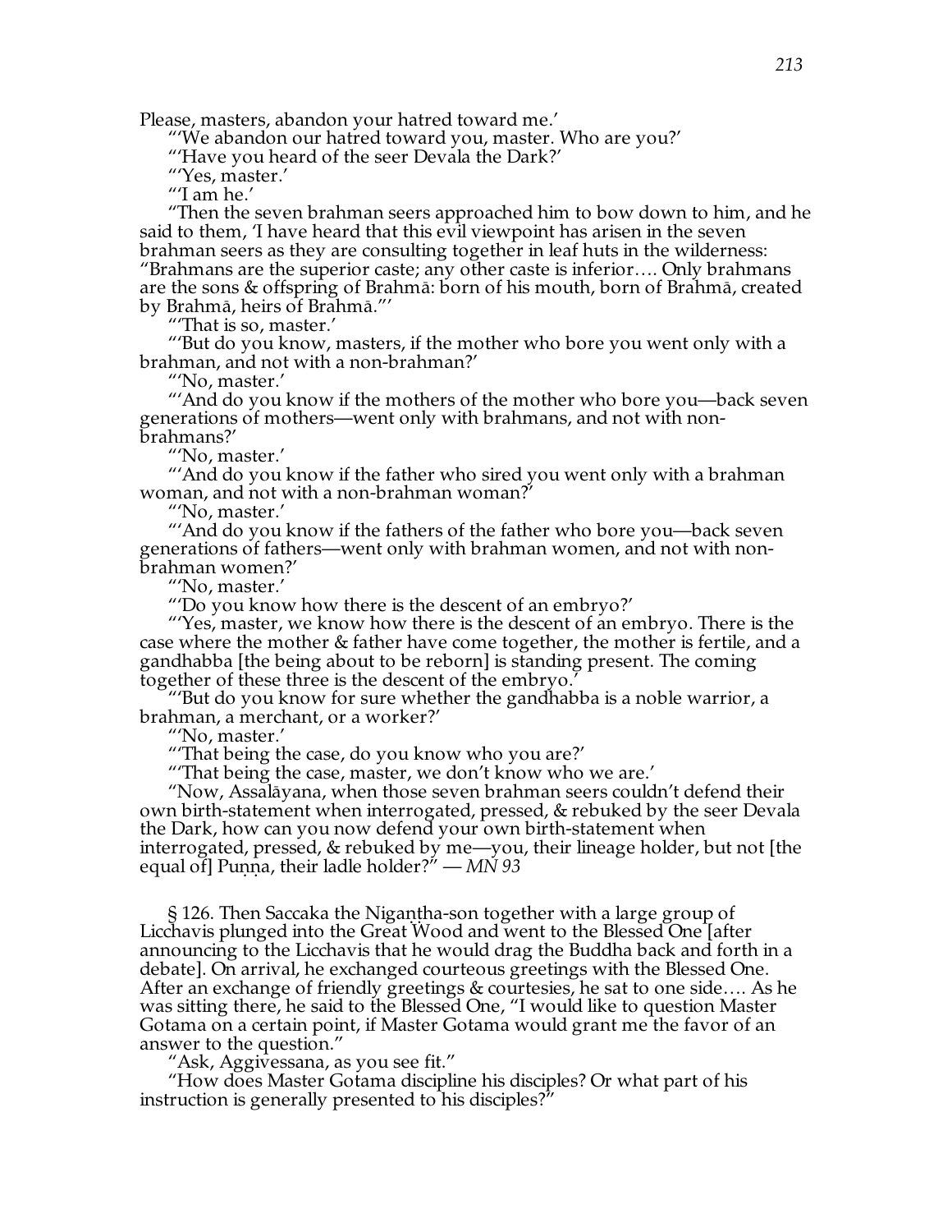Please, masters, abandon your hatred toward me.'

"'We abandon our hatred toward you, master. Who are you?'

"'Have you heard of the seer Devala the Dark?'

"'Yes, master.'

"'I am he.'

"Then the seven brahman seers approached him to bow down to him, and he said to them, 'I have heard that this evil viewpoint has arisen in the seven brahman seers as they are consulting together in leaf huts in the wilderness: "Brahmans are the superior caste; any other caste is inferior…. Only brahmans are the sons & offspring of Brahmā: born of his mouth, born of Brahmā, created by Brahmā, heirs of Brahmā."'

"'That is so, master.'

"'But do you know, masters, if the mother who bore you went only with a brahman, and not with a non-brahman?'

"'No, master.'

"'And do you know if the mothers of the mother who bore you—back seven generations of mothers—went only with brahmans, and not with non-brahmans?'

"'No, master.'

"'And do you know if the father who sired you went only with a brahman woman, and not with a non-brahman woman?'

"'No, master.'

"'And do you know if the fathers of the father who bore you—back seven generations of fathers—went only with brahman women, and not with non-brahman women?'

"'No, master.'

"'Do you know how there is the descent of an embryo?'

"'Yes, master, we know how there is the descent of an embryo. There is the case where the mother & father have come together, the mother is fertile, and a gandhabba [the being about to be reborn] is standing present. The coming together of these three is the descent of the embryo.'

"'But do you know for sure whether the gandhabba is a noble warrior, a brahman, a merchant, or a worker?'

"'No, master.'

"'That being the case, do you know who you are?'

"'That being the case, master, we don't know who we are.'

"Now, Assalāyana, when those seven brahman seers couldn't defend their own birth-statement when interrogated, pressed, & rebuked by the seer Devala the Dark, how can you now defend your own birth-statement when interrogated, pressed, & rebuked by me—you, their lineage holder, but not [the equal of] Puṇṇa, their ladle holder?" — *MN 93*

§ 126. Then Saccaka the Nigaṇṭha-son together with a large group of Licchavis plunged into the Great Wood and went to the Blessed One [after announcing to the Licchavis that he would drag the Buddha back and forth in a debate]. On arrival, he exchanged courteous greetings with the Blessed One. After an exchange of friendly greetings & courtesies, he sat to one side…. As he was sitting there, he said to the Blessed One, "I would like to question Master Gotama on a certain point, if Master Gotama would grant me the favor of an answer to the question."

"Ask, Aggivessana, as you see fit."

"How does Master Gotama discipline his disciples? Or what part of his instruction is generally presented to his disciples?"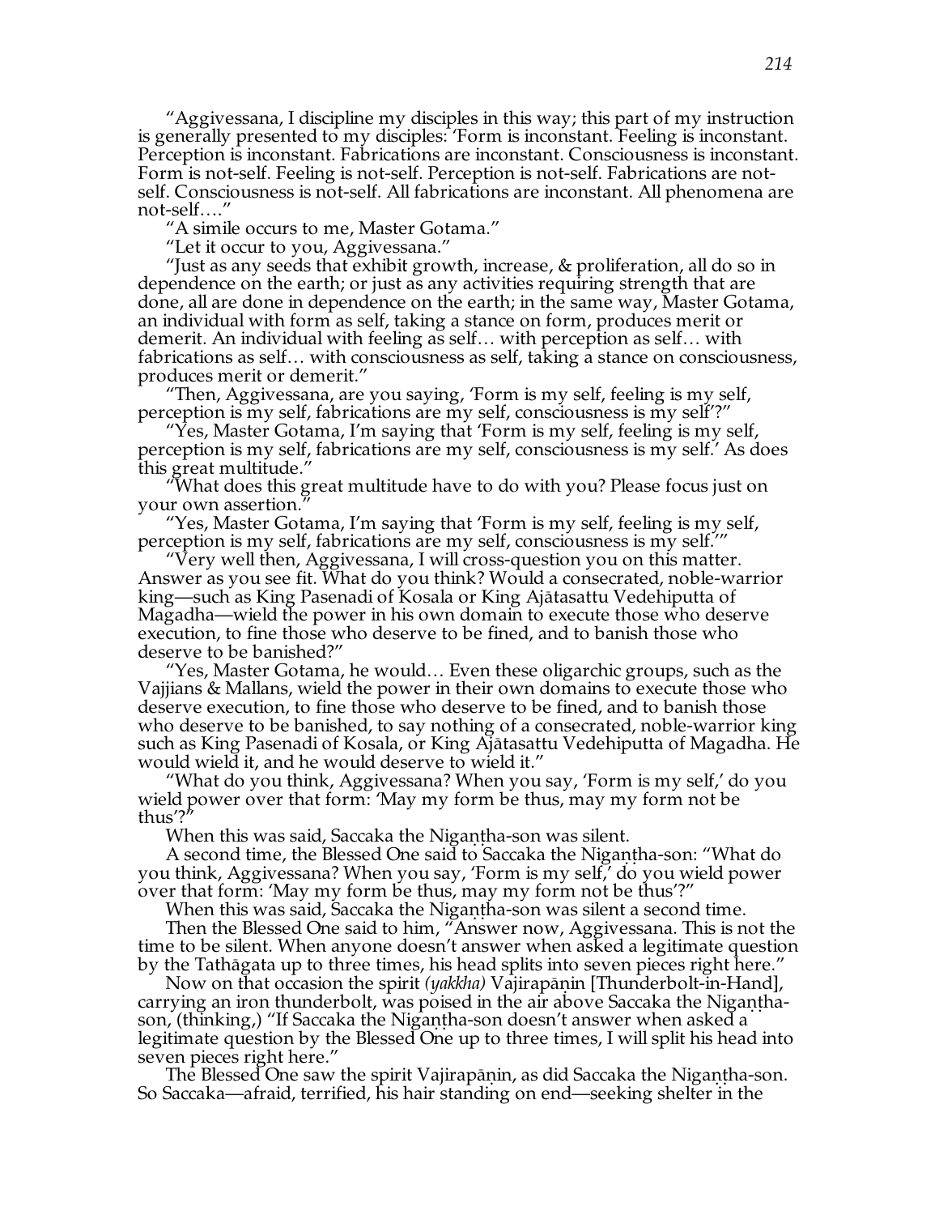"Aggivessana, I discipline my disciples in this way; this part of my instruction is generally presented to my disciples: 'Form is inconstant. Feeling is inconstant. Perception is inconstant. Fabrications are inconstant. Consciousness is inconstant. Form is not-self. Feeling is not-self. Perception is not-self. Fabrications are not-self. Consciousness is not-self. All fabrications are inconstant. All phenomena are not-self…."

"A simile occurs to me, Master Gotama."

"Let it occur to you, Aggivessana."

"Just as any seeds that exhibit growth, increase, & proliferation, all do so in dependence on the earth; or just as any activities requiring strength that are done, all are done in dependence on the earth; in the same way, Master Gotama, an individual with form as self, taking a stance on form, produces merit or demerit. An individual with feeling as self… with perception as self… with fabrications as self… with consciousness as self, taking a stance on consciousness, produces merit or demerit."

"Then, Aggivessana, are you saying, 'Form is my self, feeling is my self, perception is my self, fabrications are my self, consciousness is my self'?"

"Yes, Master Gotama, I'm saying that 'Form is my self, feeling is my self, perception is my self, fabrications are my self, consciousness is my self.' As does this great multitude."

"What does this great multitude have to do with you? Please focus just on your own assertion."

"Yes, Master Gotama, I'm saying that 'Form is my self, feeling is my self, perception is my self, fabrications are my self, consciousness is my self.'"

"Very well then, Aggivessana, I will cross-question you on this matter. Answer as you see fit. What do you think? Would a consecrated, noble-warrior king—such as King Pasenadi of Kosala or King Ajātasattu Vedehiputta of Magadha—wield the power in his own domain to execute those who deserve execution, to fine those who deserve to be fined, and to banish those who deserve to be banished?"

"Yes, Master Gotama, he would… Even these oligarchic groups, such as the Vajjians & Mallans, wield the power in their own domains to execute those who deserve execution, to fine those who deserve to be fined, and to banish those who deserve to be banished, to say nothing of a consecrated, noble-warrior king such as King Pasenadi of Kosala, or King Ajātasattu Vedehiputta of Magadha. He would wield it, and he would deserve to wield it."

"What do you think, Aggivessana? When you say, 'Form is my self,' do you wield power over that form: 'May my form be thus, may my form not be thus'?"

When this was said, Saccaka the Nigaṇṭha-son was silent.

A second time, the Blessed One said to Saccaka the Nigaṇṭha-son: "What do you think, Aggivessana? When you say, 'Form is my self,' do you wield power over that form: 'May my form be thus, may my form not be thus'?"

When this was said, Saccaka the Nigaṇṭha-son was silent a second time.

Then the Blessed One said to him, "Answer now, Aggivessana. This is not the time to be silent. When anyone doesn't answer when asked a legitimate question by the Tathāgata up to three times, his head splits into seven pieces right here."

Now on that occasion the spirit *(yakkha)* Vajirapāṇin [Thunderbolt-in-Hand], carrying an iron thunderbolt, was poised in the air above Saccaka the Nigaṇṭha-son, (thinking,) "If Saccaka the Nigaṇṭha-son doesn't answer when asked a legitimate question by the Blessed One up to three times, I will split his head into seven pieces right here."

The Blessed One saw the spirit Vajirapāṇin, as did Saccaka the Nigaṇṭha-son. So Saccaka—afraid, terrified, his hair standing on end—seeking shelter in the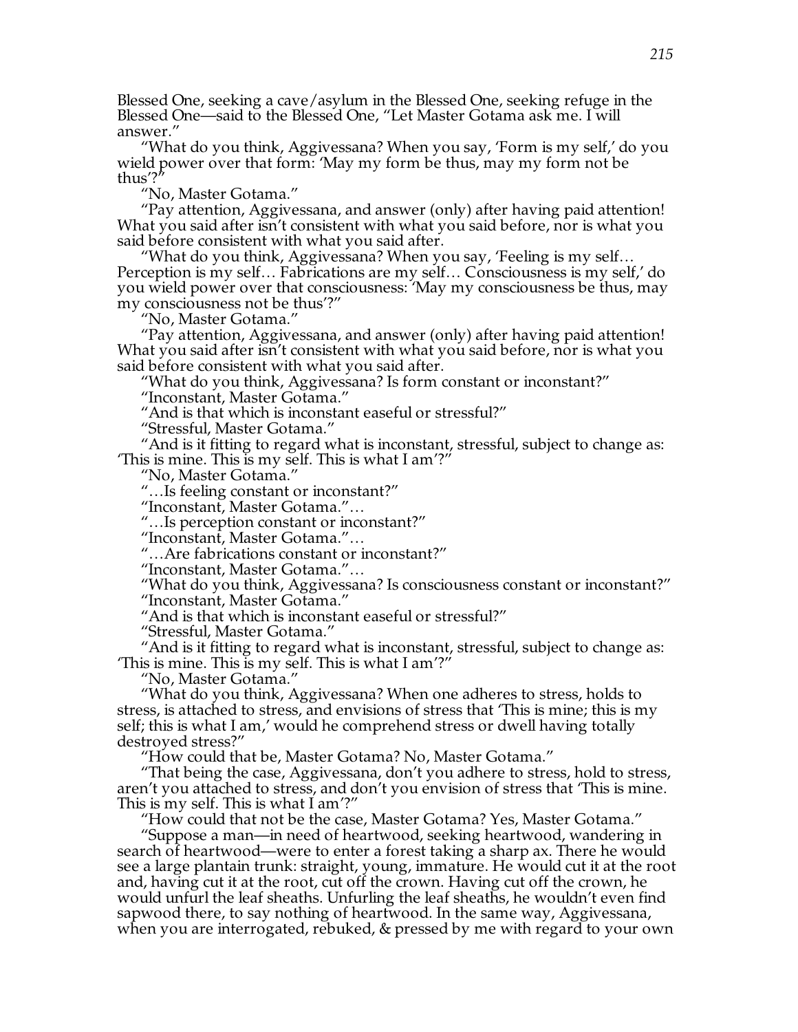Blessed One, seeking a cave/asylum in the Blessed One, seeking refuge in the Blessed One—said to the Blessed One, "Let Master Gotama ask me. I will answer."

"What do you think, Aggivessana? When you say, 'Form is my self,' do you wield power over that form: 'May my form be thus, may my form not be thus'?"

"No, Master Gotama."

"Pay attention, Aggivessana, and answer (only) after having paid attention! What you said after isn't consistent with what you said before, nor is what you said before consistent with what you said after.

"What do you think, Aggivessana? When you say, 'Feeling is my self… Perception is my self… Fabrications are my self… Consciousness is my self,' do you wield power over that consciousness: 'May my consciousness be thus, may my consciousness not be thus'?"

"No, Master Gotama."

"Pay attention, Aggivessana, and answer (only) after having paid attention! What you said after isn't consistent with what you said before, nor is what you said before consistent with what you said after.

"What do you think, Aggivessana? Is form constant or inconstant?"

"Inconstant, Master Gotama."

"And is that which is inconstant easeful or stressful?"

"Stressful, Master Gotama."

"And is it fitting to regard what is inconstant, stressful, subject to change as: 'This is mine. This is my self. This is what I am'?"

"No, Master Gotama."

"…Is feeling constant or inconstant?"

"Inconstant, Master Gotama."…

"…Is perception constant or inconstant?"

"Inconstant, Master Gotama."…

"…Are fabrications constant or inconstant?"

"Inconstant, Master Gotama."…

"What do you think, Aggivessana? Is consciousness constant or inconstant?"

"Inconstant, Master Gotama."

"And is that which is inconstant easeful or stressful?"

"Stressful, Master Gotama."

"And is it fitting to regard what is inconstant, stressful, subject to change as: 'This is mine. This is my self. This is what I am'?"

"No, Master Gotama."

"What do you think, Aggivessana? When one adheres to stress, holds to stress, is attached to stress, and envisions of stress that 'This is mine; this is my self; this is what I am,' would he comprehend stress or dwell having totally destroyed stress?"

"How could that be, Master Gotama? No, Master Gotama."

"That being the case, Aggivessana, don't you adhere to stress, hold to stress, aren't you attached to stress, and don't you envision of stress that 'This is mine. This is my self. This is what I am'?"

"How could that not be the case, Master Gotama? Yes, Master Gotama."

"Suppose a man—in need of heartwood, seeking heartwood, wandering in search of heartwood—were to enter a forest taking a sharp ax. There he would see a large plantain trunk: straight, young, immature. He would cut it at the root and, having cut it at the root, cut off the crown. Having cut off the crown, he would unfurl the leaf sheaths. Unfurling the leaf sheaths, he wouldn't even find sapwood there, to say nothing of heartwood. In the same way, Aggivessana, when you are interrogated, rebuked, & pressed by me with regard to your own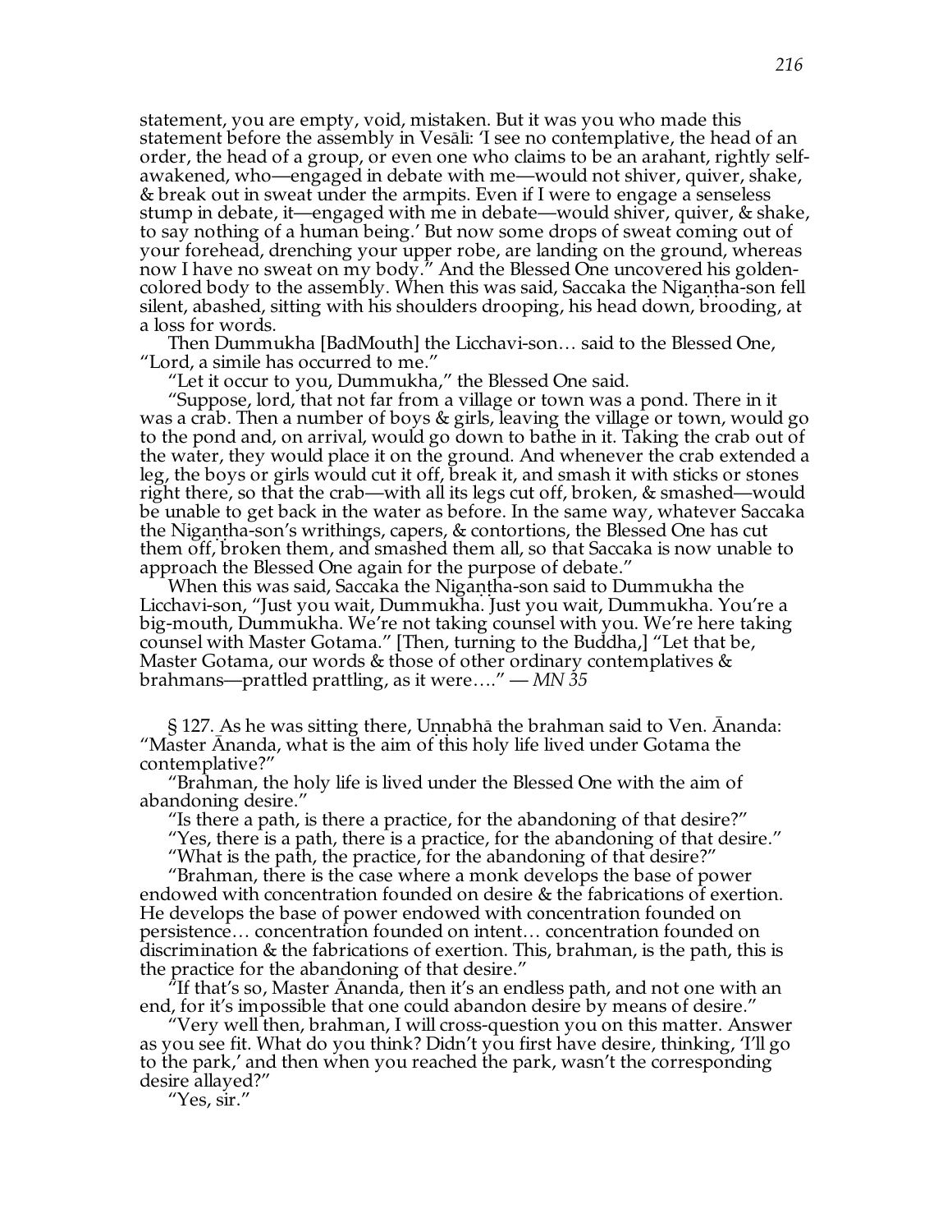statement, you are empty, void, mistaken. But it was you who made this statement before the assembly in Vesālī: 'I see no contemplative, the head of an order, the head of a group, or even one who claims to be an arahant, rightly self-awakened, who—engaged in debate with me—would not shiver, quiver, shake, & break out in sweat under the armpits. Even if I were to engage a senseless stump in debate, it—engaged with me in debate—would shiver, quiver, & shake, to say nothing of a human being.' But now some drops of sweat coming out of your forehead, drenching your upper robe, are landing on the ground, whereas now I have no sweat on my body." And the Blessed One uncovered his golden-colored body to the assembly. When this was said, Saccaka the Nigaṇṭha-son fell silent, abashed, sitting with his shoulders drooping, his head down, brooding, at a loss for words.

Then Dummukha [BadMouth] the Licchavi-son… said to the Blessed One, "Lord, a simile has occurred to me."

"Let it occur to you, Dummukha," the Blessed One said.

"Suppose, lord, that not far from a village or town was a pond. There in it was a crab. Then a number of boys & girls, leaving the village or town, would go to the pond and, on arrival, would go down to bathe in it. Taking the crab out of the water, they would place it on the ground. And whenever the crab extended a leg, the boys or girls would cut it off, break it, and smash it with sticks or stones right there, so that the crab—with all its legs cut off, broken, & smashed—would be unable to get back in the water as before. In the same way, whatever Saccaka the Nigaṇṭha-son's writhings, capers, & contortions, the Blessed One has cut them off, broken them, and smashed them all, so that Saccaka is now unable to approach the Blessed One again for the purpose of debate."

When this was said, Saccaka the Nigaṇṭha-son said to Dummukha the Licchavi-son, "Just you wait, Dummukha. Just you wait, Dummukha. You're a big-mouth, Dummukha. We're not taking counsel with you. We're here taking counsel with Master Gotama." [Then, turning to the Buddha,] "Let that be, Master Gotama, our words & those of other ordinary contemplatives & brahmans—prattled prattling, as it were…." — *MN 35*

§ 127. As he was sitting there, Uṇṇabhā the brahman said to Ven. Ānanda: "Master Ānanda, what is the aim of this holy life lived under Gotama the contemplative?"

"Brahman, the holy life is lived under the Blessed One with the aim of abandoning desire."

"Is there a path, is there a practice, for the abandoning of that desire?"

"Yes, there is a path, there is a practice, for the abandoning of that desire."

"What is the path, the practice, for the abandoning of that desire?"

"Brahman, there is the case where a monk develops the base of power endowed with concentration founded on desire & the fabrications of exertion. He develops the base of power endowed with concentration founded on persistence… concentration founded on intent… concentration founded on discrimination & the fabrications of exertion. This, brahman, is the path, this is the practice for the abandoning of that desire."

"If that's so, Master Ānanda, then it's an endless path, and not one with an end, for it's impossible that one could abandon desire by means of desire."

"Very well then, brahman, I will cross-question you on this matter. Answer as you see fit. What do you think? Didn't you first have desire, thinking, 'I'll go to the park,' and then when you reached the park, wasn't the corresponding desire allayed?"

"Yes, sir."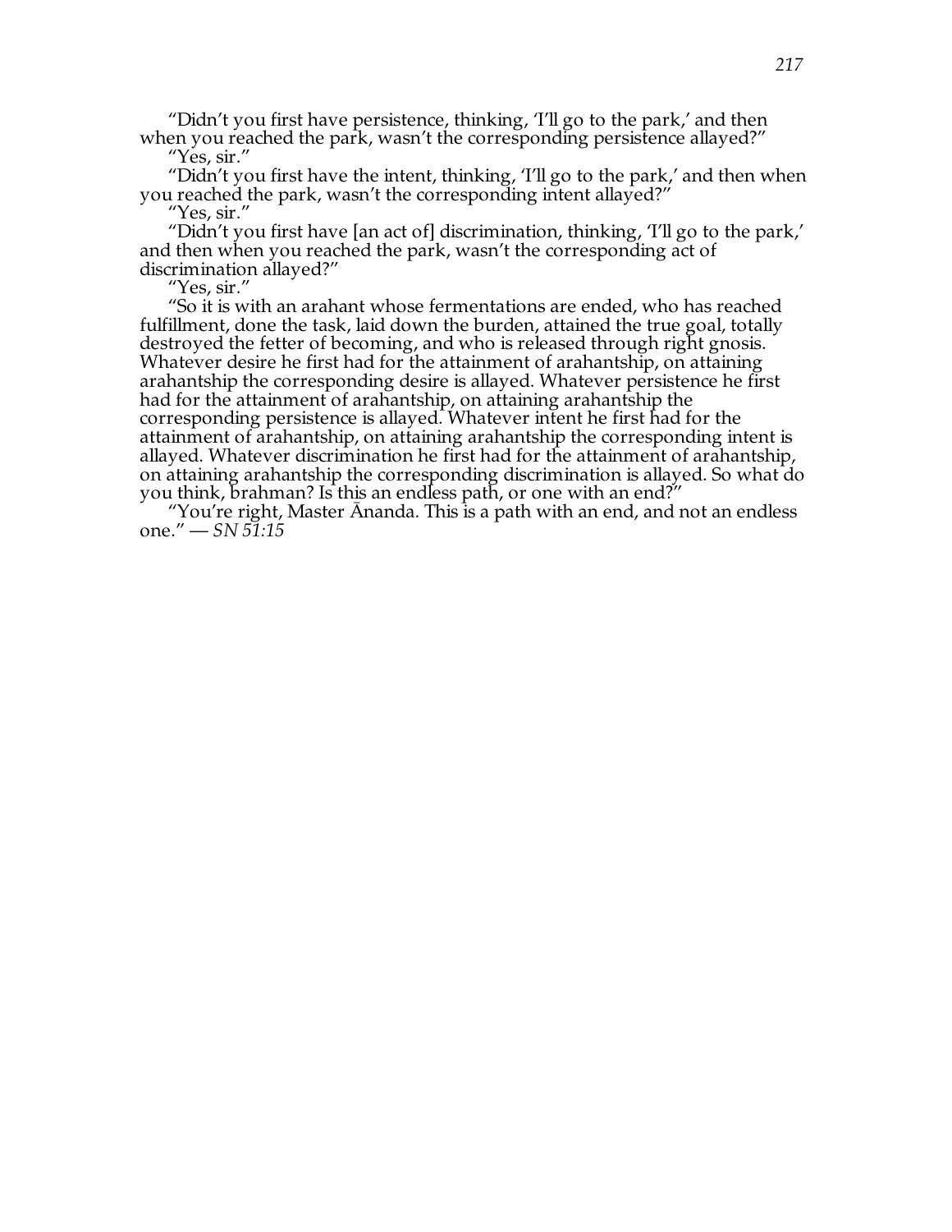"Didn't you first have persistence, thinking, 'I'll go to the park,' and then when you reached the park, wasn't the corresponding persistence allayed?"

"Yes, sir."

"Didn't you first have the intent, thinking, 'I'll go to the park,' and then when you reached the park, wasn't the corresponding intent allayed?"

"Yes, sir."

"Didn't you first have [an act of] discrimination, thinking, 'I'll go to the park,' and then when you reached the park, wasn't the corresponding act of discrimination allayed?"

"Yes, sir."

"So it is with an arahant whose fermentations are ended, who has reached fulfillment, done the task, laid down the burden, attained the true goal, totally destroyed the fetter of becoming, and who is released through right gnosis. Whatever desire he first had for the attainment of arahantship, on attaining arahantship the corresponding desire is allayed. Whatever persistence he first had for the attainment of arahantship, on attaining arahantship the corresponding persistence is allayed. Whatever intent he first had for the attainment of arahantship, on attaining arahantship the corresponding intent is allayed. Whatever discrimination he first had for the attainment of arahantship, on attaining arahantship the corresponding discrimination is allayed. So what do you think, brahman? Is this an endless path, or one with an end?"

"You're right, Master Ānanda. This is a path with an end, and not an endless one." — *SN 51:15*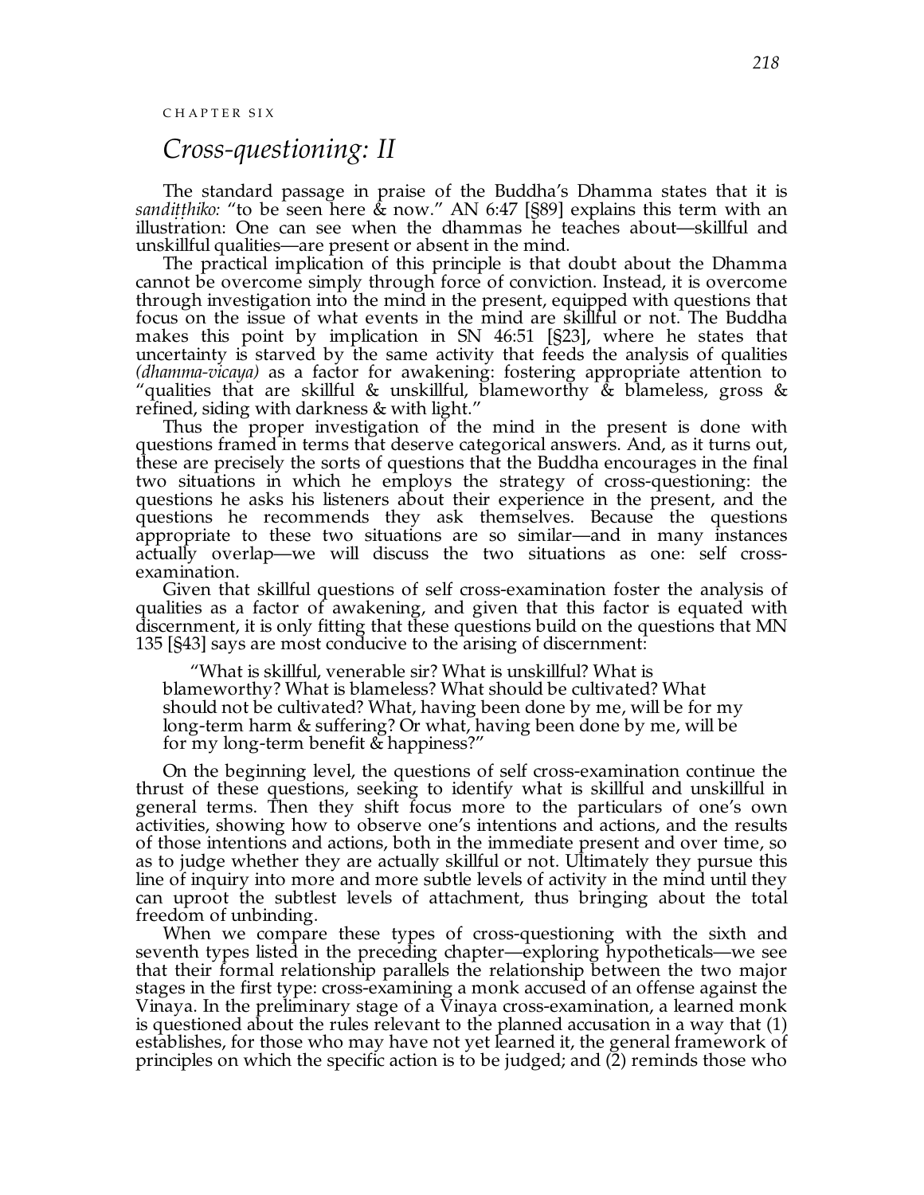CHAPTER SIX

# *Cross-questioning: II*

The standard passage in praise of the Buddha's Dhamma states that it is *sandiṭṭhiko:* "to be seen here & now." AN 6:47 [§89] explains this term with an illustration: One can see when the dhammas he teaches about—skillful and unskillful qualities—are present or absent in the mind.

The practical implication of this principle is that doubt about the Dhamma cannot be overcome simply through force of conviction. Instead, it is overcome through investigation into the mind in the present, equipped with questions that focus on the issue of what events in the mind are skillful or not. The Buddha makes this point by implication in SN 46:51 [§23], where he states that uncertainty is starved by the same activity that feeds the analysis of qualities *(dhamma-vicaya)* as a factor for awakening: fostering appropriate attention to "qualities that are skillful & unskillful, blameworthy & blameless, gross & refined, siding with darkness & with light."

Thus the proper investigation of the mind in the present is done with questions framed in terms that deserve categorical answers. And, as it turns out, these are precisely the sorts of questions that the Buddha encourages in the final two situations in which he employs the strategy of cross-questioning: the questions he asks his listeners about their experience in the present, and the questions he recommends they ask themselves. Because the questions appropriate to these two situations are so similar—and in many instances actually overlap—we will discuss the two situations as one: self cross-examination.

Given that skillful questions of self cross-examination foster the analysis of qualities as a factor of awakening, and given that this factor is equated with discernment, it is only fitting that these questions build on the questions that MN 135 [§43] says are most conducive to the arising of discernment:

> "What is skillful, venerable sir? What is unskillful? What is blameworthy? What is blameless? What should be cultivated? What should not be cultivated? What, having been done by me, will be for my long-term harm & suffering? Or what, having been done by me, will be for my long-term benefit & happiness?"

On the beginning level, the questions of self cross-examination continue the thrust of these questions, seeking to identify what is skillful and unskillful in general terms. Then they shift focus more to the particulars of one's own activities, showing how to observe one's intentions and actions, and the results of those intentions and actions, both in the immediate present and over time, so as to judge whether they are actually skillful or not. Ultimately they pursue this line of inquiry into more and more subtle levels of activity in the mind until they can uproot the subtlest levels of attachment, thus bringing about the total freedom of unbinding.

When we compare these types of cross-questioning with the sixth and seventh types listed in the preceding chapter—exploring hypotheticals—we see that their formal relationship parallels the relationship between the two major stages in the first type: cross-examining a monk accused of an offense against the Vinaya. In the preliminary stage of a Vinaya cross-examination, a learned monk is questioned about the rules relevant to the planned accusation in a way that (1) establishes, for those who may have not yet learned it, the general framework of principles on which the specific action is to be judged; and (2) reminds those who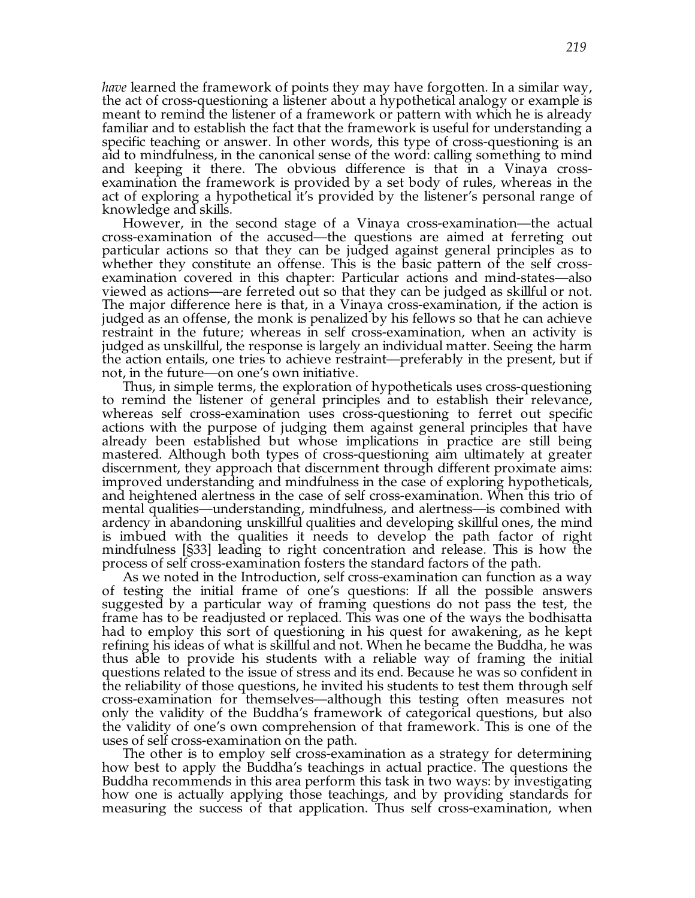*have* learned the framework of points they may have forgotten. In a similar way, the act of cross-questioning a listener about a hypothetical analogy or example is meant to remind the listener of a framework or pattern with which he is already familiar and to establish the fact that the framework is useful for understanding a specific teaching or answer. In other words, this type of cross-questioning is an aid to mindfulness, in the canonical sense of the word: calling something to mind and keeping it there. The obvious difference is that in a Vinaya cross-examination the framework is provided by a set body of rules, whereas in the act of exploring a hypothetical it's provided by the listener's personal range of knowledge and skills.

However, in the second stage of a Vinaya cross-examination—the actual cross-examination of the accused—the questions are aimed at ferreting out particular actions so that they can be judged against general principles as to whether they constitute an offense. This is the basic pattern of the self cross-examination covered in this chapter: Particular actions and mind-states—also viewed as actions—are ferreted out so that they can be judged as skillful or not. The major difference here is that, in a Vinaya cross-examination, if the action is judged as an offense, the monk is penalized by his fellows so that he can achieve restraint in the future; whereas in self cross-examination, when an activity is judged as unskillful, the response is largely an individual matter. Seeing the harm the action entails, one tries to achieve restraint—preferably in the present, but if not, in the future—on one's own initiative.

Thus, in simple terms, the exploration of hypotheticals uses cross-questioning to remind the listener of general principles and to establish their relevance, whereas self cross-examination uses cross-questioning to ferret out specific actions with the purpose of judging them against general principles that have already been established but whose implications in practice are still being mastered. Although both types of cross-questioning aim ultimately at greater discernment, they approach that discernment through different proximate aims: improved understanding and mindfulness in the case of exploring hypotheticals, and heightened alertness in the case of self cross-examination. When this trio of mental qualities—understanding, mindfulness, and alertness—is combined with ardency in abandoning unskillful qualities and developing skillful ones, the mind is imbued with the qualities it needs to develop the path factor of right mindfulness [§33] leading to right concentration and release. This is how the process of self cross-examination fosters the standard factors of the path.

As we noted in the Introduction, self cross-examination can function as a way of testing the initial frame of one's questions: If all the possible answers suggested by a particular way of framing questions do not pass the test, the frame has to be readjusted or replaced. This was one of the ways the bodhisatta had to employ this sort of questioning in his quest for awakening, as he kept refining his ideas of what is skillful and not. When he became the Buddha, he was thus able to provide his students with a reliable way of framing the initial questions related to the issue of stress and its end. Because he was so confident in the reliability of those questions, he invited his students to test them through self cross-examination for themselves—although this testing often measures not only the validity of the Buddha's framework of categorical questions, but also the validity of one's own comprehension of that framework. This is one of the uses of self cross-examination on the path.

The other is to employ self cross-examination as a strategy for determining how best to apply the Buddha's teachings in actual practice. The questions the Buddha recommends in this area perform this task in two ways: by investigating how one is actually applying those teachings, and by providing standards for measuring the success of that application. Thus self cross-examination, when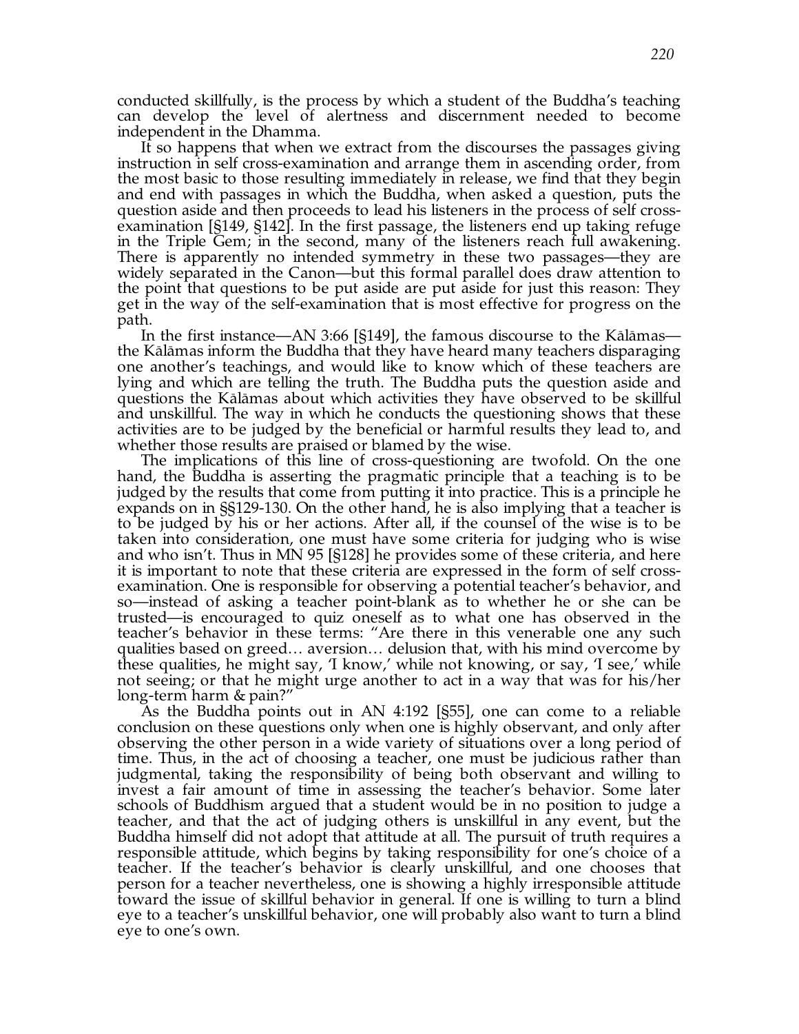conducted skillfully, is the process by which a student of the Buddha's teaching can develop the level of alertness and discernment needed to become independent in the Dhamma.

It so happens that when we extract from the discourses the passages giving instruction in self cross-examination and arrange them in ascending order, from the most basic to those resulting immediately in release, we find that they begin and end with passages in which the Buddha, when asked a question, puts the question aside and then proceeds to lead his listeners in the process of self cross-examination [§149, §142]. In the first passage, the listeners end up taking refuge in the Triple Gem; in the second, many of the listeners reach full awakening. There is apparently no intended symmetry in these two passages—they are widely separated in the Canon—but this formal parallel does draw attention to the point that questions to be put aside are put aside for just this reason: They get in the way of the self-examination that is most effective for progress on the path.

In the first instance—AN 3:66 [§149], the famous discourse to the Kālāmas—the Kālāmas inform the Buddha that they have heard many teachers disparaging one another's teachings, and would like to know which of these teachers are lying and which are telling the truth. The Buddha puts the question aside and questions the Kālāmas about which activities they have observed to be skillful and unskillful. The way in which he conducts the questioning shows that these activities are to be judged by the beneficial or harmful results they lead to, and whether those results are praised or blamed by the wise.

The implications of this line of cross-questioning are twofold. On the one hand, the Buddha is asserting the pragmatic principle that a teaching is to be judged by the results that come from putting it into practice. This is a principle he expands on in §§129-130. On the other hand, he is also implying that a teacher is to be judged by his or her actions. After all, if the counsel of the wise is to be taken into consideration, one must have some criteria for judging who is wise and who isn't. Thus in MN 95 [§128] he provides some of these criteria, and here it is important to note that these criteria are expressed in the form of self cross-examination. One is responsible for observing a potential teacher's behavior, and so—instead of asking a teacher point-blank as to whether he or she can be trusted—is encouraged to quiz oneself as to what one has observed in the teacher's behavior in these terms: "Are there in this venerable one any such qualities based on greed… aversion… delusion that, with his mind overcome by these qualities, he might say, 'I know,' while not knowing, or say, 'I see,' while not seeing; or that he might urge another to act in a way that was for his/her long-term harm & pain?"

As the Buddha points out in AN 4:192 [§55], one can come to a reliable conclusion on these questions only when one is highly observant, and only after observing the other person in a wide variety of situations over a long period of time. Thus, in the act of choosing a teacher, one must be judicious rather than judgmental, taking the responsibility of being both observant and willing to invest a fair amount of time in assessing the teacher's behavior. Some later schools of Buddhism argued that a student would be in no position to judge a teacher, and that the act of judging others is unskillful in any event, but the Buddha himself did not adopt that attitude at all. The pursuit of truth requires a responsible attitude, which begins by taking responsibility for one's choice of a teacher. If the teacher's behavior is clearly unskillful, and one chooses that person for a teacher nevertheless, one is showing a highly irresponsible attitude toward the issue of skillful behavior in general. If one is willing to turn a blind eye to a teacher's unskillful behavior, one will probably also want to turn a blind eye to one's own.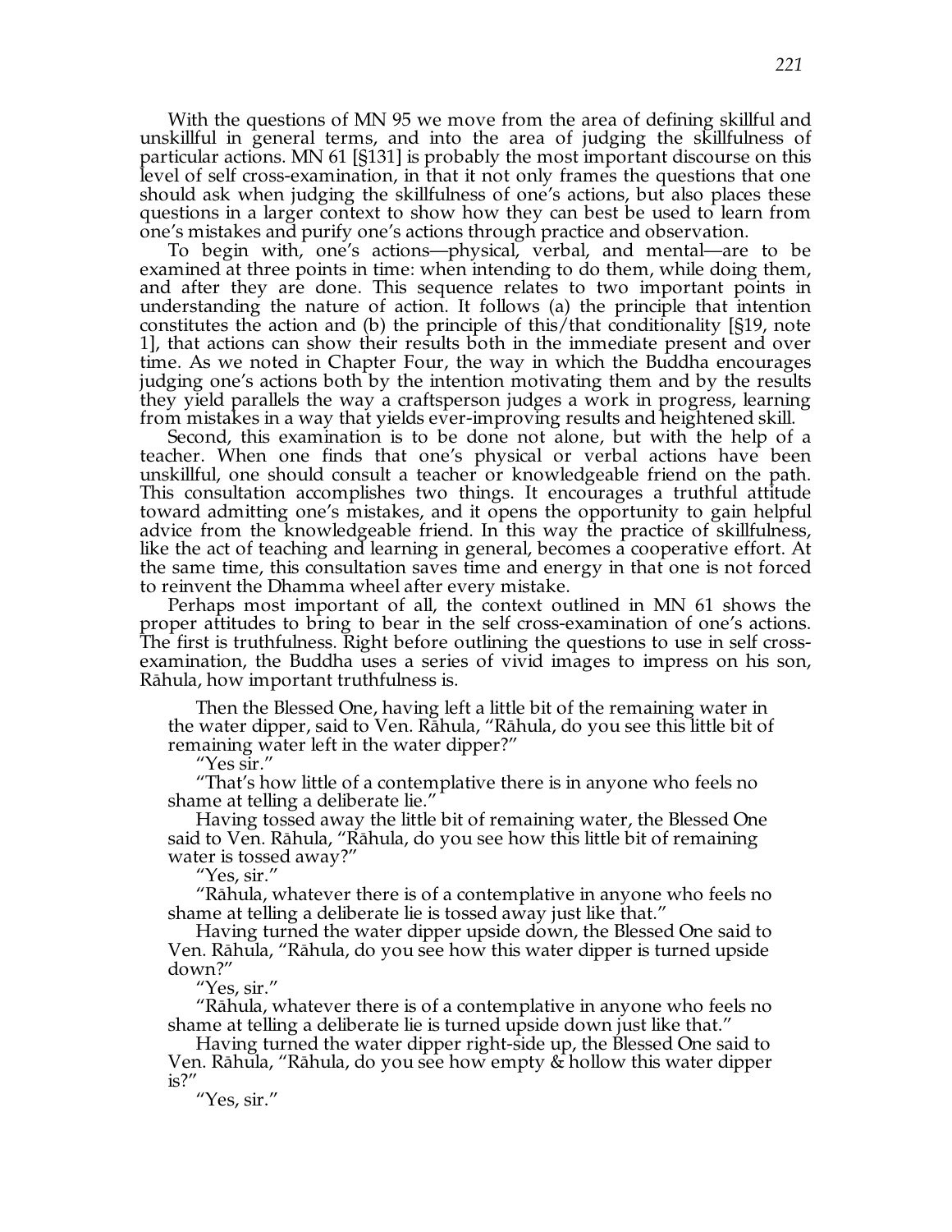With the questions of MN 95 we move from the area of defining skillful and unskillful in general terms, and into the area of judging the skillfulness of particular actions. MN 61 [§131] is probably the most important discourse on this level of self cross-examination, in that it not only frames the questions that one should ask when judging the skillfulness of one's actions, but also places these questions in a larger context to show how they can best be used to learn from one's mistakes and purify one's actions through practice and observation.

To begin with, one's actions—physical, verbal, and mental—are to be examined at three points in time: when intending to do them, while doing them, and after they are done. This sequence relates to two important points in understanding the nature of action. It follows (a) the principle that intention constitutes the action and (b) the principle of this/that conditionality [§19, note 1], that actions can show their results both in the immediate present and over time. As we noted in Chapter Four, the way in which the Buddha encourages judging one's actions both by the intention motivating them and by the results they yield parallels the way a craftsperson judges a work in progress, learning from mistakes in a way that yields ever-improving results and heightened skill.

Second, this examination is to be done not alone, but with the help of a teacher. When one finds that one's physical or verbal actions have been unskillful, one should consult a teacher or knowledgeable friend on the path. This consultation accomplishes two things. It encourages a truthful attitude toward admitting one's mistakes, and it opens the opportunity to gain helpful advice from the knowledgeable friend. In this way the practice of skillfulness, like the act of teaching and learning in general, becomes a cooperative effort. At the same time, this consultation saves time and energy in that one is not forced to reinvent the Dhamma wheel after every mistake.

Perhaps most important of all, the context outlined in MN 61 shows the proper attitudes to bring to bear in the self cross-examination of one's actions. The first is truthfulness. Right before outlining the questions to use in self cross-examination, the Buddha uses a series of vivid images to impress on his son, Rāhula, how important truthfulness is.

> Then the Blessed One, having left a little bit of the remaining water in the water dipper, said to Ven. Rāhula, "Rāhula, do you see this little bit of remaining water left in the water dipper?"
>
> "Yes sir."
>
> "That's how little of a contemplative there is in anyone who feels no shame at telling a deliberate lie."
>
> Having tossed away the little bit of remaining water, the Blessed One said to Ven. Rāhula, "Rāhula, do you see how this little bit of remaining water is tossed away?"
>
> "Yes, sir."
>
> "Rāhula, whatever there is of a contemplative in anyone who feels no shame at telling a deliberate lie is tossed away just like that."
>
> Having turned the water dipper upside down, the Blessed One said to Ven. Rāhula, "Rāhula, do you see how this water dipper is turned upside down?"
>
> "Yes, sir."
>
> "Rāhula, whatever there is of a contemplative in anyone who feels no shame at telling a deliberate lie is turned upside down just like that."
>
> Having turned the water dipper right-side up, the Blessed One said to Ven. Rāhula, "Rāhula, do you see how empty & hollow this water dipper is?"
>
> "Yes, sir."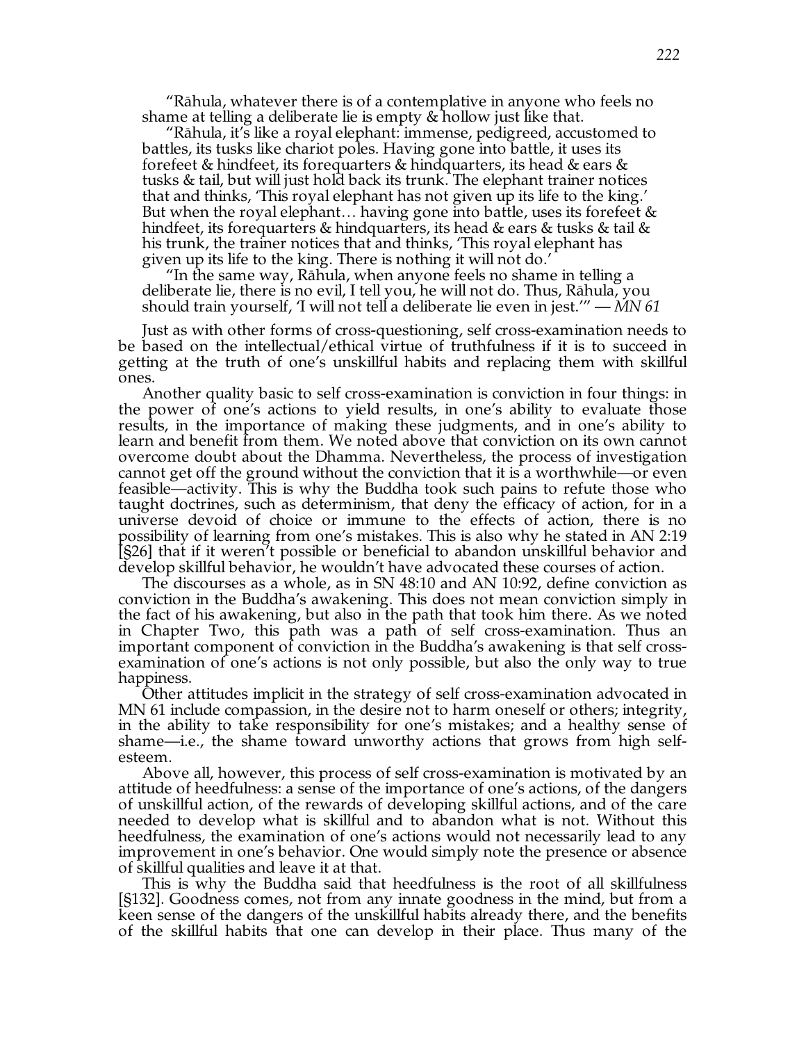“Rāhula, whatever there is of a contemplative in anyone who feels no shame at telling a deliberate lie is empty & hollow just like that.

“Rāhula, it’s like a royal elephant: immense, pedigreed, accustomed to battles, its tusks like chariot poles. Having gone into battle, it uses its forefeet & hindfeet, its forequarters & hindquarters, its head & ears & tusks & tail, but will just hold back its trunk. The elephant trainer notices that and thinks, ‘This royal elephant has not given up its life to the king.’ But when the royal elephant… having gone into battle, uses its forefeet & hindfeet, its forequarters & hindquarters, its head & ears & tusks & tail & his trunk, the trainer notices that and thinks, ‘This royal elephant has given up its life to the king. There is nothing it will not do.’

“In the same way, Rāhula, when anyone feels no shame in telling a deliberate lie, there is no evil, I tell you, he will not do. Thus, Rāhula, you should train yourself, ‘I will not tell a deliberate lie even in jest.’” — *MN 61*

Just as with other forms of cross-questioning, self cross-examination needs to be based on the intellectual/ethical virtue of truthfulness if it is to succeed in getting at the truth of one’s unskillful habits and replacing them with skillful ones.

Another quality basic to self cross-examination is conviction in four things: in the power of one’s actions to yield results, in one’s ability to evaluate those results, in the importance of making these judgments, and in one’s ability to learn and benefit from them. We noted above that conviction on its own cannot overcome doubt about the Dhamma. Nevertheless, the process of investigation cannot get off the ground without the conviction that it is a worthwhile—or even feasible—activity. This is why the Buddha took such pains to refute those who taught doctrines, such as determinism, that deny the efficacy of action, for in a universe devoid of choice or immune to the effects of action, there is no possibility of learning from one’s mistakes. This is also why he stated in AN 2:19 [§26] that if it weren’t possible or beneficial to abandon unskillful behavior and develop skillful behavior, he wouldn’t have advocated these courses of action.

The discourses as a whole, as in SN 48:10 and AN 10:92, define conviction as conviction in the Buddha’s awakening. This does not mean conviction simply in the fact of his awakening, but also in the path that took him there. As we noted in Chapter Two, this path was a path of self cross-examination. Thus an important component of conviction in the Buddha’s awakening is that self cross-examination of one’s actions is not only possible, but also the only way to true happiness.

Other attitudes implicit in the strategy of self cross-examination advocated in MN 61 include compassion, in the desire not to harm oneself or others; integrity, in the ability to take responsibility for one’s mistakes; and a healthy sense of shame—i.e., the shame toward unworthy actions that grows from high self-esteem.

Above all, however, this process of self cross-examination is motivated by an attitude of heedfulness: a sense of the importance of one’s actions, of the dangers of unskillful action, of the rewards of developing skillful actions, and of the care needed to develop what is skillful and to abandon what is not. Without this heedfulness, the examination of one’s actions would not necessarily lead to any improvement in one’s behavior. One would simply note the presence or absence of skillful qualities and leave it at that.

This is why the Buddha said that heedfulness is the root of all skillfulness [§132]. Goodness comes, not from any innate goodness in the mind, but from a keen sense of the dangers of the unskillful habits already there, and the benefits of the skillful habits that one can develop in their place. Thus many of the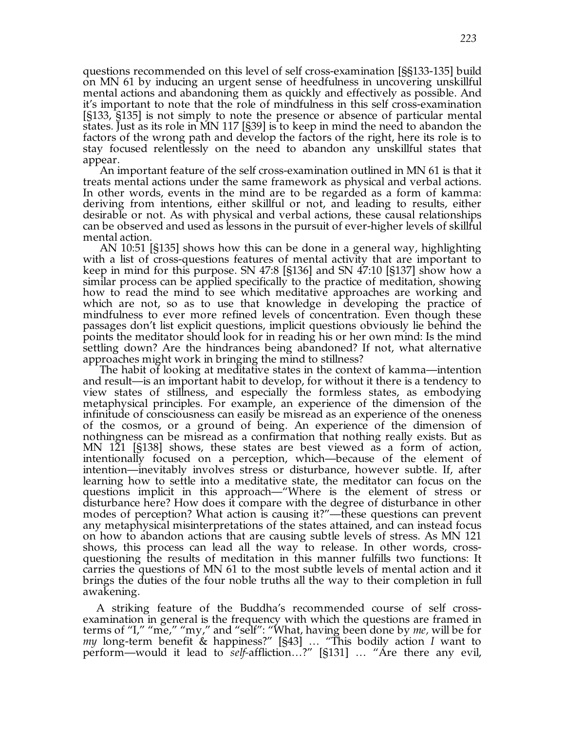questions recommended on this level of self cross-examination [§§133-135] build on MN 61 by inducing an urgent sense of heedfulness in uncovering unskillful mental actions and abandoning them as quickly and effectively as possible. And it's important to note that the role of mindfulness in this self cross-examination [§133, §135] is not simply to note the presence or absence of particular mental states. Just as its role in MN 117 [§39] is to keep in mind the need to abandon the factors of the wrong path and develop the factors of the right, here its role is to stay focused relentlessly on the need to abandon any unskillful states that appear.

An important feature of the self cross-examination outlined in MN 61 is that it treats mental actions under the same framework as physical and verbal actions. In other words, events in the mind are to be regarded as a form of kamma: deriving from intentions, either skillful or not, and leading to results, either desirable or not. As with physical and verbal actions, these causal relationships can be observed and used as lessons in the pursuit of ever-higher levels of skillful mental action.

AN 10:51 [§135] shows how this can be done in a general way, highlighting with a list of cross-questions features of mental activity that are important to keep in mind for this purpose. SN 47:8 [§136] and SN 47:10 [§137] show how a similar process can be applied specifically to the practice of meditation, showing how to read the mind to see which meditative approaches are working and which are not, so as to use that knowledge in developing the practice of mindfulness to ever more refined levels of concentration. Even though these passages don't list explicit questions, implicit questions obviously lie behind the points the meditator should look for in reading his or her own mind: Is the mind settling down? Are the hindrances being abandoned? If not, what alternative approaches might work in bringing the mind to stillness?

The habit of looking at meditative states in the context of kamma—intention and result—is an important habit to develop, for without it there is a tendency to view states of stillness, and especially the formless states, as embodying metaphysical principles. For example, an experience of the dimension of the infinitude of consciousness can easily be misread as an experience of the oneness of the cosmos, or a ground of being. An experience of the dimension of nothingness can be misread as a confirmation that nothing really exists. But as MN 121 [§138] shows, these states are best viewed as a form of action, intentionally focused on a perception, which—because of the element of intention—inevitably involves stress or disturbance, however subtle. If, after learning how to settle into a meditative state, the meditator can focus on the questions implicit in this approach—"Where is the element of stress or disturbance here? How does it compare with the degree of disturbance in other modes of perception? What action is causing it?"—these questions can prevent any metaphysical misinterpretations of the states attained, and can instead focus on how to abandon actions that are causing subtle levels of stress. As MN 121 shows, this process can lead all the way to release. In other words, cross-questioning the results of meditation in this manner fulfills two functions: It carries the questions of MN 61 to the most subtle levels of mental action and it brings the duties of the four noble truths all the way to their completion in full awakening.

A striking feature of the Buddha's recommended course of self cross-examination in general is the frequency with which the questions are framed in terms of "I," "me," "my," and "self": "What, having been done by *me*, will be for *my* long-term benefit & happiness?" [§43] … "This bodily action *I* want to perform—would it lead to *self*-affliction…?" [§131] … "Are there any evil,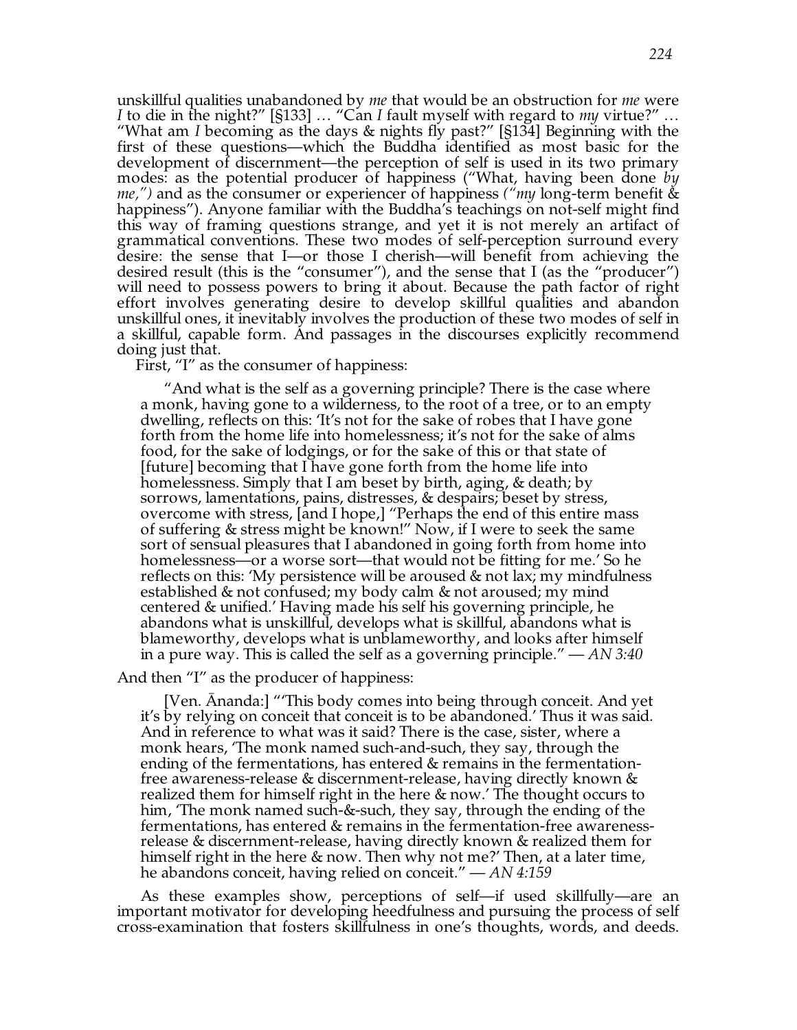unskillful qualities unabandoned by *me* that would be an obstruction for *me* were *I* to die in the night?" [§133] … "Can *I* fault myself with regard to *my* virtue?" … "What am *I* becoming as the days & nights fly past?" [§134] Beginning with the first of these questions—which the Buddha identified as most basic for the development of discernment—the perception of self is used in its two primary modes: as the potential producer of happiness ("What, having been done *by me,")* and as the consumer or experiencer of happiness *("my* long-term benefit & happiness"). Anyone familiar with the Buddha's teachings on not-self might find this way of framing questions strange, and yet it is not merely an artifact of grammatical conventions. These two modes of self-perception surround every desire: the sense that I—or those I cherish—will benefit from achieving the desired result (this is the "consumer"), and the sense that I (as the "producer") will need to possess powers to bring it about. Because the path factor of right effort involves generating desire to develop skillful qualities and abandon unskillful ones, it inevitably involves the production of these two modes of self in a skillful, capable form. And passages in the discourses explicitly recommend doing just that.

First, "I" as the consumer of happiness:

> "And what is the self as a governing principle? There is the case where a monk, having gone to a wilderness, to the root of a tree, or to an empty dwelling, reflects on this: 'It's not for the sake of robes that I have gone forth from the home life into homelessness; it's not for the sake of alms food, for the sake of lodgings, or for the sake of this or that state of [future] becoming that I have gone forth from the home life into homelessness. Simply that I am beset by birth, aging, & death; by sorrows, lamentations, pains, distresses, & despairs; beset by stress, overcome with stress, [and I hope,] "Perhaps the end of this entire mass of suffering & stress might be known!" Now, if I were to seek the same sort of sensual pleasures that I abandoned in going forth from home into homelessness—or a worse sort—that would not be fitting for me.' So he reflects on this: 'My persistence will be aroused & not lax; my mindfulness established & not confused; my body calm & not aroused; my mind centered & unified.' Having made his self his governing principle, he abandons what is unskillful, develops what is skillful, abandons what is blameworthy, develops what is unblameworthy, and looks after himself in a pure way. This is called the self as a governing principle." — *AN 3:40*

And then "I" as the producer of happiness:

> [Ven. Ānanda:] "'This body comes into being through conceit. And yet it's by relying on conceit that conceit is to be abandoned.' Thus it was said. And in reference to what was it said? There is the case, sister, where a monk hears, 'The monk named such-and-such, they say, through the ending of the fermentations, has entered & remains in the fermentation-free awareness-release & discernment-release, having directly known & realized them for himself right in the here & now.' The thought occurs to him, 'The monk named such-&-such, they say, through the ending of the fermentations, has entered & remains in the fermentation-free awareness-release & discernment-release, having directly known & realized them for himself right in the here & now. Then why not me?' Then, at a later time, he abandons conceit, having relied on conceit." — *AN 4:159*

As these examples show, perceptions of self—if used skillfully—are an important motivator for developing heedfulness and pursuing the process of self cross-examination that fosters skillfulness in one's thoughts, words, and deeds.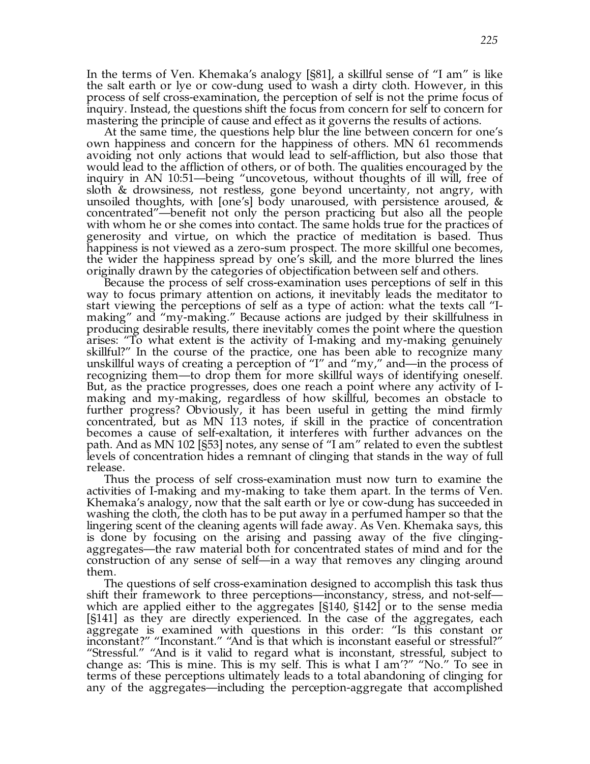In the terms of Ven. Khemaka's analogy [§81], a skillful sense of "I am" is like the salt earth or lye or cow-dung used to wash a dirty cloth. However, in this process of self cross-examination, the perception of self is not the prime focus of inquiry. Instead, the questions shift the focus from concern for self to concern for mastering the principle of cause and effect as it governs the results of actions.

At the same time, the questions help blur the line between concern for one's own happiness and concern for the happiness of others. MN 61 recommends avoiding not only actions that would lead to self-affliction, but also those that would lead to the affliction of others, or of both. The qualities encouraged by the inquiry in AN 10:51—being "uncovetous, without thoughts of ill will, free of sloth & drowsiness, not restless, gone beyond uncertainty, not angry, with unsoiled thoughts, with [one's] body unaroused, with persistence aroused, & concentrated"—benefit not only the person practicing but also all the people with whom he or she comes into contact. The same holds true for the practices of generosity and virtue, on which the practice of meditation is based. Thus happiness is not viewed as a zero-sum prospect. The more skillful one becomes, the wider the happiness spread by one's skill, and the more blurred the lines originally drawn by the categories of objectification between self and others.

Because the process of self cross-examination uses perceptions of self in this way to focus primary attention on actions, it inevitably leads the meditator to start viewing the perceptions of self as a type of action: what the texts call "I-making" and "my-making." Because actions are judged by their skillfulness in producing desirable results, there inevitably comes the point where the question arises: "To what extent is the activity of I-making and my-making genuinely skillful?" In the course of the practice, one has been able to recognize many unskillful ways of creating a perception of "I" and "my," and—in the process of recognizing them—to drop them for more skillful ways of identifying oneself. But, as the practice progresses, does one reach a point where any activity of I-making and my-making, regardless of how skillful, becomes an obstacle to further progress? Obviously, it has been useful in getting the mind firmly concentrated, but as MN 113 notes, if skill in the practice of concentration becomes a cause of self-exaltation, it interferes with further advances on the path. And as MN 102 [§53] notes, any sense of "I am" related to even the subtlest levels of concentration hides a remnant of clinging that stands in the way of full release.

Thus the process of self cross-examination must now turn to examine the activities of I-making and my-making to take them apart. In the terms of Ven. Khemaka's analogy, now that the salt earth or lye or cow-dung has succeeded in washing the cloth, the cloth has to be put away in a perfumed hamper so that the lingering scent of the cleaning agents will fade away. As Ven. Khemaka says, this is done by focusing on the arising and passing away of the five clinging-aggregates—the raw material both for concentrated states of mind and for the construction of any sense of self—in a way that removes any clinging around them.

The questions of self cross-examination designed to accomplish this task thus shift their framework to three perceptions—inconstancy, stress, and not-self—which are applied either to the aggregates [§140, §142] or to the sense media [§141] as they are directly experienced. In the case of the aggregates, each aggregate is examined with questions in this order: "Is this constant or inconstant?" "Inconstant." "And is that which is inconstant easeful or stressful?" "Stressful." "And is it valid to regard what is inconstant, stressful, subject to change as: 'This is mine. This is my self. This is what I am'?" "No." To see in terms of these perceptions ultimately leads to a total abandoning of clinging for any of the aggregates—including the perception-aggregate that accomplished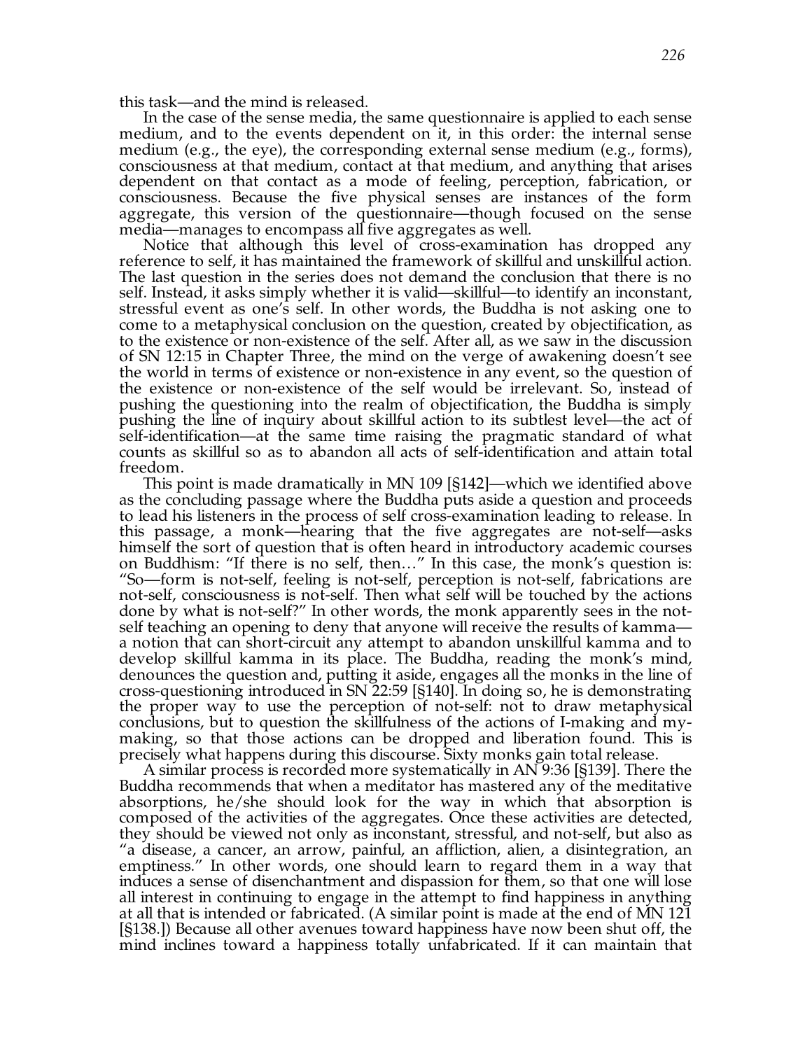this task—and the mind is released.

In the case of the sense media, the same questionnaire is applied to each sense medium, and to the events dependent on it, in this order: the internal sense medium (e.g., the eye), the corresponding external sense medium (e.g., forms), consciousness at that medium, contact at that medium, and anything that arises dependent on that contact as a mode of feeling, perception, fabrication, or consciousness. Because the five physical senses are instances of the form aggregate, this version of the questionnaire—though focused on the sense media—manages to encompass all five aggregates as well.

Notice that although this level of cross-examination has dropped any reference to self, it has maintained the framework of skillful and unskillful action. The last question in the series does not demand the conclusion that there is no self. Instead, it asks simply whether it is valid—skillful—to identify an inconstant, stressful event as one's self. In other words, the Buddha is not asking one to come to a metaphysical conclusion on the question, created by objectification, as to the existence or non-existence of the self. After all, as we saw in the discussion of SN 12:15 in Chapter Three, the mind on the verge of awakening doesn't see the world in terms of existence or non-existence in any event, so the question of the existence or non-existence of the self would be irrelevant. So, instead of pushing the questioning into the realm of objectification, the Buddha is simply pushing the line of inquiry about skillful action to its subtlest level—the act of self-identification—at the same time raising the pragmatic standard of what counts as skillful so as to abandon all acts of self-identification and attain total freedom.

This point is made dramatically in MN 109 [§142]—which we identified above as the concluding passage where the Buddha puts aside a question and proceeds to lead his listeners in the process of self cross-examination leading to release. In this passage, a monk—hearing that the five aggregates are not-self—asks himself the sort of question that is often heard in introductory academic courses on Buddhism: "If there is no self, then…" In this case, the monk's question is: "So—form is not-self, feeling is not-self, perception is not-self, fabrications are not-self, consciousness is not-self. Then what self will be touched by the actions done by what is not-self?" In other words, the monk apparently sees in the not-self teaching an opening to deny that anyone will receive the results of kamma—a notion that can short-circuit any attempt to abandon unskillful kamma and to develop skillful kamma in its place. The Buddha, reading the monk's mind, denounces the question and, putting it aside, engages all the monks in the line of cross-questioning introduced in SN 22:59 [§140]. In doing so, he is demonstrating the proper way to use the perception of not-self: not to draw metaphysical conclusions, but to question the skillfulness of the actions of I-making and my-making, so that those actions can be dropped and liberation found. This is precisely what happens during this discourse. Sixty monks gain total release.

A similar process is recorded more systematically in AN 9:36 [§139]. There the Buddha recommends that when a meditator has mastered any of the meditative absorptions, he/she should look for the way in which that absorption is composed of the activities of the aggregates. Once these activities are detected, they should be viewed not only as inconstant, stressful, and not-self, but also as "a disease, a cancer, an arrow, painful, an affliction, alien, a disintegration, an emptiness." In other words, one should learn to regard them in a way that induces a sense of disenchantment and dispassion for them, so that one will lose all interest in continuing to engage in the attempt to find happiness in anything at all that is intended or fabricated. (A similar point is made at the end of MN 121 [§138].) Because all other avenues toward happiness have now been shut off, the mind inclines toward a happiness totally unfabricated. If it can maintain that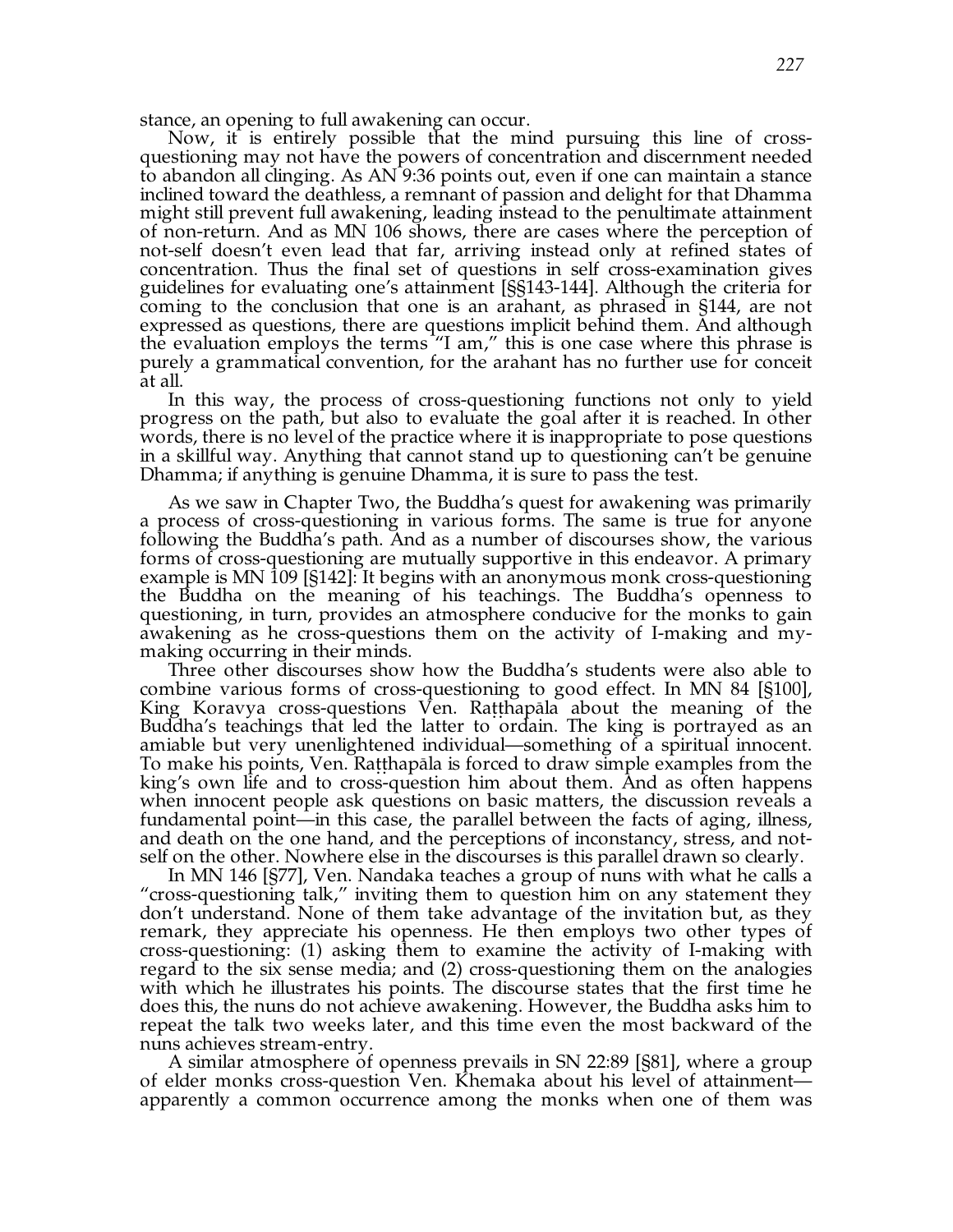stance, an opening to full awakening can occur.

Now, it is entirely possible that the mind pursuing this line of cross-questioning may not have the powers of concentration and discernment needed to abandon all clinging. As AN 9:36 points out, even if one can maintain a stance inclined toward the deathless, a remnant of passion and delight for that Dhamma might still prevent full awakening, leading instead to the penultimate attainment of non-return. And as MN 106 shows, there are cases where the perception of not-self doesn't even lead that far, arriving instead only at refined states of concentration. Thus the final set of questions in self cross-examination gives guidelines for evaluating one's attainment [§§143-144]. Although the criteria for coming to the conclusion that one is an arahant, as phrased in §144, are not expressed as questions, there are questions implicit behind them. And although the evaluation employs the terms "I am," this is one case where this phrase is purely a grammatical convention, for the arahant has no further use for conceit at all.

In this way, the process of cross-questioning functions not only to yield progress on the path, but also to evaluate the goal after it is reached. In other words, there is no level of the practice where it is inappropriate to pose questions in a skillful way. Anything that cannot stand up to questioning can't be genuine Dhamma; if anything is genuine Dhamma, it is sure to pass the test.

As we saw in Chapter Two, the Buddha's quest for awakening was primarily a process of cross-questioning in various forms. The same is true for anyone following the Buddha's path. And as a number of discourses show, the various forms of cross-questioning are mutually supportive in this endeavor. A primary example is MN 109 [§142]: It begins with an anonymous monk cross-questioning the Buddha on the meaning of his teachings. The Buddha's openness to questioning, in turn, provides an atmosphere conducive for the monks to gain awakening as he cross-questions them on the activity of I-making and my-making occurring in their minds.

Three other discourses show how the Buddha's students were also able to combine various forms of cross-questioning to good effect. In MN 84 [§100], King Koravya cross-questions Ven. Raṭṭhapāla about the meaning of the Buddha's teachings that led the latter to ordain. The king is portrayed as an amiable but very unenlightened individual—something of a spiritual innocent. To make his points, Ven. Raṭṭhapāla is forced to draw simple examples from the king's own life and to cross-question him about them. And as often happens when innocent people ask questions on basic matters, the discussion reveals a fundamental point—in this case, the parallel between the facts of aging, illness, and death on the one hand, and the perceptions of inconstancy, stress, and not-self on the other. Nowhere else in the discourses is this parallel drawn so clearly.

In MN 146 [§77], Ven. Nandaka teaches a group of nuns with what he calls a "cross-questioning talk," inviting them to question him on any statement they don't understand. None of them take advantage of the invitation but, as they remark, they appreciate his openness. He then employs two other types of cross-questioning: (1) asking them to examine the activity of I-making with regard to the six sense media; and (2) cross-questioning them on the analogies with which he illustrates his points. The discourse states that the first time he does this, the nuns do not achieve awakening. However, the Buddha asks him to repeat the talk two weeks later, and this time even the most backward of the nuns achieves stream-entry.

A similar atmosphere of openness prevails in SN 22:89 [§81], where a group of elder monks cross-question Ven. Khemaka about his level of attainment—apparently a common occurrence among the monks when one of them was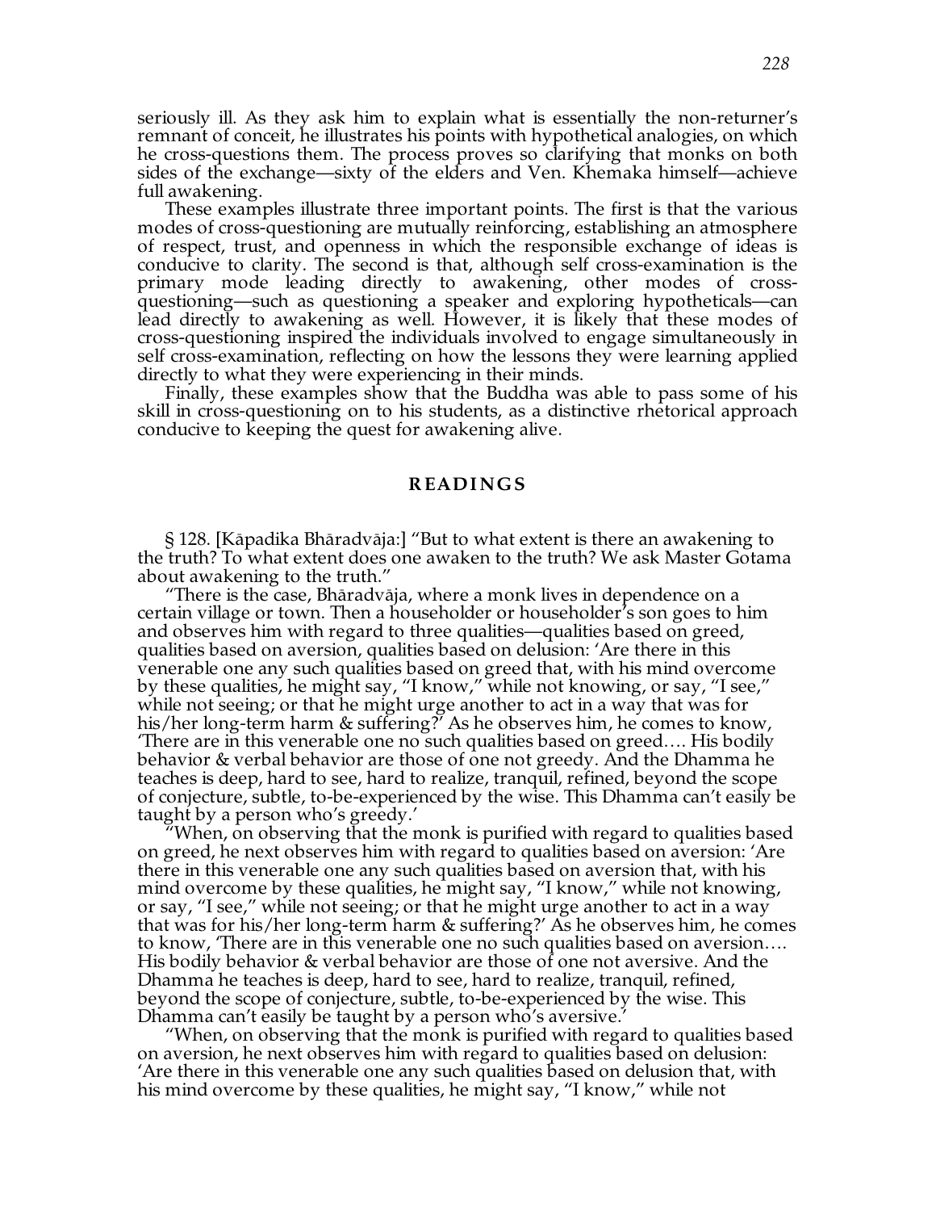seriously ill. As they ask him to explain what is essentially the non-returner's remnant of conceit, he illustrates his points with hypothetical analogies, on which he cross-questions them. The process proves so clarifying that monks on both sides of the exchange—sixty of the elders and Ven. Khemaka himself—achieve full awakening.

These examples illustrate three important points. The first is that the various modes of cross-questioning are mutually reinforcing, establishing an atmosphere of respect, trust, and openness in which the responsible exchange of ideas is conducive to clarity. The second is that, although self cross-examination is the primary mode leading directly to awakening, other modes of cross-questioning—such as questioning a speaker and exploring hypotheticals—can lead directly to awakening as well. However, it is likely that these modes of cross-questioning inspired the individuals involved to engage simultaneously in self cross-examination, reflecting on how the lessons they were learning applied directly to what they were experiencing in their minds.

Finally, these examples show that the Buddha was able to pass some of his skill in cross-questioning on to his students, as a distinctive rhetorical approach conducive to keeping the quest for awakening alive.

## READINGS

§ 128. [Kāpadika Bhāradvāja:] "But to what extent is there an awakening to the truth? To what extent does one awaken to the truth? We ask Master Gotama about awakening to the truth."

"There is the case, Bhāradvāja, where a monk lives in dependence on a certain village or town. Then a householder or householder's son goes to him and observes him with regard to three qualities—qualities based on greed, qualities based on aversion, qualities based on delusion: 'Are there in this venerable one any such qualities based on greed that, with his mind overcome by these qualities, he might say, "I know," while not knowing, or say, "I see," while not seeing; or that he might urge another to act in a way that was for his/her long-term harm & suffering?' As he observes him, he comes to know, 'There are in this venerable one no such qualities based on greed…. His bodily behavior & verbal behavior are those of one not greedy. And the Dhamma he teaches is deep, hard to see, hard to realize, tranquil, refined, beyond the scope of conjecture, subtle, to-be-experienced by the wise. This Dhamma can't easily be taught by a person who's greedy.'

"When, on observing that the monk is purified with regard to qualities based on greed, he next observes him with regard to qualities based on aversion: 'Are there in this venerable one any such qualities based on aversion that, with his mind overcome by these qualities, he might say, "I know," while not knowing, or say, "I see," while not seeing; or that he might urge another to act in a way that was for his/her long-term harm & suffering?' As he observes him, he comes to know, 'There are in this venerable one no such qualities based on aversion…. His bodily behavior & verbal behavior are those of one not aversive. And the Dhamma he teaches is deep, hard to see, hard to realize, tranquil, refined, beyond the scope of conjecture, subtle, to-be-experienced by the wise. This Dhamma can't easily be taught by a person who's aversive.'

"When, on observing that the monk is purified with regard to qualities based on aversion, he next observes him with regard to qualities based on delusion: 'Are there in this venerable one any such qualities based on delusion that, with his mind overcome by these qualities, he might say, "I know," while not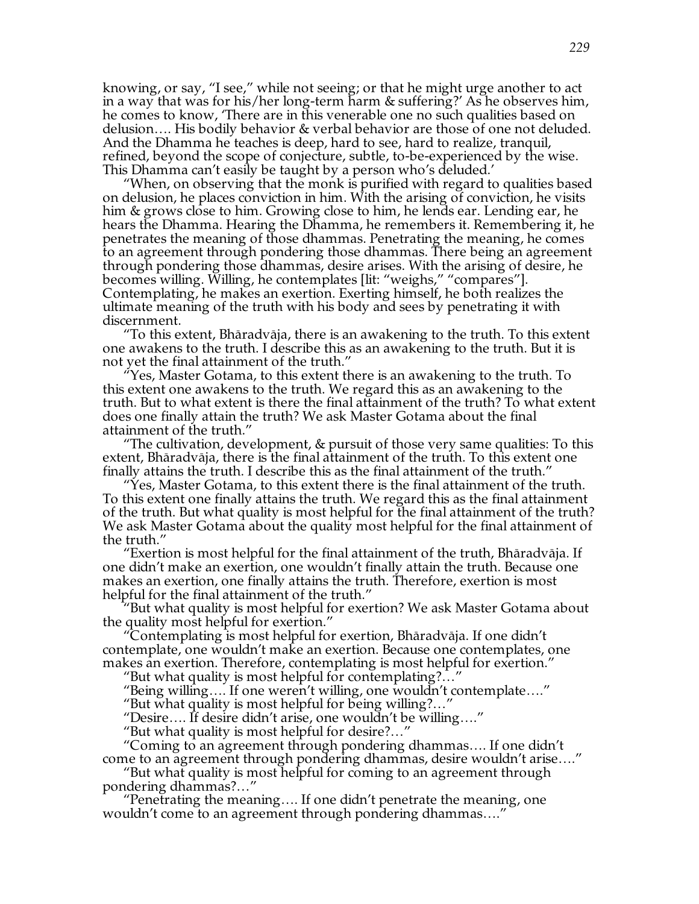knowing, or say, "I see," while not seeing; or that he might urge another to act in a way that was for his/her long-term harm & suffering?' As he observes him, he comes to know, 'There are in this venerable one no such qualities based on delusion…. His bodily behavior & verbal behavior are those of one not deluded. And the Dhamma he teaches is deep, hard to see, hard to realize, tranquil, refined, beyond the scope of conjecture, subtle, to-be-experienced by the wise. This Dhamma can't easily be taught by a person who's deluded.'

"When, on observing that the monk is purified with regard to qualities based on delusion, he places conviction in him. With the arising of conviction, he visits him & grows close to him. Growing close to him, he lends ear. Lending ear, he hears the Dhamma. Hearing the Dhamma, he remembers it. Remembering it, he penetrates the meaning of those dhammas. Penetrating the meaning, he comes to an agreement through pondering those dhammas. There being an agreement through pondering those dhammas, desire arises. With the arising of desire, he becomes willing. Willing, he contemplates [lit: "weighs," "compares"]. Contemplating, he makes an exertion. Exerting himself, he both realizes the ultimate meaning of the truth with his body and sees by penetrating it with discernment.

"To this extent, Bhāradvāja, there is an awakening to the truth. To this extent one awakens to the truth. I describe this as an awakening to the truth. But it is not yet the final attainment of the truth."

"Yes, Master Gotama, to this extent there is an awakening to the truth. To this extent one awakens to the truth. We regard this as an awakening to the truth. But to what extent is there the final attainment of the truth? To what extent does one finally attain the truth? We ask Master Gotama about the final attainment of the truth."

"The cultivation, development, & pursuit of those very same qualities: To this extent, Bhāradvāja, there is the final attainment of the truth. To this extent one finally attains the truth. I describe this as the final attainment of the truth."

"Yes, Master Gotama, to this extent there is the final attainment of the truth. To this extent one finally attains the truth. We regard this as the final attainment of the truth. But what quality is most helpful for the final attainment of the truth? We ask Master Gotama about the quality most helpful for the final attainment of the truth."

"Exertion is most helpful for the final attainment of the truth, Bhāradvāja. If one didn't make an exertion, one wouldn't finally attain the truth. Because one makes an exertion, one finally attains the truth. Therefore, exertion is most helpful for the final attainment of the truth."

"But what quality is most helpful for exertion? We ask Master Gotama about the quality most helpful for exertion."

"Contemplating is most helpful for exertion, Bhāradvāja. If one didn't contemplate, one wouldn't make an exertion. Because one contemplates, one makes an exertion. Therefore, contemplating is most helpful for exertion."

"But what quality is most helpful for contemplating?…"

"Being willing…. If one weren't willing, one wouldn't contemplate…."

"But what quality is most helpful for being willing?…"

"Desire…. If desire didn't arise, one wouldn't be willing…."

"But what quality is most helpful for desire?…"

"Coming to an agreement through pondering dhammas…. If one didn't come to an agreement through pondering dhammas, desire wouldn't arise…."

"But what quality is most helpful for coming to an agreement through pondering dhammas?…"

"Penetrating the meaning…. If one didn't penetrate the meaning, one wouldn't come to an agreement through pondering dhammas…."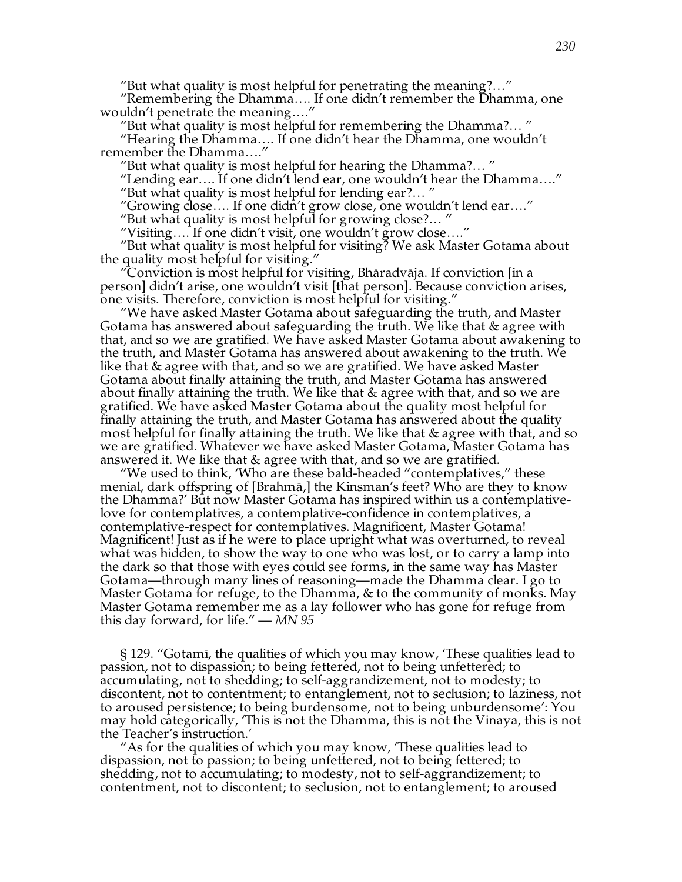"But what quality is most helpful for penetrating the meaning?…"

"Remembering the Dhamma…. If one didn't remember the Dhamma, one wouldn't penetrate the meaning…."

"But what quality is most helpful for remembering the Dhamma?… "

"Hearing the Dhamma…. If one didn't hear the Dhamma, one wouldn't remember the Dhamma…."

"But what quality is most helpful for hearing the Dhamma?… "

"Lending ear…. If one didn't lend ear, one wouldn't hear the Dhamma…."

"But what quality is most helpful for lending ear?… "

"Growing close…. If one didn't grow close, one wouldn't lend ear…."

"But what quality is most helpful for growing close?… "

"Visiting…. If one didn't visit, one wouldn't grow close…."

"But what quality is most helpful for visiting? We ask Master Gotama about the quality most helpful for visiting."

"Conviction is most helpful for visiting, Bhāradvāja. If conviction [in a person] didn't arise, one wouldn't visit [that person]. Because conviction arises, one visits. Therefore, conviction is most helpful for visiting."

"We have asked Master Gotama about safeguarding the truth, and Master Gotama has answered about safeguarding the truth. We like that & agree with that, and so we are gratified. We have asked Master Gotama about awakening to the truth, and Master Gotama has answered about awakening to the truth. We like that & agree with that, and so we are gratified. We have asked Master Gotama about finally attaining the truth, and Master Gotama has answered about finally attaining the truth. We like that & agree with that, and so we are gratified. We have asked Master Gotama about the quality most helpful for finally attaining the truth, and Master Gotama has answered about the quality most helpful for finally attaining the truth. We like that & agree with that, and so we are gratified. Whatever we have asked Master Gotama, Master Gotama has answered it. We like that & agree with that, and so we are gratified.

"We used to think, 'Who are these bald-headed "contemplatives," these menial, dark offspring of [Brahmā,] the Kinsman's feet? Who are they to know the Dhamma?' But now Master Gotama has inspired within us a contemplative-love for contemplatives, a contemplative-confidence in contemplatives, a contemplative-respect for contemplatives. Magnificent, Master Gotama! Magnificent! Just as if he were to place upright what was overturned, to reveal what was hidden, to show the way to one who was lost, or to carry a lamp into the dark so that those with eyes could see forms, in the same way has Master Gotama—through many lines of reasoning—made the Dhamma clear. I go to Master Gotama for refuge, to the Dhamma, & to the community of monks. May Master Gotama remember me as a lay follower who has gone for refuge from this day forward, for life." — *MN 95*

§ 129. "Gotamī, the qualities of which you may know, 'These qualities lead to passion, not to dispassion; to being fettered, not to being unfettered; to accumulating, not to shedding; to self-aggrandizement, not to modesty; to discontent, not to contentment; to entanglement, not to seclusion; to laziness, not to aroused persistence; to being burdensome, not to being unburdensome': You may hold categorically, 'This is not the Dhamma, this is not the Vinaya, this is not the Teacher's instruction.'

"As for the qualities of which you may know, 'These qualities lead to dispassion, not to passion; to being unfettered, not to being fettered; to shedding, not to accumulating; to modesty, not to self-aggrandizement; to contentment, not to discontent; to seclusion, not to entanglement; to aroused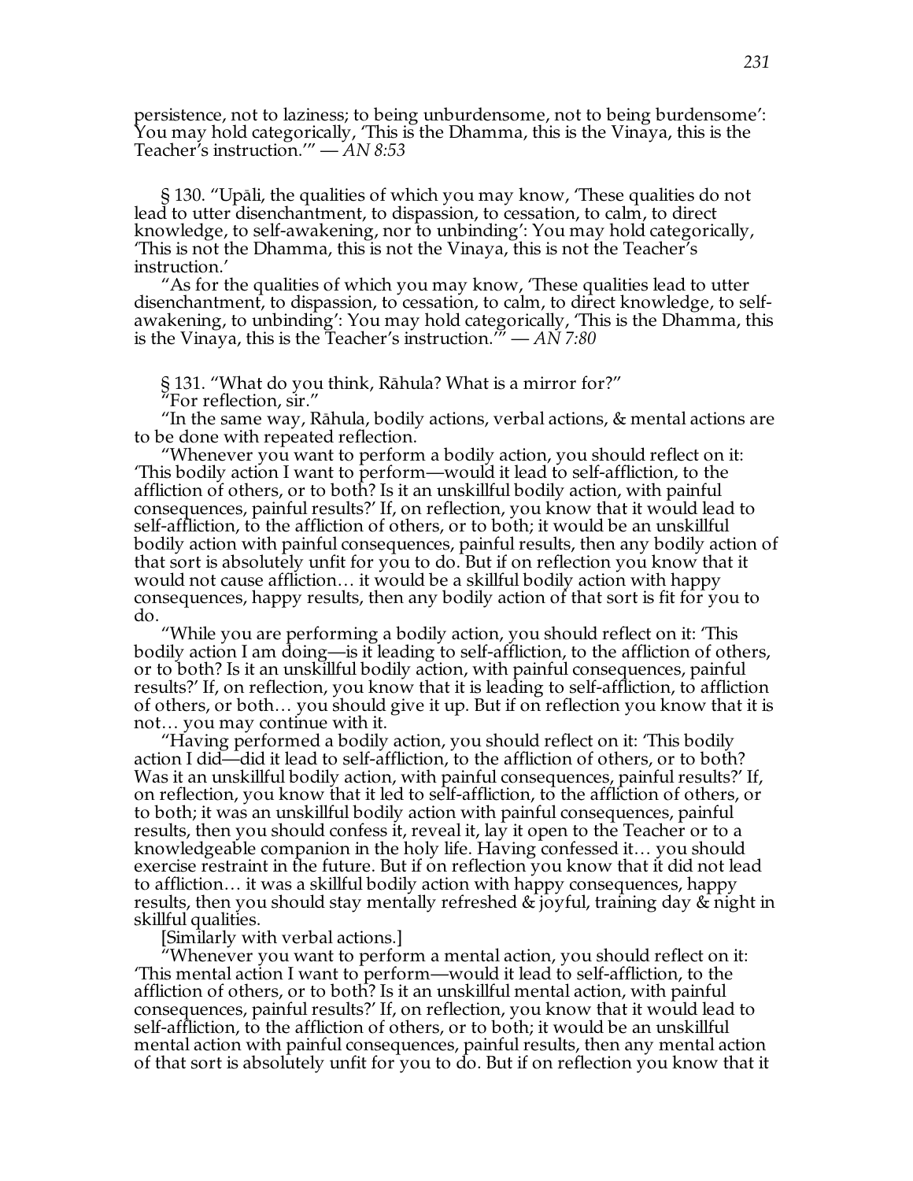persistence, not to laziness; to being unburdensome, not to being burdensome': You may hold categorically, 'This is the Dhamma, this is the Vinaya, this is the Teacher's instruction.'" — *AN 8:53*

§ 130. "Upāli, the qualities of which you may know, 'These qualities do not lead to utter disenchantment, to dispassion, to cessation, to calm, to direct knowledge, to self-awakening, nor to unbinding': You may hold categorically, 'This is not the Dhamma, this is not the Vinaya, this is not the Teacher's instruction.'

"As for the qualities of which you may know, 'These qualities lead to utter disenchantment, to dispassion, to cessation, to calm, to direct knowledge, to self-awakening, to unbinding': You may hold categorically, 'This is the Dhamma, this is the Vinaya, this is the Teacher's instruction.'" — *AN 7:80*

§ 131. "What do you think, Rāhula? What is a mirror for?"

"For reflection, sir."

"In the same way, Rāhula, bodily actions, verbal actions, & mental actions are to be done with repeated reflection.

"Whenever you want to perform a bodily action, you should reflect on it: 'This bodily action I want to perform—would it lead to self-affliction, to the affliction of others, or to both? Is it an unskillful bodily action, with painful consequences, painful results?' If, on reflection, you know that it would lead to self-affliction, to the affliction of others, or to both; it would be an unskillful bodily action with painful consequences, painful results, then any bodily action of that sort is absolutely unfit for you to do. But if on reflection you know that it would not cause affliction… it would be a skillful bodily action with happy consequences, happy results, then any bodily action of that sort is fit for you to do.

"While you are performing a bodily action, you should reflect on it: 'This bodily action I am doing—is it leading to self-affliction, to the affliction of others, or to both? Is it an unskillful bodily action, with painful consequences, painful results?' If, on reflection, you know that it is leading to self-affliction, to affliction of others, or both… you should give it up. But if on reflection you know that it is not… you may continue with it.

"Having performed a bodily action, you should reflect on it: 'This bodily action I did—did it lead to self-affliction, to the affliction of others, or to both? Was it an unskillful bodily action, with painful consequences, painful results?' If, on reflection, you know that it led to self-affliction, to the affliction of others, or to both; it was an unskillful bodily action with painful consequences, painful results, then you should confess it, reveal it, lay it open to the Teacher or to a knowledgeable companion in the holy life. Having confessed it… you should exercise restraint in the future. But if on reflection you know that it did not lead to affliction… it was a skillful bodily action with happy consequences, happy results, then you should stay mentally refreshed & joyful, training day & night in skillful qualities.

[Similarly with verbal actions.]

"Whenever you want to perform a mental action, you should reflect on it: 'This mental action I want to perform—would it lead to self-affliction, to the affliction of others, or to both? Is it an unskillful mental action, with painful consequences, painful results?' If, on reflection, you know that it would lead to self-affliction, to the affliction of others, or to both; it would be an unskillful mental action with painful consequences, painful results, then any mental action of that sort is absolutely unfit for you to do. But if on reflection you know that it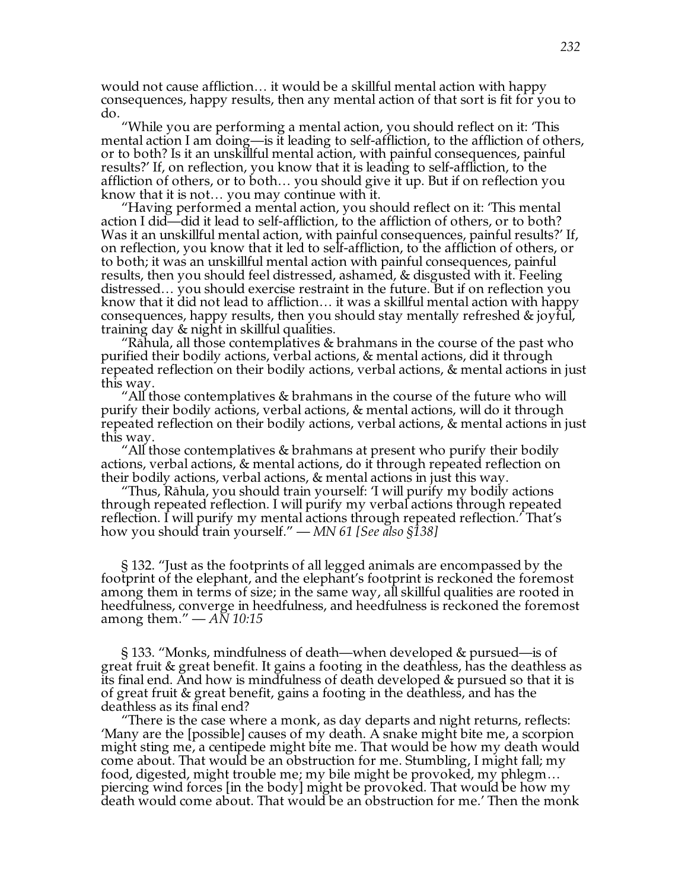would not cause affliction… it would be a skillful mental action with happy consequences, happy results, then any mental action of that sort is fit for you to do.

"While you are performing a mental action, you should reflect on it: 'This mental action I am doing—is it leading to self-affliction, to the affliction of others, or to both? Is it an unskillful mental action, with painful consequences, painful results?' If, on reflection, you know that it is leading to self-affliction, to the affliction of others, or to both… you should give it up. But if on reflection you know that it is not… you may continue with it.

"Having performed a mental action, you should reflect on it: 'This mental action I did—did it lead to self-affliction, to the affliction of others, or to both? Was it an unskillful mental action, with painful consequences, painful results?' If, on reflection, you know that it led to self-affliction, to the affliction of others, or to both; it was an unskillful mental action with painful consequences, painful results, then you should feel distressed, ashamed, & disgusted with it. Feeling distressed… you should exercise restraint in the future. But if on reflection you know that it did not lead to affliction… it was a skillful mental action with happy consequences, happy results, then you should stay mentally refreshed & joyful, training day & night in skillful qualities.

"Rāhula, all those contemplatives & brahmans in the course of the past who purified their bodily actions, verbal actions, & mental actions, did it through repeated reflection on their bodily actions, verbal actions, & mental actions in just this way.

"All those contemplatives & brahmans in the course of the future who will purify their bodily actions, verbal actions, & mental actions, will do it through repeated reflection on their bodily actions, verbal actions, & mental actions in just this way.

"All those contemplatives & brahmans at present who purify their bodily actions, verbal actions, & mental actions, do it through repeated reflection on their bodily actions, verbal actions, & mental actions in just this way.

"Thus, Rāhula, you should train yourself: 'I will purify my bodily actions through repeated reflection. I will purify my verbal actions through repeated reflection. I will purify my mental actions through repeated reflection.' That's how you should train yourself." — *MN 61 [See also §138]*

§ 132. "Just as the footprints of all legged animals are encompassed by the footprint of the elephant, and the elephant's footprint is reckoned the foremost among them in terms of size; in the same way, all skillful qualities are rooted in heedfulness, converge in heedfulness, and heedfulness is reckoned the foremost among them." — *AN 10:15*

§ 133. "Monks, mindfulness of death—when developed & pursued—is of great fruit & great benefit. It gains a footing in the deathless, has the deathless as its final end. And how is mindfulness of death developed & pursued so that it is of great fruit & great benefit, gains a footing in the deathless, and has the deathless as its final end?

"There is the case where a monk, as day departs and night returns, reflects: 'Many are the [possible] causes of my death. A snake might bite me, a scorpion might sting me, a centipede might bite me. That would be how my death would come about. That would be an obstruction for me. Stumbling, I might fall; my food, digested, might trouble me; my bile might be provoked, my phlegm… piercing wind forces [in the body] might be provoked. That would be how my death would come about. That would be an obstruction for me.' Then the monk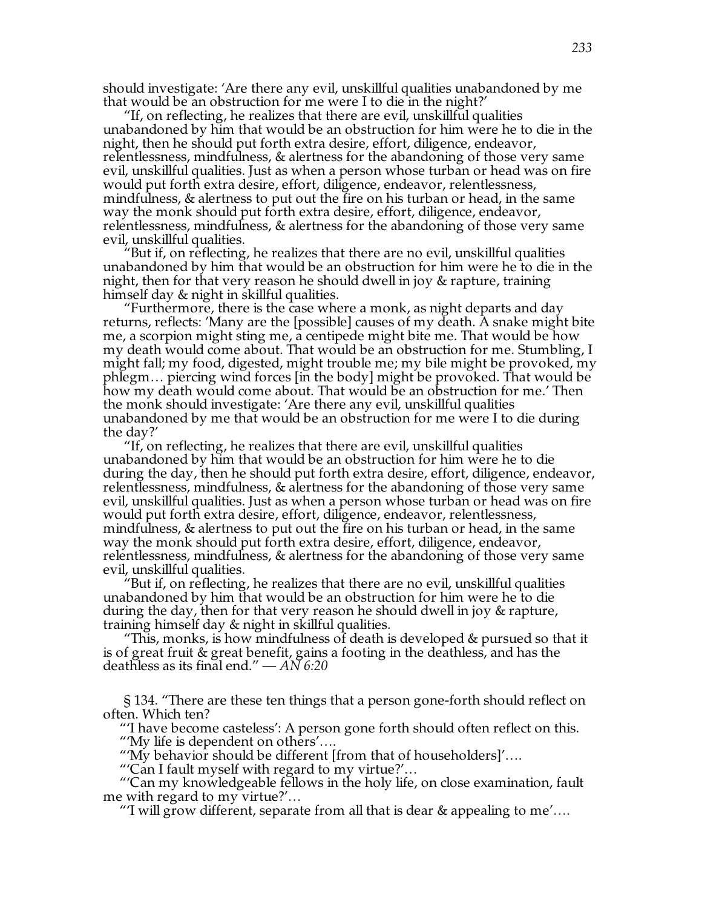should investigate: 'Are there any evil, unskillful qualities unabandoned by me that would be an obstruction for me were I to die in the night?'

"If, on reflecting, he realizes that there are evil, unskillful qualities unabandoned by him that would be an obstruction for him were he to die in the night, then he should put forth extra desire, effort, diligence, endeavor, relentlessness, mindfulness, & alertness for the abandoning of those very same evil, unskillful qualities. Just as when a person whose turban or head was on fire would put forth extra desire, effort, diligence, endeavor, relentlessness, mindfulness, & alertness to put out the fire on his turban or head, in the same way the monk should put forth extra desire, effort, diligence, endeavor, relentlessness, mindfulness, & alertness for the abandoning of those very same evil, unskillful qualities.

"But if, on reflecting, he realizes that there are no evil, unskillful qualities unabandoned by him that would be an obstruction for him were he to die in the night, then for that very reason he should dwell in joy & rapture, training himself day & night in skillful qualities.

"Furthermore, there is the case where a monk, as night departs and day returns, reflects: 'Many are the [possible] causes of my death. A snake might bite me, a scorpion might sting me, a centipede might bite me. That would be how my death would come about. That would be an obstruction for me. Stumbling, I might fall; my food, digested, might trouble me; my bile might be provoked, my phlegm… piercing wind forces [in the body] might be provoked. That would be how my death would come about. That would be an obstruction for me.' Then the monk should investigate: 'Are there any evil, unskillful qualities unabandoned by me that would be an obstruction for me were I to die during the day?'

"If, on reflecting, he realizes that there are evil, unskillful qualities unabandoned by him that would be an obstruction for him were he to die during the day, then he should put forth extra desire, effort, diligence, endeavor, relentlessness, mindfulness, & alertness for the abandoning of those very same evil, unskillful qualities. Just as when a person whose turban or head was on fire would put forth extra desire, effort, diligence, endeavor, relentlessness, mindfulness, & alertness to put out the fire on his turban or head, in the same way the monk should put forth extra desire, effort, diligence, endeavor, relentlessness, mindfulness, & alertness for the abandoning of those very same evil, unskillful qualities.

"But if, on reflecting, he realizes that there are no evil, unskillful qualities unabandoned by him that would be an obstruction for him were he to die during the day, then for that very reason he should dwell in joy & rapture, training himself day & night in skillful qualities.

"This, monks, is how mindfulness of death is developed & pursued so that it is of great fruit & great benefit, gains a footing in the deathless, and has the deathless as its final end." — *AN 6:20*

§ 134. "There are these ten things that a person gone-forth should reflect on often. Which ten?

"'I have become casteless': A person gone forth should often reflect on this.

"'My life is dependent on others'….

"'My behavior should be different [from that of householders]'….

"'Can I fault myself with regard to my virtue?'…

"'Can my knowledgeable fellows in the holy life, on close examination, fault me with regard to my virtue?'…

"'I will grow different, separate from all that is dear & appealing to me'….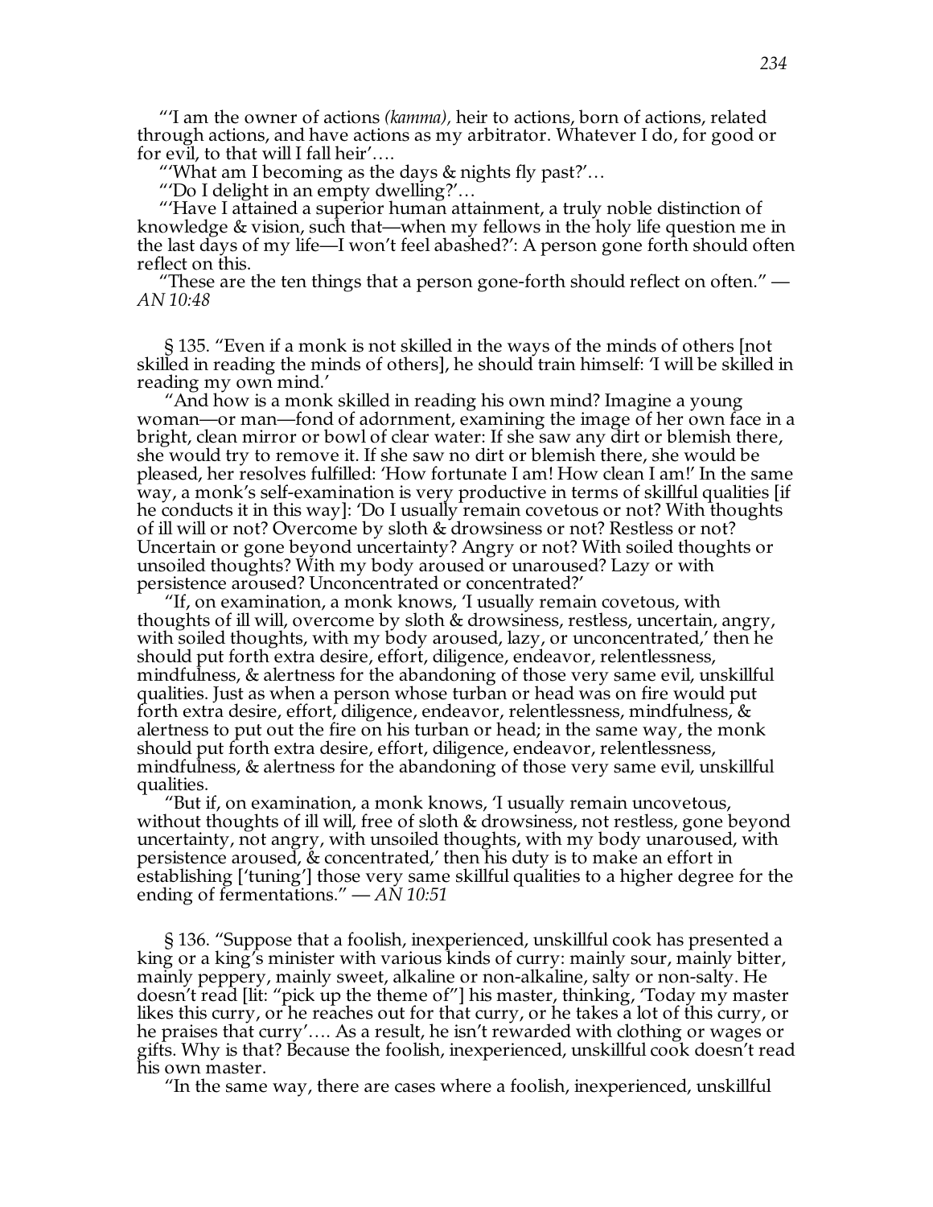"'I am the owner of actions *(kamma),* heir to actions, born of actions, related through actions, and have actions as my arbitrator. Whatever I do, for good or for evil, to that will I fall heir'….

"'What am I becoming as the days & nights fly past?'…

"'Do I delight in an empty dwelling?'…

"'Have I attained a superior human attainment, a truly noble distinction of knowledge & vision, such that—when my fellows in the holy life question me in the last days of my life—I won't feel abashed?': A person gone forth should often reflect on this.

"These are the ten things that a person gone-forth should reflect on often." — *AN 10:48*

§ 135. "Even if a monk is not skilled in the ways of the minds of others [not skilled in reading the minds of others], he should train himself: 'I will be skilled in reading my own mind.'

"And how is a monk skilled in reading his own mind? Imagine a young woman—or man—fond of adornment, examining the image of her own face in a bright, clean mirror or bowl of clear water: If she saw any dirt or blemish there, she would try to remove it. If she saw no dirt or blemish there, she would be pleased, her resolves fulfilled: 'How fortunate I am! How clean I am!' In the same way, a monk's self-examination is very productive in terms of skillful qualities [if he conducts it in this way]: 'Do I usually remain covetous or not? With thoughts of ill will or not? Overcome by sloth & drowsiness or not? Restless or not? Uncertain or gone beyond uncertainty? Angry or not? With soiled thoughts or unsoiled thoughts? With my body aroused or unaroused? Lazy or with persistence aroused? Unconcentrated or concentrated?'

"If, on examination, a monk knows, 'I usually remain covetous, with thoughts of ill will, overcome by sloth & drowsiness, restless, uncertain, angry, with soiled thoughts, with my body aroused, lazy, or unconcentrated,' then he should put forth extra desire, effort, diligence, endeavor, relentlessness, mindfulness, & alertness for the abandoning of those very same evil, unskillful qualities. Just as when a person whose turban or head was on fire would put forth extra desire, effort, diligence, endeavor, relentlessness, mindfulness, & alertness to put out the fire on his turban or head; in the same way, the monk should put forth extra desire, effort, diligence, endeavor, relentlessness, mindfulness, & alertness for the abandoning of those very same evil, unskillful qualities.

"But if, on examination, a monk knows, 'I usually remain uncovetous, without thoughts of ill will, free of sloth & drowsiness, not restless, gone beyond uncertainty, not angry, with unsoiled thoughts, with my body unaroused, with persistence aroused, & concentrated,' then his duty is to make an effort in establishing ['tuning'] those very same skillful qualities to a higher degree for the ending of fermentations." — *AN 10:51*

§ 136. "Suppose that a foolish, inexperienced, unskillful cook has presented a king or a king's minister with various kinds of curry: mainly sour, mainly bitter, mainly peppery, mainly sweet, alkaline or non-alkaline, salty or non-salty. He doesn't read [lit: "pick up the theme of"] his master, thinking, 'Today my master likes this curry, or he reaches out for that curry, or he takes a lot of this curry, or he praises that curry'…. As a result, he isn't rewarded with clothing or wages or gifts. Why is that? Because the foolish, inexperienced, unskillful cook doesn't read his own master.

"In the same way, there are cases where a foolish, inexperienced, unskillful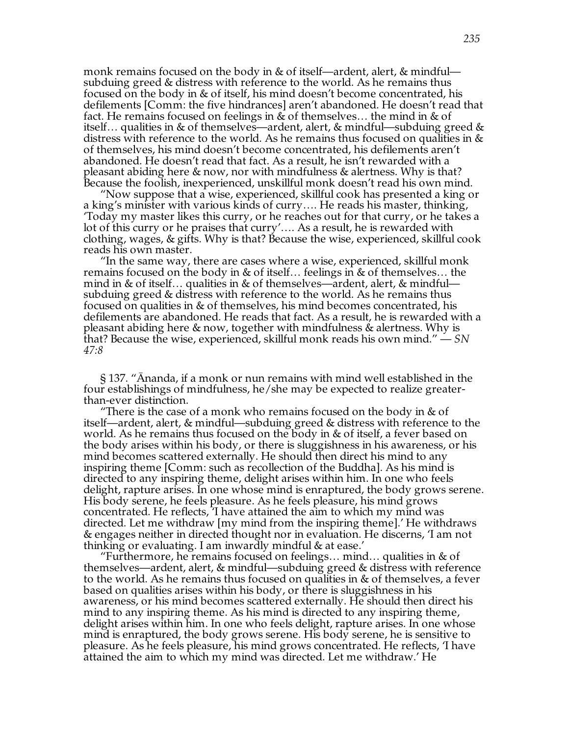monk remains focused on the body in & of itself—ardent, alert, & mindful—subduing greed & distress with reference to the world. As he remains thus focused on the body in & of itself, his mind doesn't become concentrated, his defilements [Comm: the five hindrances] aren't abandoned. He doesn't read that fact. He remains focused on feelings in & of themselves… the mind in & of itself… qualities in & of themselves—ardent, alert, & mindful—subduing greed & distress with reference to the world. As he remains thus focused on qualities in & of themselves, his mind doesn't become concentrated, his defilements aren't abandoned. He doesn't read that fact. As a result, he isn't rewarded with a pleasant abiding here & now, nor with mindfulness & alertness. Why is that? Because the foolish, inexperienced, unskillful monk doesn't read his own mind.

"Now suppose that a wise, experienced, skillful cook has presented a king or a king's minister with various kinds of curry…. He reads his master, thinking, 'Today my master likes this curry, or he reaches out for that curry, or he takes a lot of this curry or he praises that curry'…. As a result, he is rewarded with clothing, wages, & gifts. Why is that? Because the wise, experienced, skillful cook reads his own master.

"In the same way, there are cases where a wise, experienced, skillful monk remains focused on the body in & of itself… feelings in & of themselves… the mind in & of itself… qualities in & of themselves—ardent, alert, & mindful—subduing greed & distress with reference to the world. As he remains thus focused on qualities in & of themselves, his mind becomes concentrated, his defilements are abandoned. He reads that fact. As a result, he is rewarded with a pleasant abiding here & now, together with mindfulness & alertness. Why is that? Because the wise, experienced, skillful monk reads his own mind." — *SN 47:8*

§ 137. "Ānanda, if a monk or nun remains with mind well established in the four establishings of mindfulness, he/she may be expected to realize greater-than-ever distinction.

"There is the case of a monk who remains focused on the body in & of itself—ardent, alert, & mindful—subduing greed & distress with reference to the world. As he remains thus focused on the body in & of itself, a fever based on the body arises within his body, or there is sluggishness in his awareness, or his mind becomes scattered externally. He should then direct his mind to any inspiring theme [Comm: such as recollection of the Buddha]. As his mind is directed to any inspiring theme, delight arises within him. In one who feels delight, rapture arises. In one whose mind is enraptured, the body grows serene. His body serene, he feels pleasure. As he feels pleasure, his mind grows concentrated. He reflects, 'I have attained the aim to which my mind was directed. Let me withdraw [my mind from the inspiring theme].' He withdraws & engages neither in directed thought nor in evaluation. He discerns, 'I am not thinking or evaluating. I am inwardly mindful & at ease.'

"Furthermore, he remains focused on feelings… mind… qualities in & of themselves—ardent, alert, & mindful—subduing greed & distress with reference to the world. As he remains thus focused on qualities in & of themselves, a fever based on qualities arises within his body, or there is sluggishness in his awareness, or his mind becomes scattered externally. He should then direct his mind to any inspiring theme. As his mind is directed to any inspiring theme, delight arises within him. In one who feels delight, rapture arises. In one whose mind is enraptured, the body grows serene. His body serene, he is sensitive to pleasure. As he feels pleasure, his mind grows concentrated. He reflects, 'I have attained the aim to which my mind was directed. Let me withdraw.' He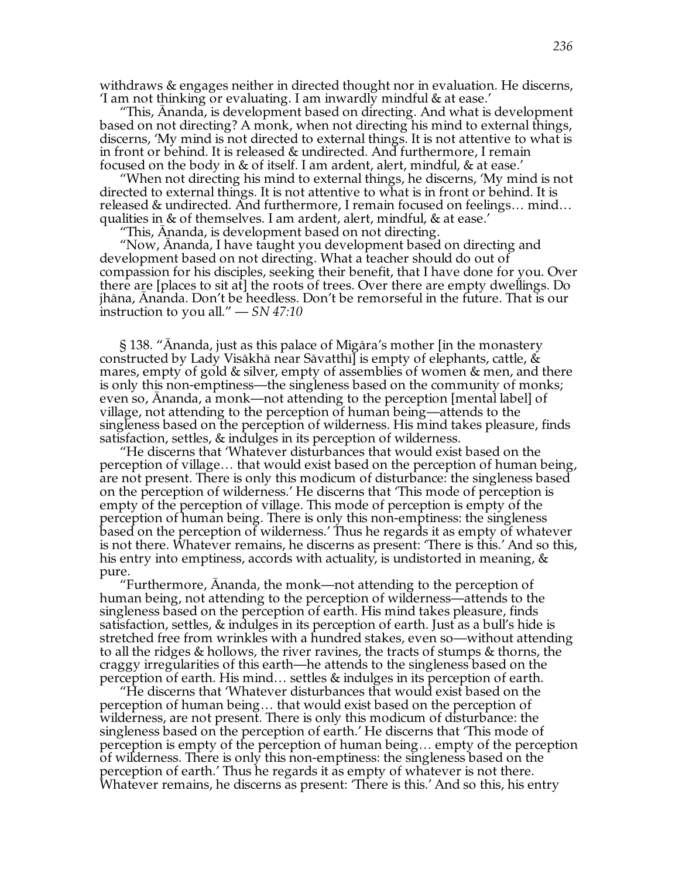withdraws & engages neither in directed thought nor in evaluation. He discerns, 'I am not thinking or evaluating. I am inwardly mindful & at ease.'

"This, Ānanda, is development based on directing. And what is development based on not directing? A monk, when not directing his mind to external things, discerns, 'My mind is not directed to external things. It is not attentive to what is in front or behind. It is released & undirected. And furthermore, I remain focused on the body in & of itself. I am ardent, alert, mindful, & at ease.'

"When not directing his mind to external things, he discerns, 'My mind is not directed to external things. It is not attentive to what is in front or behind. It is released & undirected. And furthermore, I remain focused on feelings… mind… qualities in & of themselves. I am ardent, alert, mindful, & at ease.'

"This, Ānanda, is development based on not directing.

"Now, Ānanda, I have taught you development based on directing and development based on not directing. What a teacher should do out of compassion for his disciples, seeking their benefit, that I have done for you. Over there are [places to sit at] the roots of trees. Over there are empty dwellings. Do jhāna, Ānanda. Don't be heedless. Don't be remorseful in the future. That is our instruction to you all." — *SN 47:10*

§ 138. "Ānanda, just as this palace of Migāra's mother [in the monastery constructed by Lady Visākhā near Sāvatthī] is empty of elephants, cattle, & mares, empty of gold & silver, empty of assemblies of women & men, and there is only this non-emptiness—the singleness based on the community of monks; even so, Ānanda, a monk—not attending to the perception [mental label] of village, not attending to the perception of human being—attends to the singleness based on the perception of wilderness. His mind takes pleasure, finds satisfaction, settles, & indulges in its perception of wilderness.

"He discerns that 'Whatever disturbances that would exist based on the perception of village… that would exist based on the perception of human being, are not present. There is only this modicum of disturbance: the singleness based on the perception of wilderness.' He discerns that 'This mode of perception is empty of the perception of village. This mode of perception is empty of the perception of human being. There is only this non-emptiness: the singleness based on the perception of wilderness.' Thus he regards it as empty of whatever is not there. Whatever remains, he discerns as present: 'There is this.' And so this, his entry into emptiness, accords with actuality, is undistorted in meaning, & pure.

"Furthermore, Ānanda, the monk—not attending to the perception of human being, not attending to the perception of wilderness—attends to the singleness based on the perception of earth. His mind takes pleasure, finds satisfaction, settles, & indulges in its perception of earth. Just as a bull's hide is stretched free from wrinkles with a hundred stakes, even so—without attending to all the ridges & hollows, the river ravines, the tracts of stumps & thorns, the craggy irregularities of this earth—he attends to the singleness based on the perception of earth. His mind… settles & indulges in its perception of earth.

"He discerns that 'Whatever disturbances that would exist based on the perception of human being… that would exist based on the perception of wilderness, are not present. There is only this modicum of disturbance: the singleness based on the perception of earth.' He discerns that 'This mode of perception is empty of the perception of human being… empty of the perception of wilderness. There is only this non-emptiness: the singleness based on the perception of earth.' Thus he regards it as empty of whatever is not there. Whatever remains, he discerns as present: 'There is this.' And so this, his entry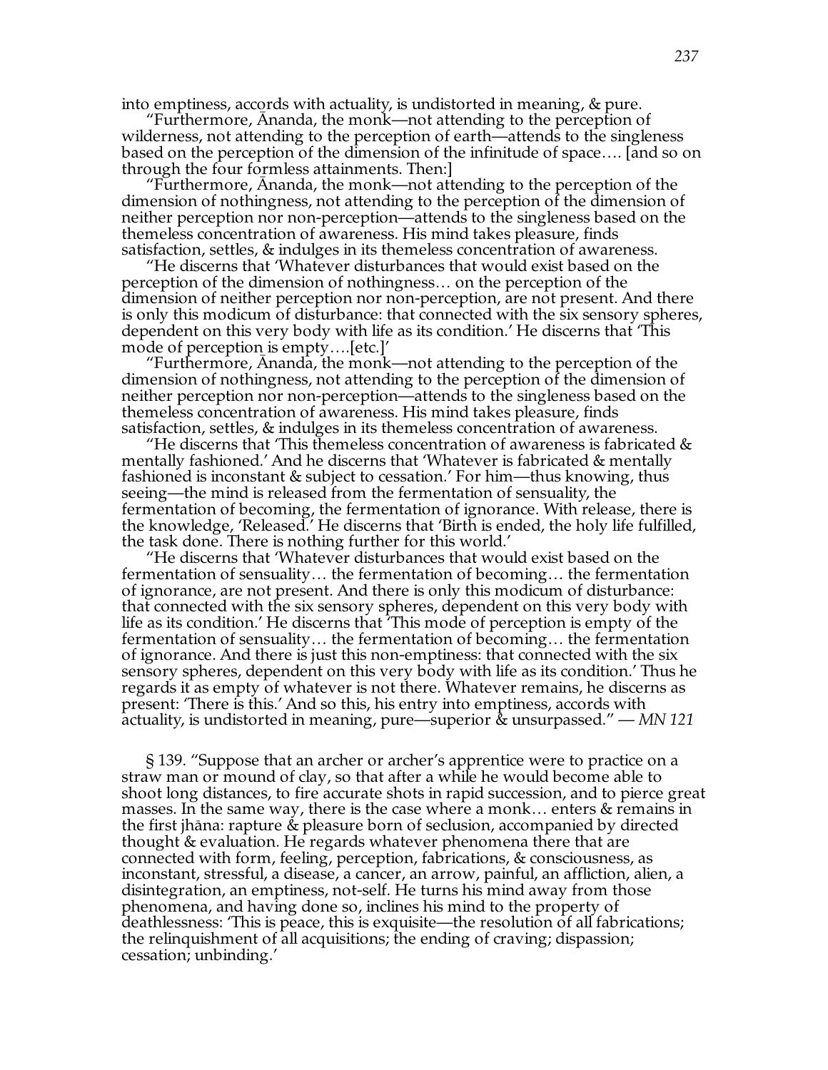into emptiness, accords with actuality, is undistorted in meaning, & pure.

"Furthermore, Ānanda, the monk—not attending to the perception of wilderness, not attending to the perception of earth—attends to the singleness based on the perception of the dimension of the infinitude of space…. [and so on through the four formless attainments. Then:]

"Furthermore, Ānanda, the monk—not attending to the perception of the dimension of nothingness, not attending to the perception of the dimension of neither perception nor non-perception—attends to the singleness based on the themeless concentration of awareness. His mind takes pleasure, finds satisfaction, settles, & indulges in its themeless concentration of awareness.

"He discerns that 'Whatever disturbances that would exist based on the perception of the dimension of nothingness… on the perception of the dimension of neither perception nor non-perception, are not present. And there is only this modicum of disturbance: that connected with the six sensory spheres, dependent on this very body with life as its condition.' He discerns that 'This mode of perception is empty….[etc.]'

"Furthermore, Ānanda, the monk—not attending to the perception of the dimension of nothingness, not attending to the perception of the dimension of neither perception nor non-perception—attends to the singleness based on the themeless concentration of awareness. His mind takes pleasure, finds satisfaction, settles, & indulges in its themeless concentration of awareness.

"He discerns that 'This themeless concentration of awareness is fabricated & mentally fashioned.' And he discerns that 'Whatever is fabricated & mentally fashioned is inconstant & subject to cessation.' For him—thus knowing, thus seeing—the mind is released from the fermentation of sensuality, the fermentation of becoming, the fermentation of ignorance. With release, there is the knowledge, 'Released.' He discerns that 'Birth is ended, the holy life fulfilled, the task done. There is nothing further for this world.'

"He discerns that 'Whatever disturbances that would exist based on the fermentation of sensuality… the fermentation of becoming… the fermentation of ignorance, are not present. And there is only this modicum of disturbance: that connected with the six sensory spheres, dependent on this very body with life as its condition.' He discerns that 'This mode of perception is empty of the fermentation of sensuality… the fermentation of becoming… the fermentation of ignorance. And there is just this non-emptiness: that connected with the six sensory spheres, dependent on this very body with life as its condition.' Thus he regards it as empty of whatever is not there. Whatever remains, he discerns as present: 'There is this.' And so this, his entry into emptiness, accords with actuality, is undistorted in meaning, pure—superior & unsurpassed." — *MN 121*

§ 139. "Suppose that an archer or archer's apprentice were to practice on a straw man or mound of clay, so that after a while he would become able to shoot long distances, to fire accurate shots in rapid succession, and to pierce great masses. In the same way, there is the case where a monk… enters & remains in the first jhāna: rapture & pleasure born of seclusion, accompanied by directed thought & evaluation. He regards whatever phenomena there that are connected with form, feeling, perception, fabrications, & consciousness, as inconstant, stressful, a disease, a cancer, an arrow, painful, an affliction, alien, a disintegration, an emptiness, not-self. He turns his mind away from those phenomena, and having done so, inclines his mind to the property of deathlessness: 'This is peace, this is exquisite—the resolution of all fabrications; the relinquishment of all acquisitions; the ending of craving; dispassion; cessation; unbinding.'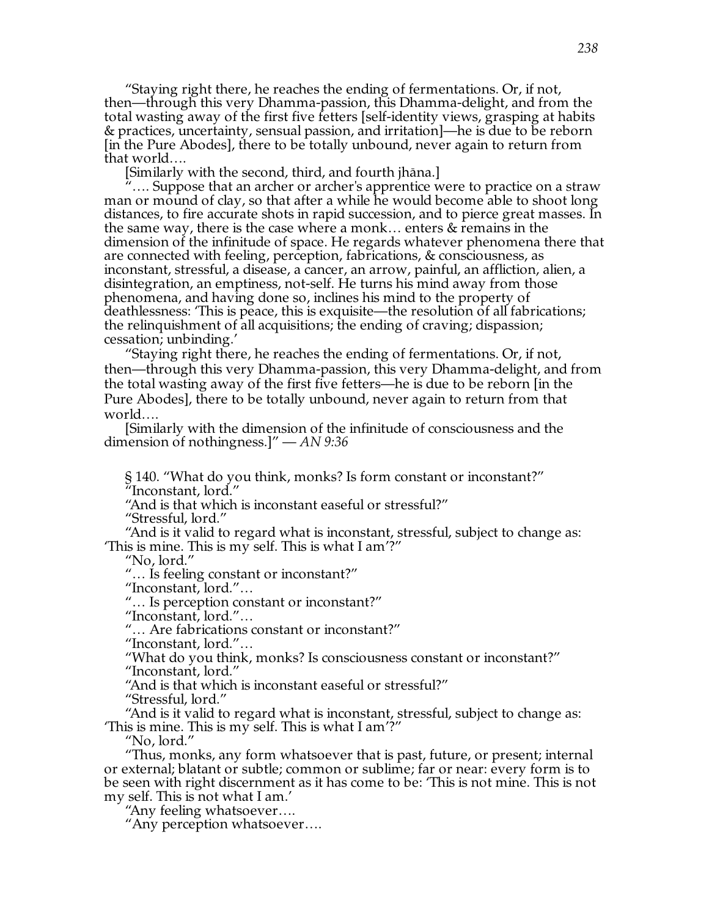"Staying right there, he reaches the ending of fermentations. Or, if not, then—through this very Dhamma-passion, this Dhamma-delight, and from the total wasting away of the first five fetters [self-identity views, grasping at habits & practices, uncertainty, sensual passion, and irritation]—he is due to be reborn [in the Pure Abodes], there to be totally unbound, never again to return from that world….

[Similarly with the second, third, and fourth jhāna.]

"…. Suppose that an archer or archer's apprentice were to practice on a straw man or mound of clay, so that after a while he would become able to shoot long distances, to fire accurate shots in rapid succession, and to pierce great masses. In the same way, there is the case where a monk… enters & remains in the dimension of the infinitude of space. He regards whatever phenomena there that are connected with feeling, perception, fabrications, & consciousness, as inconstant, stressful, a disease, a cancer, an arrow, painful, an affliction, alien, a disintegration, an emptiness, not-self. He turns his mind away from those phenomena, and having done so, inclines his mind to the property of deathlessness: 'This is peace, this is exquisite—the resolution of all fabrications; the relinquishment of all acquisitions; the ending of craving; dispassion; cessation; unbinding.'

"Staying right there, he reaches the ending of fermentations. Or, if not, then—through this very Dhamma-passion, this very Dhamma-delight, and from the total wasting away of the first five fetters—he is due to be reborn [in the Pure Abodes], there to be totally unbound, never again to return from that world….

[Similarly with the dimension of the infinitude of consciousness and the dimension of nothingness.]" — *AN 9:36*

§ 140. "What do you think, monks? Is form constant or inconstant?"

"Inconstant, lord."

"And is that which is inconstant easeful or stressful?"

"Stressful, lord."

"And is it valid to regard what is inconstant, stressful, subject to change as: 'This is mine. This is my self. This is what I am'?"

"No, lord."

"… Is feeling constant or inconstant?"

"Inconstant, lord."…

"… Is perception constant or inconstant?"

"Inconstant, lord."…

"… Are fabrications constant or inconstant?"

"Inconstant, lord."…

"What do you think, monks? Is consciousness constant or inconstant?"

"Inconstant, lord."

"And is that which is inconstant easeful or stressful?"

"Stressful, lord."

"And is it valid to regard what is inconstant, stressful, subject to change as: 'This is mine. This is my self. This is what I am'?"

"No, lord."

"Thus, monks, any form whatsoever that is past, future, or present; internal or external; blatant or subtle; common or sublime; far or near: every form is to be seen with right discernment as it has come to be: 'This is not mine. This is not my self. This is not what I am.'

"Any feeling whatsoever….

"Any perception whatsoever….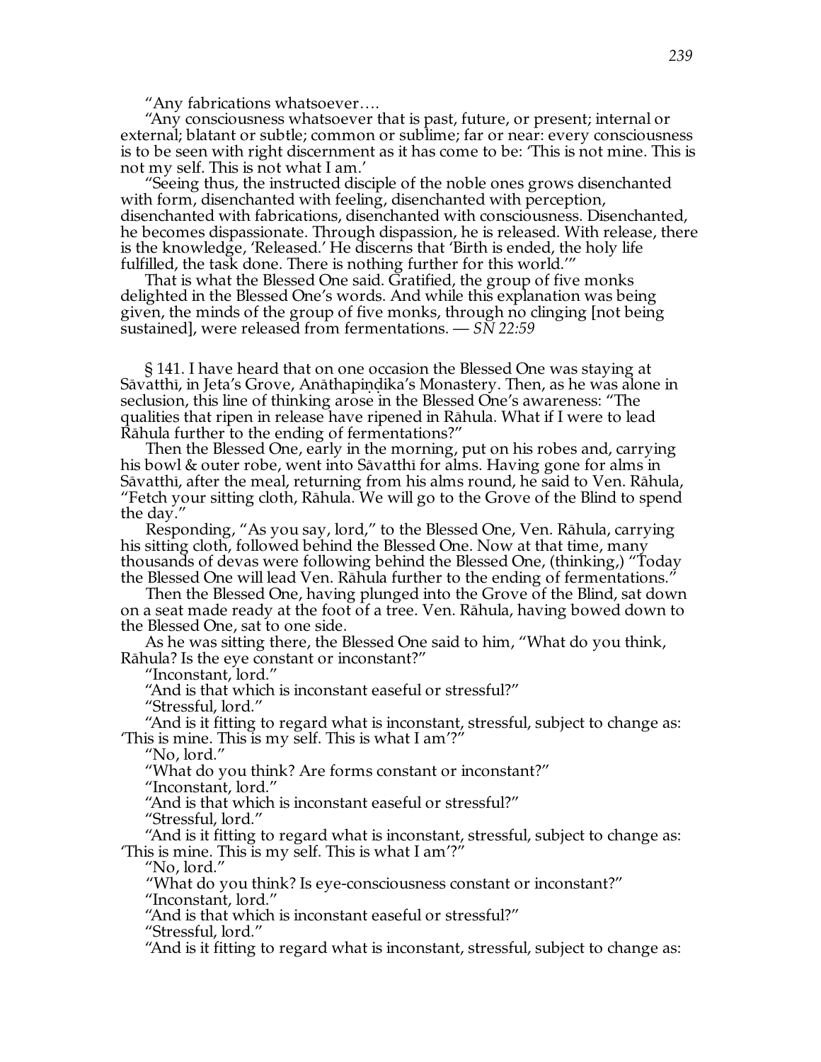"Any fabrications whatsoever….

"Any consciousness whatsoever that is past, future, or present; internal or external; blatant or subtle; common or sublime; far or near: every consciousness is to be seen with right discernment as it has come to be: 'This is not mine. This is not my self. This is not what I am.'

"Seeing thus, the instructed disciple of the noble ones grows disenchanted with form, disenchanted with feeling, disenchanted with perception, disenchanted with fabrications, disenchanted with consciousness. Disenchanted, he becomes dispassionate. Through dispassion, he is released. With release, there is the knowledge, 'Released.' He discerns that 'Birth is ended, the holy life fulfilled, the task done. There is nothing further for this world.'"

That is what the Blessed One said. Gratified, the group of five monks delighted in the Blessed One's words. And while this explanation was being given, the minds of the group of five monks, through no clinging [not being sustained], were released from fermentations. — *SN 22:59*

§ 141. I have heard that on one occasion the Blessed One was staying at Sāvatthī, in Jeta's Grove, Anāthapiṇḍika's Monastery. Then, as he was alone in seclusion, this line of thinking arose in the Blessed One's awareness: "The qualities that ripen in release have ripened in Rāhula. What if I were to lead Rāhula further to the ending of fermentations?"

Then the Blessed One, early in the morning, put on his robes and, carrying his bowl & outer robe, went into Sāvatthī for alms. Having gone for alms in Sāvatthī, after the meal, returning from his alms round, he said to Ven. Rāhula, "Fetch your sitting cloth, Rāhula. We will go to the Grove of the Blind to spend the day."

Responding, "As you say, lord," to the Blessed One, Ven. Rāhula, carrying his sitting cloth, followed behind the Blessed One. Now at that time, many thousands of devas were following behind the Blessed One, (thinking,) "Today the Blessed One will lead Ven. Rāhula further to the ending of fermentations."

Then the Blessed One, having plunged into the Grove of the Blind, sat down on a seat made ready at the foot of a tree. Ven. Rāhula, having bowed down to the Blessed One, sat to one side.

As he was sitting there, the Blessed One said to him, "What do you think, Rāhula? Is the eye constant or inconstant?"

"Inconstant, lord."

"And is that which is inconstant easeful or stressful?"

"Stressful, lord."

"And is it fitting to regard what is inconstant, stressful, subject to change as: 'This is mine. This is my self. This is what I am'?"

"No, lord."

"What do you think? Are forms constant or inconstant?"

"Inconstant, lord."

"And is that which is inconstant easeful or stressful?"

"Stressful, lord."

"And is it fitting to regard what is inconstant, stressful, subject to change as: 'This is mine. This is my self. This is what I am'?"

"No, lord."

"What do you think? Is eye-consciousness constant or inconstant?"

"Inconstant, lord."

"And is that which is inconstant easeful or stressful?"

"Stressful, lord."

"And is it fitting to regard what is inconstant, stressful, subject to change as: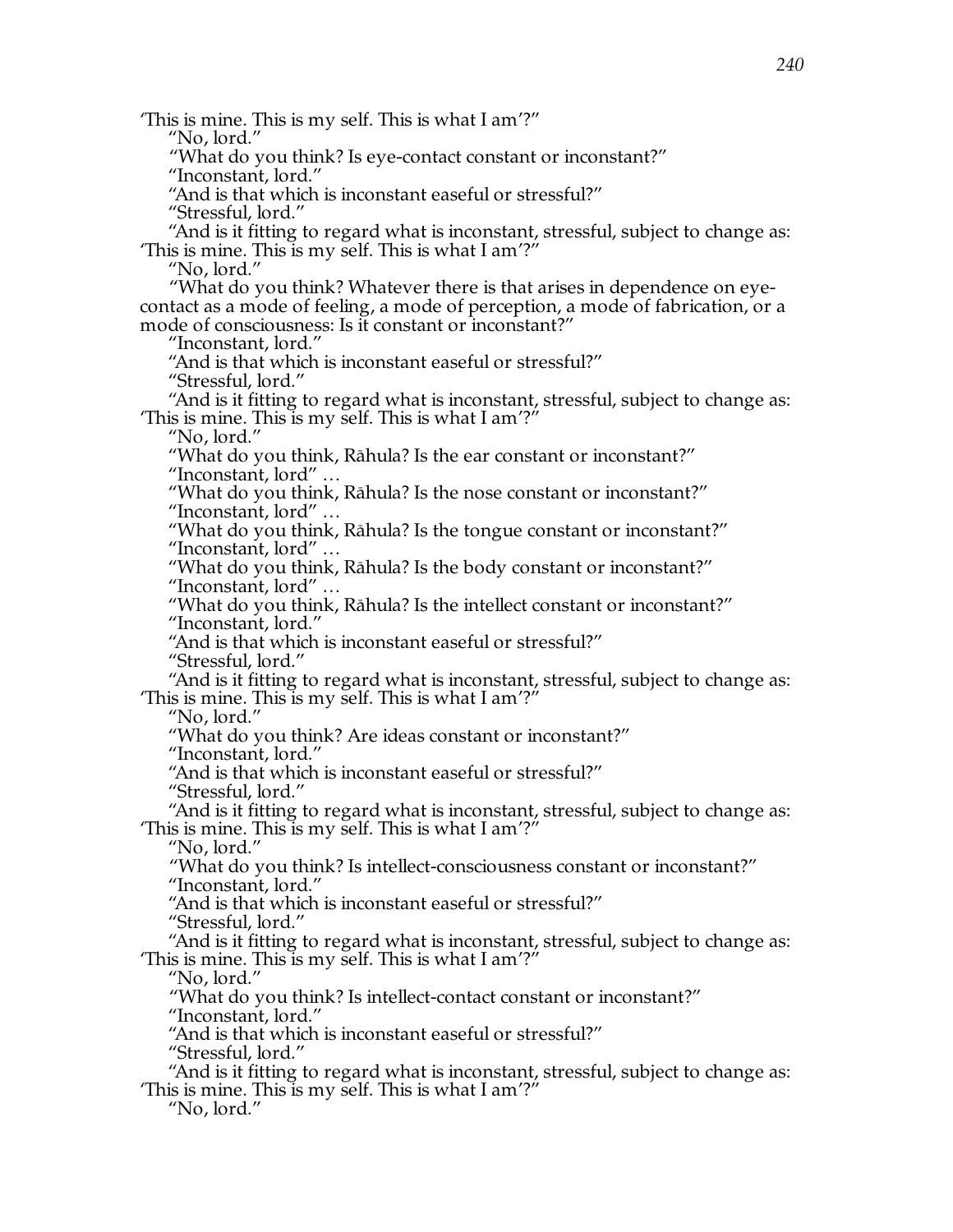'This is mine. This is my self. This is what I am'?"

"No, lord."

"What do you think? Is eye-contact constant or inconstant?"

"Inconstant, lord."

"And is that which is inconstant easeful or stressful?"

"Stressful, lord."

"And is it fitting to regard what is inconstant, stressful, subject to change as: 'This is mine. This is my self. This is what I am'?"

"No, lord."

"What do you think? Whatever there is that arises in dependence on eye-contact as a mode of feeling, a mode of perception, a mode of fabrication, or a mode of consciousness: Is it constant or inconstant?"

"Inconstant, lord."

"And is that which is inconstant easeful or stressful?"

"Stressful, lord."

"And is it fitting to regard what is inconstant, stressful, subject to change as: 'This is mine. This is my self. This is what I am'?"

"No, lord."

"What do you think, Rāhula? Is the ear constant or inconstant?"

"Inconstant, lord" …

"What do you think, Rāhula? Is the nose constant or inconstant?"

"Inconstant, lord" …

"What do you think, Rāhula? Is the tongue constant or inconstant?"

"Inconstant, lord" …

"What do you think, Rāhula? Is the body constant or inconstant?"

"Inconstant, lord" …

"What do you think, Rāhula? Is the intellect constant or inconstant?"

"Inconstant, lord."

"And is that which is inconstant easeful or stressful?"

"Stressful, lord."

"And is it fitting to regard what is inconstant, stressful, subject to change as: 'This is mine. This is my self. This is what I am'?"

"No, lord."

"What do you think? Are ideas constant or inconstant?"

"Inconstant, lord."

"And is that which is inconstant easeful or stressful?"

"Stressful, lord."

"And is it fitting to regard what is inconstant, stressful, subject to change as: 'This is mine. This is my self. This is what I am'?"

"No, lord."

"What do you think? Is intellect-consciousness constant or inconstant?"

"Inconstant, lord."

"And is that which is inconstant easeful or stressful?"

"Stressful, lord."

"And is it fitting to regard what is inconstant, stressful, subject to change as: 'This is mine. This is my self. This is what I am'?"

"No, lord."

"What do you think? Is intellect-contact constant or inconstant?"

"Inconstant, lord."

"And is that which is inconstant easeful or stressful?"

"Stressful, lord."

"And is it fitting to regard what is inconstant, stressful, subject to change as: 'This is mine. This is my self. This is what I am'?"

"No, lord."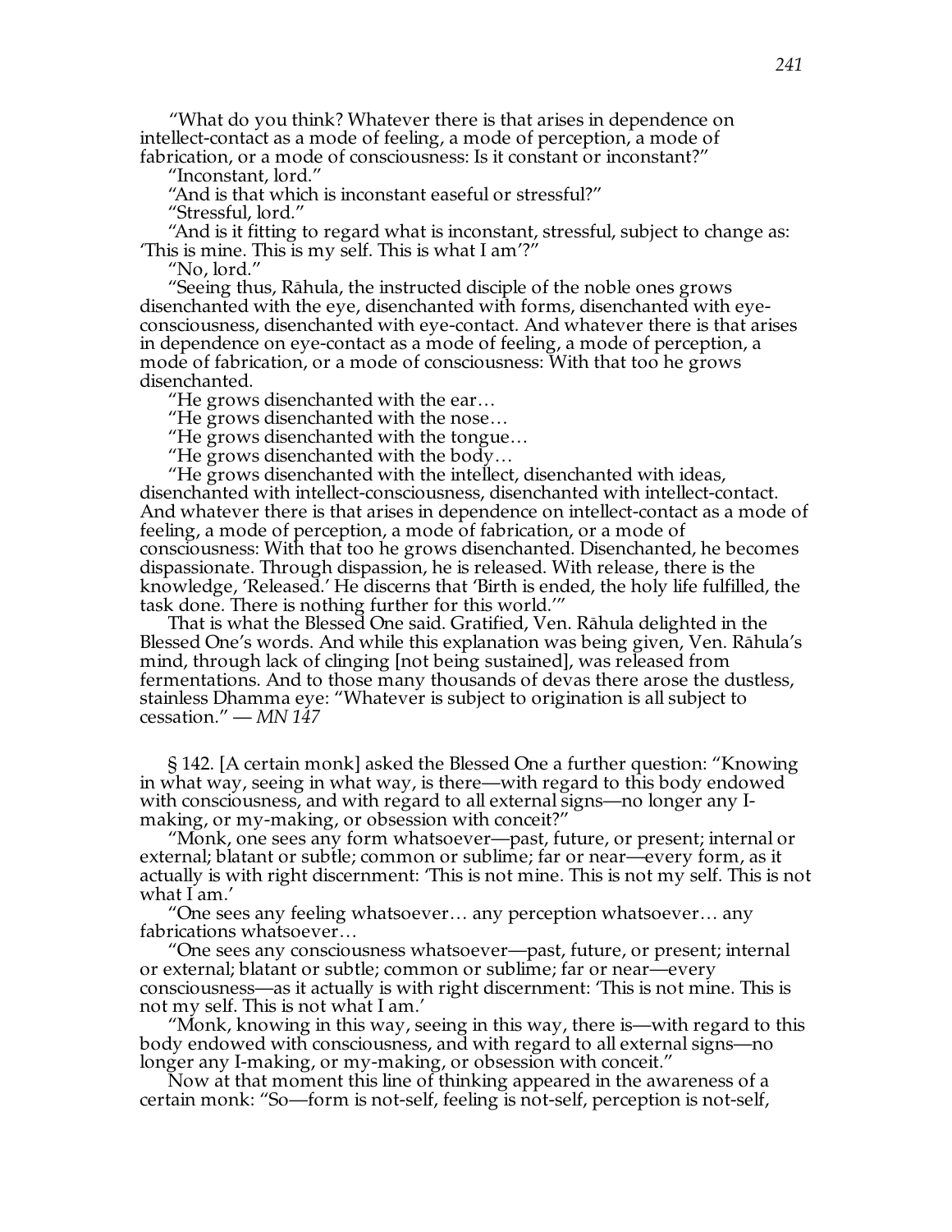"What do you think? Whatever there is that arises in dependence on intellect-contact as a mode of feeling, a mode of perception, a mode of fabrication, or a mode of consciousness: Is it constant or inconstant?"

"Inconstant, lord."

"And is that which is inconstant easeful or stressful?"

"Stressful, lord."

"And is it fitting to regard what is inconstant, stressful, subject to change as: 'This is mine. This is my self. This is what I am'?"

"No, lord."

"Seeing thus, Rāhula, the instructed disciple of the noble ones grows disenchanted with the eye, disenchanted with forms, disenchanted with eye-consciousness, disenchanted with eye-contact. And whatever there is that arises in dependence on eye-contact as a mode of feeling, a mode of perception, a mode of fabrication, or a mode of consciousness: With that too he grows disenchanted.

"He grows disenchanted with the ear…

"He grows disenchanted with the nose…

"He grows disenchanted with the tongue…

"He grows disenchanted with the body…

"He grows disenchanted with the intellect, disenchanted with ideas, disenchanted with intellect-consciousness, disenchanted with intellect-contact. And whatever there is that arises in dependence on intellect-contact as a mode of feeling, a mode of perception, a mode of fabrication, or a mode of consciousness: With that too he grows disenchanted. Disenchanted, he becomes dispassionate. Through dispassion, he is released. With release, there is the knowledge, 'Released.' He discerns that 'Birth is ended, the holy life fulfilled, the task done. There is nothing further for this world.'"

That is what the Blessed One said. Gratified, Ven. Rāhula delighted in the Blessed One's words. And while this explanation was being given, Ven. Rāhula's mind, through lack of clinging [not being sustained], was released from fermentations. And to those many thousands of devas there arose the dustless, stainless Dhamma eye: "Whatever is subject to origination is all subject to cessation." — *MN 147*

§ 142. [A certain monk] asked the Blessed One a further question: "Knowing in what way, seeing in what way, is there—with regard to this body endowed with consciousness, and with regard to all external signs—no longer any I-making, or my-making, or obsession with conceit?"

"Monk, one sees any form whatsoever—past, future, or present; internal or external; blatant or subtle; common or sublime; far or near—every form, as it actually is with right discernment: 'This is not mine. This is not my self. This is not what I am.'

"One sees any feeling whatsoever… any perception whatsoever… any fabrications whatsoever…

"One sees any consciousness whatsoever—past, future, or present; internal or external; blatant or subtle; common or sublime; far or near—every consciousness—as it actually is with right discernment: 'This is not mine. This is not my self. This is not what I am.'

"Monk, knowing in this way, seeing in this way, there is—with regard to this body endowed with consciousness, and with regard to all external signs—no longer any I-making, or my-making, or obsession with conceit."

Now at that moment this line of thinking appeared in the awareness of a certain monk: "So—form is not-self, feeling is not-self, perception is not-self,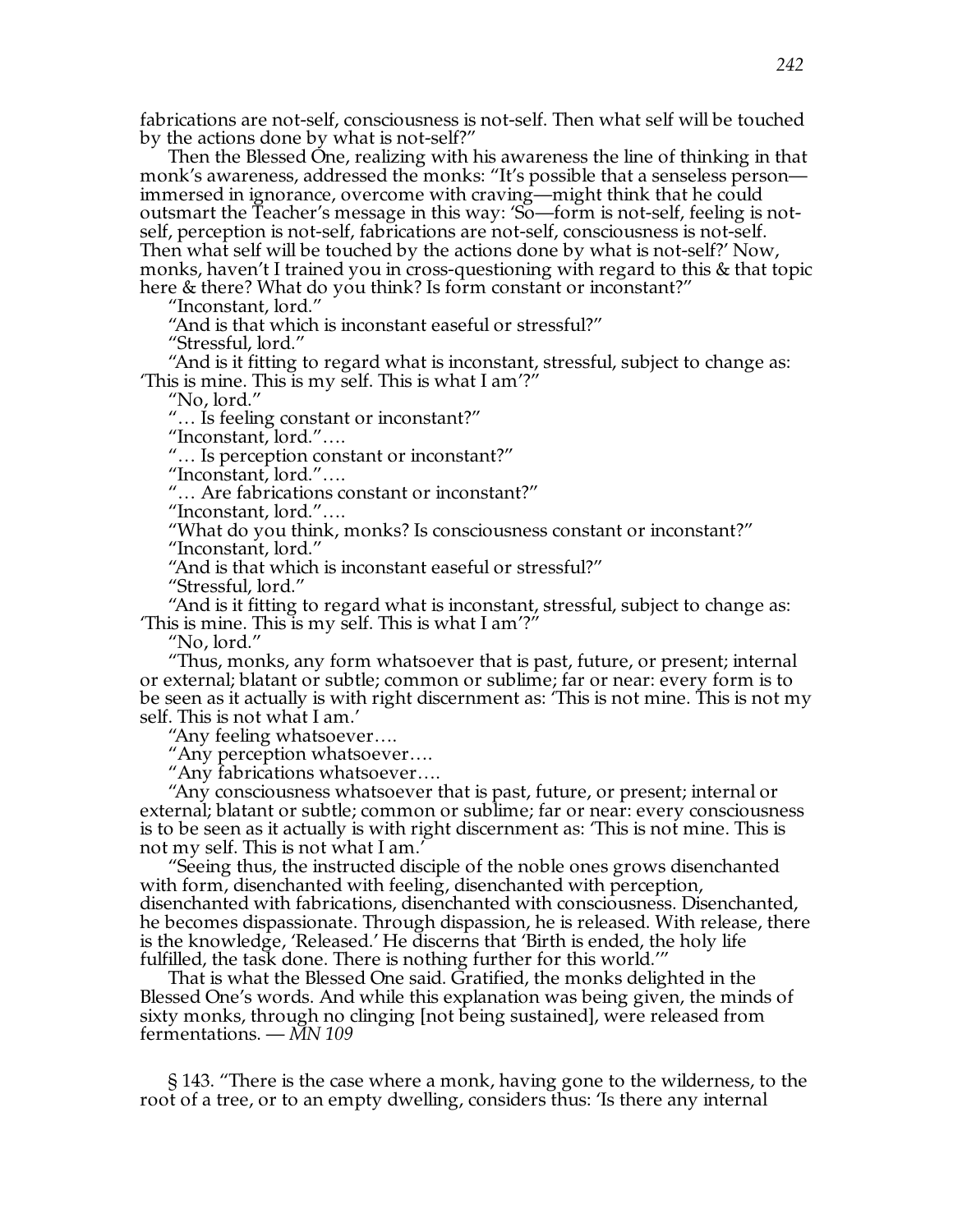fabrications are not-self, consciousness is not-self. Then what self will be touched by the actions done by what is not-self?"

Then the Blessed One, realizing with his awareness the line of thinking in that monk's awareness, addressed the monks: "It's possible that a senseless person—immersed in ignorance, overcome with craving—might think that he could outsmart the Teacher's message in this way: 'So—form is not-self, feeling is not-self, perception is not-self, fabrications are not-self, consciousness is not-self. Then what self will be touched by the actions done by what is not-self?' Now, monks, haven't I trained you in cross-questioning with regard to this & that topic here & there? What do you think? Is form constant or inconstant?"

"Inconstant, lord."

"And is that which is inconstant easeful or stressful?"

"Stressful, lord."

"And is it fitting to regard what is inconstant, stressful, subject to change as: 'This is mine. This is my self. This is what I am'?"

"No, lord."

"… Is feeling constant or inconstant?"

"Inconstant, lord."….

"… Is perception constant or inconstant?"

"Inconstant, lord."….

"… Are fabrications constant or inconstant?"

"Inconstant, lord."….

"What do you think, monks? Is consciousness constant or inconstant?"

"Inconstant, lord."

"And is that which is inconstant easeful or stressful?"

"Stressful, lord."

"And is it fitting to regard what is inconstant, stressful, subject to change as: 'This is mine. This is my self. This is what I am'?"

"No, lord."

"Thus, monks, any form whatsoever that is past, future, or present; internal or external; blatant or subtle; common or sublime; far or near: every form is to be seen as it actually is with right discernment as: 'This is not mine. This is not my self. This is not what I am.'

"Any feeling whatsoever….

"Any perception whatsoever….

"Any fabrications whatsoever….

"Any consciousness whatsoever that is past, future, or present; internal or external; blatant or subtle; common or sublime; far or near: every consciousness is to be seen as it actually is with right discernment as: 'This is not mine. This is not my self. This is not what I am.'

"Seeing thus, the instructed disciple of the noble ones grows disenchanted with form, disenchanted with feeling, disenchanted with perception, disenchanted with fabrications, disenchanted with consciousness. Disenchanted, he becomes dispassionate. Through dispassion, he is released. With release, there is the knowledge, 'Released.' He discerns that 'Birth is ended, the holy life fulfilled, the task done. There is nothing further for this world.'"

That is what the Blessed One said. Gratified, the monks delighted in the Blessed One's words. And while this explanation was being given, the minds of sixty monks, through no clinging [not being sustained], were released from fermentations. — *MN 109*

§ 143. "There is the case where a monk, having gone to the wilderness, to the root of a tree, or to an empty dwelling, considers thus: 'Is there any internal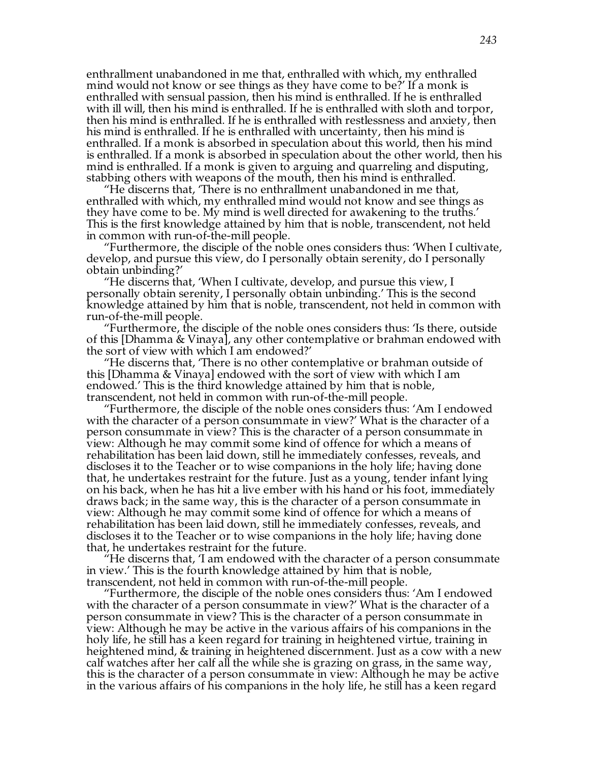enthrallment unabandoned in me that, enthralled with which, my enthralled mind would not know or see things as they have come to be?' If a monk is enthralled with sensual passion, then his mind is enthralled. If he is enthralled with ill will, then his mind is enthralled. If he is enthralled with sloth and torpor, then his mind is enthralled. If he is enthralled with restlessness and anxiety, then his mind is enthralled. If he is enthralled with uncertainty, then his mind is enthralled. If a monk is absorbed in speculation about this world, then his mind is enthralled. If a monk is absorbed in speculation about the other world, then his mind is enthralled. If a monk is given to arguing and quarreling and disputing, stabbing others with weapons of the mouth, then his mind is enthralled.

"He discerns that, 'There is no enthrallment unabandoned in me that, enthralled with which, my enthralled mind would not know and see things as they have come to be. My mind is well directed for awakening to the truths.' This is the first knowledge attained by him that is noble, transcendent, not held in common with run-of-the-mill people.

"Furthermore, the disciple of the noble ones considers thus: 'When I cultivate, develop, and pursue this view, do I personally obtain serenity, do I personally obtain unbinding?'

"He discerns that, 'When I cultivate, develop, and pursue this view, I personally obtain serenity, I personally obtain unbinding.' This is the second knowledge attained by him that is noble, transcendent, not held in common with run-of-the-mill people.

"Furthermore, the disciple of the noble ones considers thus: 'Is there, outside of this [Dhamma & Vinaya], any other contemplative or brahman endowed with the sort of view with which I am endowed?'

"He discerns that, 'There is no other contemplative or brahman outside of this [Dhamma & Vinaya] endowed with the sort of view with which I am endowed.' This is the third knowledge attained by him that is noble, transcendent, not held in common with run-of-the-mill people.

"Furthermore, the disciple of the noble ones considers thus: 'Am I endowed with the character of a person consummate in view?' What is the character of a person consummate in view? This is the character of a person consummate in view: Although he may commit some kind of offence for which a means of rehabilitation has been laid down, still he immediately confesses, reveals, and discloses it to the Teacher or to wise companions in the holy life; having done that, he undertakes restraint for the future. Just as a young, tender infant lying on his back, when he has hit a live ember with his hand or his foot, immediately draws back; in the same way, this is the character of a person consummate in view: Although he may commit some kind of offence for which a means of rehabilitation has been laid down, still he immediately confesses, reveals, and discloses it to the Teacher or to wise companions in the holy life; having done that, he undertakes restraint for the future.

"He discerns that, 'I am endowed with the character of a person consummate in view.' This is the fourth knowledge attained by him that is noble, transcendent, not held in common with run-of-the-mill people.

"Furthermore, the disciple of the noble ones considers thus: 'Am I endowed with the character of a person consummate in view?' What is the character of a person consummate in view? This is the character of a person consummate in view: Although he may be active in the various affairs of his companions in the holy life, he still has a keen regard for training in heightened virtue, training in heightened mind, & training in heightened discernment. Just as a cow with a new calf watches after her calf all the while she is grazing on grass, in the same way, this is the character of a person consummate in view: Although he may be active in the various affairs of his companions in the holy life, he still has a keen regard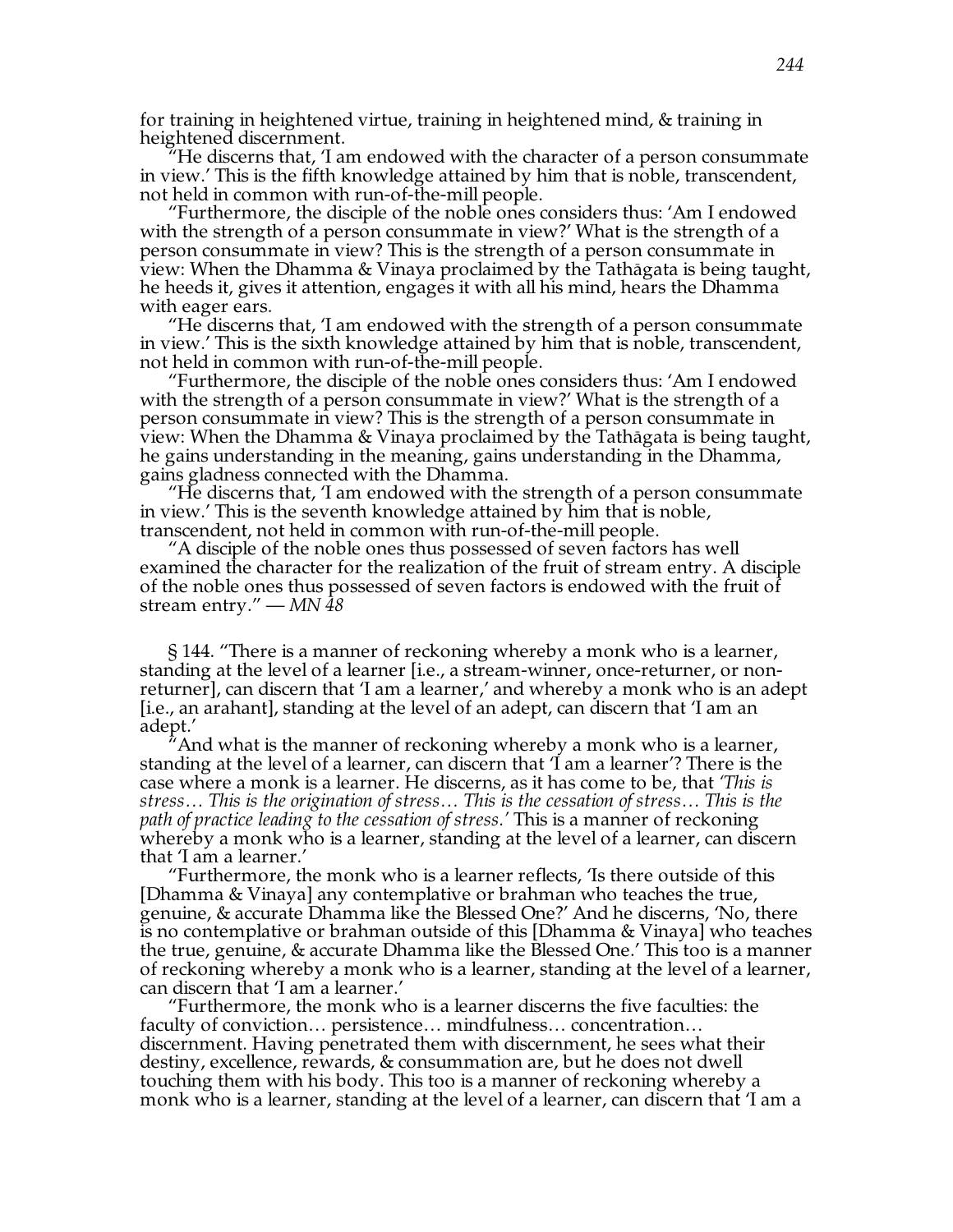for training in heightened virtue, training in heightened mind, & training in heightened discernment.

"He discerns that, 'I am endowed with the character of a person consummate in view.' This is the fifth knowledge attained by him that is noble, transcendent, not held in common with run-of-the-mill people.

"Furthermore, the disciple of the noble ones considers thus: 'Am I endowed with the strength of a person consummate in view?' What is the strength of a person consummate in view? This is the strength of a person consummate in view: When the Dhamma & Vinaya proclaimed by the Tathāgata is being taught, he heeds it, gives it attention, engages it with all his mind, hears the Dhamma with eager ears.

"He discerns that, 'I am endowed with the strength of a person consummate in view.' This is the sixth knowledge attained by him that is noble, transcendent, not held in common with run-of-the-mill people.

"Furthermore, the disciple of the noble ones considers thus: 'Am I endowed with the strength of a person consummate in view?' What is the strength of a person consummate in view? This is the strength of a person consummate in view: When the Dhamma & Vinaya proclaimed by the Tathāgata is being taught, he gains understanding in the meaning, gains understanding in the Dhamma, gains gladness connected with the Dhamma.

"He discerns that, 'I am endowed with the strength of a person consummate in view.' This is the seventh knowledge attained by him that is noble, transcendent, not held in common with run-of-the-mill people.

"A disciple of the noble ones thus possessed of seven factors has well examined the character for the realization of the fruit of stream entry. A disciple of the noble ones thus possessed of seven factors is endowed with the fruit of stream entry." — *MN 48*

§ 144. "There is a manner of reckoning whereby a monk who is a learner, standing at the level of a learner [i.e., a stream-winner, once-returner, or non-returner], can discern that 'I am a learner,' and whereby a monk who is an adept [i.e., an arahant], standing at the level of an adept, can discern that 'I am an adept.'

"And what is the manner of reckoning whereby a monk who is a learner, standing at the level of a learner, can discern that 'I am a learner'? There is the case where a monk is a learner. He discerns, as it has come to be, that *'This is stress… This is the origination of stress… This is the cessation of stress… This is the path of practice leading to the cessation of stress.'* This is a manner of reckoning whereby a monk who is a learner, standing at the level of a learner, can discern that 'I am a learner.'

"Furthermore, the monk who is a learner reflects, 'Is there outside of this [Dhamma & Vinaya] any contemplative or brahman who teaches the true, genuine, & accurate Dhamma like the Blessed One?' And he discerns, 'No, there is no contemplative or brahman outside of this [Dhamma & Vinaya] who teaches the true, genuine, & accurate Dhamma like the Blessed One.' This too is a manner of reckoning whereby a monk who is a learner, standing at the level of a learner, can discern that 'I am a learner.'

"Furthermore, the monk who is a learner discerns the five faculties: the faculty of conviction… persistence… mindfulness… concentration… discernment. Having penetrated them with discernment, he sees what their destiny, excellence, rewards, & consummation are, but he does not dwell touching them with his body. This too is a manner of reckoning whereby a monk who is a learner, standing at the level of a learner, can discern that 'I am a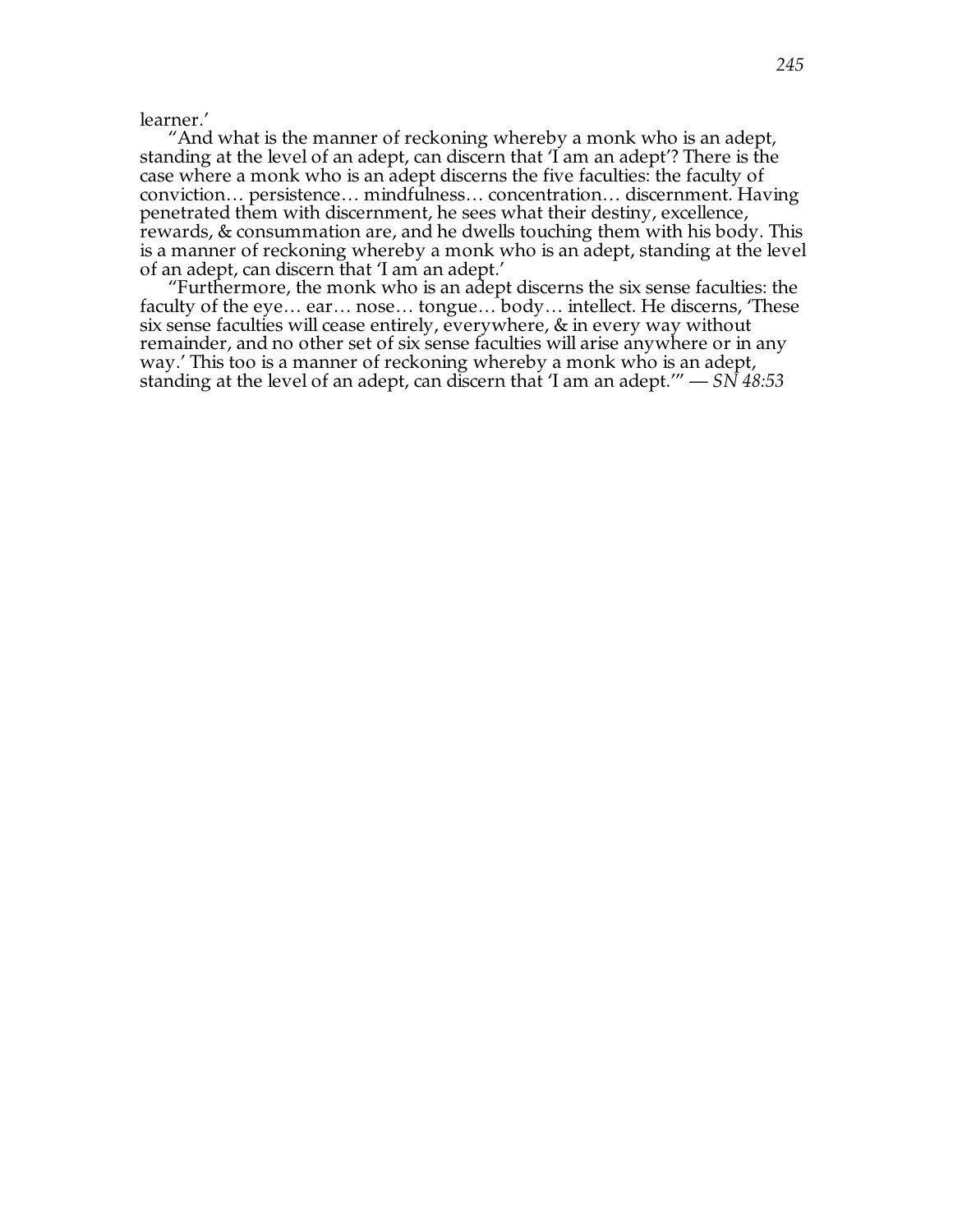learner.'

"And what is the manner of reckoning whereby a monk who is an adept, standing at the level of an adept, can discern that 'I am an adept'? There is the case where a monk who is an adept discerns the five faculties: the faculty of conviction… persistence… mindfulness… concentration… discernment. Having penetrated them with discernment, he sees what their destiny, excellence, rewards, & consummation are, and he dwells touching them with his body. This is a manner of reckoning whereby a monk who is an adept, standing at the level of an adept, can discern that 'I am an adept.'

"Furthermore, the monk who is an adept discerns the six sense faculties: the faculty of the eye… ear… nose… tongue… body… intellect. He discerns, 'These six sense faculties will cease entirely, everywhere, & in every way without remainder, and no other set of six sense faculties will arise anywhere or in any way.' This too is a manner of reckoning whereby a monk who is an adept, standing at the level of an adept, can discern that 'I am an adept.'" — *SN 48:53*